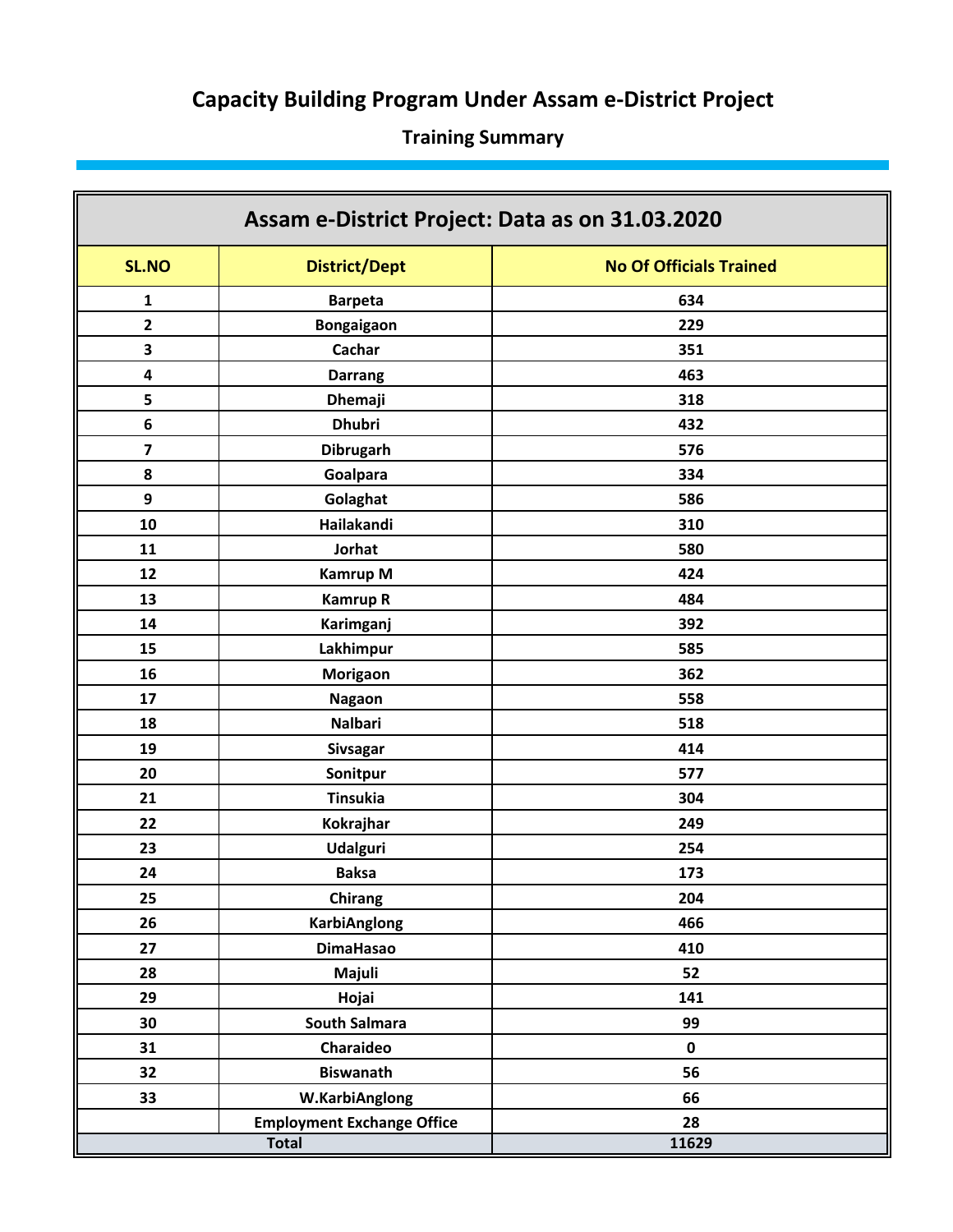# Capacity Building Program Under Assam e-District Project

## Training Summary

| Assam e-District Project: Data as on 31.03.2020 | | |
|---|---|---|
| **SL.NO** | **District/Dept** | **No Of Officials Trained** |
| 1 | Barpeta | 634 |
| 2 | Bongaigaon | 229 |
| 3 | Cachar | 351 |
| 4 | Darrang | 463 |
| 5 | Dhemaji | 318 |
| 6 | Dhubri | 432 |
| 7 | Dibrugarh | 576 |
| 8 | Goalpara | 334 |
| 9 | Golaghat | 586 |
| 10 | Hailakandi | 310 |
| 11 | Jorhat | 580 |
| 12 | Kamrup M | 424 |
| 13 | Kamrup R | 484 |
| 14 | Karimganj | 392 |
| 15 | Lakhimpur | 585 |
| 16 | Morigaon | 362 |
| 17 | Nagaon | 558 |
| 18 | Nalbari | 518 |
| 19 | Sivsagar | 414 |
| 20 | Sonitpur | 577 |
| 21 | Tinsukia | 304 |
| 22 | Kokrajhar | 249 |
| 23 | Udalguri | 254 |
| 24 | Baksa | 173 |
| 25 | Chirang | 204 |
| 26 | KarbiAnglong | 466 |
| 27 | DimaHasao | 410 |
| 28 | Majuli | 52 |
| 29 | Hojai | 141 |
| 30 | South Salmara | 99 |
| 31 | Charaideo | 0 |
| 32 | Biswanath | 56 |
| 33 | W.KarbiAnglong | 66 |
| | Employment Exchange Office | 28 |
| Total | | 11629 |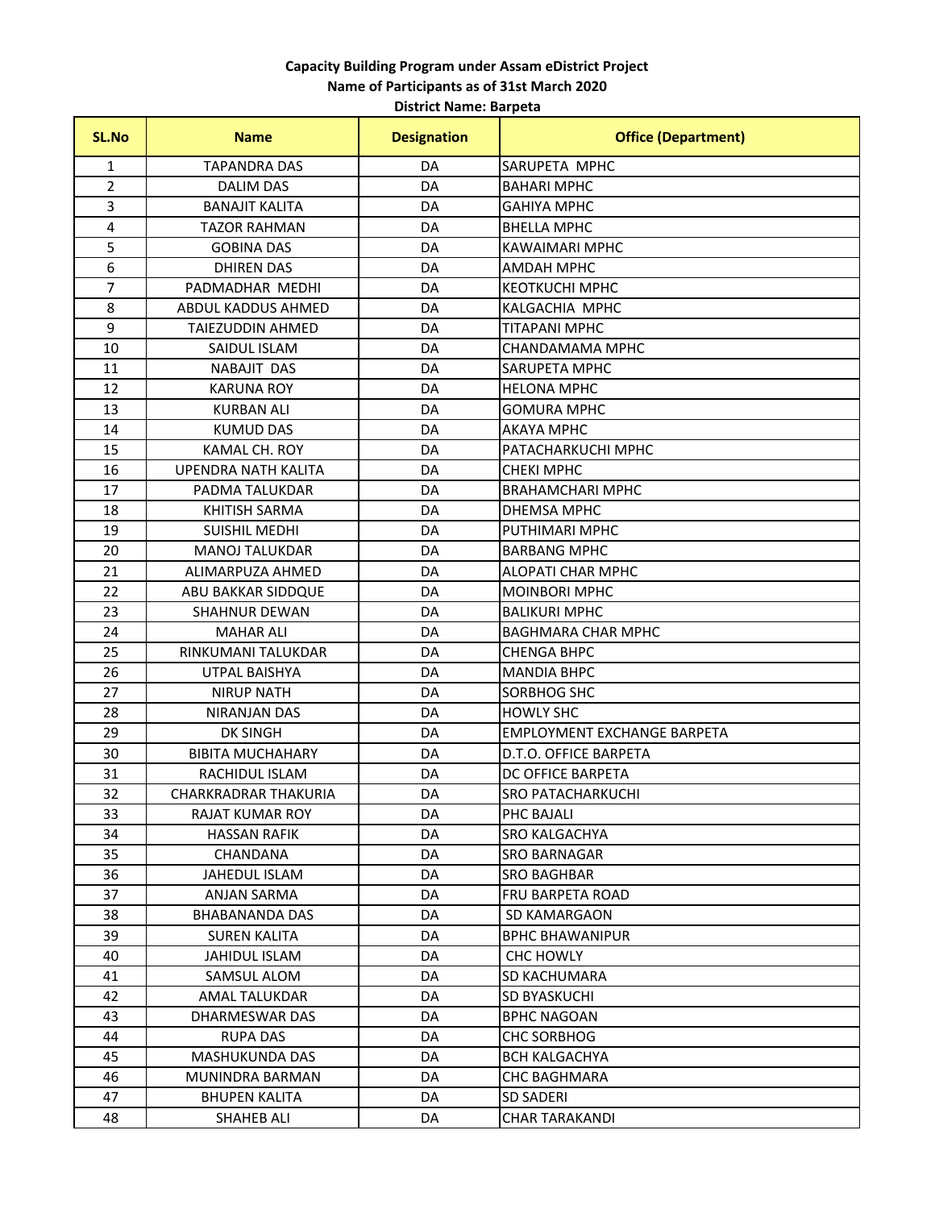**Capacity Building Program under Assam eDistrict Project**
**Name of Participants as of 31st March 2020**
**District Name: Barpeta**

| SL.No | Name | Designation | Office (Department) |
|---|---|---|---|
| 1 | TAPANDRA DAS | DA | SARUPETA MPHC |
| 2 | DALIM DAS | DA | BAHARI MPHC |
| 3 | BANAJIT KALITA | DA | GAHIYA MPHC |
| 4 | TAZOR RAHMAN | DA | BHELLA MPHC |
| 5 | GOBINA DAS | DA | KAWAIMARI MPHC |
| 6 | DHIREN DAS | DA | AMDAH MPHC |
| 7 | PADMADHAR MEDHI | DA | KEOTKUCHI MPHC |
| 8 | ABDUL KADDUS AHMED | DA | KALGACHIA MPHC |
| 9 | TAIEZUDDIN AHMED | DA | TITAPANI MPHC |
| 10 | SAIDUL ISLAM | DA | CHANDAMAMA MPHC |
| 11 | NABAJIT DAS | DA | SARUPETA MPHC |
| 12 | KARUNA ROY | DA | HELONA MPHC |
| 13 | KURBAN ALI | DA | GOMURA MPHC |
| 14 | KUMUD DAS | DA | AKAYA MPHC |
| 15 | KAMAL CH. ROY | DA | PATACHARKUCHI MPHC |
| 16 | UPENDRA NATH KALITA | DA | CHEKI MPHC |
| 17 | PADMA TALUKDAR | DA | BRAHAMCHARI MPHC |
| 18 | KHITISH SARMA | DA | DHEMSA MPHC |
| 19 | SUISHIL MEDHI | DA | PUTHIMARI MPHC |
| 20 | MANOJ TALUKDAR | DA | BARBANG MPHC |
| 21 | ALIMARPUZA AHMED | DA | ALOPATI CHAR MPHC |
| 22 | ABU BAKKAR SIDDQUE | DA | MOINBORI MPHC |
| 23 | SHAHNUR DEWAN | DA | BALIKURI MPHC |
| 24 | MAHAR ALI | DA | BAGHMARA CHAR MPHC |
| 25 | RINKUMANI TALUKDAR | DA | CHENGA BHPC |
| 26 | UTPAL BAISHYA | DA | MANDIA BHPC |
| 27 | NIRUP NATH | DA | SORBHOG SHC |
| 28 | NIRANJAN DAS | DA | HOWLY SHC |
| 29 | DK SINGH | DA | EMPLOYMENT EXCHANGE BARPETA |
| 30 | BIBITA MUCHAHARY | DA | D.T.O. OFFICE BARPETA |
| 31 | RACHIDUL ISLAM | DA | DC OFFICE BARPETA |
| 32 | CHARKRADRAR THAKURIA | DA | SRO PATACHARKUCHI |
| 33 | RAJAT KUMAR ROY | DA | PHC BAJALI |
| 34 | HASSAN RAFIK | DA | SRO KALGACHYA |
| 35 | CHANDANA | DA | SRO BARNAGAR |
| 36 | JAHEDUL ISLAM | DA | SRO BAGHBAR |
| 37 | ANJAN SARMA | DA | FRU BARPETA ROAD |
| 38 | BHABANANDA DAS | DA | SD KAMARGAON |
| 39 | SUREN KALITA | DA | BPHC BHAWANIPUR |
| 40 | JAHIDUL ISLAM | DA | CHC HOWLY |
| 41 | SAMSUL ALOM | DA | SD KACHUMARA |
| 42 | AMAL TALUKDAR | DA | SD BYASKUCHI |
| 43 | DHARMESWAR DAS | DA | BPHC NAGOAN |
| 44 | RUPA DAS | DA | CHC SORBHOG |
| 45 | MASHUKUNDA DAS | DA | BCH KALGACHYA |
| 46 | MUNINDRA BARMAN | DA | CHC BAGHMARA |
| 47 | BHUPEN KALITA | DA | SD SADERI |
| 48 | SHAHEB ALI | DA | CHAR TARAKANDI |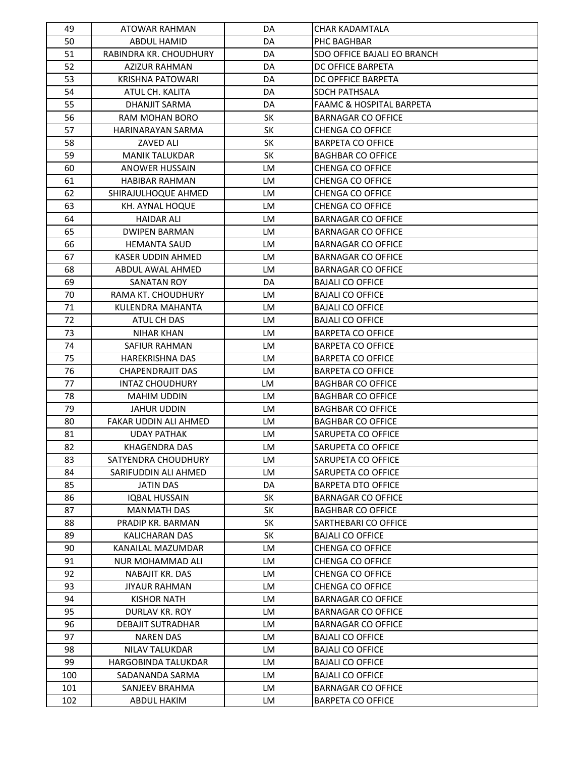| 49 | ATOWAR RAHMAN | DA | CHAR KADAMTALA |
|---|---|---|---|
| 50 | ABDUL HAMID | DA | PHC BAGHBAR |
| 51 | RABINDRA KR. CHOUDHURY | DA | SDO OFFICE BAJALI EO BRANCH |
| 52 | AZIZUR RAHMAN | DA | DC OFFICE BARPETA |
| 53 | KRISHNA PATOWARI | DA | DC OPFFICE BARPETA |
| 54 | ATUL CH. KALITA | DA | SDCH PATHSALA |
| 55 | DHANJIT SARMA | DA | FAAMC & HOSPITAL BARPETA |
| 56 | RAM MOHAN BORO | SK | BARNAGAR CO OFFICE |
| 57 | HARINARAYAN SARMA | SK | CHENGA CO OFFICE |
| 58 | ZAVED ALI | SK | BARPETA CO OFFICE |
| 59 | MANIK TALUKDAR | SK | BAGHBAR CO OFFICE |
| 60 | ANOWER HUSSAIN | LM | CHENGA CO OFFICE |
| 61 | HABIBAR RAHMAN | LM | CHENGA CO OFFICE |
| 62 | SHIRAJULHOQUE AHMED | LM | CHENGA CO OFFICE |
| 63 | KH. AYNAL HOQUE | LM | CHENGA CO OFFICE |
| 64 | HAIDAR ALI | LM | BARNAGAR CO OFFICE |
| 65 | DWIPEN BARMAN | LM | BARNAGAR CO OFFICE |
| 66 | HEMANTA SAUD | LM | BARNAGAR CO OFFICE |
| 67 | KASER UDDIN AHMED | LM | BARNAGAR CO OFFICE |
| 68 | ABDUL AWAL AHMED | LM | BARNAGAR CO OFFICE |
| 69 | SANATAN ROY | DA | BAJALI CO OFFICE |
| 70 | RAMA KT. CHOUDHURY | LM | BAJALI CO OFFICE |
| 71 | KULENDRA MAHANTA | LM | BAJALI CO OFFICE |
| 72 | ATUL CH DAS | LM | BAJALI CO OFFICE |
| 73 | NIHAR KHAN | LM | BARPETA CO OFFICE |
| 74 | SAFIUR RAHMAN | LM | BARPETA CO OFFICE |
| 75 | HAREKRISHNA DAS | LM | BARPETA CO OFFICE |
| 76 | CHAPENDRAJIT DAS | LM | BARPETA CO OFFICE |
| 77 | INTAZ CHOUDHURY | LM | BAGHBAR CO OFFICE |
| 78 | MAHIM UDDIN | LM | BAGHBAR CO OFFICE |
| 79 | JAHUR UDDIN | LM | BAGHBAR CO OFFICE |
| 80 | FAKAR UDDIN ALI AHMED | LM | BAGHBAR CO OFFICE |
| 81 | UDAY PATHAK | LM | SARUPETA CO OFFICE |
| 82 | KHAGENDRA DAS | LM | SARUPETA CO OFFICE |
| 83 | SATYENDRA CHOUDHURY | LM | SARUPETA CO OFFICE |
| 84 | SARIFUDDIN ALI AHMED | LM | SARUPETA CO OFFICE |
| 85 | JATIN DAS | DA | BARPETA DTO OFFICE |
| 86 | IQBAL HUSSAIN | SK | BARNAGAR CO OFFICE |
| 87 | MANMATH DAS | SK | BAGHBAR CO OFFICE |
| 88 | PRADIP KR. BARMAN | SK | SARTHEBARI CO OFFICE |
| 89 | KALICHARAN DAS | SK | BAJALI CO OFFICE |
| 90 | KANAILAL MAZUMDAR | LM | CHENGA CO OFFICE |
| 91 | NUR MOHAMMAD ALI | LM | CHENGA CO OFFICE |
| 92 | NABAJIT KR. DAS | LM | CHENGA CO OFFICE |
| 93 | JIYAUR RAHMAN | LM | CHENGA CO OFFICE |
| 94 | KISHOR NATH | LM | BARNAGAR CO OFFICE |
| 95 | DURLAV KR. ROY | LM | BARNAGAR CO OFFICE |
| 96 | DEBAJIT SUTRADHAR | LM | BARNAGAR CO OFFICE |
| 97 | NAREN DAS | LM | BAJALI CO OFFICE |
| 98 | NILAV TALUKDAR | LM | BAJALI CO OFFICE |
| 99 | HARGOBINDA TALUKDAR | LM | BAJALI CO OFFICE |
| 100 | SADANANDA SARMA | LM | BAJALI CO OFFICE |
| 101 | SANJEEV BRAHMA | LM | BARNAGAR CO OFFICE |
| 102 | ABDUL HAKIM | LM | BARPETA CO OFFICE |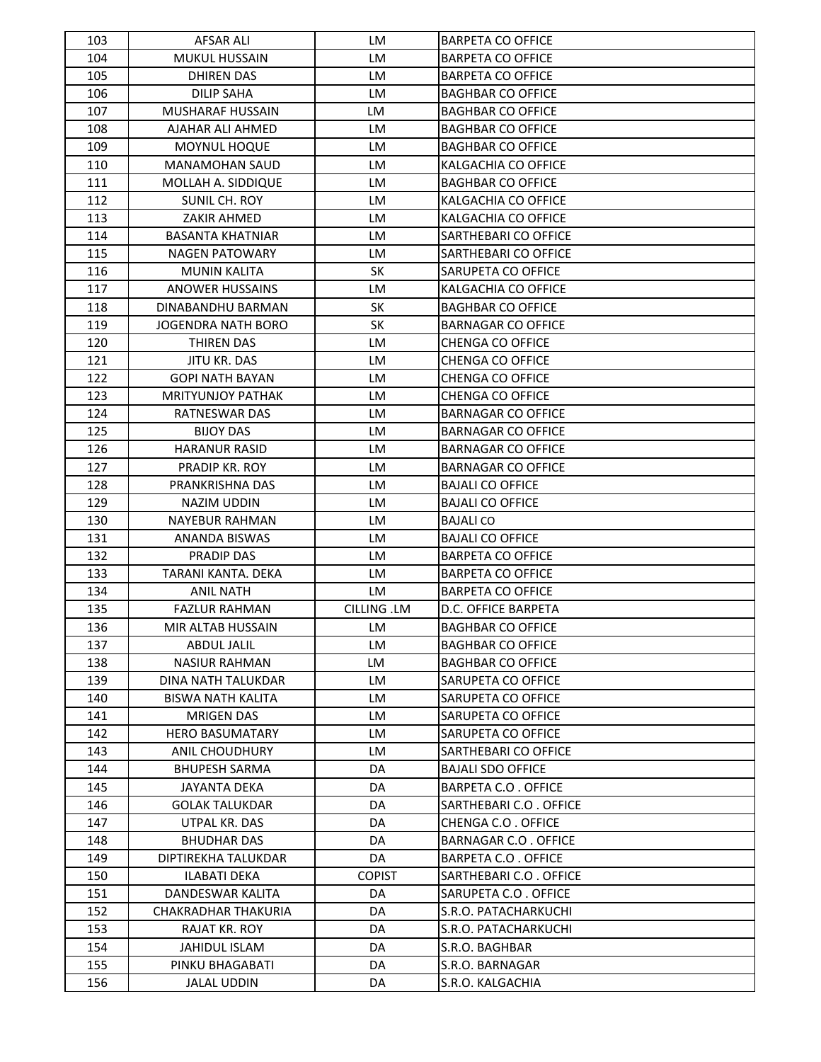| 103 | AFSAR ALI | LM | BARPETA CO OFFICE |
|---|---|---|---|
| 104 | MUKUL HUSSAIN | LM | BARPETA CO OFFICE |
| 105 | DHIREN DAS | LM | BARPETA CO OFFICE |
| 106 | DILIP SAHA | LM | BAGHBAR CO OFFICE |
| 107 | MUSHARAF HUSSAIN | LM | BAGHBAR CO OFFICE |
| 108 | AJAHAR ALI AHMED | LM | BAGHBAR CO OFFICE |
| 109 | MOYNUL HOQUE | LM | BAGHBAR CO OFFICE |
| 110 | MANAMOHAN SAUD | LM | KALGACHIA CO OFFICE |
| 111 | MOLLAH A. SIDDIQUE | LM | BAGHBAR CO OFFICE |
| 112 | SUNIL CH. ROY | LM | KALGACHIA CO OFFICE |
| 113 | ZAKIR AHMED | LM | KALGACHIA CO OFFICE |
| 114 | BASANTA KHATNIAR | LM | SARTHEBARI CO OFFICE |
| 115 | NAGEN PATOWARY | LM | SARTHEBARI CO OFFICE |
| 116 | MUNIN KALITA | SK | SARUPETA CO OFFICE |
| 117 | ANOWER HUSSAINS | LM | KALGACHIA CO OFFICE |
| 118 | DINABANDHU BARMAN | SK | BAGHBAR CO OFFICE |
| 119 | JOGENDRA NATH BORO | SK | BARNAGAR CO OFFICE |
| 120 | THIREN DAS | LM | CHENGA CO OFFICE |
| 121 | JITU KR. DAS | LM | CHENGA CO OFFICE |
| 122 | GOPI NATH BAYAN | LM | CHENGA CO OFFICE |
| 123 | MRITYUNJOY PATHAK | LM | CHENGA CO OFFICE |
| 124 | RATNESWAR DAS | LM | BARNAGAR CO OFFICE |
| 125 | BIJOY DAS | LM | BARNAGAR CO OFFICE |
| 126 | HARANUR RASID | LM | BARNAGAR CO OFFICE |
| 127 | PRADIP KR. ROY | LM | BARNAGAR CO OFFICE |
| 128 | PRANKRISHNA DAS | LM | BAJALI CO OFFICE |
| 129 | NAZIM UDDIN | LM | BAJALI CO OFFICE |
| 130 | NAYEBUR RAHMAN | LM | BAJALI CO |
| 131 | ANANDA BISWAS | LM | BAJALI CO OFFICE |
| 132 | PRADIP DAS | LM | BARPETA CO OFFICE |
| 133 | TARANI KANTA. DEKA | LM | BARPETA CO OFFICE |
| 134 | ANIL NATH | LM | BARPETA CO OFFICE |
| 135 | FAZLUR RAHMAN | CILLING .LM | D.C. OFFICE BARPETA |
| 136 | MIR ALTAB HUSSAIN | LM | BAGHBAR CO OFFICE |
| 137 | ABDUL JALIL | LM | BAGHBAR CO OFFICE |
| 138 | NASIUR RAHMAN | LM | BAGHBAR CO OFFICE |
| 139 | DINA NATH TALUKDAR | LM | SARUPETA CO OFFICE |
| 140 | BISWA NATH KALITA | LM | SARUPETA CO OFFICE |
| 141 | MRIGEN DAS | LM | SARUPETA CO OFFICE |
| 142 | HERO BASUMATARY | LM | SARUPETA CO OFFICE |
| 143 | ANIL CHOUDHURY | LM | SARTHEBARI CO OFFICE |
| 144 | BHUPESH SARMA | DA | BAJALI SDO OFFICE |
| 145 | JAYANTA DEKA | DA | BARPETA C.O . OFFICE |
| 146 | GOLAK TALUKDAR | DA | SARTHEBARI C.O . OFFICE |
| 147 | UTPAL KR. DAS | DA | CHENGA C.O . OFFICE |
| 148 | BHUDHAR DAS | DA | BARNAGAR C.O . OFFICE |
| 149 | DIPTIREKHA TALUKDAR | DA | BARPETA C.O . OFFICE |
| 150 | ILABATI DEKA | COPIST | SARTHEBARI C.O . OFFICE |
| 151 | DANDESWAR KALITA | DA | SARUPETA C.O . OFFICE |
| 152 | CHAKRADHAR THAKURIA | DA | S.R.O. PATACHARKUCHI |
| 153 | RAJAT KR. ROY | DA | S.R.O. PATACHARKUCHI |
| 154 | JAHIDUL ISLAM | DA | S.R.O. BAGHBAR |
| 155 | PINKU BHAGABATI | DA | S.R.O. BARNAGAR |
| 156 | JALAL UDDIN | DA | S.R.O. KALGACHIA |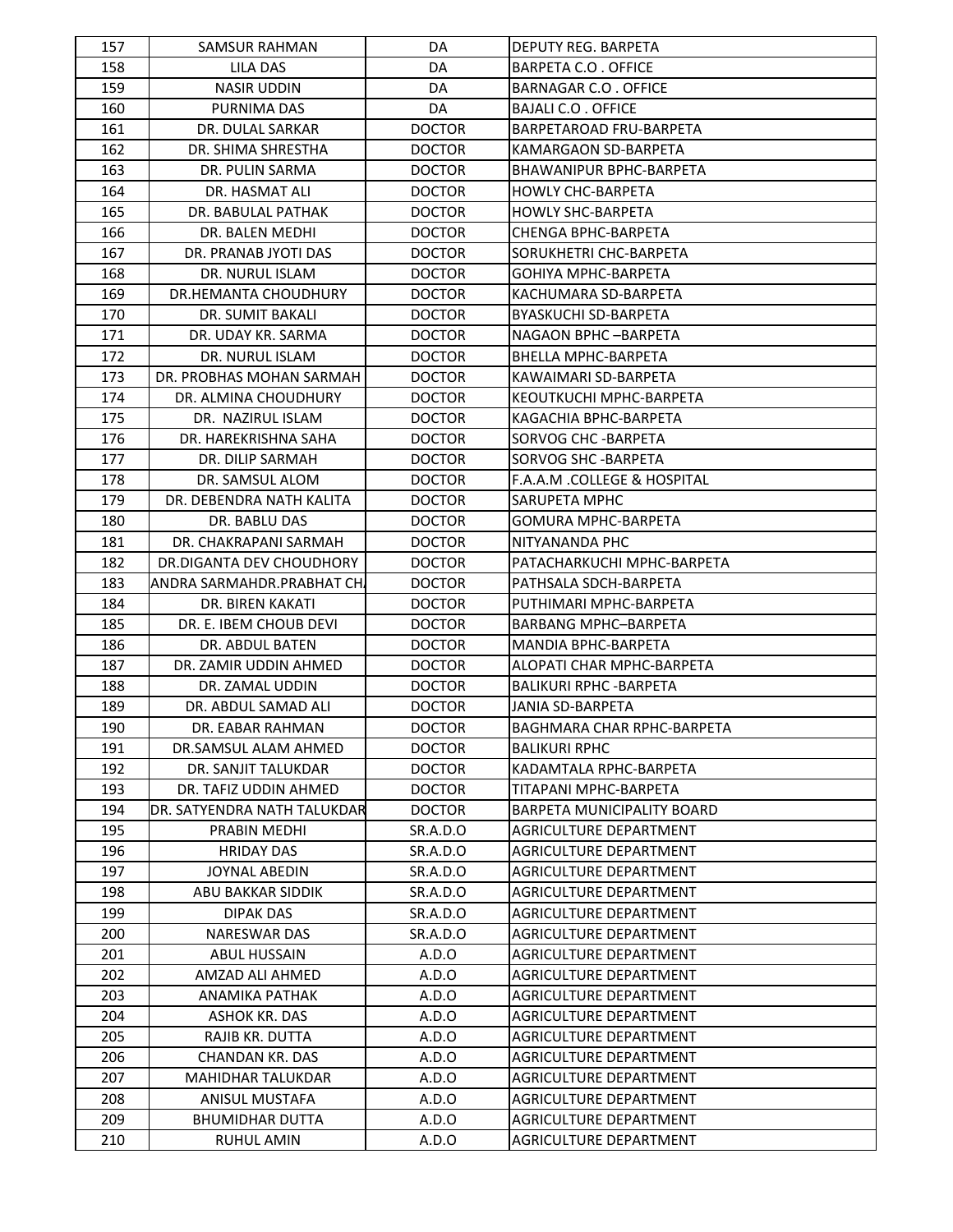| | | | |
|---|---|---|---|
| 157 | SAMSUR RAHMAN | DA | DEPUTY REG. BARPETA |
| 158 | LILA DAS | DA | BARPETA C.O . OFFICE |
| 159 | NASIR UDDIN | DA | BARNAGAR C.O . OFFICE |
| 160 | PURNIMA DAS | DA | BAJALI C.O . OFFICE |
| 161 | DR. DULAL SARKAR | DOCTOR | BARPETAROAD FRU-BARPETA |
| 162 | DR. SHIMA SHRESTHA | DOCTOR | KAMARGAON SD-BARPETA |
| 163 | DR. PULIN SARMA | DOCTOR | BHAWANIPUR BPHC-BARPETA |
| 164 | DR. HASMAT ALI | DOCTOR | HOWLY CHC-BARPETA |
| 165 | DR. BABULAL PATHAK | DOCTOR | HOWLY SHC-BARPETA |
| 166 | DR. BALEN MEDHI | DOCTOR | CHENGA BPHC-BARPETA |
| 167 | DR. PRANAB JYOTI DAS | DOCTOR | SORUKHETRI CHC-BARPETA |
| 168 | DR. NURUL ISLAM | DOCTOR | GOHIYA MPHC-BARPETA |
| 169 | DR.HEMANTA CHOUDHURY | DOCTOR | KACHUMARA SD-BARPETA |
| 170 | DR. SUMIT BAKALI | DOCTOR | BYASKUCHI SD-BARPETA |
| 171 | DR. UDAY KR. SARMA | DOCTOR | NAGAON BPHC –BARPETA |
| 172 | DR. NURUL ISLAM | DOCTOR | BHELLA MPHC-BARPETA |
| 173 | DR. PROBHAS MOHAN SARMAH | DOCTOR | KAWAIMARI SD-BARPETA |
| 174 | DR. ALMINA CHOUDHURY | DOCTOR | KEOUTKUCHI MPHC-BARPETA |
| 175 | DR. NAZIRUL ISLAM | DOCTOR | KAGACHIA BPHC-BARPETA |
| 176 | DR. HAREKRISHNA SAHA | DOCTOR | SORVOG CHC -BARPETA |
| 177 | DR. DILIP SARMAH | DOCTOR | SORVOG SHC -BARPETA |
| 178 | DR. SAMSUL ALOM | DOCTOR | F.A.A.M .COLLEGE & HOSPITAL |
| 179 | DR. DEBENDRA NATH KALITA | DOCTOR | SARUPETA MPHC |
| 180 | DR. BABLU DAS | DOCTOR | GOMURA MPHC-BARPETA |
| 181 | DR. CHAKRAPANI SARMAH | DOCTOR | NITYANANDA PHC |
| 182 | DR.DIGANTA DEV CHOUDHORY | DOCTOR | PATACHARKUCHI MPHC-BARPETA |
| 183 | ANDRA SARMAHDR.PRABHAT CH | DOCTOR | PATHSALA SDCH-BARPETA |
| 184 | DR. BIREN KAKATI | DOCTOR | PUTHIMARI MPHC-BARPETA |
| 185 | DR. E. IBEM CHOUB DEVI | DOCTOR | BARBANG MPHC–BARPETA |
| 186 | DR. ABDUL BATEN | DOCTOR | MANDIA BPHC-BARPETA |
| 187 | DR. ZAMIR UDDIN AHMED | DOCTOR | ALOPATI CHAR MPHC-BARPETA |
| 188 | DR. ZAMAL UDDIN | DOCTOR | BALIKURI RPHC -BARPETA |
| 189 | DR. ABDUL SAMAD ALI | DOCTOR | JANIA SD-BARPETA |
| 190 | DR. EABAR RAHMAN | DOCTOR | BAGHMARA CHAR RPHC-BARPETA |
| 191 | DR.SAMSUL ALAM AHMED | DOCTOR | BALIKURI RPHC |
| 192 | DR. SANJIT TALUKDAR | DOCTOR | KADAMTALA RPHC-BARPETA |
| 193 | DR. TAFIZ UDDIN AHMED | DOCTOR | TITAPANI MPHC-BARPETA |
| 194 | DR. SATYENDRA NATH TALUKDAR | DOCTOR | BARPETA MUNICIPALITY BOARD |
| 195 | PRABIN MEDHI | SR.A.D.O | AGRICULTURE DEPARTMENT |
| 196 | HRIDAY DAS | SR.A.D.O | AGRICULTURE DEPARTMENT |
| 197 | JOYNAL ABEDIN | SR.A.D.O | AGRICULTURE DEPARTMENT |
| 198 | ABU BAKKAR SIDDIK | SR.A.D.O | AGRICULTURE DEPARTMENT |
| 199 | DIPAK DAS | SR.A.D.O | AGRICULTURE DEPARTMENT |
| 200 | NARESWAR DAS | SR.A.D.O | AGRICULTURE DEPARTMENT |
| 201 | ABUL HUSSAIN | A.D.O | AGRICULTURE DEPARTMENT |
| 202 | AMZAD ALI AHMED | A.D.O | AGRICULTURE DEPARTMENT |
| 203 | ANAMIKA PATHAK | A.D.O | AGRICULTURE DEPARTMENT |
| 204 | ASHOK KR. DAS | A.D.O | AGRICULTURE DEPARTMENT |
| 205 | RAJIB KR. DUTTA | A.D.O | AGRICULTURE DEPARTMENT |
| 206 | CHANDAN KR. DAS | A.D.O | AGRICULTURE DEPARTMENT |
| 207 | MAHIDHAR TALUKDAR | A.D.O | AGRICULTURE DEPARTMENT |
| 208 | ANISUL MUSTAFA | A.D.O | AGRICULTURE DEPARTMENT |
| 209 | BHUMIDHAR DUTTA | A.D.O | AGRICULTURE DEPARTMENT |
| 210 | RUHUL AMIN | A.D.O | AGRICULTURE DEPARTMENT |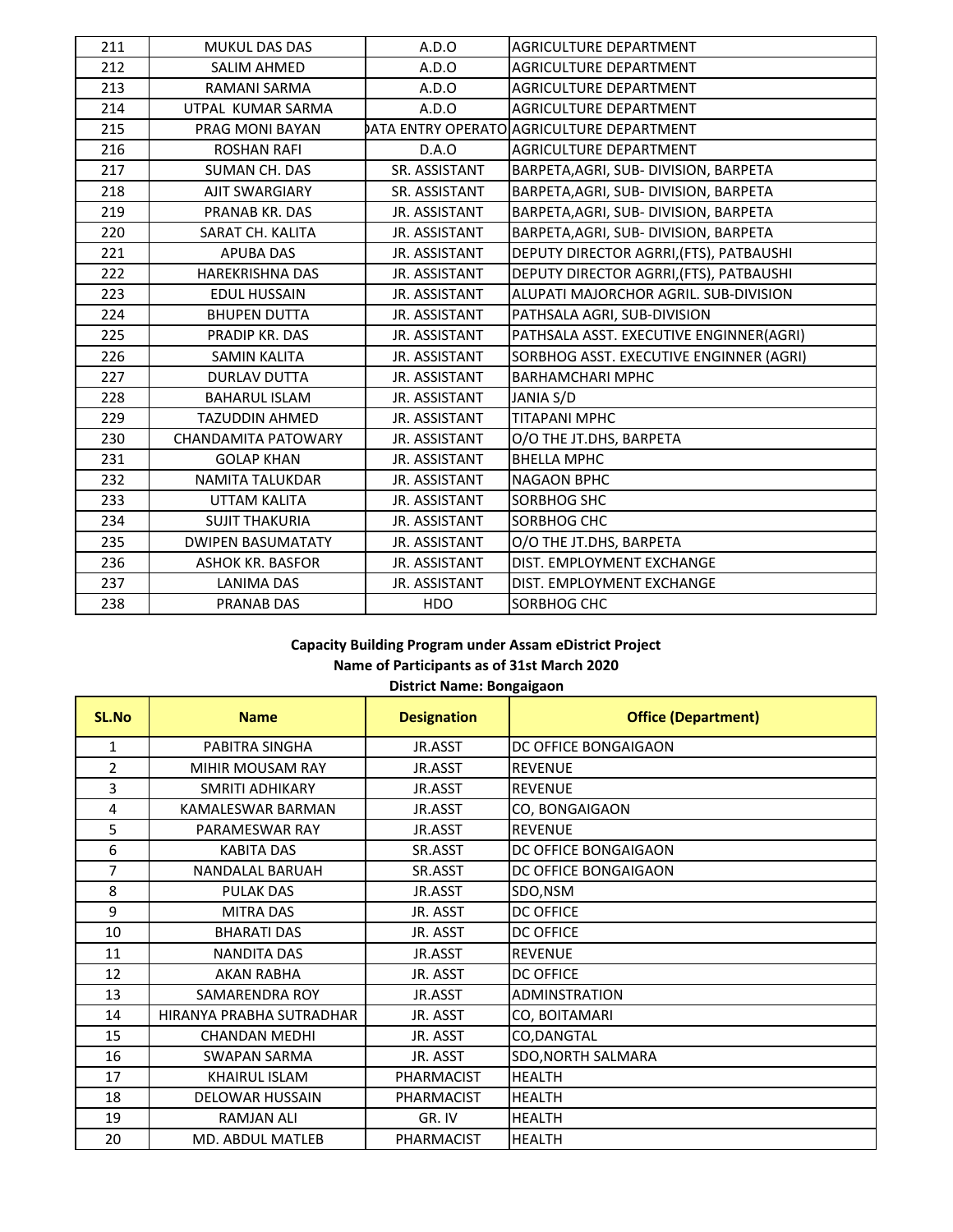| | | | |
|---|---|---|---|
| 211 | MUKUL DAS DAS | A.D.O | AGRICULTURE DEPARTMENT |
| 212 | SALIM AHMED | A.D.O | AGRICULTURE DEPARTMENT |
| 213 | RAMANI SARMA | A.D.O | AGRICULTURE DEPARTMENT |
| 214 | UTPAL KUMAR SARMA | A.D.O | AGRICULTURE DEPARTMENT |
| 215 | PRAG MONI BAYAN | DATA ENTRY OPERATO | AGRICULTURE DEPARTMENT |
| 216 | ROSHAN RAFI | D.A.O | AGRICULTURE DEPARTMENT |
| 217 | SUMAN CH. DAS | SR. ASSISTANT | BARPETA,AGRI, SUB- DIVISION, BARPETA |
| 218 | AJIT SWARGIARY | SR. ASSISTANT | BARPETA,AGRI, SUB- DIVISION, BARPETA |
| 219 | PRANAB KR. DAS | JR. ASSISTANT | BARPETA,AGRI, SUB- DIVISION, BARPETA |
| 220 | SARAT CH. KALITA | JR. ASSISTANT | BARPETA,AGRI, SUB- DIVISION, BARPETA |
| 221 | APUBA DAS | JR. ASSISTANT | DEPUTY DIRECTOR AGRRI,(FTS), PATBAUSHI |
| 222 | HAREKRISHNA DAS | JR. ASSISTANT | DEPUTY DIRECTOR AGRRI,(FTS), PATBAUSHI |
| 223 | EDUL HUSSAIN | JR. ASSISTANT | ALUPATI MAJORCHOR AGRIL. SUB-DIVISION |
| 224 | BHUPEN DUTTA | JR. ASSISTANT | PATHSALA AGRI, SUB-DIVISION |
| 225 | PRADIP KR. DAS | JR. ASSISTANT | PATHSALA ASST. EXECUTIVE ENGINNER(AGRI) |
| 226 | SAMIN KALITA | JR. ASSISTANT | SORBHOG ASST. EXECUTIVE ENGINNER (AGRI) |
| 227 | DURLAV DUTTA | JR. ASSISTANT | BARHAMCHARI MPHC |
| 228 | BAHARUL ISLAM | JR. ASSISTANT | JANIA S/D |
| 229 | TAZUDDIN AHMED | JR. ASSISTANT | TITAPANI MPHC |
| 230 | CHANDAMITA PATOWARY | JR. ASSISTANT | O/O THE JT.DHS, BARPETA |
| 231 | GOLAP KHAN | JR. ASSISTANT | BHELLA MPHC |
| 232 | NAMITA TALUKDAR | JR. ASSISTANT | NAGAON BPHC |
| 233 | UTTAM KALITA | JR. ASSISTANT | SORBHOG SHC |
| 234 | SUJIT THAKURIA | JR. ASSISTANT | SORBHOG CHC |
| 235 | DWIPEN BASUMATATY | JR. ASSISTANT | O/O THE JT.DHS, BARPETA |
| 236 | ASHOK KR. BASFOR | JR. ASSISTANT | DIST. EMPLOYMENT EXCHANGE |
| 237 | LANIMA DAS | JR. ASSISTANT | DIST. EMPLOYMENT EXCHANGE |
| 238 | PRANAB DAS | HDO | SORBHOG CHC |

**Capacity Building Program under Assam eDistrict Project**

**Name of Participants as of 31st March 2020**

**District Name: Bongaigaon**

| SL.No | Name | Designation | Office (Department) |
|---|---|---|---|
| 1 | PABITRA SINGHA | JR.ASST | DC OFFICE BONGAIGAON |
| 2 | MIHIR MOUSAM RAY | JR.ASST | REVENUE |
| 3 | SMRITI ADHIKARY | JR.ASST | REVENUE |
| 4 | KAMALESWAR BARMAN | JR.ASST | CO, BONGAIGAON |
| 5 | PARAMESWAR RAY | JR.ASST | REVENUE |
| 6 | KABITA DAS | SR.ASST | DC OFFICE BONGAIGAON |
| 7 | NANDALAL BARUAH | SR.ASST | DC OFFICE BONGAIGAON |
| 8 | PULAK DAS | JR.ASST | SDO,NSM |
| 9 | MITRA DAS | JR. ASST | DC OFFICE |
| 10 | BHARATI DAS | JR. ASST | DC OFFICE |
| 11 | NANDITA DAS | JR.ASST | REVENUE |
| 12 | AKAN RABHA | JR. ASST | DC OFFICE |
| 13 | SAMARENDRA ROY | JR.ASST | ADMINSTRATION |
| 14 | HIRANYA PRABHA SUTRADHAR | JR. ASST | CO, BOITAMARI |
| 15 | CHANDAN MEDHI | JR. ASST | CO,DANGTAL |
| 16 | SWAPAN SARMA | JR. ASST | SDO,NORTH SALMARA |
| 17 | KHAIRUL ISLAM | PHARMACIST | HEALTH |
| 18 | DELOWAR HUSSAIN | PHARMACIST | HEALTH |
| 19 | RAMJAN ALI | GR. IV | HEALTH |
| 20 | MD. ABDUL MATLEB | PHARMACIST | HEALTH |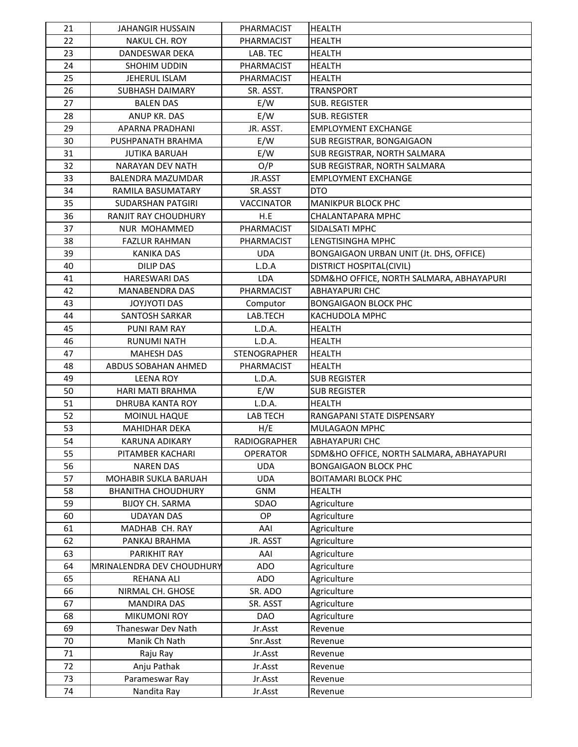| 21 | JAHANGIR HUSSAIN | PHARMACIST | HEALTH |
|---|---|---|---|
| 22 | NAKUL CH. ROY | PHARMACIST | HEALTH |
| 23 | DANDESWAR DEKA | LAB. TEC | HEALTH |
| 24 | SHOHIM UDDIN | PHARMACIST | HEALTH |
| 25 | JEHERUL ISLAM | PHARMACIST | HEALTH |
| 26 | SUBHASH DAIMARY | SR. ASST. | TRANSPORT |
| 27 | BALEN DAS | E/W | SUB. REGISTER |
| 28 | ANUP KR. DAS | E/W | SUB. REGISTER |
| 29 | APARNA PRADHANI | JR. ASST. | EMPLOYMENT EXCHANGE |
| 30 | PUSHPANATH BRAHMA | E/W | SUB REGISTRAR, BONGAIGAON |
| 31 | JUTIKA BARUAH | E/W | SUB REGISTRAR, NORTH SALMARA |
| 32 | NARAYAN DEV NATH | O/P | SUB REGISTRAR, NORTH SALMARA |
| 33 | BALENDRA MAZUMDAR | JR.ASST | EMPLOYMENT EXCHANGE |
| 34 | RAMILA BASUMATARY | SR.ASST | DTO |
| 35 | SUDARSHAN PATGIRI | VACCINATOR | MANIKPUR BLOCK PHC |
| 36 | RANJIT RAY CHOUDHURY | H.E | CHALANTAPARA MPHC |
| 37 | NUR MOHAMMED | PHARMACIST | SIDALSATI MPHC |
| 38 | FAZLUR RAHMAN | PHARMACIST | LENGTISINGHA MPHC |
| 39 | KANIKA DAS | UDA | BONGAIGAON URBAN UNIT (Jt. DHS, OFFICE) |
| 40 | DILIP DAS | L.D.A | DISTRICT HOSPITAL(CIVIL) |
| 41 | HARESWARI DAS | LDA | SDM&HO OFFICE, NORTH SALMARA, ABHAYAPURI |
| 42 | MANABENDRA DAS | PHARMACIST | ABHAYAPURI CHC |
| 43 | JOYJYOTI DAS | Computor | BONGAIGAON BLOCK PHC |
| 44 | SANTOSH SARKAR | LAB.TECH | KACHUDOLA MPHC |
| 45 | PUNI RAM RAY | L.D.A. | HEALTH |
| 46 | RUNUMI NATH | L.D.A. | HEALTH |
| 47 | MAHESH DAS | STENOGRAPHER | HEALTH |
| 48 | ABDUS SOBAHAN AHMED | PHARMACIST | HEALTH |
| 49 | LEENA ROY | L.D.A. | SUB REGISTER |
| 50 | HARI MATI BRAHMA | E/W | SUB REGISTER |
| 51 | DHRUBA KANTA ROY | L.D.A. | HEALTH |
| 52 | MOINUL HAQUE | LAB TECH | RANGAPANI STATE DISPENSARY |
| 53 | MAHIDHAR DEKA | H/E | MULAGAON MPHC |
| 54 | KARUNA ADIKARY | RADIOGRAPHER | ABHAYAPURI CHC |
| 55 | PITAMBER KACHARI | OPERATOR | SDM&HO OFFICE, NORTH SALMARA, ABHAYAPURI |
| 56 | NAREN DAS | UDA | BONGAIGAON BLOCK PHC |
| 57 | MOHABIR SUKLA BARUAH | UDA | BOITAMARI BLOCK PHC |
| 58 | BHANITHA CHOUDHURY | GNM | HEALTH |
| 59 | BIJOY CH. SARMA | SDAO | Agriculture |
| 60 | UDAYAN DAS | OP | Agriculture |
| 61 | MADHAB CH. RAY | AAI | Agriculture |
| 62 | PANKAJ BRAHMA | JR. ASST | Agriculture |
| 63 | PARIKHIT RAY | AAI | Agriculture |
| 64 | MRINALENDRA DEV CHOUDHURY | ADO | Agriculture |
| 65 | REHANA ALI | ADO | Agriculture |
| 66 | NIRMAL CH. GHOSE | SR. ADO | Agriculture |
| 67 | MANDIRA DAS | SR. ASST | Agriculture |
| 68 | MIKUMONI ROY | DAO | Agriculture |
| 69 | Thaneswar Dev Nath | Jr.Asst | Revenue |
| 70 | Manik Ch Nath | Snr.Asst | Revenue |
| 71 | Raju Ray | Jr.Asst | Revenue |
| 72 | Anju Pathak | Jr.Asst | Revenue |
| 73 | Parameswar Ray | Jr.Asst | Revenue |
| 74 | Nandita Ray | Jr.Asst | Revenue |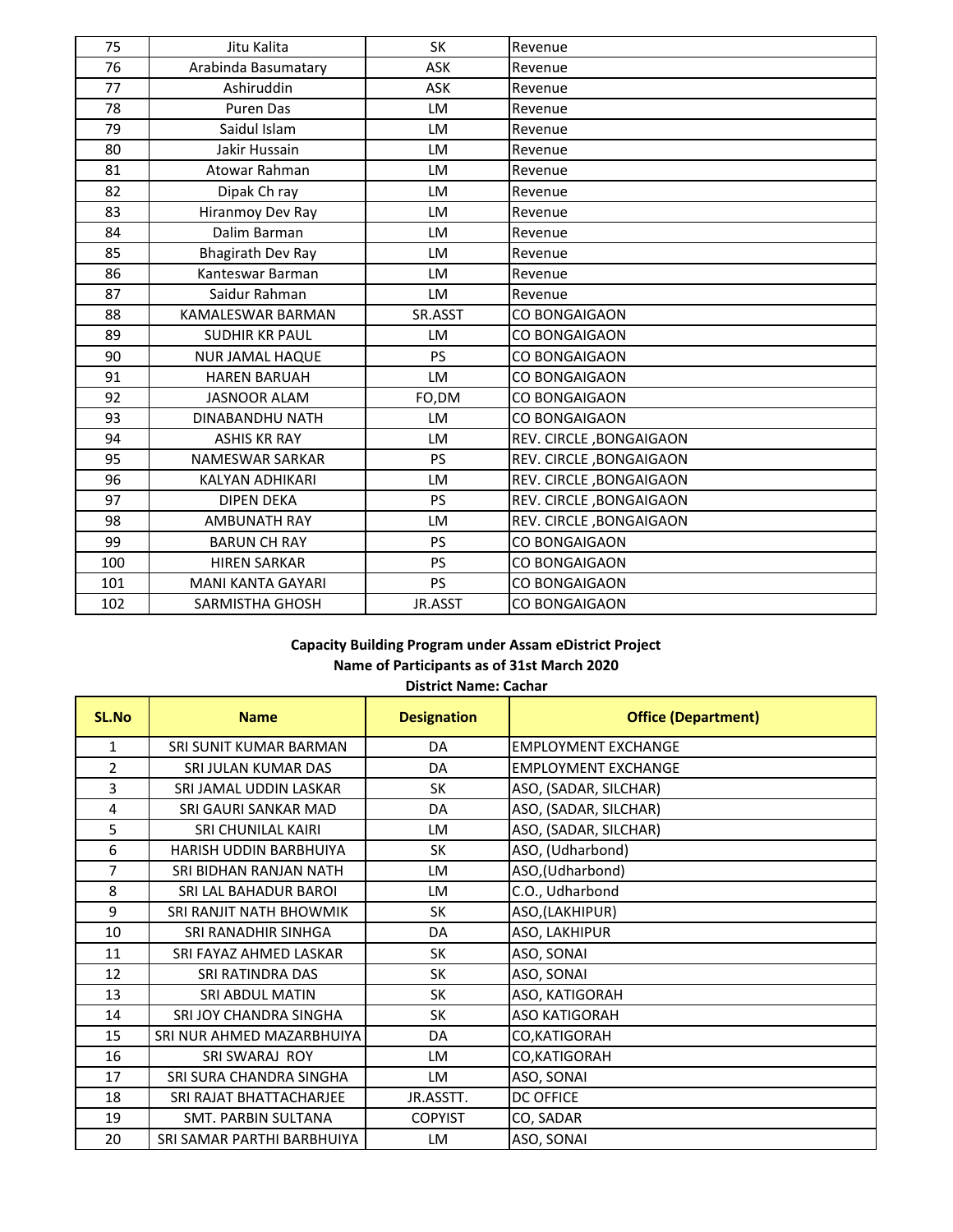| 75 | Jitu Kalita | SK | Revenue |
|---|---|---|---|
| 76 | Arabinda Basumatary | ASK | Revenue |
| 77 | Ashiruddin | ASK | Revenue |
| 78 | Puren Das | LM | Revenue |
| 79 | Saidul Islam | LM | Revenue |
| 80 | Jakir Hussain | LM | Revenue |
| 81 | Atowar Rahman | LM | Revenue |
| 82 | Dipak Ch ray | LM | Revenue |
| 83 | Hiranmoy Dev Ray | LM | Revenue |
| 84 | Dalim Barman | LM | Revenue |
| 85 | Bhagirath Dev Ray | LM | Revenue |
| 86 | Kanteswar Barman | LM | Revenue |
| 87 | Saidur Rahman | LM | Revenue |
| 88 | KAMALESWAR BARMAN | SR.ASST | CO BONGAIGAON |
| 89 | SUDHIR KR PAUL | LM | CO BONGAIGAON |
| 90 | NUR JAMAL HAQUE | PS | CO BONGAIGAON |
| 91 | HAREN BARUAH | LM | CO BONGAIGAON |
| 92 | JASNOOR ALAM | FO,DM | CO BONGAIGAON |
| 93 | DINABANDHU NATH | LM | CO BONGAIGAON |
| 94 | ASHIS KR RAY | LM | REV. CIRCLE ,BONGAIGAON |
| 95 | NAMESWAR SARKAR | PS | REV. CIRCLE ,BONGAIGAON |
| 96 | KALYAN ADHIKARI | LM | REV. CIRCLE ,BONGAIGAON |
| 97 | DIPEN DEKA | PS | REV. CIRCLE ,BONGAIGAON |
| 98 | AMBUNATH RAY | LM | REV. CIRCLE ,BONGAIGAON |
| 99 | BARUN CH RAY | PS | CO BONGAIGAON |
| 100 | HIREN SARKAR | PS | CO BONGAIGAON |
| 101 | MANI KANTA GAYARI | PS | CO BONGAIGAON |
| 102 | SARMISTHA GHOSH | JR.ASST | CO BONGAIGAON |

**Capacity Building Program under Assam eDistrict Project**
**Name of Participants as of 31st March 2020**
**District Name: Cachar**

| SL.No | Name | Designation | Office (Department) |
|---|---|---|---|
| 1 | SRI SUNIT KUMAR BARMAN | DA | EMPLOYMENT EXCHANGE |
| 2 | SRI JULAN KUMAR DAS | DA | EMPLOYMENT EXCHANGE |
| 3 | SRI JAMAL UDDIN LASKAR | SK | ASO, (SADAR, SILCHAR) |
| 4 | SRI GAURI SANKAR MAD | DA | ASO, (SADAR, SILCHAR) |
| 5 | SRI CHUNILAL KAIRI | LM | ASO, (SADAR, SILCHAR) |
| 6 | HARISH UDDIN BARBHUIYA | SK | ASO, (Udharbond) |
| 7 | SRI BIDHAN RANJAN NATH | LM | ASO,(Udharbond) |
| 8 | SRI LAL BAHADUR BAROI | LM | C.O., Udharbond |
| 9 | SRI RANJIT NATH BHOWMIK | SK | ASO,(LAKHIPUR) |
| 10 | SRI RANADHIR SINHGA | DA | ASO, LAKHIPUR |
| 11 | SRI FAYAZ AHMED LASKAR | SK | ASO, SONAI |
| 12 | SRI RATINDRA DAS | SK | ASO, SONAI |
| 13 | SRI ABDUL MATIN | SK | ASO, KATIGORAH |
| 14 | SRI JOY CHANDRA SINGHA | SK | ASO KATIGORAH |
| 15 | SRI NUR AHMED MAZARBHUIYA | DA | CO,KATIGORAH |
| 16 | SRI SWARAJ ROY | LM | CO,KATIGORAH |
| 17 | SRI SURA CHANDRA SINGHA | LM | ASO, SONAI |
| 18 | SRI RAJAT BHATTACHARJEE | JR.ASSTT. | DC OFFICE |
| 19 | SMT. PARBIN SULTANA | COPYIST | CO, SADAR |
| 20 | SRI SAMAR PARTHI BARBHUIYA | LM | ASO, SONAI |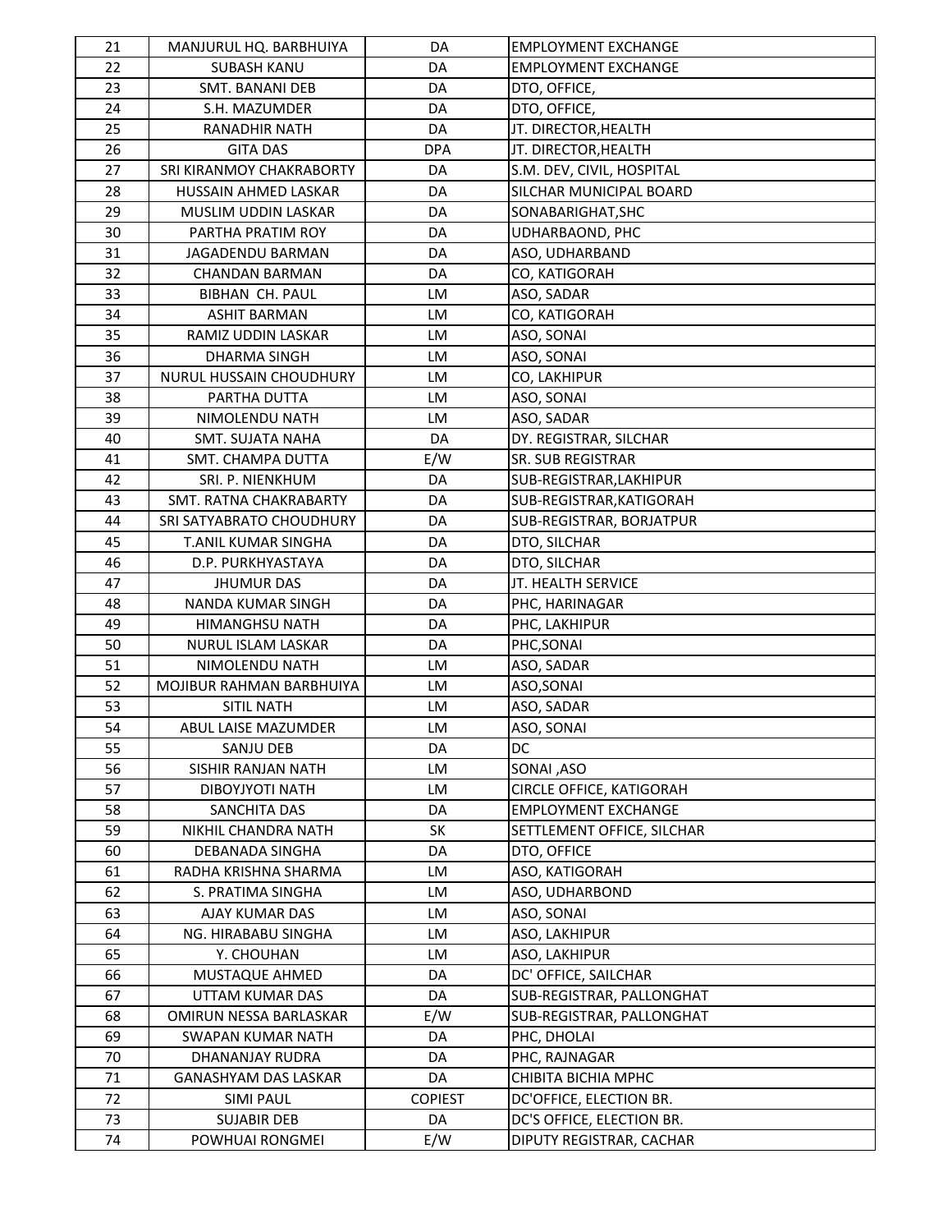| 21 | MANJURUL HQ. BARBHUIYA | DA | EMPLOYMENT EXCHANGE |
|---|---|---|---|
| 22 | SUBASH KANU | DA | EMPLOYMENT EXCHANGE |
| 23 | SMT. BANANI DEB | DA | DTO, OFFICE, |
| 24 | S.H. MAZUMDER | DA | DTO, OFFICE, |
| 25 | RANADHIR NATH | DA | JT. DIRECTOR,HEALTH |
| 26 | GITA DAS | DPA | JT. DIRECTOR,HEALTH |
| 27 | SRI KIRANMOY CHAKRABORTY | DA | S.M. DEV, CIVIL, HOSPITAL |
| 28 | HUSSAIN AHMED LASKAR | DA | SILCHAR MUNICIPAL BOARD |
| 29 | MUSLIM UDDIN LASKAR | DA | SONABARIGHAT,SHC |
| 30 | PARTHA PRATIM ROY | DA | UDHARBAOND, PHC |
| 31 | JAGADENDU BARMAN | DA | ASO, UDHARBAND |
| 32 | CHANDAN BARMAN | DA | CO, KATIGORAH |
| 33 | BIBHAN CH. PAUL | LM | ASO, SADAR |
| 34 | ASHIT BARMAN | LM | CO, KATIGORAH |
| 35 | RAMIZ UDDIN LASKAR | LM | ASO, SONAI |
| 36 | DHARMA SINGH | LM | ASO, SONAI |
| 37 | NURUL HUSSAIN CHOUDHURY | LM | CO, LAKHIPUR |
| 38 | PARTHA DUTTA | LM | ASO, SONAI |
| 39 | NIMOLENDU NATH | LM | ASO, SADAR |
| 40 | SMT. SUJATA NAHA | DA | DY. REGISTRAR, SILCHAR |
| 41 | SMT. CHAMPA DUTTA | E/W | SR. SUB REGISTRAR |
| 42 | SRI. P. NIENKHUM | DA | SUB-REGISTRAR,LAKHIPUR |
| 43 | SMT. RATNA CHAKRABARTY | DA | SUB-REGISTRAR,KATIGORAH |
| 44 | SRI SATYABRATO CHOUDHURY | DA | SUB-REGISTRAR, BORJATPUR |
| 45 | T.ANIL KUMAR SINGHA | DA | DTO, SILCHAR |
| 46 | D.P. PURKHYASTAYA | DA | DTO, SILCHAR |
| 47 | JHUMUR DAS | DA | JT. HEALTH SERVICE |
| 48 | NANDA KUMAR SINGH | DA | PHC, HARINAGAR |
| 49 | HIMANGHSU NATH | DA | PHC, LAKHIPUR |
| 50 | NURUL ISLAM LASKAR | DA | PHC,SONAI |
| 51 | NIMOLENDU NATH | LM | ASO, SADAR |
| 52 | MOJIBUR RAHMAN BARBHUIYA | LM | ASO,SONAI |
| 53 | SITIL NATH | LM | ASO, SADAR |
| 54 | ABUL LAISE MAZUMDER | LM | ASO, SONAI |
| 55 | SANJU DEB | DA | DC |
| 56 | SISHIR RANJAN NATH | LM | SONAI ,ASO |
| 57 | DIBOYJYOTI NATH | LM | CIRCLE OFFICE, KATIGORAH |
| 58 | SANCHITA DAS | DA | EMPLOYMENT EXCHANGE |
| 59 | NIKHIL CHANDRA NATH | SK | SETTLEMENT OFFICE, SILCHAR |
| 60 | DEBANADA SINGHA | DA | DTO, OFFICE |
| 61 | RADHA KRISHNA SHARMA | LM | ASO, KATIGORAH |
| 62 | S. PRATIMA SINGHA | LM | ASO, UDHARBOND |
| 63 | AJAY KUMAR DAS | LM | ASO, SONAI |
| 64 | NG. HIRABABU SINGHA | LM | ASO, LAKHIPUR |
| 65 | Y. CHOUHAN | LM | ASO, LAKHIPUR |
| 66 | MUSTAQUE AHMED | DA | DC' OFFICE, SAILCHAR |
| 67 | UTTAM KUMAR DAS | DA | SUB-REGISTRAR, PALLONGHAT |
| 68 | OMIRUN NESSA BARLASKAR | E/W | SUB-REGISTRAR, PALLONGHAT |
| 69 | SWAPAN KUMAR NATH | DA | PHC, DHOLAI |
| 70 | DHANANJAY RUDRA | DA | PHC, RAJNAGAR |
| 71 | GANASHYAM DAS LASKAR | DA | CHIBITA BICHIA MPHC |
| 72 | SIMI PAUL | COPIEST | DC'OFFICE, ELECTION BR. |
| 73 | SUJABIR DEB | DA | DC'S OFFICE, ELECTION BR. |
| 74 | POWHUAI RONGMEI | E/W | DIPUTY REGISTRAR, CACHAR |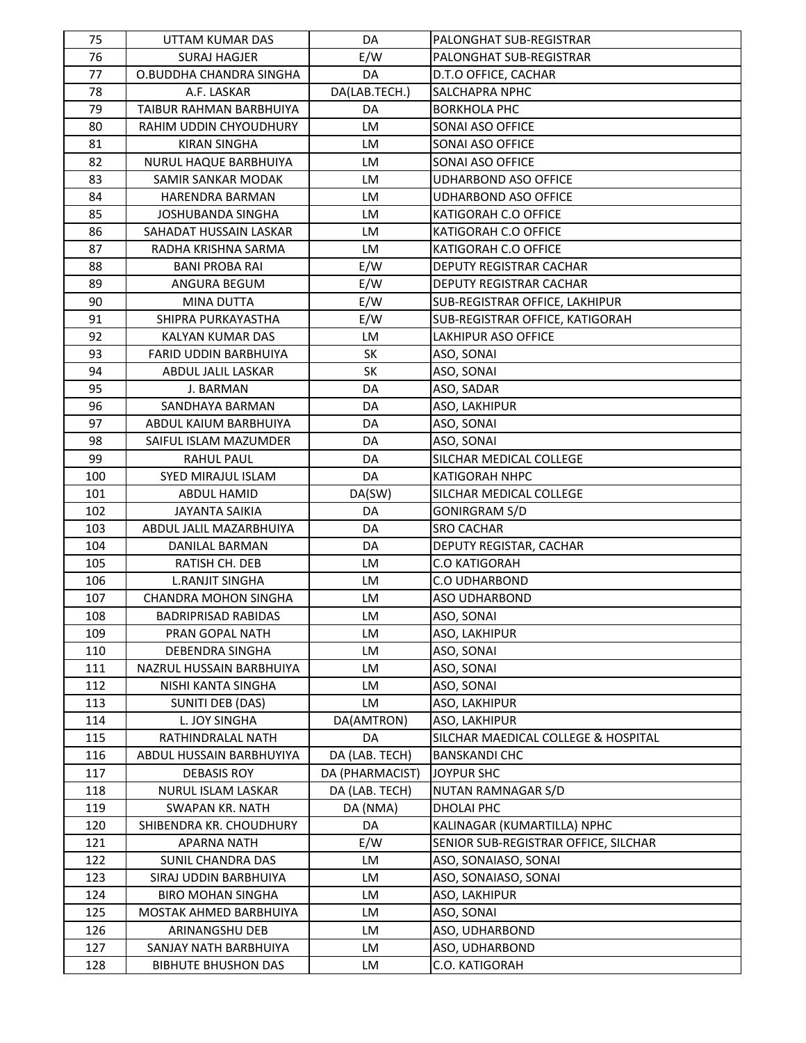| 75 | UTTAM KUMAR DAS | DA | PALONGHAT SUB-REGISTRAR |
|---|---|---|---|
| 76 | SURAJ HAGJER | E/W | PALONGHAT SUB-REGISTRAR |
| 77 | O.BUDDHA CHANDRA SINGHA | DA | D.T.O OFFICE, CACHAR |
| 78 | A.F. LASKAR | DA(LAB.TECH.) | SALCHAPRA NPHC |
| 79 | TAIBUR RAHMAN BARBHUIYA | DA | BORKHOLA PHC |
| 80 | RAHIM UDDIN CHYOUDHURY | LM | SONAI ASO OFFICE |
| 81 | KIRAN SINGHA | LM | SONAI ASO OFFICE |
| 82 | NURUL HAQUE BARBHUIYA | LM | SONAI ASO OFFICE |
| 83 | SAMIR SANKAR MODAK | LM | UDHARBOND ASO OFFICE |
| 84 | HARENDRA BARMAN | LM | UDHARBOND ASO OFFICE |
| 85 | JOSHUBANDA SINGHA | LM | KATIGORAH C.O OFFICE |
| 86 | SAHADAT HUSSAIN LASKAR | LM | KATIGORAH C.O OFFICE |
| 87 | RADHA KRISHNA SARMA | LM | KATIGORAH C.O OFFICE |
| 88 | BANI PROBA RAI | E/W | DEPUTY REGISTRAR CACHAR |
| 89 | ANGURA BEGUM | E/W | DEPUTY REGISTRAR CACHAR |
| 90 | MINA DUTTA | E/W | SUB-REGISTRAR OFFICE, LAKHIPUR |
| 91 | SHIPRA PURKAYASTHA | E/W | SUB-REGISTRAR OFFICE, KATIGORAH |
| 92 | KALYAN KUMAR DAS | LM | LAKHIPUR ASO OFFICE |
| 93 | FARID UDDIN BARBHUIYA | SK | ASO, SONAI |
| 94 | ABDUL JALIL LASKAR | SK | ASO, SONAI |
| 95 | J. BARMAN | DA | ASO, SADAR |
| 96 | SANDHAYA BARMAN | DA | ASO, LAKHIPUR |
| 97 | ABDUL KAIUM BARBHUIYA | DA | ASO, SONAI |
| 98 | SAIFUL ISLAM MAZUMDER | DA | ASO, SONAI |
| 99 | RAHUL PAUL | DA | SILCHAR MEDICAL COLLEGE |
| 100 | SYED MIRAJUL ISLAM | DA | KATIGORAH NHPC |
| 101 | ABDUL HAMID | DA(SW) | SILCHAR MEDICAL COLLEGE |
| 102 | JAYANTA SAIKIA | DA | GONIRGRAM S/D |
| 103 | ABDUL JALIL MAZARBHUIYA | DA | SRO CACHAR |
| 104 | DANILAL BARMAN | DA | DEPUTY REGISTAR, CACHAR |
| 105 | RATISH CH. DEB | LM | C.O KATIGORAH |
| 106 | L.RANJIT SINGHA | LM | C.O UDHARBOND |
| 107 | CHANDRA MOHON SINGHA | LM | ASO UDHARBOND |
| 108 | BADRIPRISAD RABIDAS | LM | ASO, SONAI |
| 109 | PRAN GOPAL NATH | LM | ASO, LAKHIPUR |
| 110 | DEBENDRA SINGHA | LM | ASO, SONAI |
| 111 | NAZRUL HUSSAIN BARBHUIYA | LM | ASO, SONAI |
| 112 | NISHI KANTA SINGHA | LM | ASO, SONAI |
| 113 | SUNITI DEB (DAS) | LM | ASO, LAKHIPUR |
| 114 | L. JOY SINGHA | DA(AMTRON) | ASO, LAKHIPUR |
| 115 | RATHINDRALAL NATH | DA | SILCHAR MAEDICAL COLLEGE & HOSPITAL |
| 116 | ABDUL HUSSAIN BARBHUYIYA | DA (LAB. TECH) | BANSKANDI CHC |
| 117 | DEBASIS ROY | DA (PHARMACIST) | JOYPUR SHC |
| 118 | NURUL ISLAM LASKAR | DA (LAB. TECH) | NUTAN RAMNAGAR S/D |
| 119 | SWAPAN KR. NATH | DA (NMA) | DHOLAI PHC |
| 120 | SHIBENDRA KR. CHOUDHURY | DA | KALINAGAR (KUMARTILLA) NPHC |
| 121 | APARNA NATH | E/W | SENIOR SUB-REGISTRAR OFFICE, SILCHAR |
| 122 | SUNIL CHANDRA DAS | LM | ASO, SONAIASO, SONAI |
| 123 | SIRAJ UDDIN BARBHUIYA | LM | ASO, SONAIASO, SONAI |
| 124 | BIRO MOHAN SINGHA | LM | ASO, LAKHIPUR |
| 125 | MOSTAK AHMED BARBHUIYA | LM | ASO, SONAI |
| 126 | ARINANGSHU DEB | LM | ASO, UDHARBOND |
| 127 | SANJAY NATH BARBHUIYA | LM | ASO, UDHARBOND |
| 128 | BIBHUTE BHUSHON DAS | LM | C.O. KATIGORAH |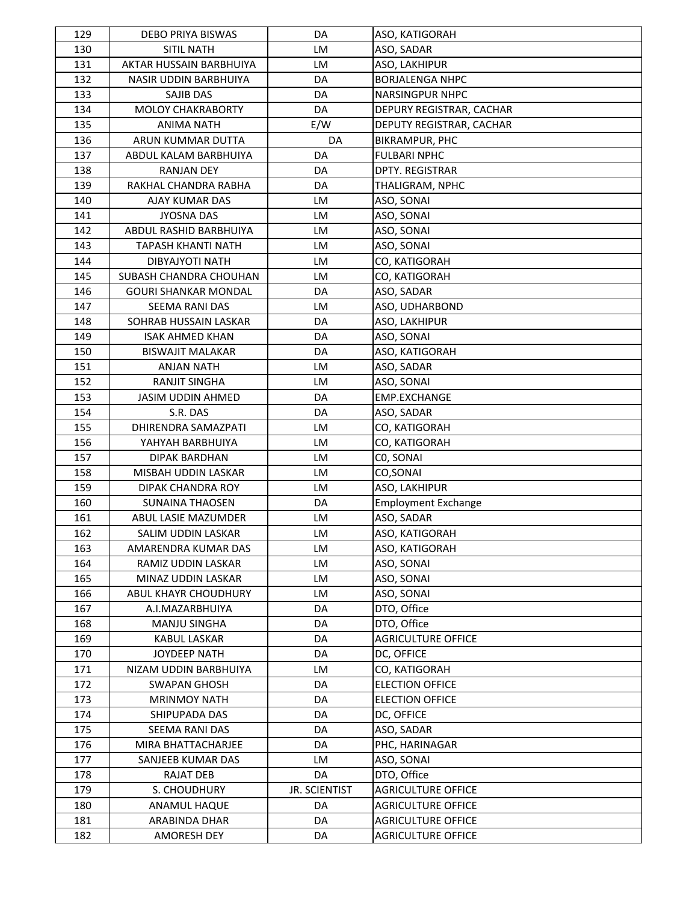| 129 | DEBO PRIYA BISWAS | DA | ASO, KATIGORAH |
|---|---|---|---|
| 130 | SITIL NATH | LM | ASO, SADAR |
| 131 | AKTAR HUSSAIN BARBHUIYA | LM | ASO, LAKHIPUR |
| 132 | NASIR UDDIN BARBHUIYA | DA | BORJALENGA NHPC |
| 133 | SAJIB DAS | DA | NARSINGPUR NHPC |
| 134 | MOLOY CHAKRABORTY | DA | DEPURY REGISTRAR, CACHAR |
| 135 | ANIMA NATH | E/W | DEPUTY REGISTRAR, CACHAR |
| 136 | ARUN KUMMAR DUTTA | DA | BIKRAMPUR, PHC |
| 137 | ABDUL KALAM BARBHUIYA | DA | FULBARI NPHC |
| 138 | RANJAN DEY | DA | DPTY. REGISTRAR |
| 139 | RAKHAL CHANDRA RABHA | DA | THALIGRAM, NPHC |
| 140 | AJAY KUMAR DAS | LM | ASO, SONAI |
| 141 | JYOSNA DAS | LM | ASO, SONAI |
| 142 | ABDUL RASHID BARBHUIYA | LM | ASO, SONAI |
| 143 | TAPASH KHANTI NATH | LM | ASO, SONAI |
| 144 | DIBYAJYOTI NATH | LM | CO, KATIGORAH |
| 145 | SUBASH CHANDRA CHOUHAN | LM | CO, KATIGORAH |
| 146 | GOURI SHANKAR MONDAL | DA | ASO, SADAR |
| 147 | SEEMA RANI DAS | LM | ASO, UDHARBOND |
| 148 | SOHRAB HUSSAIN LASKAR | DA | ASO, LAKHIPUR |
| 149 | ISAK AHMED KHAN | DA | ASO, SONAI |
| 150 | BISWAJIT MALAKAR | DA | ASO, KATIGORAH |
| 151 | ANJAN NATH | LM | ASO, SADAR |
| 152 | RANJIT SINGHA | LM | ASO, SONAI |
| 153 | JASIM UDDIN AHMED | DA | EMP.EXCHANGE |
| 154 | S.R. DAS | DA | ASO, SADAR |
| 155 | DHIRENDRA SAMAZPATI | LM | CO, KATIGORAH |
| 156 | YAHYAH BARBHUIYA | LM | CO, KATIGORAH |
| 157 | DIPAK BARDHAN | LM | C0, SONAI |
| 158 | MISBAH UDDIN LASKAR | LM | CO,SONAI |
| 159 | DIPAK CHANDRA ROY | LM | ASO, LAKHIPUR |
| 160 | SUNAINA THAOSEN | DA | Employment Exchange |
| 161 | ABUL LASIE MAZUMDER | LM | ASO, SADAR |
| 162 | SALIM UDDIN LASKAR | LM | ASO, KATIGORAH |
| 163 | AMARENDRA KUMAR DAS | LM | ASO, KATIGORAH |
| 164 | RAMIZ UDDIN LASKAR | LM | ASO, SONAI |
| 165 | MINAZ UDDIN LASKAR | LM | ASO, SONAI |
| 166 | ABUL KHAYR CHOUDHURY | LM | ASO, SONAI |
| 167 | A.I.MAZARBHUIYA | DA | DTO, Office |
| 168 | MANJU SINGHA | DA | DTO, Office |
| 169 | KABUL LASKAR | DA | AGRICULTURE OFFICE |
| 170 | JOYDEEP NATH | DA | DC, OFFICE |
| 171 | NIZAM UDDIN BARBHUIYA | LM | CO, KATIGORAH |
| 172 | SWAPAN GHOSH | DA | ELECTION OFFICE |
| 173 | MRINMOY NATH | DA | ELECTION OFFICE |
| 174 | SHIPUPADA DAS | DA | DC, OFFICE |
| 175 | SEEMA RANI DAS | DA | ASO, SADAR |
| 176 | MIRA BHATTACHARJEE | DA | PHC, HARINAGAR |
| 177 | SANJEEB KUMAR DAS | LM | ASO, SONAI |
| 178 | RAJAT DEB | DA | DTO, Office |
| 179 | S. CHOUDHURY | JR. SCIENTIST | AGRICULTURE OFFICE |
| 180 | ANAMUL HAQUE | DA | AGRICULTURE OFFICE |
| 181 | ARABINDA DHAR | DA | AGRICULTURE OFFICE |
| 182 | AMORESH DEY | DA | AGRICULTURE OFFICE |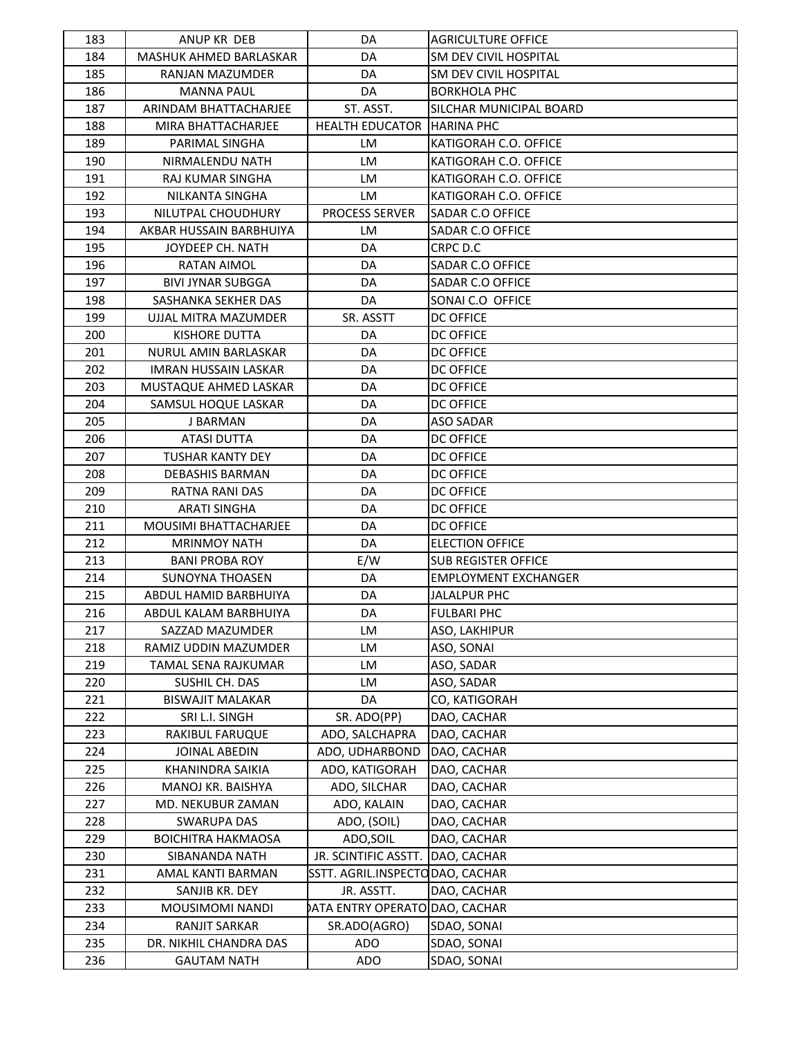| 183 | ANUP KR DEB | DA | AGRICULTURE OFFICE |
|---|---|---|---|
| 184 | MASHUK AHMED BARLASKAR | DA | SM DEV CIVIL HOSPITAL |
| 185 | RANJAN MAZUMDER | DA | SM DEV CIVIL HOSPITAL |
| 186 | MANNA PAUL | DA | BORKHOLA PHC |
| 187 | ARINDAM BHATTACHARJEE | ST. ASST. | SILCHAR MUNICIPAL BOARD |
| 188 | MIRA BHATTACHARJEE | HEALTH EDUCATOR | HARINA PHC |
| 189 | PARIMAL SINGHA | LM | KATIGORAH C.O. OFFICE |
| 190 | NIRMALENDU NATH | LM | KATIGORAH C.O. OFFICE |
| 191 | RAJ KUMAR SINGHA | LM | KATIGORAH C.O. OFFICE |
| 192 | NILKANTA SINGHA | LM | KATIGORAH C.O. OFFICE |
| 193 | NILUTPAL CHOUDHURY | PROCESS SERVER | SADAR C.O OFFICE |
| 194 | AKBAR HUSSAIN BARBHUIYA | LM | SADAR C.O OFFICE |
| 195 | JOYDEEP CH. NATH | DA | CRPC D.C |
| 196 | RATAN AIMOL | DA | SADAR C.O OFFICE |
| 197 | BIVI JYNAR SUBGGA | DA | SADAR C.O OFFICE |
| 198 | SASHANKA SEKHER DAS | DA | SONAI C.O OFFICE |
| 199 | UJJAL MITRA MAZUMDER | SR. ASSTT | DC OFFICE |
| 200 | KISHORE DUTTA | DA | DC OFFICE |
| 201 | NURUL AMIN BARLASKAR | DA | DC OFFICE |
| 202 | IMRAN HUSSAIN LASKAR | DA | DC OFFICE |
| 203 | MUSTAQUE AHMED LASKAR | DA | DC OFFICE |
| 204 | SAMSUL HOQUE LASKAR | DA | DC OFFICE |
| 205 | J BARMAN | DA | ASO SADAR |
| 206 | ATASI DUTTA | DA | DC OFFICE |
| 207 | TUSHAR KANTY DEY | DA | DC OFFICE |
| 208 | DEBASHIS BARMAN | DA | DC OFFICE |
| 209 | RATNA RANI DAS | DA | DC OFFICE |
| 210 | ARATI SINGHA | DA | DC OFFICE |
| 211 | MOUSIMI BHATTACHARJEE | DA | DC OFFICE |
| 212 | MRINMOY NATH | DA | ELECTION OFFICE |
| 213 | BANI PROBA ROY | E/W | SUB REGISTER OFFICE |
| 214 | SUNOYNA THOASEN | DA | EMPLOYMENT EXCHANGER |
| 215 | ABDUL HAMID BARBHUIYA | DA | JALALPUR PHC |
| 216 | ABDUL KALAM BARBHUIYA | DA | FULBARI PHC |
| 217 | SAZZAD MAZUMDER | LM | ASO, LAKHIPUR |
| 218 | RAMIZ UDDIN MAZUMDER | LM | ASO, SONAI |
| 219 | TAMAL SENA RAJKUMAR | LM | ASO, SADAR |
| 220 | SUSHIL CH. DAS | LM | ASO, SADAR |
| 221 | BISWAJIT MALAKAR | DA | CO, KATIGORAH |
| 222 | SRI L.I. SINGH | SR. ADO(PP) | DAO, CACHAR |
| 223 | RAKIBUL FARUQUE | ADO, SALCHAPRA | DAO, CACHAR |
| 224 | JOINAL ABEDIN | ADO, UDHARBOND | DAO, CACHAR |
| 225 | KHANINDRA SAIKIA | ADO, KATIGORAH | DAO, CACHAR |
| 226 | MANOJ KR. BAISHYA | ADO, SILCHAR | DAO, CACHAR |
| 227 | MD. NEKUBUR ZAMAN | ADO, KALAIN | DAO, CACHAR |
| 228 | SWARUPA DAS | ADO, (SOIL) | DAO, CACHAR |
| 229 | BOICHITRA HAKMAOSA | ADO,SOIL | DAO, CACHAR |
| 230 | SIBANANDA NATH | JR. SCINTIFIC ASSTT. | DAO, CACHAR |
| 231 | AMAL KANTI BARMAN | SSTT. AGRIL.INSPECTO | DAO, CACHAR |
| 232 | SANJIB KR. DEY | JR. ASSTT. | DAO, CACHAR |
| 233 | MOUSIMOMI NANDI | DATA ENTRY OPERATO | DAO, CACHAR |
| 234 | RANJIT SARKAR | SR.ADO(AGRO) | SDAO, SONAI |
| 235 | DR. NIKHIL CHANDRA DAS | ADO | SDAO, SONAI |
| 236 | GAUTAM NATH | ADO | SDAO, SONAI |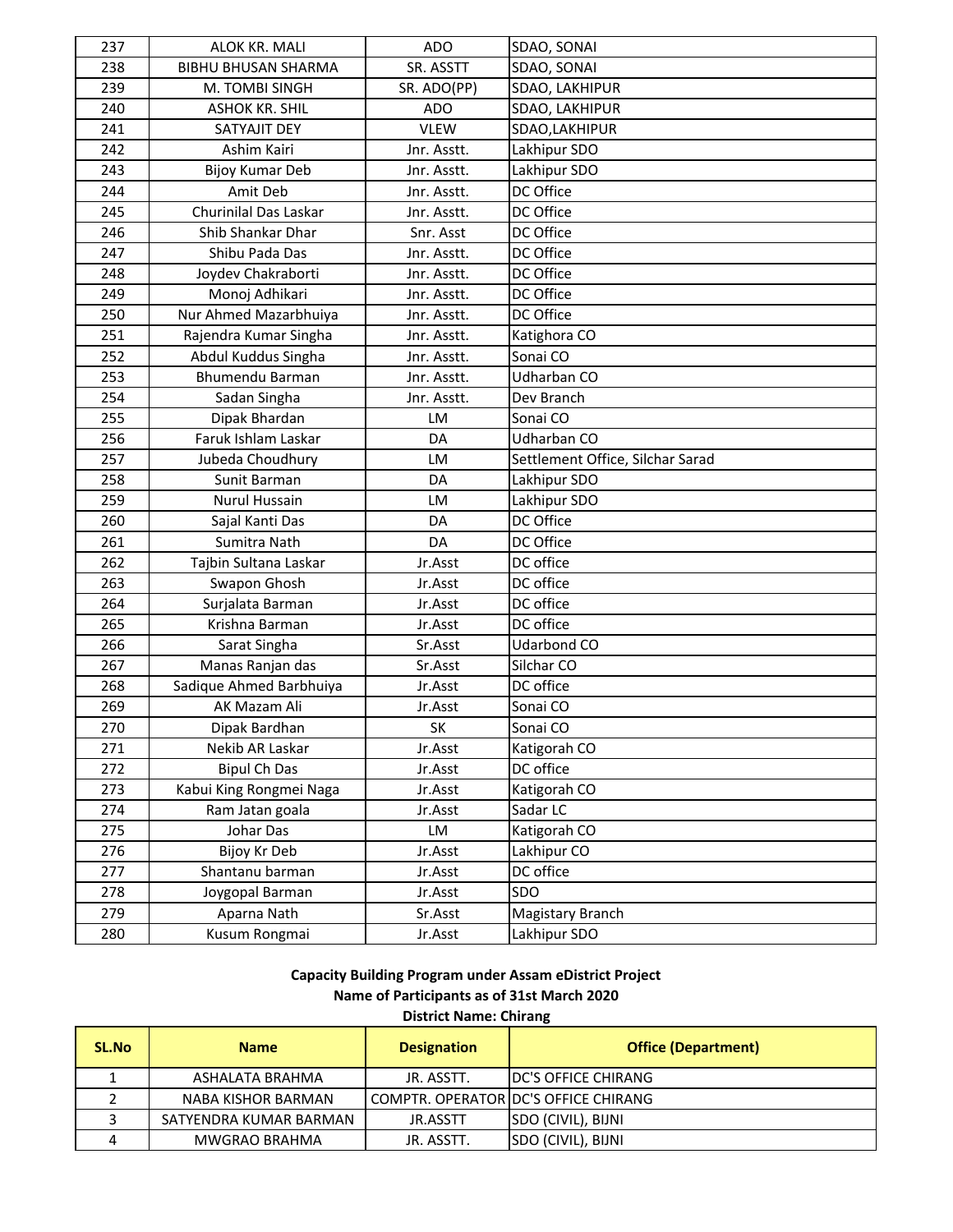| 237 | ALOK KR. MALI | ADO | SDAO, SONAI |
|---|---|---|---|
| 238 | BIBHU BHUSAN SHARMA | SR. ASSTT | SDAO, SONAI |
| 239 | M. TOMBI SINGH | SR. ADO(PP) | SDAO, LAKHIPUR |
| 240 | ASHOK KR. SHIL | ADO | SDAO, LAKHIPUR |
| 241 | SATYAJIT DEY | VLEW | SDAO,LAKHIPUR |
| 242 | Ashim Kairi | Jnr. Asstt. | Lakhipur SDO |
| 243 | Bijoy Kumar Deb | Jnr. Asstt. | Lakhipur SDO |
| 244 | Amit Deb | Jnr. Asstt. | DC Office |
| 245 | Churinilal Das Laskar | Jnr. Asstt. | DC Office |
| 246 | Shib Shankar Dhar | Snr. Asst | DC Office |
| 247 | Shibu Pada Das | Jnr. Asstt. | DC Office |
| 248 | Joydev Chakraborti | Jnr. Asstt. | DC Office |
| 249 | Monoj Adhikari | Jnr. Asstt. | DC Office |
| 250 | Nur Ahmed Mazarbhuiya | Jnr. Asstt. | DC Office |
| 251 | Rajendra Kumar Singha | Jnr. Asstt. | Katighora CO |
| 252 | Abdul Kuddus Singha | Jnr. Asstt. | Sonai CO |
| 253 | Bhumendu Barman | Jnr. Asstt. | Udharban CO |
| 254 | Sadan Singha | Jnr. Asstt. | Dev Branch |
| 255 | Dipak Bhardan | LM | Sonai CO |
| 256 | Faruk Ishlam Laskar | DA | Udharban CO |
| 257 | Jubeda Choudhury | LM | Settlement Office, Silchar Sarad |
| 258 | Sunit Barman | DA | Lakhipur SDO |
| 259 | Nurul Hussain | LM | Lakhipur SDO |
| 260 | Sajal Kanti Das | DA | DC Office |
| 261 | Sumitra Nath | DA | DC Office |
| 262 | Tajbin Sultana Laskar | Jr.Asst | DC office |
| 263 | Swapon Ghosh | Jr.Asst | DC office |
| 264 | Surjalata Barman | Jr.Asst | DC office |
| 265 | Krishna Barman | Jr.Asst | DC office |
| 266 | Sarat Singha | Sr.Asst | Udarbond CO |
| 267 | Manas Ranjan das | Sr.Asst | Silchar CO |
| 268 | Sadique Ahmed Barbhuiya | Jr.Asst | DC office |
| 269 | AK Mazam Ali | Jr.Asst | Sonai CO |
| 270 | Dipak Bardhan | SK | Sonai CO |
| 271 | Nekib AR Laskar | Jr.Asst | Katigorah CO |
| 272 | Bipul Ch Das | Jr.Asst | DC office |
| 273 | Kabui King Rongmei Naga | Jr.Asst | Katigorah CO |
| 274 | Ram Jatan goala | Jr.Asst | Sadar LC |
| 275 | Johar Das | LM | Katigorah CO |
| 276 | Bijoy Kr Deb | Jr.Asst | Lakhipur CO |
| 277 | Shantanu barman | Jr.Asst | DC office |
| 278 | Joygopal Barman | Jr.Asst | SDO |
| 279 | Aparna Nath | Sr.Asst | Magistary Branch |
| 280 | Kusum Rongmai | Jr.Asst | Lakhipur SDO |

**Capacity Building Program under Assam eDistrict Project**

**Name of Participants as of 31st March 2020**

**District Name: Chirang**

| SL.No | Name | Designation | Office (Department) |
|---|---|---|---|
| 1 | ASHALATA BRAHMA | JR. ASSTT. | DC'S OFFICE CHIRANG |
| 2 | NABA KISHOR BARMAN | COMPTR. OPERATOR | DC'S OFFICE CHIRANG |
| 3 | SATYENDRA KUMAR BARMAN | JR.ASSTT | SDO (CIVIL), BIJNI |
| 4 | MWGRAO BRAHMA | JR. ASSTT. | SDO (CIVIL), BIJNI |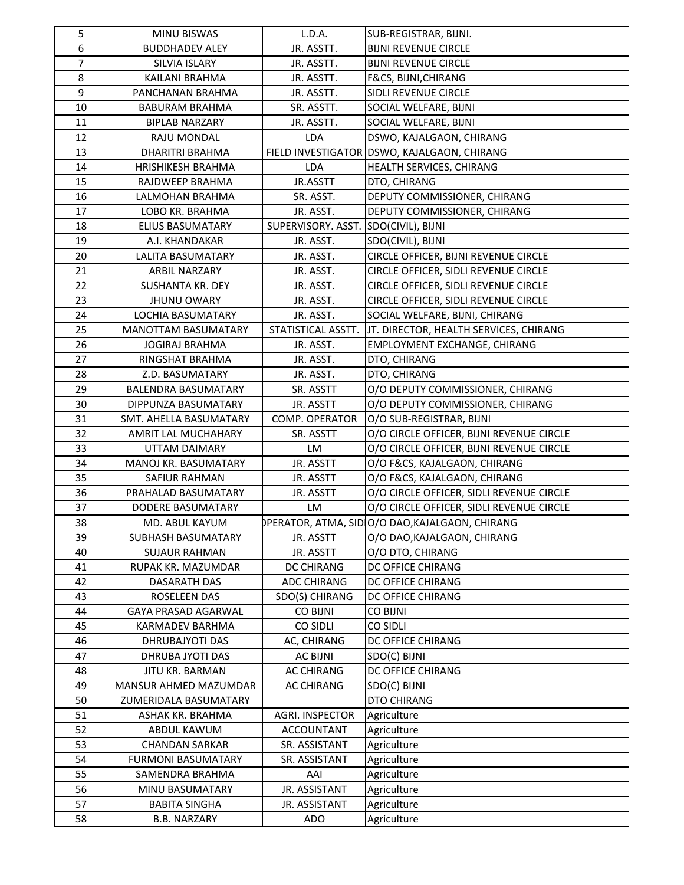| | | | |
|---|---|---|---|
| 5 | MINU BISWAS | L.D.A. | SUB-REGISTRAR, BIJNI. |
| 6 | BUDDHADEV ALEY | JR. ASSTT. | BIJNI REVENUE CIRCLE |
| 7 | SILVIA ISLARY | JR. ASSTT. | BIJNI REVENUE CIRCLE |
| 8 | KAILANI BRAHMA | JR. ASSTT. | F&CS, BIJNI,CHIRANG |
| 9 | PANCHANAN BRAHMA | JR. ASSTT. | SIDLI REVENUE CIRCLE |
| 10 | BABURAM BRAHMA | SR. ASSTT. | SOCIAL WELFARE, BIJNI |
| 11 | BIPLAB NARZARY | JR. ASSTT. | SOCIAL WELFARE, BIJNI |
| 12 | RAJU MONDAL | LDA | DSWO, KAJALGAON, CHIRANG |
| 13 | DHARITRI BRAHMA | FIELD INVESTIGATOR | DSWO, KAJALGAON, CHIRANG |
| 14 | HRISHIKESH BRAHMA | LDA | HEALTH SERVICES, CHIRANG |
| 15 | RAJDWEEP BRAHMA | JR.ASSTT | DTO, CHIRANG |
| 16 | LALMOHAN BRAHMA | SR. ASST. | DEPUTY COMMISSIONER, CHIRANG |
| 17 | LOBO KR. BRAHMA | JR. ASST. | DEPUTY COMMISSIONER, CHIRANG |
| 18 | ELIUS BASUMATARY | SUPERVISORY. ASST. | SDO(CIVIL), BIJNI |
| 19 | A.I. KHANDAKAR | JR. ASST. | SDO(CIVIL), BIJNI |
| 20 | LALITA BASUMATARY | JR. ASST. | CIRCLE OFFICER, BIJNI REVENUE CIRCLE |
| 21 | ARBIL NARZARY | JR. ASST. | CIRCLE OFFICER, SIDLI REVENUE CIRCLE |
| 22 | SUSHANTA KR. DEY | JR. ASST. | CIRCLE OFFICER, SIDLI REVENUE CIRCLE |
| 23 | JHUNU OWARY | JR. ASST. | CIRCLE OFFICER, SIDLI REVENUE CIRCLE |
| 24 | LOCHIA BASUMATARY | JR. ASST. | SOCIAL WELFARE, BIJNI, CHIRANG |
| 25 | MANOTTAM BASUMATARY | STATISTICAL ASSTT. | JT. DIRECTOR, HEALTH SERVICES, CHIRANG |
| 26 | JOGIRAJ BRAHMA | JR. ASST. | EMPLOYMENT EXCHANGE, CHIRANG |
| 27 | RINGSHAT BRAHMA | JR. ASST. | DTO, CHIRANG |
| 28 | Z.D. BASUMATARY | JR. ASST. | DTO, CHIRANG |
| 29 | BALENDRA BASUMATARY | SR. ASSTT | O/O DEPUTY COMMISSIONER, CHIRANG |
| 30 | DIPPUNZA BASUMATARY | JR. ASSTT | O/O DEPUTY COMMISSIONER, CHIRANG |
| 31 | SMT. AHELLA BASUMATARY | COMP. OPERATOR | O/O SUB-REGISTRAR, BIJNI |
| 32 | AMRIT LAL MUCHAHARY | SR. ASSTT | O/O CIRCLE OFFICER, BIJNI REVENUE CIRCLE |
| 33 | UTTAM DAIMARY | LM | O/O CIRCLE OFFICER, BIJNI REVENUE CIRCLE |
| 34 | MANOJ KR. BASUMATARY | JR. ASSTT | O/O F&CS, KAJALGAON, CHIRANG |
| 35 | SAFIUR RAHMAN | JR. ASSTT | O/O F&CS, KAJALGAON, CHIRANG |
| 36 | PRAHALAD BASUMATARY | JR. ASSTT | O/O CIRCLE OFFICER, SIDLI REVENUE CIRCLE |
| 37 | DODERE BASUMATARY | LM | O/O CIRCLE OFFICER, SIDLI REVENUE CIRCLE |
| 38 | MD. ABUL KAYUM | OPERATOR, ATMA, SID | O/O DAO,KAJALGAON, CHIRANG |
| 39 | SUBHASH BASUMATARY | JR. ASSTT | O/O DAO,KAJALGAON, CHIRANG |
| 40 | SUJAUR RAHMAN | JR. ASSTT | O/O DTO, CHIRANG |
| 41 | RUPAK KR. MAZUMDAR | DC CHIRANG | DC OFFICE CHIRANG |
| 42 | DASARATH DAS | ADC CHIRANG | DC OFFICE CHIRANG |
| 43 | ROSELEEN DAS | SDO(S) CHIRANG | DC OFFICE CHIRANG |
| 44 | GAYA PRASAD AGARWAL | CO BIJNI | CO BIJNI |
| 45 | KARMADEV BARHMA | CO SIDLI | CO SIDLI |
| 46 | DHRUBAJYOTI DAS | AC, CHIRANG | DC OFFICE CHIRANG |
| 47 | DHRUBA JYOTI DAS | AC BIJNI | SDO(C) BIJNI |
| 48 | JITU KR. BARMAN | AC CHIRANG | DC OFFICE CHIRANG |
| 49 | MANSUR AHMED MAZUMDAR | AC CHIRANG | SDO(C) BIJNI |
| 50 | ZUMERIDALA BASUMATARY | | DTO CHIRANG |
| 51 | ASHAK KR. BRAHMA | AGRI. INSPECTOR | Agriculture |
| 52 | ABDUL KAWUM | ACCOUNTANT | Agriculture |
| 53 | CHANDAN SARKAR | SR. ASSISTANT | Agriculture |
| 54 | FURMONI BASUMATARY | SR. ASSISTANT | Agriculture |
| 55 | SAMENDRA BRAHMA | AAI | Agriculture |
| 56 | MINU BASUMATARY | JR. ASSISTANT | Agriculture |
| 57 | BABITA SINGHA | JR. ASSISTANT | Agriculture |
| 58 | B.B. NARZARY | ADO | Agriculture |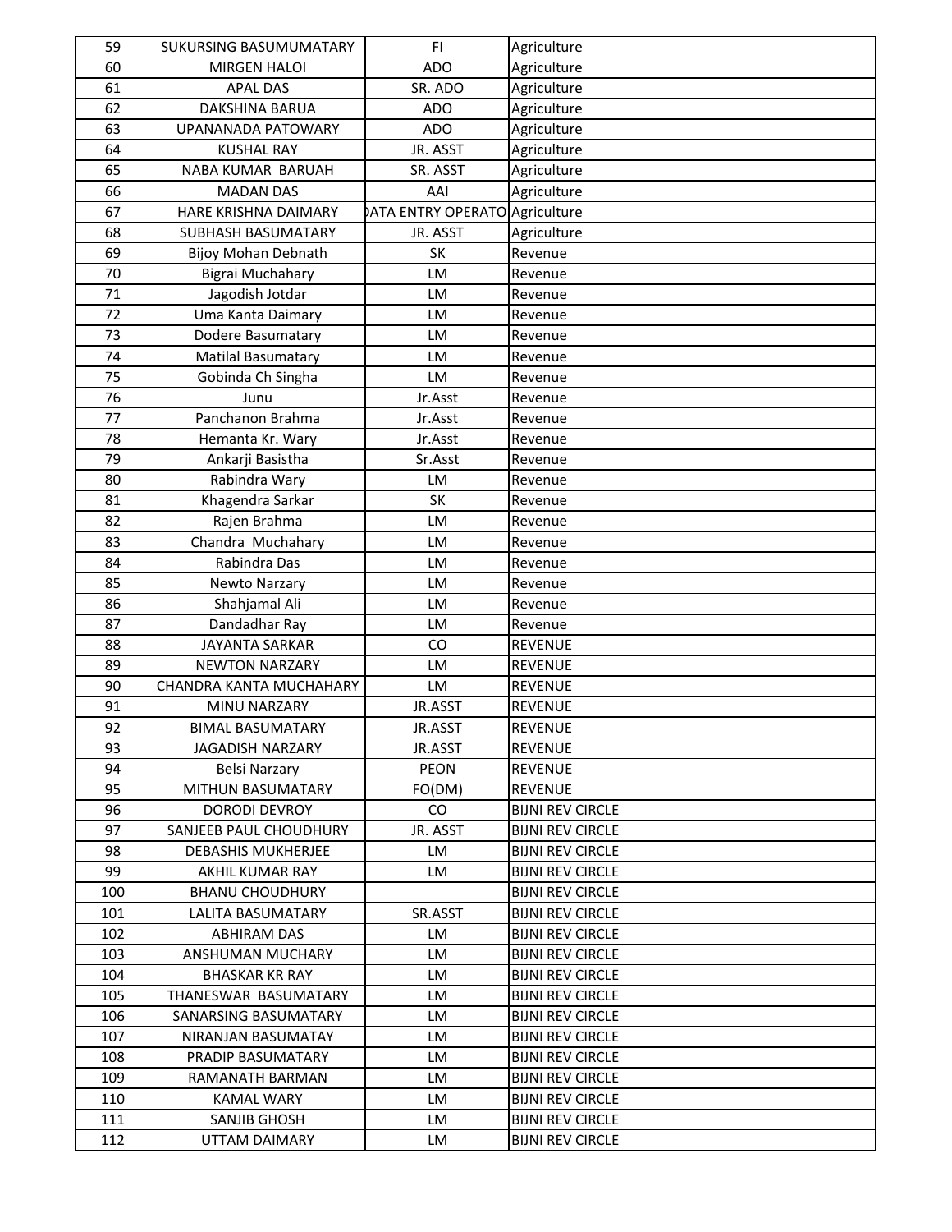| 59 | SUKURSING BASUMUMATARY | FI | Agriculture |
|---|---|---|---|
| 60 | MIRGEN HALOI | ADO | Agriculture |
| 61 | APAL DAS | SR. ADO | Agriculture |
| 62 | DAKSHINA BARUA | ADO | Agriculture |
| 63 | UPANANADA PATOWARY | ADO | Agriculture |
| 64 | KUSHAL RAY | JR. ASST | Agriculture |
| 65 | NABA KUMAR BARUAH | SR. ASST | Agriculture |
| 66 | MADAN DAS | AAI | Agriculture |
| 67 | HARE KRISHNA DAIMARY | DATA ENTRY OPERATO | Agriculture |
| 68 | SUBHASH BASUMATARY | JR. ASST | Agriculture |
| 69 | Bijoy Mohan Debnath | SK | Revenue |
| 70 | Bigrai Muchahary | LM | Revenue |
| 71 | Jagodish Jotdar | LM | Revenue |
| 72 | Uma Kanta Daimary | LM | Revenue |
| 73 | Dodere Basumatary | LM | Revenue |
| 74 | Matilal Basumatary | LM | Revenue |
| 75 | Gobinda Ch Singha | LM | Revenue |
| 76 | Junu | Jr.Asst | Revenue |
| 77 | Panchanon Brahma | Jr.Asst | Revenue |
| 78 | Hemanta Kr. Wary | Jr.Asst | Revenue |
| 79 | Ankarji Basistha | Sr.Asst | Revenue |
| 80 | Rabindra Wary | LM | Revenue |
| 81 | Khagendra Sarkar | SK | Revenue |
| 82 | Rajen Brahma | LM | Revenue |
| 83 | Chandra Muchahary | LM | Revenue |
| 84 | Rabindra Das | LM | Revenue |
| 85 | Newto Narzary | LM | Revenue |
| 86 | Shahjamal Ali | LM | Revenue |
| 87 | Dandadhar Ray | LM | Revenue |
| 88 | JAYANTA SARKAR | CO | REVENUE |
| 89 | NEWTON NARZARY | LM | REVENUE |
| 90 | CHANDRA KANTA MUCHAHARY | LM | REVENUE |
| 91 | MINU NARZARY | JR.ASST | REVENUE |
| 92 | BIMAL BASUMATARY | JR.ASST | REVENUE |
| 93 | JAGADISH NARZARY | JR.ASST | REVENUE |
| 94 | Belsi Narzary | PEON | REVENUE |
| 95 | MITHUN BASUMATARY | FO(DM) | REVENUE |
| 96 | DORODI DEVROY | CO | BIJNI REV CIRCLE |
| 97 | SANJEEB PAUL CHOUDHURY | JR. ASST | BIJNI REV CIRCLE |
| 98 | DEBASHIS MUKHERJEE | LM | BIJNI REV CIRCLE |
| 99 | AKHIL KUMAR RAY | LM | BIJNI REV CIRCLE |
| 100 | BHANU CHOUDHURY | | BIJNI REV CIRCLE |
| 101 | LALITA BASUMATARY | SR.ASST | BIJNI REV CIRCLE |
| 102 | ABHIRAM DAS | LM | BIJNI REV CIRCLE |
| 103 | ANSHUMAN MUCHARY | LM | BIJNI REV CIRCLE |
| 104 | BHASKAR KR RAY | LM | BIJNI REV CIRCLE |
| 105 | THANESWAR BASUMATARY | LM | BIJNI REV CIRCLE |
| 106 | SANARSING BASUMATARY | LM | BIJNI REV CIRCLE |
| 107 | NIRANJAN BASUMATAY | LM | BIJNI REV CIRCLE |
| 108 | PRADIP BASUMATARY | LM | BIJNI REV CIRCLE |
| 109 | RAMANATH BARMAN | LM | BIJNI REV CIRCLE |
| 110 | KAMAL WARY | LM | BIJNI REV CIRCLE |
| 111 | SANJIB GHOSH | LM | BIJNI REV CIRCLE |
| 112 | UTTAM DAIMARY | LM | BIJNI REV CIRCLE |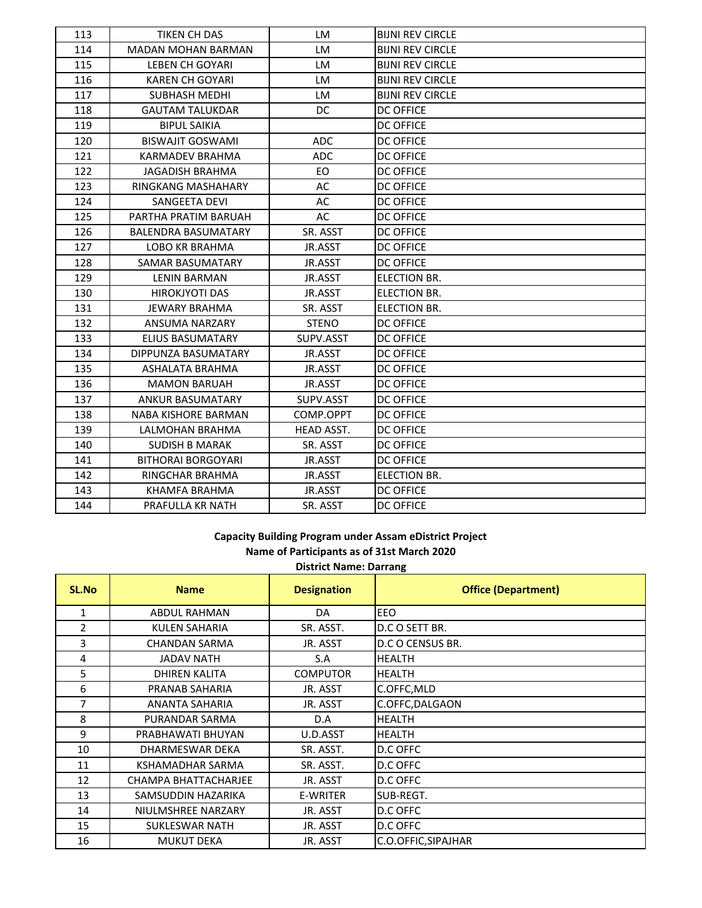| 113 | TIKEN CH DAS | LM | BIJNI REV CIRCLE |
|---|---|---|---|
| 114 | MADAN MOHAN BARMAN | LM | BIJNI REV CIRCLE |
| 115 | LEBEN CH GOYARI | LM | BIJNI REV CIRCLE |
| 116 | KAREN CH GOYARI | LM | BIJNI REV CIRCLE |
| 117 | SUBHASH MEDHI | LM | BIJNI REV CIRCLE |
| 118 | GAUTAM TALUKDAR | DC | DC OFFICE |
| 119 | BIPUL SAIKIA | | DC OFFICE |
| 120 | BISWAJIT GOSWAMI | ADC | DC OFFICE |
| 121 | KARMADEV BRAHMA | ADC | DC OFFICE |
| 122 | JAGADISH BRAHMA | EO | DC OFFICE |
| 123 | RINGKANG MASHAHARY | AC | DC OFFICE |
| 124 | SANGEETA DEVI | AC | DC OFFICE |
| 125 | PARTHA PRATIM BARUAH | AC | DC OFFICE |
| 126 | BALENDRA BASUMATARY | SR. ASST | DC OFFICE |
| 127 | LOBO KR BRAHMA | JR.ASST | DC OFFICE |
| 128 | SAMAR BASUMATARY | JR.ASST | DC OFFICE |
| 129 | LENIN BARMAN | JR.ASST | ELECTION BR. |
| 130 | HIROKJYOTI DAS | JR.ASST | ELECTION BR. |
| 131 | JEWARY BRAHMA | SR. ASST | ELECTION BR. |
| 132 | ANSUMA NARZARY | STENO | DC OFFICE |
| 133 | ELIUS BASUMATARY | SUPV.ASST | DC OFFICE |
| 134 | DIPPUNZA BASUMATARY | JR.ASST | DC OFFICE |
| 135 | ASHALATA BRAHMA | JR.ASST | DC OFFICE |
| 136 | MAMON BARUAH | JR.ASST | DC OFFICE |
| 137 | ANKUR BASUMATARY | SUPV.ASST | DC OFFICE |
| 138 | NABA KISHORE BARMAN | COMP.OPPT | DC OFFICE |
| 139 | LALMOHAN BRAHMA | HEAD ASST. | DC OFFICE |
| 140 | SUDISH B MARAK | SR. ASST | DC OFFICE |
| 141 | BITHORAI BORGOYARI | JR.ASST | DC OFFICE |
| 142 | RINGCHAR BRAHMA | JR.ASST | ELECTION BR. |
| 143 | KHAMFA BRAHMA | JR.ASST | DC OFFICE |
| 144 | PRAFULLA KR NATH | SR. ASST | DC OFFICE |

**Capacity Building Program under Assam eDistrict Project**

**Name of Participants as of 31st March 2020**

**District Name: Darrang**

| SL.No | Name | Designation | Office (Department) |
|---|---|---|---|
| 1 | ABDUL RAHMAN | DA | EEO |
| 2 | KULEN SAHARIA | SR. ASST. | D.C O SETT BR. |
| 3 | CHANDAN SARMA | JR. ASST | D.C O CENSUS BR. |
| 4 | JADAV NATH | S.A | HEALTH |
| 5 | DHIREN KALITA | COMPUTOR | HEALTH |
| 6 | PRANAB SAHARIA | JR. ASST | C.OFFC,MLD |
| 7 | ANANTA SAHARIA | JR. ASST | C.OFFC,DALGAON |
| 8 | PURANDAR SARMA | D.A | HEALTH |
| 9 | PRABHAWATI BHUYAN | U.D.ASST | HEALTH |
| 10 | DHARMESWAR DEKA | SR. ASST. | D.C OFFC |
| 11 | KSHAMADHAR SARMA | SR. ASST. | D.C OFFC |
| 12 | CHAMPA BHATTACHARJEE | JR. ASST | D.C OFFC |
| 13 | SAMSUDDIN HAZARIKA | E-WRITER | SUB-REGT. |
| 14 | NIULMSHREE NARZARY | JR. ASST | D.C OFFC |
| 15 | SUKLESWAR NATH | JR. ASST | D.C OFFC |
| 16 | MUKUT DEKA | JR. ASST | C.O.OFFIC,SIPAJHAR |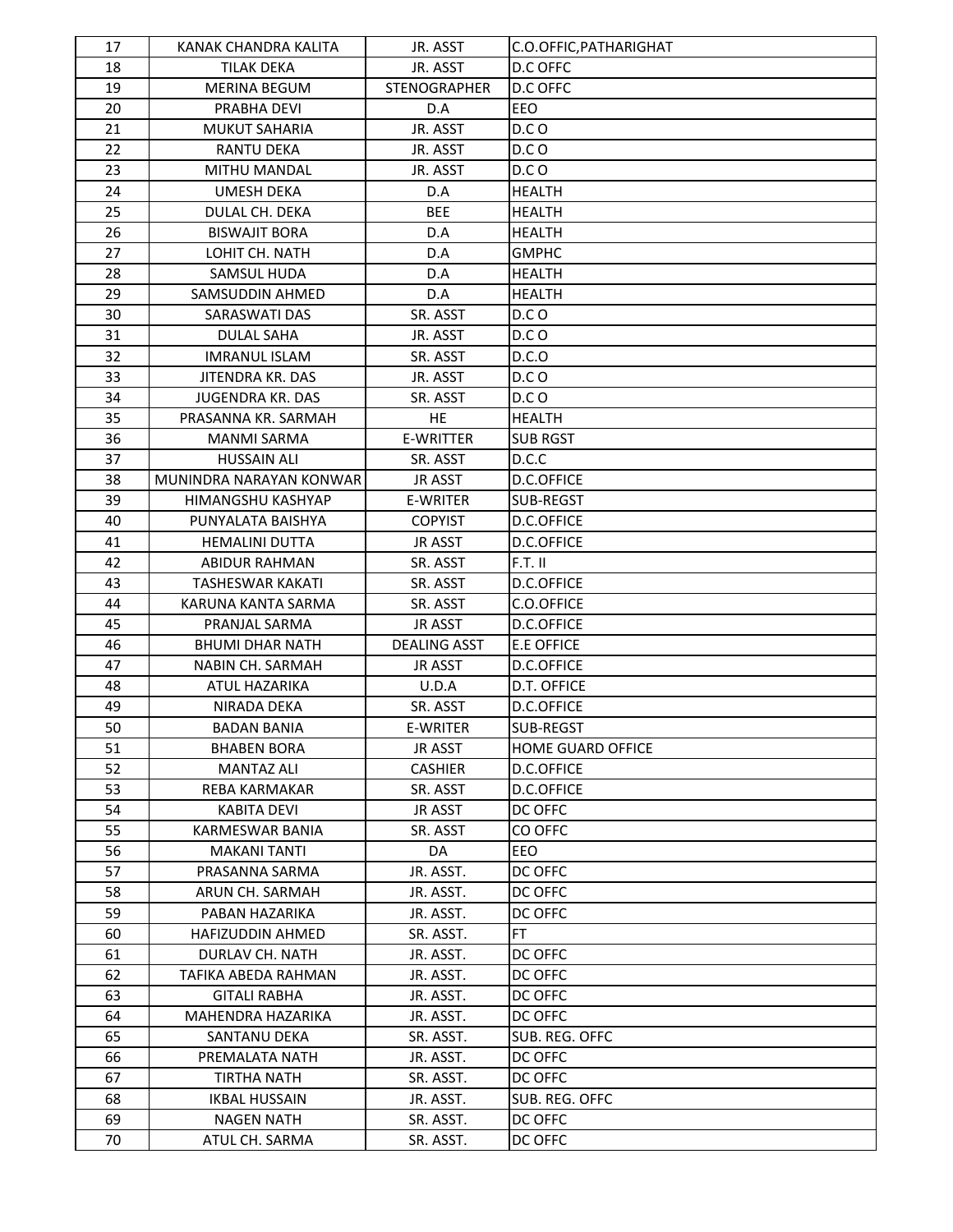| 17 | KANAK CHANDRA KALITA | JR. ASST | C.O.OFFIC,PATHARIGHAT |
|---|---|---|---|
| 18 | TILAK DEKA | JR. ASST | D.C OFFC |
| 19 | MERINA BEGUM | STENOGRAPHER | D.C OFFC |
| 20 | PRABHA DEVI | D.A | EEO |
| 21 | MUKUT SAHARIA | JR. ASST | D.C O |
| 22 | RANTU DEKA | JR. ASST | D.C O |
| 23 | MITHU MANDAL | JR. ASST | D.C O |
| 24 | UMESH DEKA | D.A | HEALTH |
| 25 | DULAL CH. DEKA | BEE | HEALTH |
| 26 | BISWAJIT BORA | D.A | HEALTH |
| 27 | LOHIT CH. NATH | D.A | GMPHC |
| 28 | SAMSUL HUDA | D.A | HEALTH |
| 29 | SAMSUDDIN AHMED | D.A | HEALTH |
| 30 | SARASWATI DAS | SR. ASST | D.C O |
| 31 | DULAL SAHA | JR. ASST | D.C O |
| 32 | IMRANUL ISLAM | SR. ASST | D.C.O |
| 33 | JITENDRA KR. DAS | JR. ASST | D.C O |
| 34 | JUGENDRA KR. DAS | SR. ASST | D.C O |
| 35 | PRASANNA KR. SARMAH | HE | HEALTH |
| 36 | MANMI SARMA | E-WRITTER | SUB RGST |
| 37 | HUSSAIN ALI | SR. ASST | D.C.C |
| 38 | MUNINDRA NARAYAN KONWAR | JR ASST | D.C.OFFICE |
| 39 | HIMANGSHU KASHYAP | E-WRITER | SUB-REGST |
| 40 | PUNYALATA BAISHYA | COPYIST | D.C.OFFICE |
| 41 | HEMALINI DUTTA | JR ASST | D.C.OFFICE |
| 42 | ABIDUR RAHMAN | SR. ASST | F.T. II |
| 43 | TASHESWAR KAKATI | SR. ASST | D.C.OFFICE |
| 44 | KARUNA KANTA SARMA | SR. ASST | C.O.OFFICE |
| 45 | PRANJAL SARMA | JR ASST | D.C.OFFICE |
| 46 | BHUMI DHAR NATH | DEALING ASST | E.E OFFICE |
| 47 | NABIN CH. SARMAH | JR ASST | D.C.OFFICE |
| 48 | ATUL HAZARIKA | U.D.A | D.T. OFFICE |
| 49 | NIRADA DEKA | SR. ASST | D.C.OFFICE |
| 50 | BADAN BANIA | E-WRITER | SUB-REGST |
| 51 | BHABEN BORA | JR ASST | HOME GUARD OFFICE |
| 52 | MANTAZ ALI | CASHIER | D.C.OFFICE |
| 53 | REBA KARMAKAR | SR. ASST | D.C.OFFICE |
| 54 | KABITA DEVI | JR ASST | DC OFFC |
| 55 | KARMESWAR BANIA | SR. ASST | CO OFFC |
| 56 | MAKANI TANTI | DA | EEO |
| 57 | PRASANNA SARMA | JR. ASST. | DC OFFC |
| 58 | ARUN CH. SARMAH | JR. ASST. | DC OFFC |
| 59 | PABAN HAZARIKA | JR. ASST. | DC OFFC |
| 60 | HAFIZUDDIN AHMED | SR. ASST. | FT |
| 61 | DURLAV CH. NATH | JR. ASST. | DC OFFC |
| 62 | TAFIKA ABEDA RAHMAN | JR. ASST. | DC OFFC |
| 63 | GITALI RABHA | JR. ASST. | DC OFFC |
| 64 | MAHENDRA HAZARIKA | JR. ASST. | DC OFFC |
| 65 | SANTANU DEKA | SR. ASST. | SUB. REG. OFFC |
| 66 | PREMALATA NATH | JR. ASST. | DC OFFC |
| 67 | TIRTHA NATH | SR. ASST. | DC OFFC |
| 68 | IKBAL HUSSAIN | JR. ASST. | SUB. REG. OFFC |
| 69 | NAGEN NATH | SR. ASST. | DC OFFC |
| 70 | ATUL CH. SARMA | SR. ASST. | DC OFFC |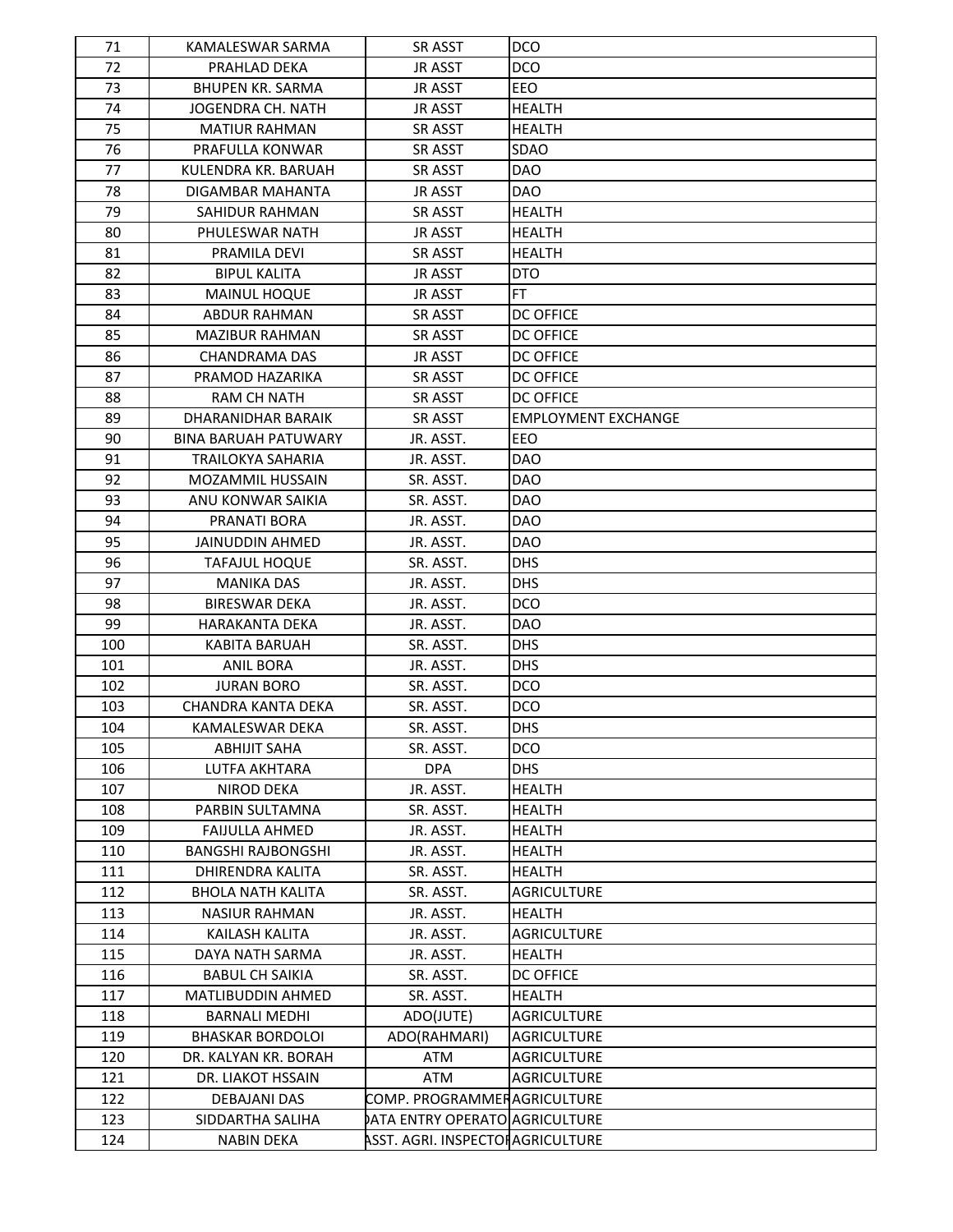| 71 | KAMALESWAR SARMA | SR ASST | DCO |
|---|---|---|---|
| 72 | PRAHLAD DEKA | JR ASST | DCO |
| 73 | BHUPEN KR. SARMA | JR ASST | EEO |
| 74 | JOGENDRA CH. NATH | JR ASST | HEALTH |
| 75 | MATIUR RAHMAN | SR ASST | HEALTH |
| 76 | PRAFULLA KONWAR | SR ASST | SDAO |
| 77 | KULENDRA KR. BARUAH | SR ASST | DAO |
| 78 | DIGAMBAR MAHANTA | JR ASST | DAO |
| 79 | SAHIDUR RAHMAN | SR ASST | HEALTH |
| 80 | PHULESWAR NATH | JR ASST | HEALTH |
| 81 | PRAMILA DEVI | SR ASST | HEALTH |
| 82 | BIPUL KALITA | JR ASST | DTO |
| 83 | MAINUL HOQUE | JR ASST | FT |
| 84 | ABDUR RAHMAN | SR ASST | DC OFFICE |
| 85 | MAZIBUR RAHMAN | SR ASST | DC OFFICE |
| 86 | CHANDRAMA DAS | JR ASST | DC OFFICE |
| 87 | PRAMOD HAZARIKA | SR ASST | DC OFFICE |
| 88 | RAM CH NATH | SR ASST | DC OFFICE |
| 89 | DHARANIDHAR BARAIK | SR ASST | EMPLOYMENT EXCHANGE |
| 90 | BINA BARUAH PATUWARY | JR. ASST. | EEO |
| 91 | TRAILOKYA SAHARIA | JR. ASST. | DAO |
| 92 | MOZAMMIL HUSSAIN | SR. ASST. | DAO |
| 93 | ANU KONWAR SAIKIA | SR. ASST. | DAO |
| 94 | PRANATI BORA | JR. ASST. | DAO |
| 95 | JAINUDDIN AHMED | JR. ASST. | DAO |
| 96 | TAFAJUL HOQUE | SR. ASST. | DHS |
| 97 | MANIKA DAS | JR. ASST. | DHS |
| 98 | BIRESWAR DEKA | JR. ASST. | DCO |
| 99 | HARAKANTA DEKA | JR. ASST. | DAO |
| 100 | KABITA BARUAH | SR. ASST. | DHS |
| 101 | ANIL BORA | JR. ASST. | DHS |
| 102 | JURAN BORO | SR. ASST. | DCO |
| 103 | CHANDRA KANTA DEKA | SR. ASST. | DCO |
| 104 | KAMALESWAR DEKA | SR. ASST. | DHS |
| 105 | ABHIJIT SAHA | SR. ASST. | DCO |
| 106 | LUTFA AKHTARA | DPA | DHS |
| 107 | NIROD DEKA | JR. ASST. | HEALTH |
| 108 | PARBIN SULTAMNA | SR. ASST. | HEALTH |
| 109 | FAIJULLA AHMED | JR. ASST. | HEALTH |
| 110 | BANGSHI RAJBONGSHI | JR. ASST. | HEALTH |
| 111 | DHIRENDRA KALITA | SR. ASST. | HEALTH |
| 112 | BHOLA NATH KALITA | SR. ASST. | AGRICULTURE |
| 113 | NASIUR RAHMAN | JR. ASST. | HEALTH |
| 114 | KAILASH KALITA | JR. ASST. | AGRICULTURE |
| 115 | DAYA NATH SARMA | JR. ASST. | HEALTH |
| 116 | BABUL CH SAIKIA | SR. ASST. | DC OFFICE |
| 117 | MATLIBUDDIN AHMED | SR. ASST. | HEALTH |
| 118 | BARNALI MEDHI | ADO(JUTE) | AGRICULTURE |
| 119 | BHASKAR BORDOLOI | ADO(RAHMARI) | AGRICULTURE |
| 120 | DR. KALYAN KR. BORAH | ATM | AGRICULTURE |
| 121 | DR. LIAKOT HSSAIN | ATM | AGRICULTURE |
| 122 | DEBAJANI DAS | COMP. PROGRAMMER | AGRICULTURE |
| 123 | SIDDARTHA SALIHA | DATA ENTRY OPERATOR | AGRICULTURE |
| 124 | NABIN DEKA | ASST. AGRI. INSPECTOR | AGRICULTURE |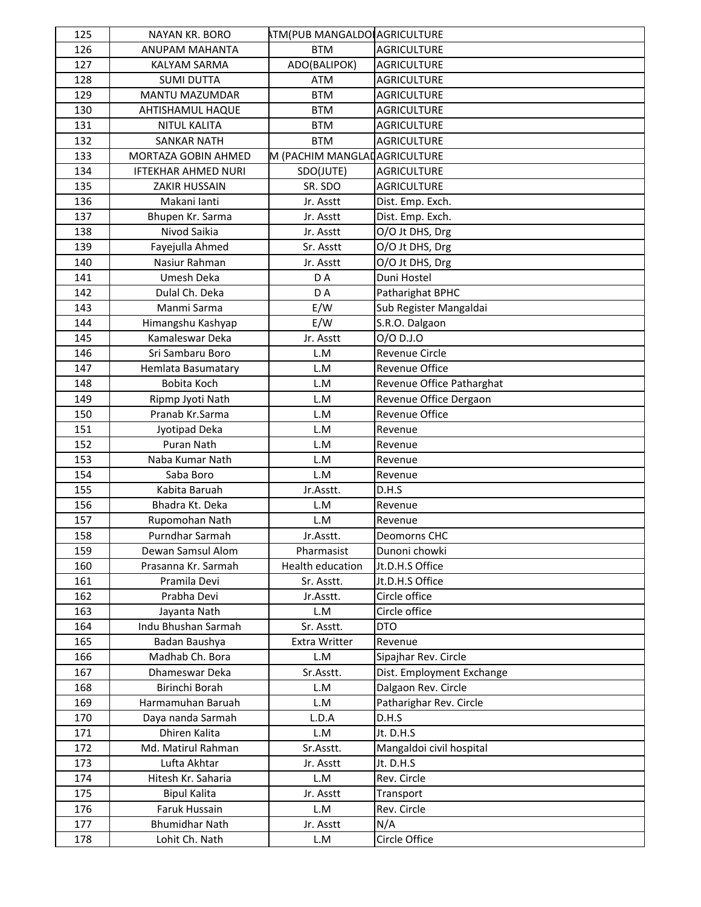| 125 | NAYAN KR. BORO | ATM(PUB MANGALDOI | AGRICULTURE |
|---|---|---|---|
| 126 | ANUPAM MAHANTA | BTM | AGRICULTURE |
| 127 | KALYAM SARMA | ADO(BALIPOK) | AGRICULTURE |
| 128 | SUMI DUTTA | ATM | AGRICULTURE |
| 129 | MANTU MAZUMDAR | BTM | AGRICULTURE |
| 130 | AHTISHAMUL HAQUE | BTM | AGRICULTURE |
| 131 | NITUL KALITA | BTM | AGRICULTURE |
| 132 | SANKAR NATH | BTM | AGRICULTURE |
| 133 | MORTAZA GOBIN AHMED | M (PACHIM MANGLAD | AGRICULTURE |
| 134 | IFTEKHAR AHMED NURI | SDO(JUTE) | AGRICULTURE |
| 135 | ZAKIR HUSSAIN | SR. SDO | AGRICULTURE |
| 136 | Makani lanti | Jr. Asstt | Dist. Emp. Exch. |
| 137 | Bhupen Kr. Sarma | Jr. Asstt | Dist. Emp. Exch. |
| 138 | Nivod Saikia | Jr. Asstt | O/O Jt DHS, Drg |
| 139 | Fayejulla Ahmed | Sr. Asstt | O/O Jt DHS, Drg |
| 140 | Nasiur Rahman | Jr. Asstt | O/O Jt DHS, Drg |
| 141 | Umesh Deka | D A | Duni Hostel |
| 142 | Dulal Ch. Deka | D A | Patharighat BPHC |
| 143 | Manmi Sarma | E/W | Sub Register Mangaldai |
| 144 | Himangshu Kashyap | E/W | S.R.O. Dalgaon |
| 145 | Kamaleswar Deka | Jr. Asstt | O/O D.J.O |
| 146 | Sri Sambaru Boro | L.M | Revenue Circle |
| 147 | Hemlata Basumatary | L.M | Revenue Office |
| 148 | Bobita Koch | L.M | Revenue Office Patharghat |
| 149 | Ripmp Jyoti Nath | L.M | Revenue Office Dergaon |
| 150 | Pranab Kr.Sarma | L.M | Revenue Office |
| 151 | Jyotipad Deka | L.M | Revenue |
| 152 | Puran Nath | L.M | Revenue |
| 153 | Naba Kumar Nath | L.M | Revenue |
| 154 | Saba Boro | L.M | Revenue |
| 155 | Kabita Baruah | Jr.Asstt. | D.H.S |
| 156 | Bhadra Kt. Deka | L.M | Revenue |
| 157 | Rupomohan Nath | L.M | Revenue |
| 158 | Purndhar Sarmah | Jr.Asstt. | Deomorns CHC |
| 159 | Dewan Samsul Alom | Pharmasist | Dunoni chowki |
| 160 | Prasanna Kr. Sarmah | Health education | Jt.D.H.S Office |
| 161 | Pramila Devi | Sr. Asstt. | Jt.D.H.S Office |
| 162 | Prabha Devi | Jr.Asstt. | Circle office |
| 163 | Jayanta Nath | L.M | Circle office |
| 164 | Indu Bhushan Sarmah | Sr. Asstt. | DTO |
| 165 | Badan Baushya | Extra Writter | Revenue |
| 166 | Madhab Ch. Bora | L.M | Sipajhar Rev. Circle |
| 167 | Dhameswar Deka | Sr.Asstt. | Dist. Employment Exchange |
| 168 | Birinchi Borah | L.M | Dalgaon Rev. Circle |
| 169 | Harmamuhan Baruah | L.M | Patharighar Rev. Circle |
| 170 | Daya nanda Sarmah | L.D.A | D.H.S |
| 171 | Dhiren Kalita | L.M | Jt. D.H.S |
| 172 | Md. Matirul Rahman | Sr.Asstt. | Mangaldoi civil hospital |
| 173 | Lufta Akhtar | Jr. Asstt | Jt. D.H.S |
| 174 | Hitesh Kr. Saharia | L.M | Rev. Circle |
| 175 | Bipul Kalita | Jr. Asstt | Transport |
| 176 | Faruk Hussain | L.M | Rev. Circle |
| 177 | Bhumidhar Nath | Jr. Asstt | N/A |
| 178 | Lohit Ch. Nath | L.M | Circle Office |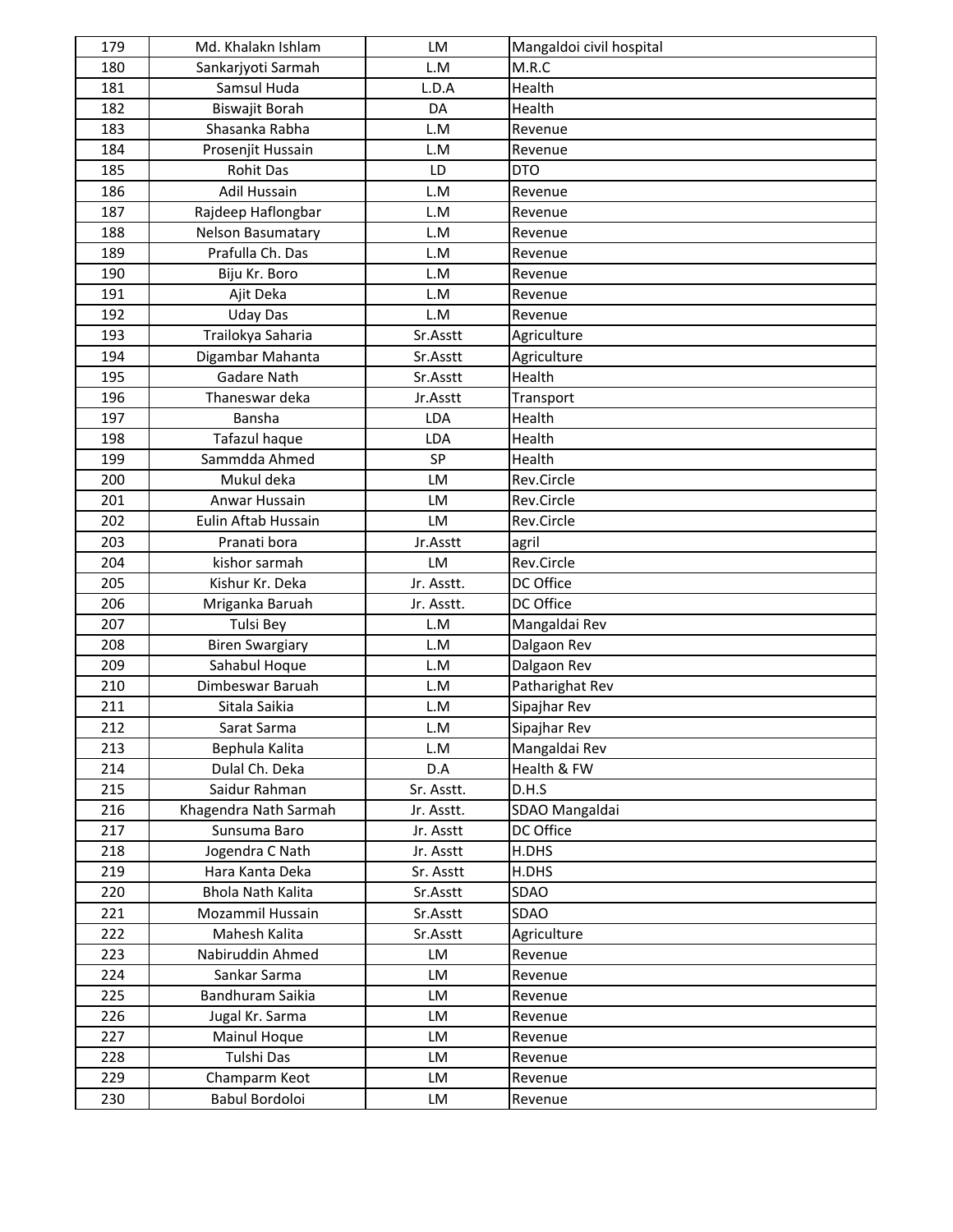| 179 | Md. Khalakn Ishlam | LM | Mangaldoi civil hospital |
|---|---|---|---|
| 180 | Sankarjyoti Sarmah | L.M | M.R.C |
| 181 | Samsul Huda | L.D.A | Health |
| 182 | Biswajit Borah | DA | Health |
| 183 | Shasanka Rabha | L.M | Revenue |
| 184 | Prosenjit Hussain | L.M | Revenue |
| 185 | Rohit Das | LD | DTO |
| 186 | Adil Hussain | L.M | Revenue |
| 187 | Rajdeep Haflongbar | L.M | Revenue |
| 188 | Nelson Basumatary | L.M | Revenue |
| 189 | Prafulla Ch. Das | L.M | Revenue |
| 190 | Biju Kr. Boro | L.M | Revenue |
| 191 | Ajit Deka | L.M | Revenue |
| 192 | Uday Das | L.M | Revenue |
| 193 | Trailokya Saharia | Sr.Asstt | Agriculture |
| 194 | Digambar Mahanta | Sr.Asstt | Agriculture |
| 195 | Gadare Nath | Sr.Asstt | Health |
| 196 | Thaneswar deka | Jr.Asstt | Transport |
| 197 | Bansha | LDA | Health |
| 198 | Tafazul haque | LDA | Health |
| 199 | Sammdda Ahmed | SP | Health |
| 200 | Mukul deka | LM | Rev.Circle |
| 201 | Anwar Hussain | LM | Rev.Circle |
| 202 | Eulin Aftab Hussain | LM | Rev.Circle |
| 203 | Pranati bora | Jr.Asstt | agril |
| 204 | kishor sarmah | LM | Rev.Circle |
| 205 | Kishur Kr. Deka | Jr. Asstt. | DC Office |
| 206 | Mriganka Baruah | Jr. Asstt. | DC Office |
| 207 | Tulsi Bey | L.M | Mangaldai Rev |
| 208 | Biren Swargiary | L.M | Dalgaon Rev |
| 209 | Sahabul Hoque | L.M | Dalgaon Rev |
| 210 | Dimbeswar Baruah | L.M | Patharighat Rev |
| 211 | Sitala Saikia | L.M | Sipajhar Rev |
| 212 | Sarat Sarma | L.M | Sipajhar Rev |
| 213 | Bephula Kalita | L.M | Mangaldai Rev |
| 214 | Dulal Ch. Deka | D.A | Health & FW |
| 215 | Saidur Rahman | Sr. Asstt. | D.H.S |
| 216 | Khagendra Nath Sarmah | Jr. Asstt. | SDAO Mangaldai |
| 217 | Sunsuma Baro | Jr. Asstt | DC Office |
| 218 | Jogendra C Nath | Jr. Asstt | H.DHS |
| 219 | Hara Kanta Deka | Sr. Asstt | H.DHS |
| 220 | Bhola Nath Kalita | Sr.Asstt | SDAO |
| 221 | Mozammil Hussain | Sr.Asstt | SDAO |
| 222 | Mahesh Kalita | Sr.Asstt | Agriculture |
| 223 | Nabiruddin Ahmed | LM | Revenue |
| 224 | Sankar Sarma | LM | Revenue |
| 225 | Bandhuram Saikia | LM | Revenue |
| 226 | Jugal Kr. Sarma | LM | Revenue |
| 227 | Mainul Hoque | LM | Revenue |
| 228 | Tulshi Das | LM | Revenue |
| 229 | Champarm Keot | LM | Revenue |
| 230 | Babul Bordoloi | LM | Revenue |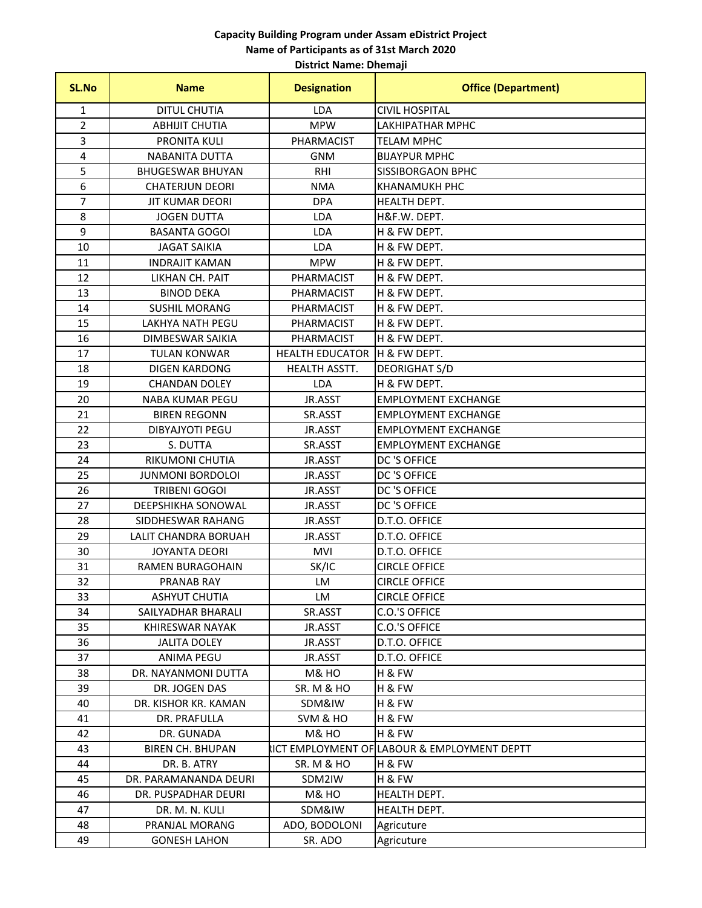**Capacity Building Program under Assam eDistrict Project**
**Name of Participants as of 31st March 2020**
**District Name: Dhemaji**

| SL.No | Name | Designation | Office (Department) |
|---|---|---|---|
| 1 | DITUL CHUTIA | LDA | CIVIL HOSPITAL |
| 2 | ABHIJIT CHUTIA | MPW | LAKHIPATHAR MPHC |
| 3 | PRONITA KULI | PHARMACIST | TELAM MPHC |
| 4 | NABANITA DUTTA | GNM | BIJAYPUR MPHC |
| 5 | BHUGESWAR BHUYAN | RHI | SISSIBORGAON BPHC |
| 6 | CHATERJUN DEORI | NMA | KHANAMUKH PHC |
| 7 | JIT KUMAR DEORI | DPA | HEALTH DEPT. |
| 8 | JOGEN DUTTA | LDA | H&F.W. DEPT. |
| 9 | BASANTA GOGOI | LDA | H & FW DEPT. |
| 10 | JAGAT SAIKIA | LDA | H & FW DEPT. |
| 11 | INDRAJIT KAMAN | MPW | H & FW DEPT. |
| 12 | LIKHAN CH. PAIT | PHARMACIST | H & FW DEPT. |
| 13 | BINOD DEKA | PHARMACIST | H & FW DEPT. |
| 14 | SUSHIL MORANG | PHARMACIST | H & FW DEPT. |
| 15 | LAKHYA NATH PEGU | PHARMACIST | H & FW DEPT. |
| 16 | DIMBESWAR SAIKIA | PHARMACIST | H & FW DEPT. |
| 17 | TULAN KONWAR | HEALTH EDUCATOR | H & FW DEPT. |
| 18 | DIGEN KARDONG | HEALTH ASSTT. | DEORIGHAT S/D |
| 19 | CHANDAN DOLEY | LDA | H & FW DEPT. |
| 20 | NABA KUMAR PEGU | JR.ASST | EMPLOYMENT EXCHANGE |
| 21 | BIREN REGONN | SR.ASST | EMPLOYMENT EXCHANGE |
| 22 | DIBYAJYOTI PEGU | JR.ASST | EMPLOYMENT EXCHANGE |
| 23 | S. DUTTA | SR.ASST | EMPLOYMENT EXCHANGE |
| 24 | RIKUMONI CHUTIA | JR.ASST | DC 'S OFFICE |
| 25 | JUNMONI BORDOLOI | JR.ASST | DC 'S OFFICE |
| 26 | TRIBENI GOGOI | JR.ASST | DC 'S OFFICE |
| 27 | DEEPSHIKHA SONOWAL | JR.ASST | DC 'S OFFICE |
| 28 | SIDDHESWAR RAHANG | JR.ASST | D.T.O. OFFICE |
| 29 | LALIT CHANDRA BORUAH | JR.ASST | D.T.O. OFFICE |
| 30 | JOYANTA DEORI | MVI | D.T.O. OFFICE |
| 31 | RAMEN BURAGOHAIN | SK/IC | CIRCLE OFFICE |
| 32 | PRANAB RAY | LM | CIRCLE OFFICE |
| 33 | ASHYUT CHUTIA | LM | CIRCLE OFFICE |
| 34 | SAILYADHAR BHARALI | SR.ASST | C.O.'S OFFICE |
| 35 | KHIRESWAR NAYAK | JR.ASST | C.O.'S OFFICE |
| 36 | JALITA DOLEY | JR.ASST | D.T.O. OFFICE |
| 37 | ANIMA PEGU | JR.ASST | D.T.O. OFFICE |
| 38 | DR. NAYANMONI DUTTA | M& HO | H & FW |
| 39 | DR. JOGEN DAS | SR. M & HO | H & FW |
| 40 | DR. KISHOR KR. KAMAN | SDM&IW | H & FW |
| 41 | DR. PRAFULLA | SVM & HO | H & FW |
| 42 | DR. GUNADA | M& HO | H & FW |
| 43 | BIREN CH. BHUPAN | RICT EMPLOYMENT OF | LABOUR & EMPLOYMENT DEPTT |
| 44 | DR. B. ATRY | SR. M & HO | H & FW |
| 45 | DR. PARAMANANDA DEURI | SDM2IW | H & FW |
| 46 | DR. PUSPADHAR DEURI | M& HO | HEALTH DEPT. |
| 47 | DR. M. N. KULI | SDM&IW | HEALTH DEPT. |
| 48 | PRANJAL MORANG | ADO, BODOLONI | Agricuture |
| 49 | GONESH LAHON | SR. ADO | Agricuture |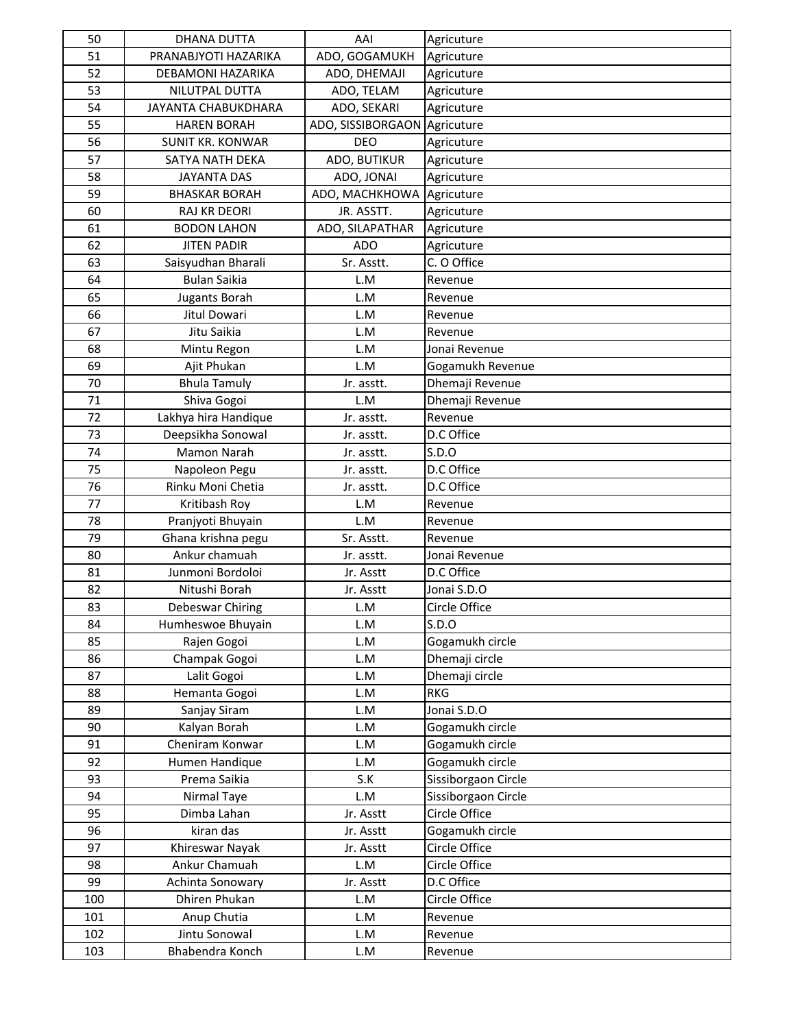| 50 | DHANA DUTTA | AAI | Agricuture |
|---|---|---|---|
| 51 | PRANABJYOTI HAZARIKA | ADO, GOGAMUKH | Agricuture |
| 52 | DEBAMONI HAZARIKA | ADO, DHEMAJI | Agricuture |
| 53 | NILUTPAL DUTTA | ADO, TELAM | Agricuture |
| 54 | JAYANTA CHABUKDHARA | ADO, SEKARI | Agricuture |
| 55 | HAREN BORAH | ADO, SISSIBORGAON | Agricuture |
| 56 | SUNIT KR. KONWAR | DEO | Agricuture |
| 57 | SATYA NATH DEKA | ADO, BUTIKUR | Agricuture |
| 58 | JAYANTA DAS | ADO, JONAI | Agricuture |
| 59 | BHASKAR BORAH | ADO, MACHKHOWA | Agricuture |
| 60 | RAJ KR DEORI | JR. ASSTT. | Agricuture |
| 61 | BODON LAHON | ADO, SILAPATHAR | Agricuture |
| 62 | JITEN PADIR | ADO | Agricuture |
| 63 | Saisyudhan Bharali | Sr. Asstt. | C. O Office |
| 64 | Bulan Saikia | L.M | Revenue |
| 65 | Jugants Borah | L.M | Revenue |
| 66 | Jitul Dowari | L.M | Revenue |
| 67 | Jitu Saikia | L.M | Revenue |
| 68 | Mintu Regon | L.M | Jonai Revenue |
| 69 | Ajit Phukan | L.M | Gogamukh Revenue |
| 70 | Bhula Tamuly | Jr. asstt. | Dhemaji Revenue |
| 71 | Shiva Gogoi | L.M | Dhemaji Revenue |
| 72 | Lakhya hira Handique | Jr. asstt. | Revenue |
| 73 | Deepsikha Sonowal | Jr. asstt. | D.C Office |
| 74 | Mamon Narah | Jr. asstt. | S.D.O |
| 75 | Napoleon Pegu | Jr. asstt. | D.C Office |
| 76 | Rinku Moni Chetia | Jr. asstt. | D.C Office |
| 77 | Kritibash Roy | L.M | Revenue |
| 78 | Pranjyoti Bhuyain | L.M | Revenue |
| 79 | Ghana krishna pegu | Sr. Asstt. | Revenue |
| 80 | Ankur chamuah | Jr. asstt. | Jonai Revenue |
| 81 | Junmoni Bordoloi | Jr. Asstt | D.C Office |
| 82 | Nitushi Borah | Jr. Asstt | Jonai S.D.O |
| 83 | Debeswar Chiring | L.M | Circle Office |
| 84 | Humheswoe Bhuyain | L.M | S.D.O |
| 85 | Rajen Gogoi | L.M | Gogamukh circle |
| 86 | Champak Gogoi | L.M | Dhemaji circle |
| 87 | Lalit Gogoi | L.M | Dhemaji circle |
| 88 | Hemanta Gogoi | L.M | RKG |
| 89 | Sanjay Siram | L.M | Jonai S.D.O |
| 90 | Kalyan Borah | L.M | Gogamukh circle |
| 91 | Cheniram Konwar | L.M | Gogamukh circle |
| 92 | Humen Handique | L.M | Gogamukh circle |
| 93 | Prema Saikia | S.K | Sissiborgaon Circle |
| 94 | Nirmal Taye | L.M | Sissiborgaon Circle |
| 95 | Dimba Lahan | Jr. Asstt | Circle Office |
| 96 | kiran das | Jr. Asstt | Gogamukh circle |
| 97 | Khireswar Nayak | Jr. Asstt | Circle Office |
| 98 | Ankur Chamuah | L.M | Circle Office |
| 99 | Achinta Sonowary | Jr. Asstt | D.C Office |
| 100 | Dhiren Phukan | L.M | Circle Office |
| 101 | Anup Chutia | L.M | Revenue |
| 102 | Jintu Sonowal | L.M | Revenue |
| 103 | Bhabendra Konch | L.M | Revenue |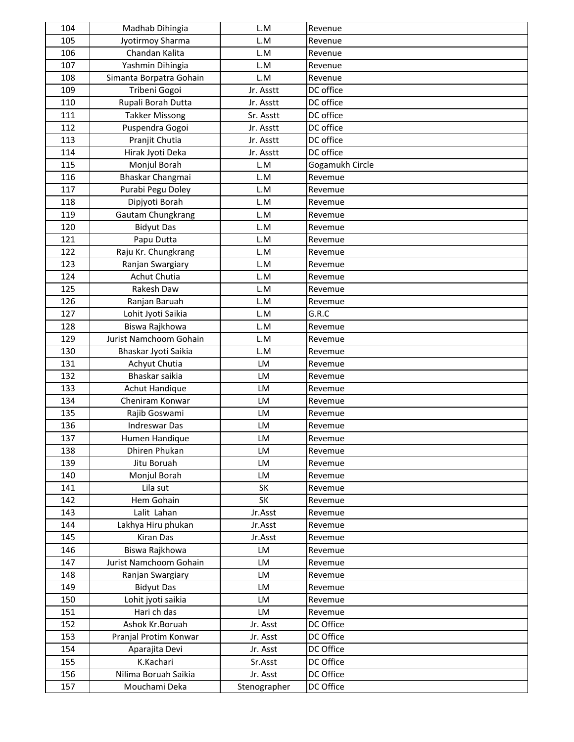| 104 | Madhab Dihingia | L.M | Revenue |
|---|---|---|---|
| 105 | Jyotirmoy Sharma | L.M | Revenue |
| 106 | Chandan Kalita | L.M | Revenue |
| 107 | Yashmin Dihingia | L.M | Revenue |
| 108 | Simanta Borpatra Gohain | L.M | Revenue |
| 109 | Tribeni Gogoi | Jr. Asstt | DC office |
| 110 | Rupali Borah Dutta | Jr. Asstt | DC office |
| 111 | Takker Missong | Sr. Asstt | DC office |
| 112 | Puspendra Gogoi | Jr. Asstt | DC office |
| 113 | Pranjit Chutia | Jr. Asstt | DC office |
| 114 | Hirak Jyoti Deka | Jr. Asstt | DC office |
| 115 | Monjul Borah | L.M | Gogamukh Circle |
| 116 | Bhaskar Changmai | L.M | Revemue |
| 117 | Purabi Pegu Doley | L.M | Revemue |
| 118 | Dipjyoti Borah | L.M | Revemue |
| 119 | Gautam Chungkrang | L.M | Revemue |
| 120 | Bidyut Das | L.M | Revemue |
| 121 | Papu Dutta | L.M | Revemue |
| 122 | Raju Kr. Chungkrang | L.M | Revemue |
| 123 | Ranjan Swargiary | L.M | Revemue |
| 124 | Achut Chutia | L.M | Revemue |
| 125 | Rakesh Daw | L.M | Revemue |
| 126 | Ranjan Baruah | L.M | Revemue |
| 127 | Lohit Jyoti Saikia | L.M | G.R.C |
| 128 | Biswa Rajkhowa | L.M | Revemue |
| 129 | Jurist Namchoom Gohain | L.M | Revemue |
| 130 | Bhaskar Jyoti Saikia | L.M | Revemue |
| 131 | Achyut Chutia | LM | Revemue |
| 132 | Bhaskar saikia | LM | Revemue |
| 133 | Achut Handique | LM | Revemue |
| 134 | Cheniram Konwar | LM | Revemue |
| 135 | Rajib Goswami | LM | Revemue |
| 136 | Indreswar Das | LM | Revemue |
| 137 | Humen Handique | LM | Revemue |
| 138 | Dhiren Phukan | LM | Revemue |
| 139 | Jitu Boruah | LM | Revemue |
| 140 | Monjul Borah | LM | Revemue |
| 141 | Lila sut | SK | Revemue |
| 142 | Hem Gohain | SK | Revemue |
| 143 | Lalit Lahan | Jr.Asst | Revemue |
| 144 | Lakhya Hiru phukan | Jr.Asst | Revemue |
| 145 | Kiran Das | Jr.Asst | Revemue |
| 146 | Biswa Rajkhowa | LM | Revemue |
| 147 | Jurist Namchoom Gohain | LM | Revemue |
| 148 | Ranjan Swargiary | LM | Revemue |
| 149 | Bidyut Das | LM | Revemue |
| 150 | Lohit jyoti saikia | LM | Revemue |
| 151 | Hari ch das | LM | Revemue |
| 152 | Ashok Kr.Boruah | Jr. Asst | DC Office |
| 153 | Pranjal Protim Konwar | Jr. Asst | DC Office |
| 154 | Aparajita Devi | Jr. Asst | DC Office |
| 155 | K.Kachari | Sr.Asst | DC Office |
| 156 | Nilima Boruah Saikia | Jr. Asst | DC Office |
| 157 | Mouchami Deka | Stenographer | DC Office |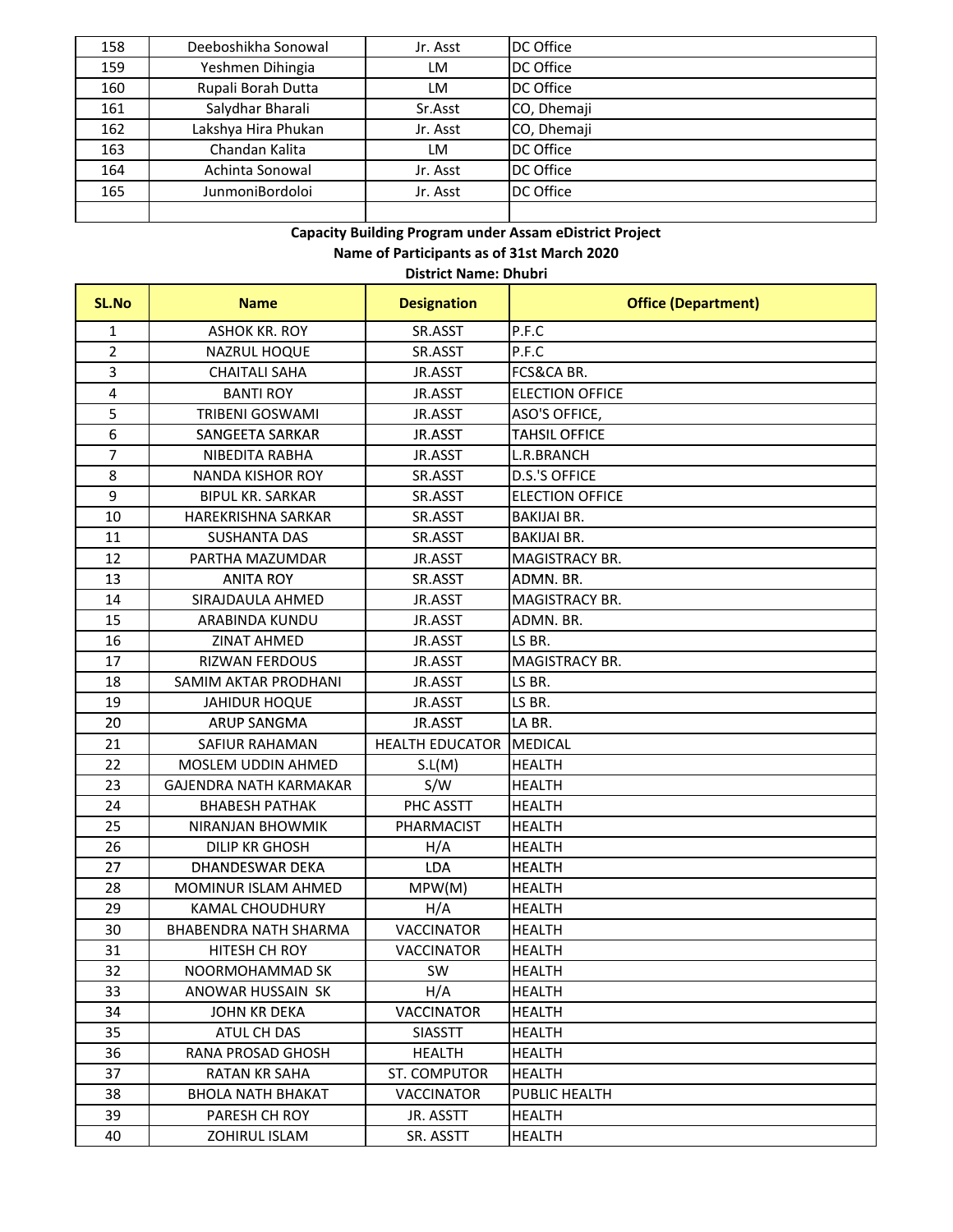| 158 | Deeboshikha Sonowal | Jr. Asst | DC Office |
|---|---|---|---|
| 159 | Yeshmen Dihingia | LM | DC Office |
| 160 | Rupali Borah Dutta | LM | DC Office |
| 161 | Salydhar Bharali | Sr.Asst | CO, Dhemaji |
| 162 | Lakshya Hira Phukan | Jr. Asst | CO, Dhemaji |
| 163 | Chandan Kalita | LM | DC Office |
| 164 | Achinta Sonowal | Jr. Asst | DC Office |
| 165 | JunmoniBordoloi | Jr. Asst | DC Office |
| | | | |

**Capacity Building Program under Assam eDistrict Project**

**Name of Participants as of 31st March 2020**

**District Name: Dhubri**

| SL.No | Name | Designation | Office (Department) |
|---|---|---|---|
| 1 | ASHOK KR. ROY | SR.ASST | P.F.C |
| 2 | NAZRUL HOQUE | SR.ASST | P.F.C |
| 3 | CHAITALI SAHA | JR.ASST | FCS&CA BR. |
| 4 | BANTI ROY | JR.ASST | ELECTION OFFICE |
| 5 | TRIBENI GOSWAMI | JR.ASST | ASO'S OFFICE, |
| 6 | SANGEETA SARKAR | JR.ASST | TAHSIL OFFICE |
| 7 | NIBEDITA RABHA | JR.ASST | L.R.BRANCH |
| 8 | NANDA KISHOR ROY | SR.ASST | D.S.'S OFFICE |
| 9 | BIPUL KR. SARKAR | SR.ASST | ELECTION OFFICE |
| 10 | HAREKRISHNA SARKAR | SR.ASST | BAKIJAI BR. |
| 11 | SUSHANTA DAS | SR.ASST | BAKIJAI BR. |
| 12 | PARTHA MAZUMDAR | JR.ASST | MAGISTRACY BR. |
| 13 | ANITA ROY | SR.ASST | ADMN. BR. |
| 14 | SIRAJDAULA AHMED | JR.ASST | MAGISTRACY BR. |
| 15 | ARABINDA KUNDU | JR.ASST | ADMN. BR. |
| 16 | ZINAT AHMED | JR.ASST | LS BR. |
| 17 | RIZWAN FERDOUS | JR.ASST | MAGISTRACY BR. |
| 18 | SAMIM AKTAR PRODHANI | JR.ASST | LS BR. |
| 19 | JAHIDUR HOQUE | JR.ASST | LS BR. |
| 20 | ARUP SANGMA | JR.ASST | LA BR. |
| 21 | SAFIUR RAHAMAN | HEALTH EDUCATOR | MEDICAL |
| 22 | MOSLEM UDDIN AHMED | S.L(M) | HEALTH |
| 23 | GAJENDRA NATH KARMAKAR | S/W | HEALTH |
| 24 | BHABESH PATHAK | PHC ASSTT | HEALTH |
| 25 | NIRANJAN BHOWMIK | PHARMACIST | HEALTH |
| 26 | DILIP KR GHOSH | H/A | HEALTH |
| 27 | DHANDESWAR DEKA | LDA | HEALTH |
| 28 | MOMINUR ISLAM AHMED | MPW(M) | HEALTH |
| 29 | KAMAL CHOUDHURY | H/A | HEALTH |
| 30 | BHABENDRA NATH SHARMA | VACCINATOR | HEALTH |
| 31 | HITESH CH ROY | VACCINATOR | HEALTH |
| 32 | NOORMOHAMMAD SK | SW | HEALTH |
| 33 | ANOWAR HUSSAIN SK | H/A | HEALTH |
| 34 | JOHN KR DEKA | VACCINATOR | HEALTH |
| 35 | ATUL CH DAS | SIASSTT | HEALTH |
| 36 | RANA PROSAD GHOSH | HEALTH | HEALTH |
| 37 | RATAN KR SAHA | ST. COMPUTOR | HEALTH |
| 38 | BHOLA NATH BHAKAT | VACCINATOR | PUBLIC HEALTH |
| 39 | PARESH CH ROY | JR. ASSTT | HEALTH |
| 40 | ZOHIRUL ISLAM | SR. ASSTT | HEALTH |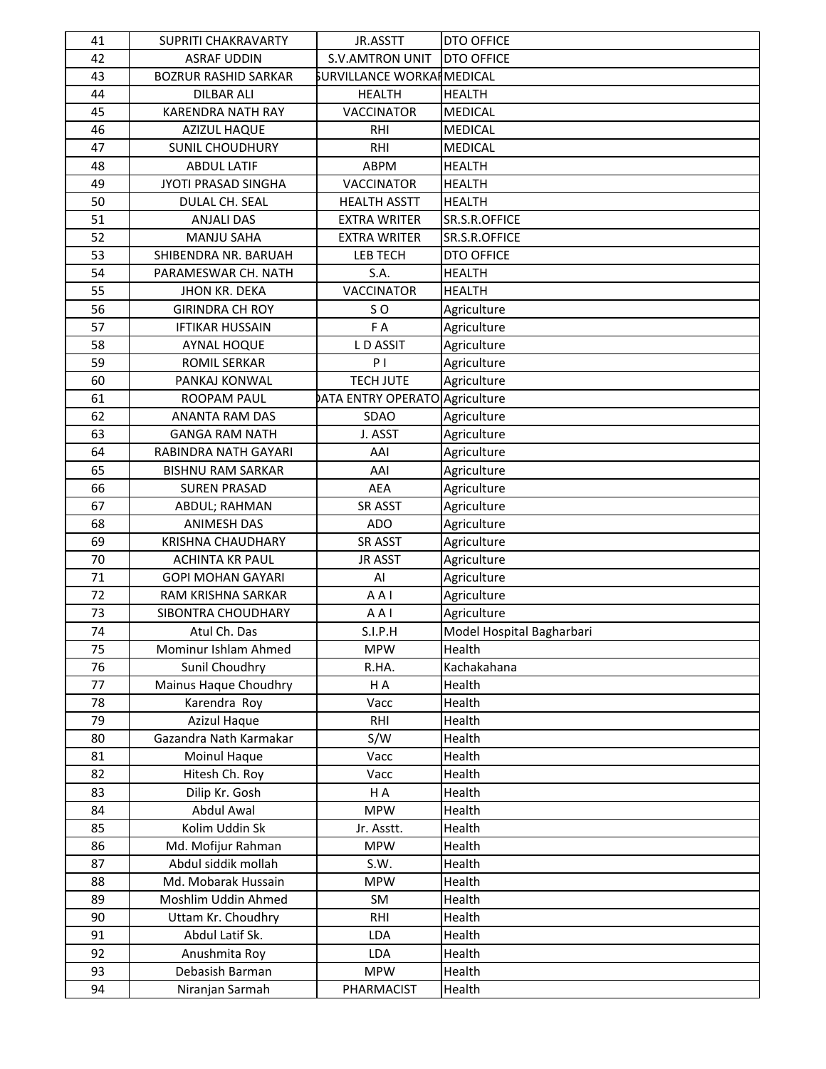| 41 | SUPRITI CHAKRAVARTY | JR.ASSTT | DTO OFFICE |
|---|---|---|---|
| 42 | ASRAF UDDIN | S.V.AMTRON UNIT | DTO OFFICE |
| 43 | BOZRUR RASHID SARKAR | SURVILLANCE WORKAR | MEDICAL |
| 44 | DILBAR ALI | HEALTH | HEALTH |
| 45 | KARENDRA NATH RAY | VACCINATOR | MEDICAL |
| 46 | AZIZUL HAQUE | RHI | MEDICAL |
| 47 | SUNIL CHOUDHURY | RHI | MEDICAL |
| 48 | ABDUL LATIF | ABPM | HEALTH |
| 49 | JYOTI PRASAD SINGHA | VACCINATOR | HEALTH |
| 50 | DULAL CH. SEAL | HEALTH ASSTT | HEALTH |
| 51 | ANJALI DAS | EXTRA WRITER | SR.S.R.OFFICE |
| 52 | MANJU SAHA | EXTRA WRITER | SR.S.R.OFFICE |
| 53 | SHIBENDRA NR. BARUAH | LEB TECH | DTO OFFICE |
| 54 | PARAMESWAR CH. NATH | S.A. | HEALTH |
| 55 | JHON KR. DEKA | VACCINATOR | HEALTH |
| 56 | GIRINDRA CH ROY | S O | Agriculture |
| 57 | IFTIKAR HUSSAIN | F A | Agriculture |
| 58 | AYNAL HOQUE | L D ASSIT | Agriculture |
| 59 | ROMIL SERKAR | P I | Agriculture |
| 60 | PANKAJ KONWAL | TECH JUTE | Agriculture |
| 61 | ROOPAM PAUL | DATA ENTRY OPERATO | Agriculture |
| 62 | ANANTA RAM DAS | SDAO | Agriculture |
| 63 | GANGA RAM NATH | J. ASST | Agriculture |
| 64 | RABINDRA NATH GAYARI | AAI | Agriculture |
| 65 | BISHNU RAM SARKAR | AAI | Agriculture |
| 66 | SUREN PRASAD | AEA | Agriculture |
| 67 | ABDUL; RAHMAN | SR ASST | Agriculture |
| 68 | ANIMESH DAS | ADO | Agriculture |
| 69 | KRISHNA CHAUDHARY | SR ASST | Agriculture |
| 70 | ACHINTA KR PAUL | JR ASST | Agriculture |
| 71 | GOPI MOHAN GAYARI | AI | Agriculture |
| 72 | RAM KRISHNA SARKAR | A A I | Agriculture |
| 73 | SIBONTRA CHOUDHARY | A A I | Agriculture |
| 74 | Atul Ch. Das | S.I.P.H | Model Hospital Bagharbari |
| 75 | Mominur Ishlam Ahmed | MPW | Health |
| 76 | Sunil Choudhry | R.HA. | Kachakahana |
| 77 | Mainus Haque Choudhry | H A | Health |
| 78 | Karendra Roy | Vacc | Health |
| 79 | Azizul Haque | RHI | Health |
| 80 | Gazandra Nath Karmakar | S/W | Health |
| 81 | Moinul Haque | Vacc | Health |
| 82 | Hitesh Ch. Roy | Vacc | Health |
| 83 | Dilip Kr. Gosh | H A | Health |
| 84 | Abdul Awal | MPW | Health |
| 85 | Kolim Uddin Sk | Jr. Asstt. | Health |
| 86 | Md. Mofijur Rahman | MPW | Health |
| 87 | Abdul siddik mollah | S.W. | Health |
| 88 | Md. Mobarak Hussain | MPW | Health |
| 89 | Moshlim Uddin Ahmed | SM | Health |
| 90 | Uttam Kr. Choudhry | RHI | Health |
| 91 | Abdul Latif Sk. | LDA | Health |
| 92 | Anushmita Roy | LDA | Health |
| 93 | Debasish Barman | MPW | Health |
| 94 | Niranjan Sarmah | PHARMACIST | Health |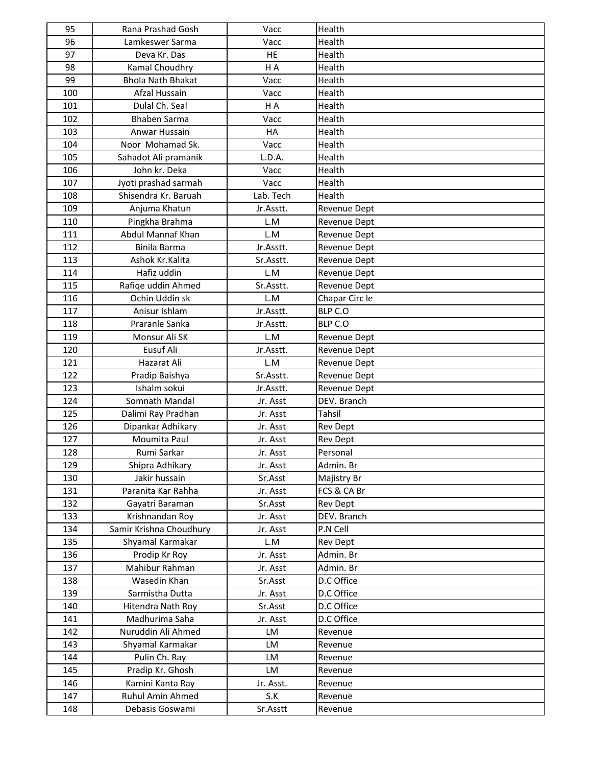| 95 | Rana Prashad Gosh | Vacc | Health |
|---|---|---|---|
| 96 | Lamkeswer Sarma | Vacc | Health |
| 97 | Deva Kr. Das | HE | Health |
| 98 | Kamal Choudhry | H A | Health |
| 99 | Bhola Nath Bhakat | Vacc | Health |
| 100 | Afzal Hussain | Vacc | Health |
| 101 | Dulal Ch. Seal | H A | Health |
| 102 | Bhaben Sarma | Vacc | Health |
| 103 | Anwar Hussain | HA | Health |
| 104 | Noor Mohamad Sk. | Vacc | Health |
| 105 | Sahadot Ali pramanik | L.D.A. | Health |
| 106 | John kr. Deka | Vacc | Health |
| 107 | Jyoti prashad sarmah | Vacc | Health |
| 108 | Shisendra Kr. Baruah | Lab. Tech | Health |
| 109 | Anjuma Khatun | Jr.Asstt. | Revenue Dept |
| 110 | Pingkha Brahma | L.M | Revenue Dept |
| 111 | Abdul Mannaf Khan | L.M | Revenue Dept |
| 112 | Binila Barma | Jr.Asstt. | Revenue Dept |
| 113 | Ashok Kr.Kalita | Sr.Asstt. | Revenue Dept |
| 114 | Hafiz uddin | L.M | Revenue Dept |
| 115 | Rafiqe uddin Ahmed | Sr.Asstt. | Revenue Dept |
| 116 | Ochin Uddin sk | L.M | Chapar Circ le |
| 117 | Anisur Ishlam | Jr.Asstt. | BLP C.O |
| 118 | Praranle Sanka | Jr.Asstt. | BLP C.O |
| 119 | Monsur Ali SK | L.M | Revenue Dept |
| 120 | Eusuf Ali | Jr.Asstt. | Revenue Dept |
| 121 | Hazarat Ali | L.M | Revenue Dept |
| 122 | Pradip Baishya | Sr.Asstt. | Revenue Dept |
| 123 | Ishalm sokui | Jr.Asstt. | Revenue Dept |
| 124 | Somnath Mandal | Jr. Asst | DEV. Branch |
| 125 | Dalimi Ray Pradhan | Jr. Asst | Tahsil |
| 126 | Dipankar Adhikary | Jr. Asst | Rev Dept |
| 127 | Moumita Paul | Jr. Asst | Rev Dept |
| 128 | Rumi Sarkar | Jr. Asst | Personal |
| 129 | Shipra Adhikary | Jr. Asst | Admin. Br |
| 130 | Jakir hussain | Sr.Asst | Majistry Br |
| 131 | Paranita Kar Rahha | Jr. Asst | FCS & CA Br |
| 132 | Gayatri Baraman | Sr.Asst | Rev Dept |
| 133 | Krishnandan Roy | Jr. Asst | DEV. Branch |
| 134 | Samir Krishna Choudhury | Jr. Asst | P.N Cell |
| 135 | Shyamal Karmakar | L.M | Rev Dept |
| 136 | Prodip Kr Roy | Jr. Asst | Admin. Br |
| 137 | Mahibur Rahman | Jr. Asst | Admin. Br |
| 138 | Wasedin Khan | Sr.Asst | D.C Office |
| 139 | Sarmistha Dutta | Jr. Asst | D.C Office |
| 140 | Hitendra Nath Roy | Sr.Asst | D.C Office |
| 141 | Madhurima Saha | Jr. Asst | D.C Office |
| 142 | Nuruddin Ali Ahmed | LM | Revenue |
| 143 | Shyamal Karmakar | LM | Revenue |
| 144 | Pulin Ch. Ray | LM | Revenue |
| 145 | Pradip Kr. Ghosh | LM | Revenue |
| 146 | Kamini Kanta Ray | Jr. Asst. | Revenue |
| 147 | Ruhul Amin Ahmed | S.K | Revenue |
| 148 | Debasis Goswami | Sr.Asstt | Revenue |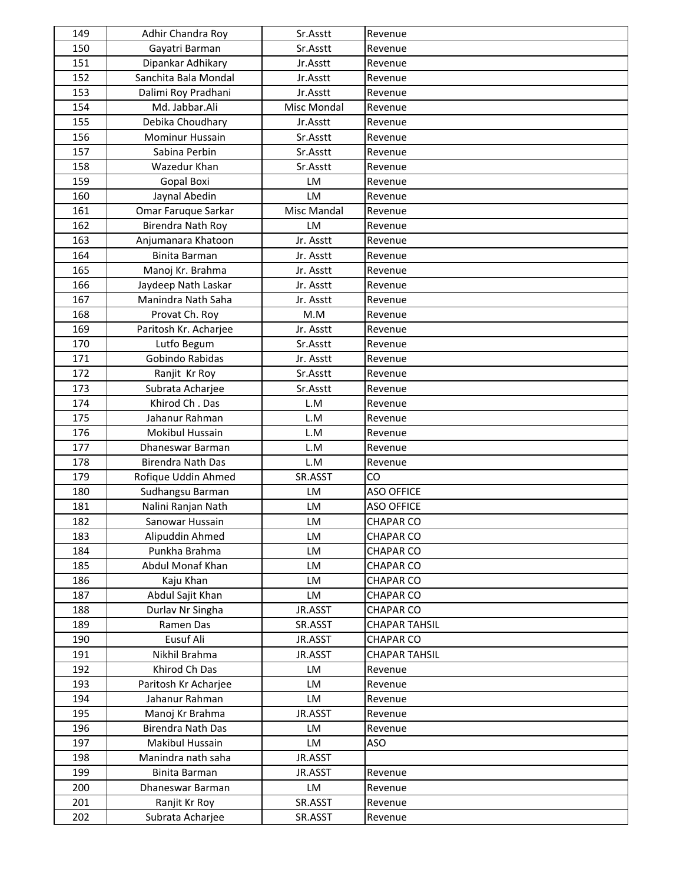| 149 | Adhir Chandra Roy | Sr.Asstt | Revenue |
|---|---|---|---|
| 150 | Gayatri Barman | Sr.Asstt | Revenue |
| 151 | Dipankar Adhikary | Jr.Asstt | Revenue |
| 152 | Sanchita Bala Mondal | Jr.Asstt | Revenue |
| 153 | Dalimi Roy Pradhani | Jr.Asstt | Revenue |
| 154 | Md. Jabbar.Ali | Misc Mondal | Revenue |
| 155 | Debika Choudhary | Jr.Asstt | Revenue |
| 156 | Mominur Hussain | Sr.Asstt | Revenue |
| 157 | Sabina Perbin | Sr.Asstt | Revenue |
| 158 | Wazedur Khan | Sr.Asstt | Revenue |
| 159 | Gopal Boxi | LM | Revenue |
| 160 | Jaynal Abedin | LM | Revenue |
| 161 | Omar Faruque Sarkar | Misc Mandal | Revenue |
| 162 | Birendra Nath Roy | LM | Revenue |
| 163 | Anjumanara Khatoon | Jr. Asstt | Revenue |
| 164 | Binita Barman | Jr. Asstt | Revenue |
| 165 | Manoj Kr. Brahma | Jr. Asstt | Revenue |
| 166 | Jaydeep Nath Laskar | Jr. Asstt | Revenue |
| 167 | Manindra Nath Saha | Jr. Asstt | Revenue |
| 168 | Provat Ch. Roy | M.M | Revenue |
| 169 | Paritosh Kr. Acharjee | Jr. Asstt | Revenue |
| 170 | Lutfo Begum | Sr.Asstt | Revenue |
| 171 | Gobindo Rabidas | Jr. Asstt | Revenue |
| 172 | Ranjit Kr Roy | Sr.Asstt | Revenue |
| 173 | Subrata Acharjee | Sr.Asstt | Revenue |
| 174 | Khirod Ch . Das | L.M | Revenue |
| 175 | Jahanur Rahman | L.M | Revenue |
| 176 | Mokibul Hussain | L.M | Revenue |
| 177 | Dhaneswar Barman | L.M | Revenue |
| 178 | Birendra Nath Das | L.M | Revenue |
| 179 | Rofique Uddin Ahmed | SR.ASST | CO |
| 180 | Sudhangsu Barman | LM | ASO OFFICE |
| 181 | Nalini Ranjan Nath | LM | ASO OFFICE |
| 182 | Sanowar Hussain | LM | CHAPAR CO |
| 183 | Alipuddin Ahmed | LM | CHAPAR CO |
| 184 | Punkha Brahma | LM | CHAPAR CO |
| 185 | Abdul Monaf Khan | LM | CHAPAR CO |
| 186 | Kaju Khan | LM | CHAPAR CO |
| 187 | Abdul Sajit Khan | LM | CHAPAR CO |
| 188 | Durlav Nr Singha | JR.ASST | CHAPAR CO |
| 189 | Ramen Das | SR.ASST | CHAPAR TAHSIL |
| 190 | Eusuf Ali | JR.ASST | CHAPAR CO |
| 191 | Nikhil Brahma | JR.ASST | CHAPAR TAHSIL |
| 192 | Khirod Ch Das | LM | Revenue |
| 193 | Paritosh Kr Acharjee | LM | Revenue |
| 194 | Jahanur Rahman | LM | Revenue |
| 195 | Manoj Kr Brahma | JR.ASST | Revenue |
| 196 | Birendra Nath Das | LM | Revenue |
| 197 | Makibul Hussain | LM | ASO |
| 198 | Manindra nath saha | JR.ASST | |
| 199 | Binita Barman | JR.ASST | Revenue |
| 200 | Dhaneswar Barman | LM | Revenue |
| 201 | Ranjit Kr Roy | SR.ASST | Revenue |
| 202 | Subrata Acharjee | SR.ASST | Revenue |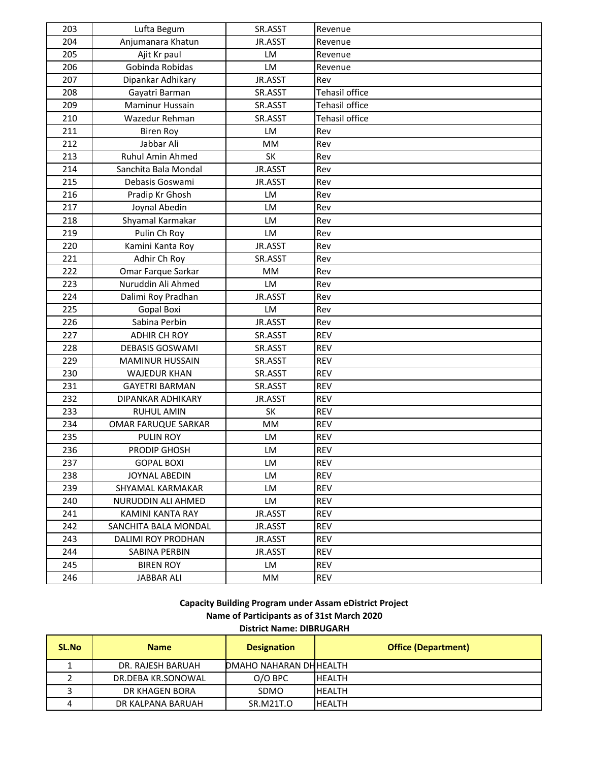| 203 | Lufta Begum | SR.ASST | Revenue |
|---|---|---|---|
| 204 | Anjumanara Khatun | JR.ASST | Revenue |
| 205 | Ajit Kr paul | LM | Revenue |
| 206 | Gobinda Robidas | LM | Revenue |
| 207 | Dipankar Adhikary | JR.ASST | Rev |
| 208 | Gayatri Barman | SR.ASST | Tehasil office |
| 209 | Maminur Hussain | SR.ASST | Tehasil office |
| 210 | Wazedur Rehman | SR.ASST | Tehasil office |
| 211 | Biren Roy | LM | Rev |
| 212 | Jabbar Ali | MM | Rev |
| 213 | Ruhul Amin Ahmed | SK | Rev |
| 214 | Sanchita Bala Mondal | JR.ASST | Rev |
| 215 | Debasis Goswami | JR.ASST | Rev |
| 216 | Pradip Kr Ghosh | LM | Rev |
| 217 | Joynal Abedin | LM | Rev |
| 218 | Shyamal Karmakar | LM | Rev |
| 219 | Pulin Ch Roy | LM | Rev |
| 220 | Kamini Kanta Roy | JR.ASST | Rev |
| 221 | Adhir Ch Roy | SR.ASST | Rev |
| 222 | Omar Farque Sarkar | MM | Rev |
| 223 | Nuruddin Ali Ahmed | LM | Rev |
| 224 | Dalimi Roy Pradhan | JR.ASST | Rev |
| 225 | Gopal Boxi | LM | Rev |
| 226 | Sabina Perbin | JR.ASST | Rev |
| 227 | ADHIR CH ROY | SR.ASST | REV |
| 228 | DEBASIS GOSWAMI | SR.ASST | REV |
| 229 | MAMINUR HUSSAIN | SR.ASST | REV |
| 230 | WAJEDUR KHAN | SR.ASST | REV |
| 231 | GAYETRI BARMAN | SR.ASST | REV |
| 232 | DIPANKAR ADHIKARY | JR.ASST | REV |
| 233 | RUHUL AMIN | SK | REV |
| 234 | OMAR FARUQUE SARKAR | MM | REV |
| 235 | PULIN ROY | LM | REV |
| 236 | PRODIP GHOSH | LM | REV |
| 237 | GOPAL BOXI | LM | REV |
| 238 | JOYNAL ABEDIN | LM | REV |
| 239 | SHYAMAL KARMAKAR | LM | REV |
| 240 | NURUDDIN ALI AHMED | LM | REV |
| 241 | KAMINI KANTA RAY | JR.ASST | REV |
| 242 | SANCHITA BALA MONDAL | JR.ASST | REV |
| 243 | DALIMI ROY PRODHAN | JR.ASST | REV |
| 244 | SABINA PERBIN | JR.ASST | REV |
| 245 | BIREN ROY | LM | REV |
| 246 | JABBAR ALI | MM | REV |

**Capacity Building Program under Assam eDistrict Project**
**Name of Participants as of 31st March 2020**
**District Name: DIBRUGARH**

| SL.No | Name | Designation | Office (Department) |
|---|---|---|---|
| 1 | DR. RAJESH BARUAH | DMAHO NAHARAN DH | HEALTH |
| 2 | DR.DEBA KR.SONOWAL | O/O BPC | HEALTH |
| 3 | DR KHAGEN BORA | SDMO | HEALTH |
| 4 | DR KALPANA BARUAH | SR.M21T.O | HEALTH |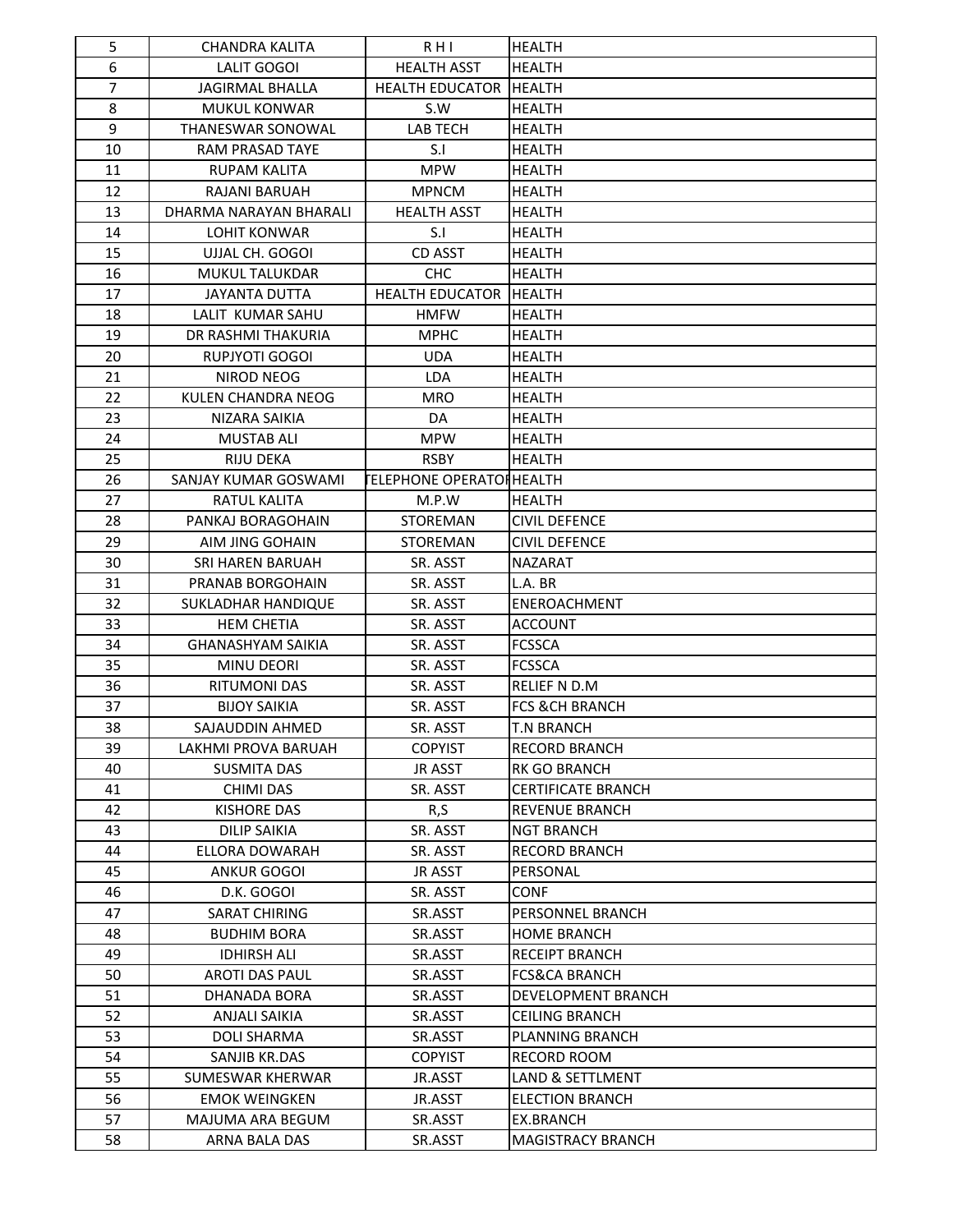| 5 | CHANDRA KALITA | R H I | HEALTH |
|---|---|---|---|
| 6 | LALIT GOGOI | HEALTH ASST | HEALTH |
| 7 | JAGIRMAL BHALLA | HEALTH EDUCATOR | HEALTH |
| 8 | MUKUL KONWAR | S.W | HEALTH |
| 9 | THANESWAR SONOWAL | LAB TECH | HEALTH |
| 10 | RAM PRASAD TAYE | S.I | HEALTH |
| 11 | RUPAM KALITA | MPW | HEALTH |
| 12 | RAJANI BARUAH | MPNCM | HEALTH |
| 13 | DHARMA NARAYAN BHARALI | HEALTH ASST | HEALTH |
| 14 | LOHIT KONWAR | S.I | HEALTH |
| 15 | UJJAL CH. GOGOI | CD ASST | HEALTH |
| 16 | MUKUL TALUKDAR | CHC | HEALTH |
| 17 | JAYANTA DUTTA | HEALTH EDUCATOR | HEALTH |
| 18 | LALIT KUMAR SAHU | HMFW | HEALTH |
| 19 | DR RASHMI THAKURIA | MPHC | HEALTH |
| 20 | RUPJYOTI GOGOI | UDA | HEALTH |
| 21 | NIROD NEOG | LDA | HEALTH |
| 22 | KULEN CHANDRA NEOG | MRO | HEALTH |
| 23 | NIZARA SAIKIA | DA | HEALTH |
| 24 | MUSTAB ALI | MPW | HEALTH |
| 25 | RIJU DEKA | RSBY | HEALTH |
| 26 | SANJAY KUMAR GOSWAMI | TELEPHONE OPERATOR | HEALTH |
| 27 | RATUL KALITA | M.P.W | HEALTH |
| 28 | PANKAJ BORAGOHAIN | STOREMAN | CIVIL DEFENCE |
| 29 | AIM JING GOHAIN | STOREMAN | CIVIL DEFENCE |
| 30 | SRI HAREN BARUAH | SR. ASST | NAZARAT |
| 31 | PRANAB BORGOHAIN | SR. ASST | L.A. BR |
| 32 | SUKLADHAR HANDIQUE | SR. ASST | ENEROACHMENT |
| 33 | HEM CHETIA | SR. ASST | ACCOUNT |
| 34 | GHANASHYAM SAIKIA | SR. ASST | FCSSCA |
| 35 | MINU DEORI | SR. ASST | FCSSCA |
| 36 | RITUMONI DAS | SR. ASST | RELIEF N D.M |
| 37 | BIJOY SAIKIA | SR. ASST | FCS &CH BRANCH |
| 38 | SAJAUDDIN AHMED | SR. ASST | T.N BRANCH |
| 39 | LAKHMI PROVA BARUAH | COPYIST | RECORD BRANCH |
| 40 | SUSMITA DAS | JR ASST | RK GO BRANCH |
| 41 | CHIMI DAS | SR. ASST | CERTIFICATE BRANCH |
| 42 | KISHORE DAS | R,S | REVENUE BRANCH |
| 43 | DILIP SAIKIA | SR. ASST | NGT BRANCH |
| 44 | ELLORA DOWARAH | SR. ASST | RECORD BRANCH |
| 45 | ANKUR GOGOI | JR ASST | PERSONAL |
| 46 | D.K. GOGOI | SR. ASST | CONF |
| 47 | SARAT CHIRING | SR.ASST | PERSONNEL BRANCH |
| 48 | BUDHIM BORA | SR.ASST | HOME BRANCH |
| 49 | IDHIRSH ALI | SR.ASST | RECEIPT BRANCH |
| 50 | AROTI DAS PAUL | SR.ASST | FCS&CA BRANCH |
| 51 | DHANADA BORA | SR.ASST | DEVELOPMENT BRANCH |
| 52 | ANJALI SAIKIA | SR.ASST | CEILING BRANCH |
| 53 | DOLI SHARMA | SR.ASST | PLANNING BRANCH |
| 54 | SANJIB KR.DAS | COPYIST | RECORD ROOM |
| 55 | SUMESWAR KHERWAR | JR.ASST | LAND & SETTLMENT |
| 56 | EMOK WEINGKEN | JR.ASST | ELECTION BRANCH |
| 57 | MAJUMA ARA BEGUM | SR.ASST | EX.BRANCH |
| 58 | ARNA BALA DAS | SR.ASST | MAGISTRACY BRANCH |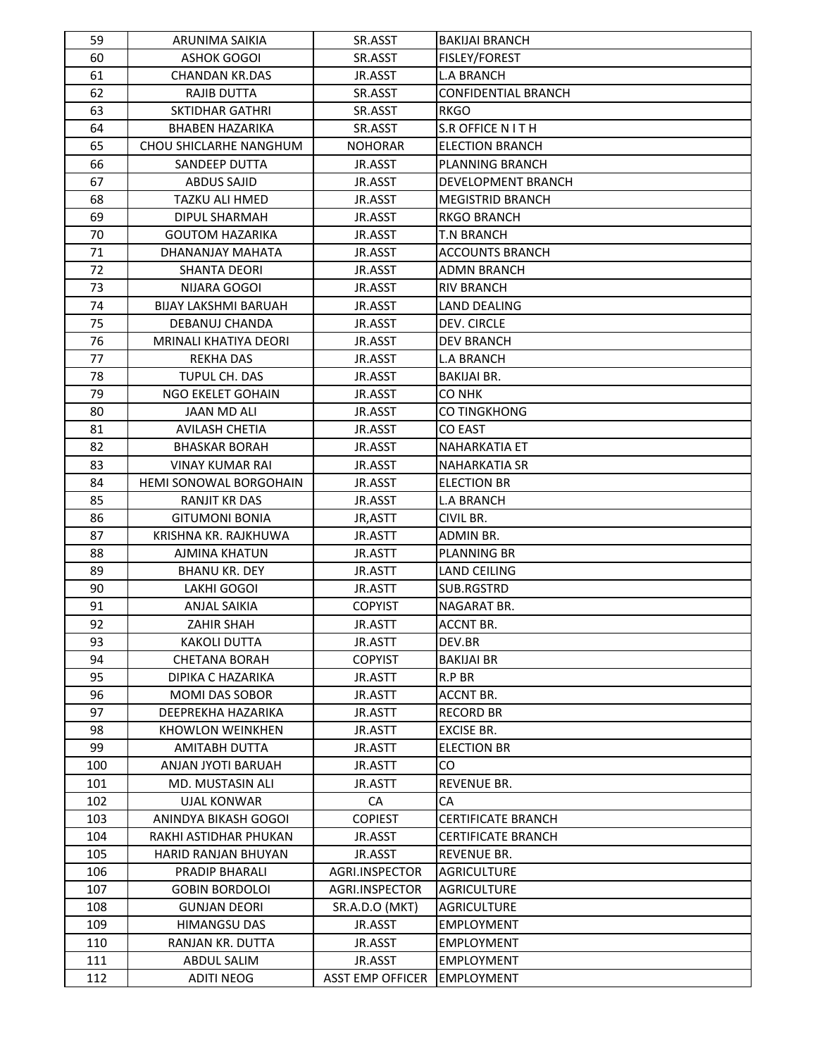| 59 | ARUNIMA SAIKIA | SR.ASST | BAKIJAI BRANCH |
|---|---|---|---|
| 60 | ASHOK GOGOI | SR.ASST | FISLEY/FOREST |
| 61 | CHANDAN KR.DAS | JR.ASST | L.A BRANCH |
| 62 | RAJIB DUTTA | SR.ASST | CONFIDENTIAL BRANCH |
| 63 | SKTIDHAR GATHRI | SR.ASST | RKGO |
| 64 | BHABEN HAZARIKA | SR.ASST | S.R OFFICE N I T H |
| 65 | CHOU SHICLARHE NANGHUM | NOHORAR | ELECTION BRANCH |
| 66 | SANDEEP DUTTA | JR.ASST | PLANNING BRANCH |
| 67 | ABDUS SAJID | JR.ASST | DEVELOPMENT BRANCH |
| 68 | TAZKU ALI HMED | JR.ASST | MEGISTRID BRANCH |
| 69 | DIPUL SHARMAH | JR.ASST | RKGO BRANCH |
| 70 | GOUTOM HAZARIKA | JR.ASST | T.N BRANCH |
| 71 | DHANANJAY MAHATA | JR.ASST | ACCOUNTS BRANCH |
| 72 | SHANTA DEORI | JR.ASST | ADMN BRANCH |
| 73 | NIJARA GOGOI | JR.ASST | RIV BRANCH |
| 74 | BIJAY LAKSHMI BARUAH | JR.ASST | LAND DEALING |
| 75 | DEBANUJ CHANDA | JR.ASST | DEV. CIRCLE |
| 76 | MRINALI KHATIYA DEORI | JR.ASST | DEV BRANCH |
| 77 | REKHA DAS | JR.ASST | L.A BRANCH |
| 78 | TUPUL CH. DAS | JR.ASST | BAKIJAI BR. |
| 79 | NGO EKELET GOHAIN | JR.ASST | CO NHK |
| 80 | JAAN MD ALI | JR.ASST | CO TINGKHONG |
| 81 | AVILASH CHETIA | JR.ASST | CO EAST |
| 82 | BHASKAR BORAH | JR.ASST | NAHARKATIA ET |
| 83 | VINAY KUMAR RAI | JR.ASST | NAHARKATIA SR |
| 84 | HEMI SONOWAL BORGOHAIN | JR.ASST | ELECTION BR |
| 85 | RANJIT KR DAS | JR.ASST | L.A BRANCH |
| 86 | GITUMONI BONIA | JR,ASTT | CIVIL BR. |
| 87 | KRISHNA KR. RAJKHUWA | JR.ASTT | ADMIN BR. |
| 88 | AJMINA KHATUN | JR.ASTT | PLANNING BR |
| 89 | BHANU KR. DEY | JR.ASTT | LAND CEILING |
| 90 | LAKHI GOGOI | JR.ASTT | SUB.RGSTRD |
| 91 | ANJAL SAIKIA | COPYIST | NAGARAT BR. |
| 92 | ZAHIR SHAH | JR.ASTT | ACCNT BR. |
| 93 | KAKOLI DUTTA | JR.ASTT | DEV.BR |
| 94 | CHETANA BORAH | COPYIST | BAKIJAI BR |
| 95 | DIPIKA C HAZARIKA | JR.ASTT | R.P BR |
| 96 | MOMI DAS SOBOR | JR.ASTT | ACCNT BR. |
| 97 | DEEPREKHA HAZARIKA | JR.ASTT | RECORD BR |
| 98 | KHOWLON WEINKHEN | JR.ASTT | EXCISE BR. |
| 99 | AMITABH DUTTA | JR.ASTT | ELECTION BR |
| 100 | ANJAN JYOTI BARUAH | JR.ASTT | CO |
| 101 | MD. MUSTASIN ALI | JR.ASTT | REVENUE BR. |
| 102 | UJAL KONWAR | CA | CA |
| 103 | ANINDYA BIKASH GOGOI | COPIEST | CERTIFICATE BRANCH |
| 104 | RAKHI ASTIDHAR PHUKAN | JR.ASST | CERTIFICATE BRANCH |
| 105 | HARID RANJAN BHUYAN | JR.ASST | REVENUE BR. |
| 106 | PRADIP BHARALI | AGRI.INSPECTOR | AGRICULTURE |
| 107 | GOBIN BORDOLOI | AGRI.INSPECTOR | AGRICULTURE |
| 108 | GUNJAN DEORI | SR.A.D.O (MKT) | AGRICULTURE |
| 109 | HIMANGSU DAS | JR.ASST | EMPLOYMENT |
| 110 | RANJAN KR. DUTTA | JR.ASST | EMPLOYMENT |
| 111 | ABDUL SALIM | JR.ASST | EMPLOYMENT |
| 112 | ADITI NEOG | ASST EMP OFFICER | EMPLOYMENT |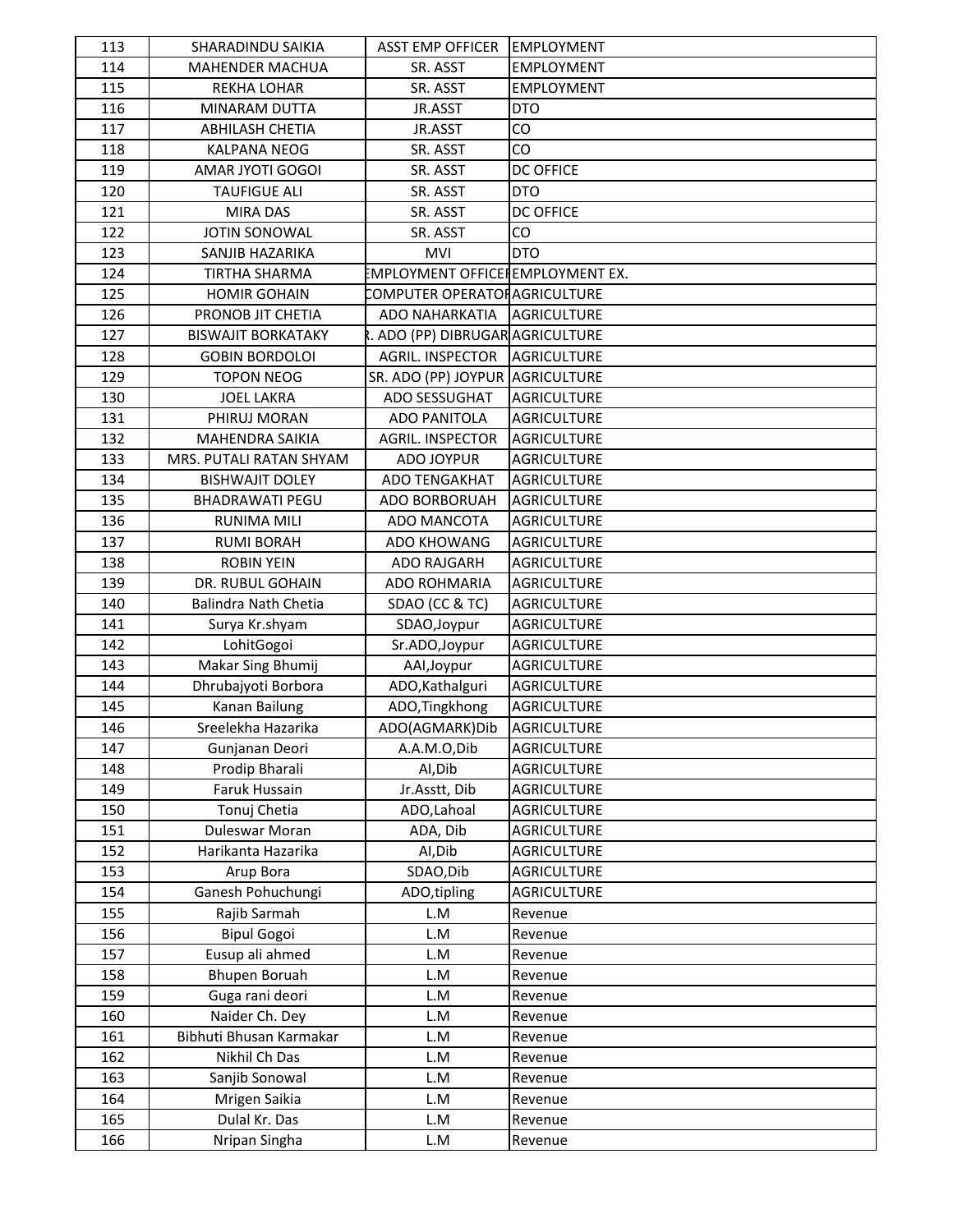| 113 | SHARADINDU SAIKIA | ASST EMP OFFICER | EMPLOYMENT |
|---|---|---|---|
| 114 | MAHENDER MACHUA | SR. ASST | EMPLOYMENT |
| 115 | REKHA LOHAR | SR. ASST | EMPLOYMENT |
| 116 | MINARAM DUTTA | JR.ASST | DTO |
| 117 | ABHILASH CHETIA | JR.ASST | CO |
| 118 | KALPANA NEOG | SR. ASST | CO |
| 119 | AMAR JYOTI GOGOI | SR. ASST | DC OFFICE |
| 120 | TAUFIGUE ALI | SR. ASST | DTO |
| 121 | MIRA DAS | SR. ASST | DC OFFICE |
| 122 | JOTIN SONOWAL | SR. ASST | CO |
| 123 | SANJIB HAZARIKA | MVI | DTO |
| 124 | TIRTHA SHARMA | EMPLOYMENT OFFICER | EMPLOYMENT EX. |
| 125 | HOMIR GOHAIN | COMPUTER OPERATOR | AGRICULTURE |
| 126 | PRONOB JIT CHETIA | ADO NAHARKATIA | AGRICULTURE |
| 127 | BISWAJIT BORKATAKY | R. ADO (PP) DIBRUGAR | AGRICULTURE |
| 128 | GOBIN BORDOLOI | AGRIL. INSPECTOR | AGRICULTURE |
| 129 | TOPON NEOG | SR. ADO (PP) JOYPUR | AGRICULTURE |
| 130 | JOEL LAKRA | ADO SESSUGHAT | AGRICULTURE |
| 131 | PHIRUJ MORAN | ADO PANITOLA | AGRICULTURE |
| 132 | MAHENDRA SAIKIA | AGRIL. INSPECTOR | AGRICULTURE |
| 133 | MRS. PUTALI RATAN SHYAM | ADO JOYPUR | AGRICULTURE |
| 134 | BISHWAJIT DOLEY | ADO TENGAKHAT | AGRICULTURE |
| 135 | BHADRAWATI PEGU | ADO BORBORUAH | AGRICULTURE |
| 136 | RUNIMA MILI | ADO MANCOTA | AGRICULTURE |
| 137 | RUMI BORAH | ADO KHOWANG | AGRICULTURE |
| 138 | ROBIN YEIN | ADO RAJGARH | AGRICULTURE |
| 139 | DR. RUBUL GOHAIN | ADO ROHMARIA | AGRICULTURE |
| 140 | Balindra Nath Chetia | SDAO (CC & TC) | AGRICULTURE |
| 141 | Surya Kr.shyam | SDAO,Joypur | AGRICULTURE |
| 142 | LohitGogoi | Sr.ADO,Joypur | AGRICULTURE |
| 143 | Makar Sing Bhumij | AAI,Joypur | AGRICULTURE |
| 144 | Dhrubajyoti Borbora | ADO,Kathalguri | AGRICULTURE |
| 145 | Kanan Bailung | ADO,Tingkhong | AGRICULTURE |
| 146 | Sreelekha Hazarika | ADO(AGMARK)Dib | AGRICULTURE |
| 147 | Gunjanan Deori | A.A.M.O,Dib | AGRICULTURE |
| 148 | Prodip Bharali | AI,Dib | AGRICULTURE |
| 149 | Faruk Hussain | Jr.Asstt, Dib | AGRICULTURE |
| 150 | Tonuj Chetia | ADO,Lahoal | AGRICULTURE |
| 151 | Duleswar Moran | ADA, Dib | AGRICULTURE |
| 152 | Harikanta Hazarika | AI,Dib | AGRICULTURE |
| 153 | Arup Bora | SDAO,Dib | AGRICULTURE |
| 154 | Ganesh Pohuchungi | ADO,tipling | AGRICULTURE |
| 155 | Rajib Sarmah | L.M | Revenue |
| 156 | Bipul Gogoi | L.M | Revenue |
| 157 | Eusup ali ahmed | L.M | Revenue |
| 158 | Bhupen Boruah | L.M | Revenue |
| 159 | Guga rani deori | L.M | Revenue |
| 160 | Naider Ch. Dey | L.M | Revenue |
| 161 | Bibhuti Bhusan Karmakar | L.M | Revenue |
| 162 | Nikhil Ch Das | L.M | Revenue |
| 163 | Sanjib Sonowal | L.M | Revenue |
| 164 | Mrigen Saikia | L.M | Revenue |
| 165 | Dulal Kr. Das | L.M | Revenue |
| 166 | Nripan Singha | L.M | Revenue |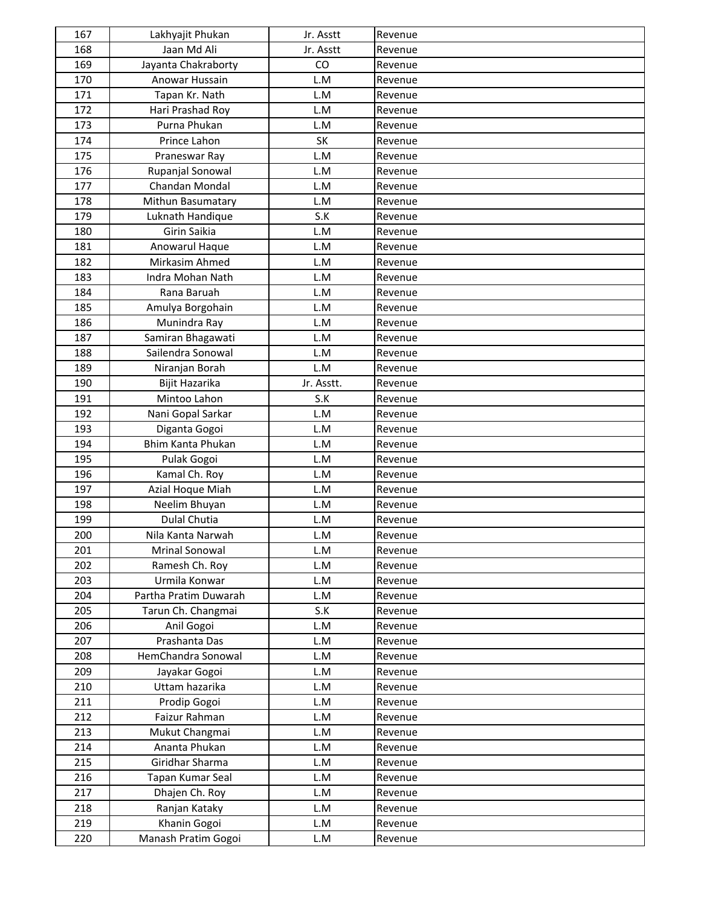| 167 | Lakhyajit Phukan | Jr. Asstt | Revenue |
|---|---|---|---|
| 168 | Jaan Md Ali | Jr. Asstt | Revenue |
| 169 | Jayanta Chakraborty | CO | Revenue |
| 170 | Anowar Hussain | L.M | Revenue |
| 171 | Tapan Kr. Nath | L.M | Revenue |
| 172 | Hari Prashad Roy | L.M | Revenue |
| 173 | Purna Phukan | L.M | Revenue |
| 174 | Prince Lahon | SK | Revenue |
| 175 | Praneswar Ray | L.M | Revenue |
| 176 | Rupanjal Sonowal | L.M | Revenue |
| 177 | Chandan Mondal | L.M | Revenue |
| 178 | Mithun Basumatary | L.M | Revenue |
| 179 | Luknath Handique | S.K | Revenue |
| 180 | Girin Saikia | L.M | Revenue |
| 181 | Anowarul Haque | L.M | Revenue |
| 182 | Mirkasim Ahmed | L.M | Revenue |
| 183 | Indra Mohan Nath | L.M | Revenue |
| 184 | Rana Baruah | L.M | Revenue |
| 185 | Amulya Borgohain | L.M | Revenue |
| 186 | Munindra Ray | L.M | Revenue |
| 187 | Samiran Bhagawati | L.M | Revenue |
| 188 | Sailendra Sonowal | L.M | Revenue |
| 189 | Niranjan Borah | L.M | Revenue |
| 190 | Bijit Hazarika | Jr. Asstt. | Revenue |
| 191 | Mintoo Lahon | S.K | Revenue |
| 192 | Nani Gopal Sarkar | L.M | Revenue |
| 193 | Diganta Gogoi | L.M | Revenue |
| 194 | Bhim Kanta Phukan | L.M | Revenue |
| 195 | Pulak Gogoi | L.M | Revenue |
| 196 | Kamal Ch. Roy | L.M | Revenue |
| 197 | Azial Hoque Miah | L.M | Revenue |
| 198 | Neelim Bhuyan | L.M | Revenue |
| 199 | Dulal Chutia | L.M | Revenue |
| 200 | Nila Kanta Narwah | L.M | Revenue |
| 201 | Mrinal Sonowal | L.M | Revenue |
| 202 | Ramesh Ch. Roy | L.M | Revenue |
| 203 | Urmila Konwar | L.M | Revenue |
| 204 | Partha Pratim Duwarah | L.M | Revenue |
| 205 | Tarun Ch. Changmai | S.K | Revenue |
| 206 | Anil Gogoi | L.M | Revenue |
| 207 | Prashanta Das | L.M | Revenue |
| 208 | HemChandra Sonowal | L.M | Revenue |
| 209 | Jayakar Gogoi | L.M | Revenue |
| 210 | Uttam hazarika | L.M | Revenue |
| 211 | Prodip Gogoi | L.M | Revenue |
| 212 | Faizur Rahman | L.M | Revenue |
| 213 | Mukut Changmai | L.M | Revenue |
| 214 | Ananta Phukan | L.M | Revenue |
| 215 | Giridhar Sharma | L.M | Revenue |
| 216 | Tapan Kumar Seal | L.M | Revenue |
| 217 | Dhajen Ch. Roy | L.M | Revenue |
| 218 | Ranjan Kataky | L.M | Revenue |
| 219 | Khanin Gogoi | L.M | Revenue |
| 220 | Manash Pratim Gogoi | L.M | Revenue |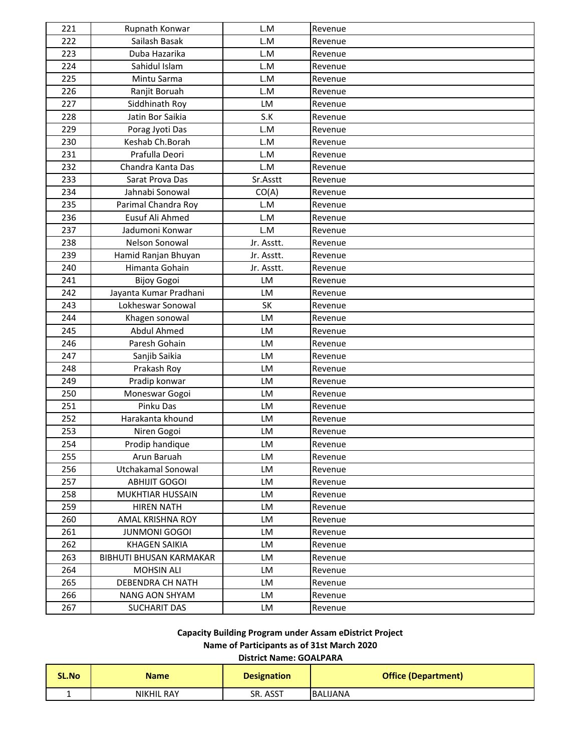| | | | |
|---|---|---|---|
| 221 | Rupnath Konwar | L.M | Revenue |
| 222 | Sailash Basak | L.M | Revenue |
| 223 | Duba Hazarika | L.M | Revenue |
| 224 | Sahidul Islam | L.M | Revenue |
| 225 | Mintu Sarma | L.M | Revenue |
| 226 | Ranjit Boruah | L.M | Revenue |
| 227 | Siddhinath Roy | LM | Revenue |
| 228 | Jatin Bor Saikia | S.K | Revenue |
| 229 | Porag Jyoti Das | L.M | Revenue |
| 230 | Keshab Ch.Borah | L.M | Revenue |
| 231 | Prafulla Deori | L.M | Revenue |
| 232 | Chandra Kanta Das | L.M | Revenue |
| 233 | Sarat Prova Das | Sr.Asstt | Revenue |
| 234 | Jahnabi Sonowal | CO(A) | Revenue |
| 235 | Parimal Chandra Roy | L.M | Revenue |
| 236 | Eusuf Ali Ahmed | L.M | Revenue |
| 237 | Jadumoni Konwar | L.M | Revenue |
| 238 | Nelson Sonowal | Jr. Asstt. | Revenue |
| 239 | Hamid Ranjan Bhuyan | Jr. Asstt. | Revenue |
| 240 | Himanta Gohain | Jr. Asstt. | Revenue |
| 241 | Bijoy Gogoi | LM | Revenue |
| 242 | Jayanta Kumar Pradhani | LM | Revenue |
| 243 | Lokheswar Sonowal | SK | Revenue |
| 244 | Khagen sonowal | LM | Revenue |
| 245 | Abdul Ahmed | LM | Revenue |
| 246 | Paresh Gohain | LM | Revenue |
| 247 | Sanjib Saikia | LM | Revenue |
| 248 | Prakash Roy | LM | Revenue |
| 249 | Pradip konwar | LM | Revenue |
| 250 | Moneswar Gogoi | LM | Revenue |
| 251 | Pinku Das | LM | Revenue |
| 252 | Harakanta khound | LM | Revenue |
| 253 | Niren Gogoi | LM | Revenue |
| 254 | Prodip handique | LM | Revenue |
| 255 | Arun Baruah | LM | Revenue |
| 256 | Utchakamal Sonowal | LM | Revenue |
| 257 | ABHIJIT GOGOI | LM | Revenue |
| 258 | MUKHTIAR HUSSAIN | LM | Revenue |
| 259 | HIREN NATH | LM | Revenue |
| 260 | AMAL KRISHNA ROY | LM | Revenue |
| 261 | JUNMONI GOGOI | LM | Revenue |
| 262 | KHAGEN SAIKIA | LM | Revenue |
| 263 | BIBHUTI BHUSAN KARMAKAR | LM | Revenue |
| 264 | MOHSIN ALI | LM | Revenue |
| 265 | DEBENDRA CH NATH | LM | Revenue |
| 266 | NANG AON SHYAM | LM | Revenue |
| 267 | SUCHARIT DAS | LM | Revenue |

**Capacity Building Program under Assam eDistrict Project**

**Name of Participants as of 31st March 2020**

**District Name: GOALPARA**

| SL.No | Name | Designation | Office (Department) |
|---|---|---|---|
| 1 | NIKHIL RAY | SR. ASST | BALIJANA |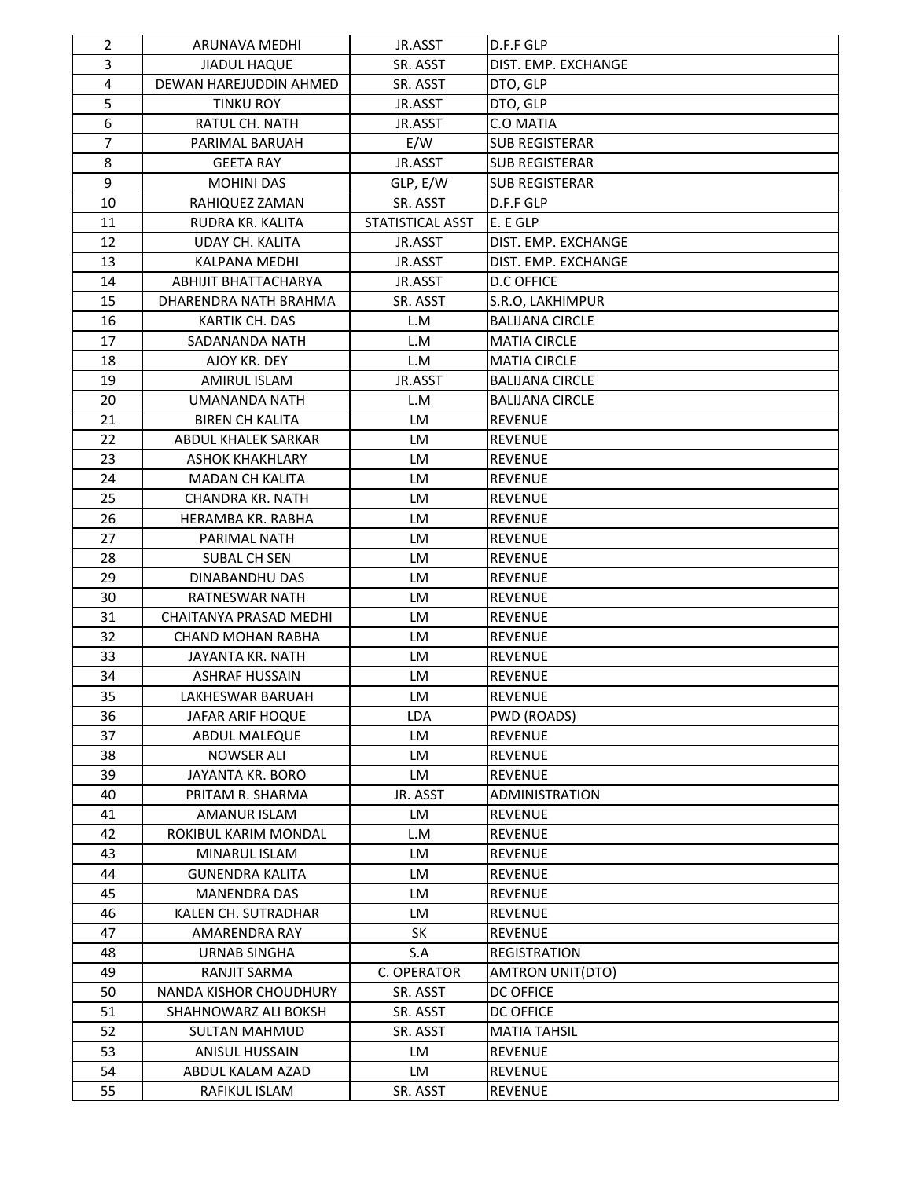| 2 | ARUNAVA MEDHI | JR.ASST | D.F.F GLP |
|---|---|---|---|
| 3 | JIADUL HAQUE | SR. ASST | DIST. EMP. EXCHANGE |
| 4 | DEWAN HAREJUDDIN AHMED | SR. ASST | DTO, GLP |
| 5 | TINKU ROY | JR.ASST | DTO, GLP |
| 6 | RATUL CH. NATH | JR.ASST | C.O MATIA |
| 7 | PARIMAL BARUAH | E/W | SUB REGISTERAR |
| 8 | GEETA RAY | JR.ASST | SUB REGISTERAR |
| 9 | MOHINI DAS | GLP, E/W | SUB REGISTERAR |
| 10 | RAHIQUEZ ZAMAN | SR. ASST | D.F.F GLP |
| 11 | RUDRA KR. KALITA | STATISTICAL ASST | E. E GLP |
| 12 | UDAY CH. KALITA | JR.ASST | DIST. EMP. EXCHANGE |
| 13 | KALPANA MEDHI | JR.ASST | DIST. EMP. EXCHANGE |
| 14 | ABHIJIT BHATTACHARYA | JR.ASST | D.C OFFICE |
| 15 | DHARENDRA NATH BRAHMA | SR. ASST | S.R.O, LAKHIMPUR |
| 16 | KARTIK CH. DAS | L.M | BALIJANA CIRCLE |
| 17 | SADANANDA NATH | L.M | MATIA CIRCLE |
| 18 | AJOY KR. DEY | L.M | MATIA CIRCLE |
| 19 | AMIRUL ISLAM | JR.ASST | BALIJANA CIRCLE |
| 20 | UMANANDA NATH | L.M | BALIJANA CIRCLE |
| 21 | BIREN CH KALITA | LM | REVENUE |
| 22 | ABDUL KHALEK SARKAR | LM | REVENUE |
| 23 | ASHOK KHAKHLARY | LM | REVENUE |
| 24 | MADAN CH KALITA | LM | REVENUE |
| 25 | CHANDRA KR. NATH | LM | REVENUE |
| 26 | HERAMBA KR. RABHA | LM | REVENUE |
| 27 | PARIMAL NATH | LM | REVENUE |
| 28 | SUBAL CH SEN | LM | REVENUE |
| 29 | DINABANDHU DAS | LM | REVENUE |
| 30 | RATNESWAR NATH | LM | REVENUE |
| 31 | CHAITANYA PRASAD MEDHI | LM | REVENUE |
| 32 | CHAND MOHAN RABHA | LM | REVENUE |
| 33 | JAYANTA KR. NATH | LM | REVENUE |
| 34 | ASHRAF HUSSAIN | LM | REVENUE |
| 35 | LAKHESWAR BARUAH | LM | REVENUE |
| 36 | JAFAR ARIF HOQUE | LDA | PWD (ROADS) |
| 37 | ABDUL MALEQUE | LM | REVENUE |
| 38 | NOWSER ALI | LM | REVENUE |
| 39 | JAYANTA KR. BORO | LM | REVENUE |
| 40 | PRITAM R. SHARMA | JR. ASST | ADMINISTRATION |
| 41 | AMANUR ISLAM | LM | REVENUE |
| 42 | ROKIBUL KARIM MONDAL | L.M | REVENUE |
| 43 | MINARUL ISLAM | LM | REVENUE |
| 44 | GUNENDRA KALITA | LM | REVENUE |
| 45 | MANENDRA DAS | LM | REVENUE |
| 46 | KALEN CH. SUTRADHAR | LM | REVENUE |
| 47 | AMARENDRA RAY | SK | REVENUE |
| 48 | URNAB SINGHA | S.A | REGISTRATION |
| 49 | RANJIT SARMA | C. OPERATOR | AMTRON UNIT(DTO) |
| 50 | NANDA KISHOR CHOUDHURY | SR. ASST | DC OFFICE |
| 51 | SHAHNOWARZ ALI BOKSH | SR. ASST | DC OFFICE |
| 52 | SULTAN MAHMUD | SR. ASST | MATIA TAHSIL |
| 53 | ANISUL HUSSAIN | LM | REVENUE |
| 54 | ABDUL KALAM AZAD | LM | REVENUE |
| 55 | RAFIKUL ISLAM | SR. ASST | REVENUE |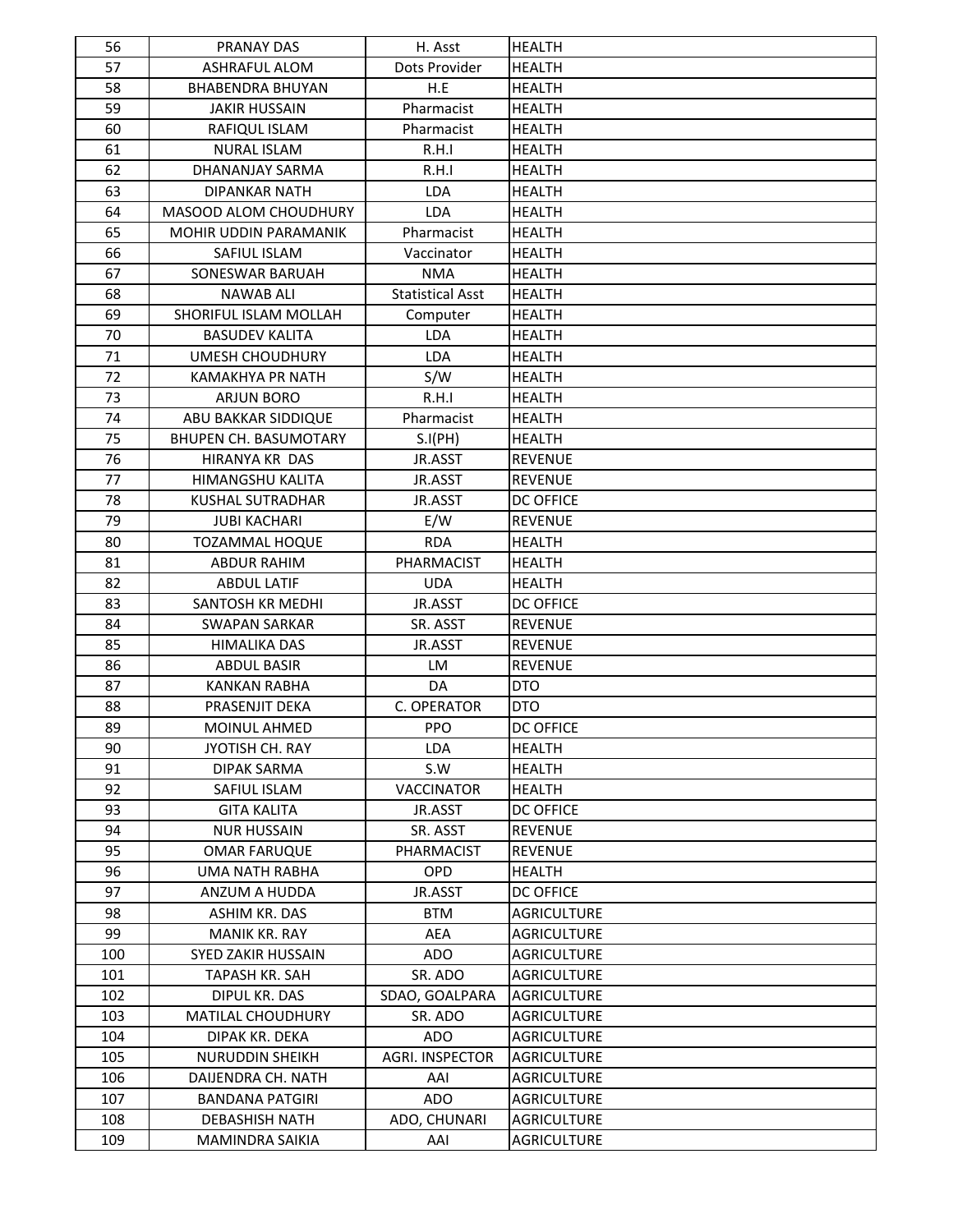| 56 | PRANAY DAS | H. Asst | HEALTH |
|---|---|---|---|
| 57 | ASHRAFUL ALOM | Dots Provider | HEALTH |
| 58 | BHABENDRA BHUYAN | H.E | HEALTH |
| 59 | JAKIR HUSSAIN | Pharmacist | HEALTH |
| 60 | RAFIQUL ISLAM | Pharmacist | HEALTH |
| 61 | NURAL ISLAM | R.H.I | HEALTH |
| 62 | DHANANJAY SARMA | R.H.I | HEALTH |
| 63 | DIPANKAR NATH | LDA | HEALTH |
| 64 | MASOOD ALOM CHOUDHURY | LDA | HEALTH |
| 65 | MOHIR UDDIN PARAMANIK | Pharmacist | HEALTH |
| 66 | SAFIUL ISLAM | Vaccinator | HEALTH |
| 67 | SONESWAR BARUAH | NMA | HEALTH |
| 68 | NAWAB ALI | Statistical Asst | HEALTH |
| 69 | SHORIFUL ISLAM MOLLAH | Computer | HEALTH |
| 70 | BASUDEV KALITA | LDA | HEALTH |
| 71 | UMESH CHOUDHURY | LDA | HEALTH |
| 72 | KAMAKHYA PR NATH | S/W | HEALTH |
| 73 | ARJUN BORO | R.H.I | HEALTH |
| 74 | ABU BAKKAR SIDDIQUE | Pharmacist | HEALTH |
| 75 | BHUPEN CH. BASUMOTARY | S.I(PH) | HEALTH |
| 76 | HIRANYA KR DAS | JR.ASST | REVENUE |
| 77 | HIMANGSHU KALITA | JR.ASST | REVENUE |
| 78 | KUSHAL SUTRADHAR | JR.ASST | DC OFFICE |
| 79 | JUBI KACHARI | E/W | REVENUE |
| 80 | TOZAMMAL HOQUE | RDA | HEALTH |
| 81 | ABDUR RAHIM | PHARMACIST | HEALTH |
| 82 | ABDUL LATIF | UDA | HEALTH |
| 83 | SANTOSH KR MEDHI | JR.ASST | DC OFFICE |
| 84 | SWAPAN SARKAR | SR. ASST | REVENUE |
| 85 | HIMALIKA DAS | JR.ASST | REVENUE |
| 86 | ABDUL BASIR | LM | REVENUE |
| 87 | KANKAN RABHA | DA | DTO |
| 88 | PRASENJIT DEKA | C. OPERATOR | DTO |
| 89 | MOINUL AHMED | PPO | DC OFFICE |
| 90 | JYOTISH CH. RAY | LDA | HEALTH |
| 91 | DIPAK SARMA | S.W | HEALTH |
| 92 | SAFIUL ISLAM | VACCINATOR | HEALTH |
| 93 | GITA KALITA | JR.ASST | DC OFFICE |
| 94 | NUR HUSSAIN | SR. ASST | REVENUE |
| 95 | OMAR FARUQUE | PHARMACIST | REVENUE |
| 96 | UMA NATH RABHA | OPD | HEALTH |
| 97 | ANZUM A HUDDA | JR.ASST | DC OFFICE |
| 98 | ASHIM KR. DAS | BTM | AGRICULTURE |
| 99 | MANIK KR. RAY | AEA | AGRICULTURE |
| 100 | SYED ZAKIR HUSSAIN | ADO | AGRICULTURE |
| 101 | TAPASH KR. SAH | SR. ADO | AGRICULTURE |
| 102 | DIPUL KR. DAS | SDAO, GOALPARA | AGRICULTURE |
| 103 | MATILAL CHOUDHURY | SR. ADO | AGRICULTURE |
| 104 | DIPAK KR. DEKA | ADO | AGRICULTURE |
| 105 | NURUDDIN SHEIKH | AGRI. INSPECTOR | AGRICULTURE |
| 106 | DAIJENDRA CH. NATH | AAI | AGRICULTURE |
| 107 | BANDANA PATGIRI | ADO | AGRICULTURE |
| 108 | DEBASHISH NATH | ADO, CHUNARI | AGRICULTURE |
| 109 | MAMINDRA SAIKIA | AAI | AGRICULTURE |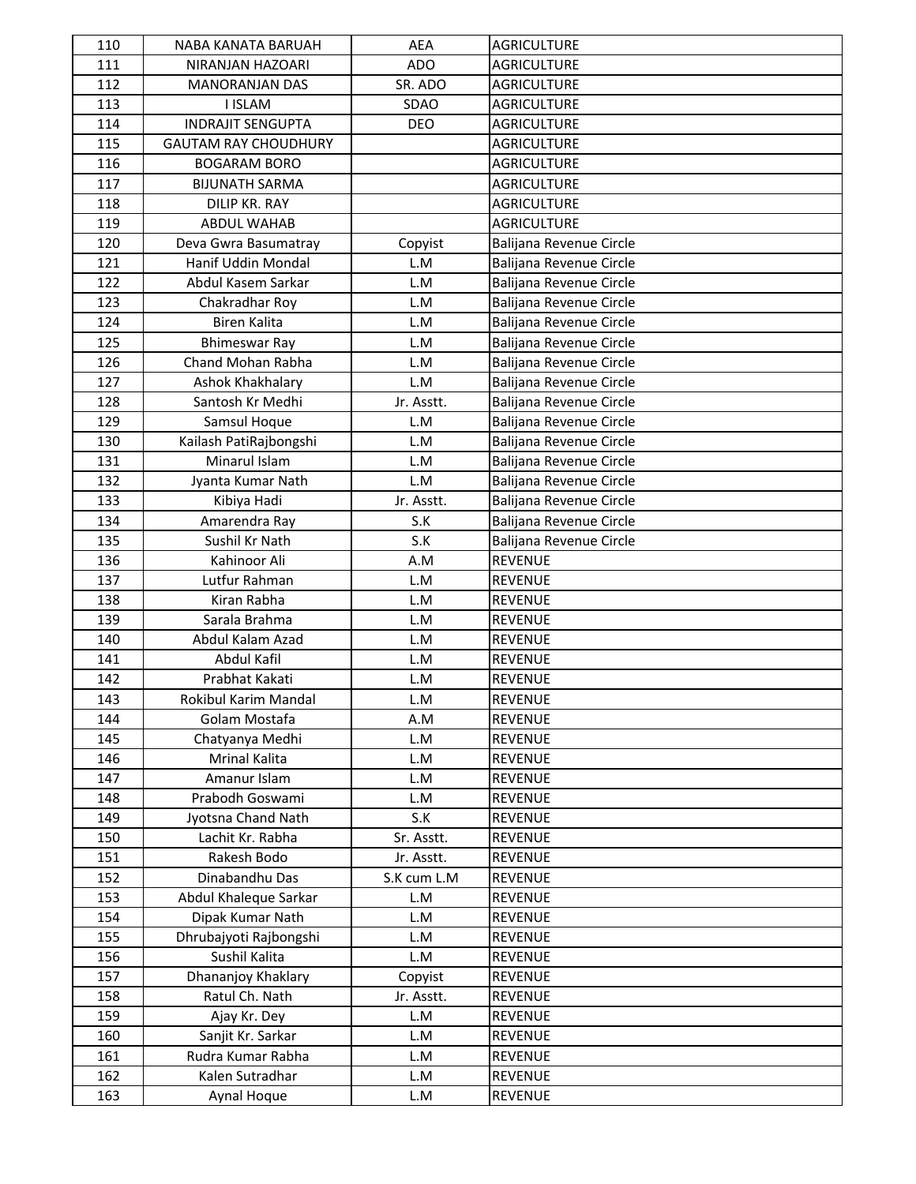| 110 | NABA KANATA BARUAH | AEA | AGRICULTURE |
|---|---|---|---|
| 111 | NIRANJAN HAZOARI | ADO | AGRICULTURE |
| 112 | MANORANJAN DAS | SR. ADO | AGRICULTURE |
| 113 | I ISLAM | SDAO | AGRICULTURE |
| 114 | INDRAJIT SENGUPTA | DEO | AGRICULTURE |
| 115 | GAUTAM RAY CHOUDHURY | | AGRICULTURE |
| 116 | BOGARAM BORO | | AGRICULTURE |
| 117 | BIJUNATH SARMA | | AGRICULTURE |
| 118 | DILIP KR. RAY | | AGRICULTURE |
| 119 | ABDUL WAHAB | | AGRICULTURE |
| 120 | Deva Gwra Basumatray | Copyist | Balijana Revenue Circle |
| 121 | Hanif Uddin Mondal | L.M | Balijana Revenue Circle |
| 122 | Abdul Kasem Sarkar | L.M | Balijana Revenue Circle |
| 123 | Chakradhar Roy | L.M | Balijana Revenue Circle |
| 124 | Biren Kalita | L.M | Balijana Revenue Circle |
| 125 | Bhimeswar Ray | L.M | Balijana Revenue Circle |
| 126 | Chand Mohan Rabha | L.M | Balijana Revenue Circle |
| 127 | Ashok Khakhalary | L.M | Balijana Revenue Circle |
| 128 | Santosh Kr Medhi | Jr. Asstt. | Balijana Revenue Circle |
| 129 | Samsul Hoque | L.M | Balijana Revenue Circle |
| 130 | Kailash PatiRajbongshi | L.M | Balijana Revenue Circle |
| 131 | Minarul Islam | L.M | Balijana Revenue Circle |
| 132 | Jyanta Kumar Nath | L.M | Balijana Revenue Circle |
| 133 | Kibiya Hadi | Jr. Asstt. | Balijana Revenue Circle |
| 134 | Amarendra Ray | S.K | Balijana Revenue Circle |
| 135 | Sushil Kr Nath | S.K | Balijana Revenue Circle |
| 136 | Kahinoor Ali | A.M | REVENUE |
| 137 | Lutfur Rahman | L.M | REVENUE |
| 138 | Kiran Rabha | L.M | REVENUE |
| 139 | Sarala Brahma | L.M | REVENUE |
| 140 | Abdul Kalam Azad | L.M | REVENUE |
| 141 | Abdul Kafil | L.M | REVENUE |
| 142 | Prabhat Kakati | L.M | REVENUE |
| 143 | Rokibul Karim Mandal | L.M | REVENUE |
| 144 | Golam Mostafa | A.M | REVENUE |
| 145 | Chatyanya Medhi | L.M | REVENUE |
| 146 | Mrinal Kalita | L.M | REVENUE |
| 147 | Amanur Islam | L.M | REVENUE |
| 148 | Prabodh Goswami | L.M | REVENUE |
| 149 | Jyotsna Chand Nath | S.K | REVENUE |
| 150 | Lachit Kr. Rabha | Sr. Asstt. | REVENUE |
| 151 | Rakesh Bodo | Jr. Asstt. | REVENUE |
| 152 | Dinabandhu Das | S.K cum L.M | REVENUE |
| 153 | Abdul Khaleque Sarkar | L.M | REVENUE |
| 154 | Dipak Kumar Nath | L.M | REVENUE |
| 155 | Dhrubajyoti Rajbongshi | L.M | REVENUE |
| 156 | Sushil Kalita | L.M | REVENUE |
| 157 | Dhananjoy Khaklary | Copyist | REVENUE |
| 158 | Ratul Ch. Nath | Jr. Asstt. | REVENUE |
| 159 | Ajay Kr. Dey | L.M | REVENUE |
| 160 | Sanjit Kr. Sarkar | L.M | REVENUE |
| 161 | Rudra Kumar Rabha | L.M | REVENUE |
| 162 | Kalen Sutradhar | L.M | REVENUE |
| 163 | Aynal Hoque | L.M | REVENUE |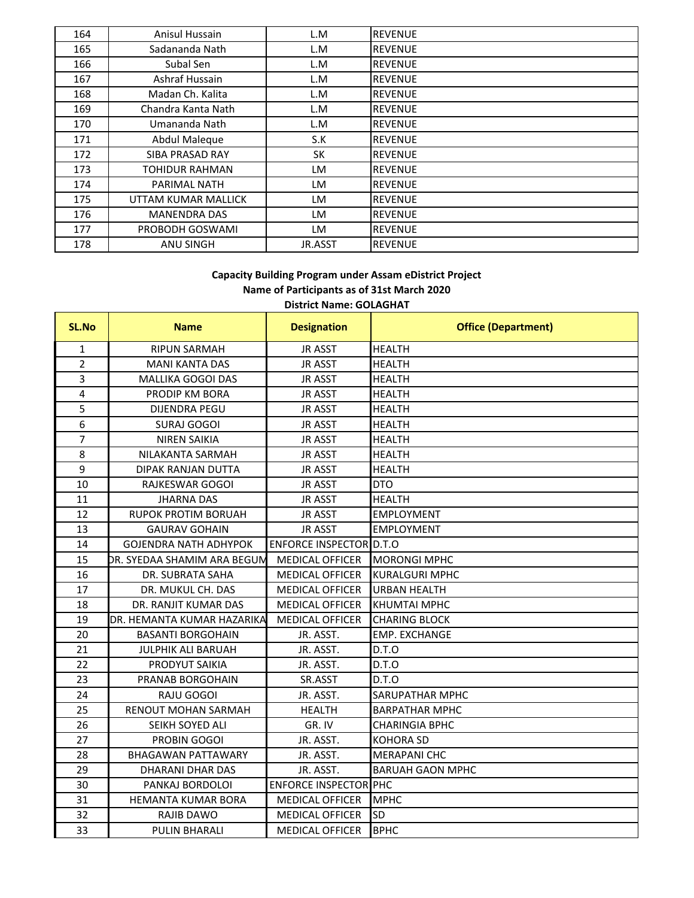| 164 | Anisul Hussain | L.M | REVENUE |
|---|---|---|---|
| 165 | Sadananda Nath | L.M | REVENUE |
| 166 | Subal Sen | L.M | REVENUE |
| 167 | Ashraf Hussain | L.M | REVENUE |
| 168 | Madan Ch. Kalita | L.M | REVENUE |
| 169 | Chandra Kanta Nath | L.M | REVENUE |
| 170 | Umananda Nath | L.M | REVENUE |
| 171 | Abdul Maleque | S.K | REVENUE |
| 172 | SIBA PRASAD RAY | SK | REVENUE |
| 173 | TOHIDUR RAHMAN | LM | REVENUE |
| 174 | PARIMAL NATH | LM | REVENUE |
| 175 | UTTAM KUMAR MALLICK | LM | REVENUE |
| 176 | MANENDRA DAS | LM | REVENUE |
| 177 | PROBODH GOSWAMI | LM | REVENUE |
| 178 | ANU SINGH | JR.ASST | REVENUE |

**Capacity Building Program under Assam eDistrict Project**

**Name of Participants as of 31st March 2020**

**District Name: GOLAGHAT**

| SL.No | Name | Designation | Office (Department) |
|---|---|---|---|
| 1 | RIPUN SARMAH | JR ASST | HEALTH |
| 2 | MANI KANTA DAS | JR ASST | HEALTH |
| 3 | MALLIKA GOGOI DAS | JR ASST | HEALTH |
| 4 | PRODIP KM BORA | JR ASST | HEALTH |
| 5 | DIJENDRA PEGU | JR ASST | HEALTH |
| 6 | SURAJ GOGOI | JR ASST | HEALTH |
| 7 | NIREN SAIKIA | JR ASST | HEALTH |
| 8 | NILAKANTA SARMAH | JR ASST | HEALTH |
| 9 | DIPAK RANJAN DUTTA | JR ASST | HEALTH |
| 10 | RAJKESWAR GOGOI | JR ASST | DTO |
| 11 | JHARNA DAS | JR ASST | HEALTH |
| 12 | RUPOK PROTIM BORUAH | JR ASST | EMPLOYMENT |
| 13 | GAURAV GOHAIN | JR ASST | EMPLOYMENT |
| 14 | GOJENDRA NATH ADHYPOK | ENFORCE INSPECTOR | D.T.O |
| 15 | DR. SYEDAA SHAMIM ARA BEGUM | MEDICAL OFFICER | MORONGI MPHC |
| 16 | DR. SUBRATA SAHA | MEDICAL OFFICER | KURALGURI MPHC |
| 17 | DR. MUKUL CH. DAS | MEDICAL OFFICER | URBAN HEALTH |
| 18 | DR. RANJIT KUMAR DAS | MEDICAL OFFICER | KHUMTAI MPHC |
| 19 | DR. HEMANTA KUMAR HAZARIKA | MEDICAL OFFICER | CHARING BLOCK |
| 20 | BASANTI BORGOHAIN | JR. ASST. | EMP. EXCHANGE |
| 21 | JULPHIK ALI BARUAH | JR. ASST. | D.T.O |
| 22 | PRODYUT SAIKIA | JR. ASST. | D.T.O |
| 23 | PRANAB BORGOHAIN | SR.ASST | D.T.O |
| 24 | RAJU GOGOI | JR. ASST. | SARUPATHAR MPHC |
| 25 | RENOUT MOHAN SARMAH | HEALTH | BARPATHAR MPHC |
| 26 | SEIKH SOYED ALI | GR. IV | CHARINGIA BPHC |
| 27 | PROBIN GOGOI | JR. ASST. | KOHORA SD |
| 28 | BHAGAWAN PATTAWARY | JR. ASST. | MERAPANI CHC |
| 29 | DHARANI DHAR DAS | JR. ASST. | BARUAH GAON MPHC |
| 30 | PANKAJ BORDOLOI | ENFORCE INSPECTOR | PHC |
| 31 | HEMANTA KUMAR BORA | MEDICAL OFFICER | MPHC |
| 32 | RAJIB DAWO | MEDICAL OFFICER | SD |
| 33 | PULIN BHARALI | MEDICAL OFFICER | BPHC |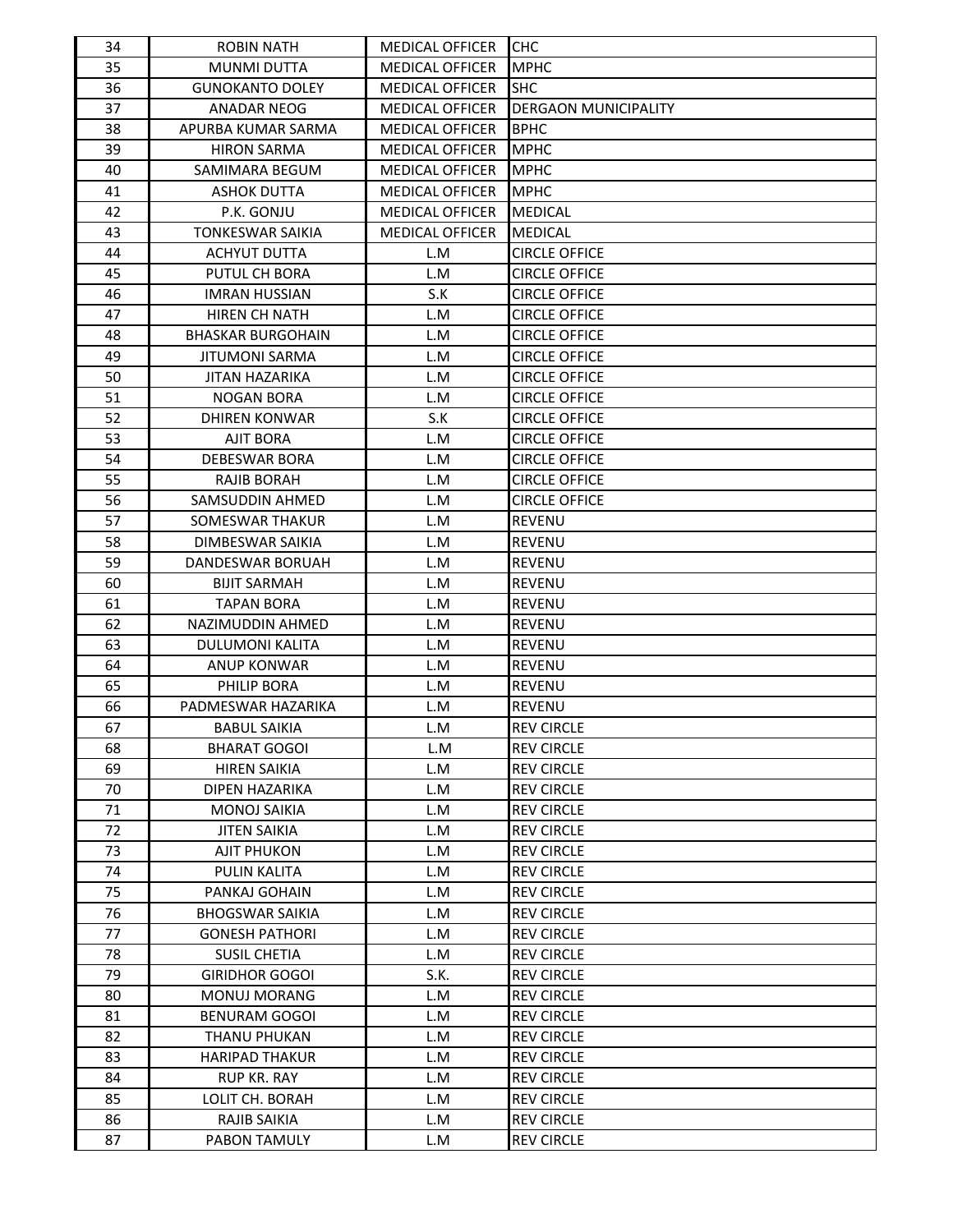| 34 | ROBIN NATH | MEDICAL OFFICER | CHC |
|---|---|---|---|
| 35 | MUNMI DUTTA | MEDICAL OFFICER | MPHC |
| 36 | GUNOKANTO DOLEY | MEDICAL OFFICER | SHC |
| 37 | ANADAR NEOG | MEDICAL OFFICER | DERGAON MUNICIPALITY |
| 38 | APURBA KUMAR SARMA | MEDICAL OFFICER | BPHC |
| 39 | HIRON SARMA | MEDICAL OFFICER | MPHC |
| 40 | SAMIMARA BEGUM | MEDICAL OFFICER | MPHC |
| 41 | ASHOK DUTTA | MEDICAL OFFICER | MPHC |
| 42 | P.K. GONJU | MEDICAL OFFICER | MEDICAL |
| 43 | TONKESWAR SAIKIA | MEDICAL OFFICER | MEDICAL |
| 44 | ACHYUT DUTTA | L.M | CIRCLE OFFICE |
| 45 | PUTUL CH BORA | L.M | CIRCLE OFFICE |
| 46 | IMRAN HUSSIAN | S.K | CIRCLE OFFICE |
| 47 | HIREN CH NATH | L.M | CIRCLE OFFICE |
| 48 | BHASKAR BURGOHAIN | L.M | CIRCLE OFFICE |
| 49 | JITUMONI SARMA | L.M | CIRCLE OFFICE |
| 50 | JITAN HAZARIKA | L.M | CIRCLE OFFICE |
| 51 | NOGAN BORA | L.M | CIRCLE OFFICE |
| 52 | DHIREN KONWAR | S.K | CIRCLE OFFICE |
| 53 | AJIT BORA | L.M | CIRCLE OFFICE |
| 54 | DEBESWAR BORA | L.M | CIRCLE OFFICE |
| 55 | RAJIB BORAH | L.M | CIRCLE OFFICE |
| 56 | SAMSUDDIN AHMED | L.M | CIRCLE OFFICE |
| 57 | SOMESWAR THAKUR | L.M | REVENU |
| 58 | DIMBESWAR SAIKIA | L.M | REVENU |
| 59 | DANDESWAR BORUAH | L.M | REVENU |
| 60 | BIJIT SARMAH | L.M | REVENU |
| 61 | TAPAN BORA | L.M | REVENU |
| 62 | NAZIMUDDIN AHMED | L.M | REVENU |
| 63 | DULUMONI KALITA | L.M | REVENU |
| 64 | ANUP KONWAR | L.M | REVENU |
| 65 | PHILIP BORA | L.M | REVENU |
| 66 | PADMESWAR HAZARIKA | L.M | REVENU |
| 67 | BABUL SAIKIA | L.M | REV CIRCLE |
| 68 | BHARAT GOGOI | L.M | REV CIRCLE |
| 69 | HIREN SAIKIA | L.M | REV CIRCLE |
| 70 | DIPEN HAZARIKA | L.M | REV CIRCLE |
| 71 | MONOJ SAIKIA | L.M | REV CIRCLE |
| 72 | JITEN SAIKIA | L.M | REV CIRCLE |
| 73 | AJIT PHUKON | L.M | REV CIRCLE |
| 74 | PULIN KALITA | L.M | REV CIRCLE |
| 75 | PANKAJ GOHAIN | L.M | REV CIRCLE |
| 76 | BHOGSWAR SAIKIA | L.M | REV CIRCLE |
| 77 | GONESH PATHORI | L.M | REV CIRCLE |
| 78 | SUSIL CHETIA | L.M | REV CIRCLE |
| 79 | GIRIDHOR GOGOI | S.K. | REV CIRCLE |
| 80 | MONUJ MORANG | L.M | REV CIRCLE |
| 81 | BENURAM GOGOI | L.M | REV CIRCLE |
| 82 | THANU PHUKAN | L.M | REV CIRCLE |
| 83 | HARIPAD THAKUR | L.M | REV CIRCLE |
| 84 | RUP KR. RAY | L.M | REV CIRCLE |
| 85 | LOLIT CH. BORAH | L.M | REV CIRCLE |
| 86 | RAJIB SAIKIA | L.M | REV CIRCLE |
| 87 | PABON TAMULY | L.M | REV CIRCLE |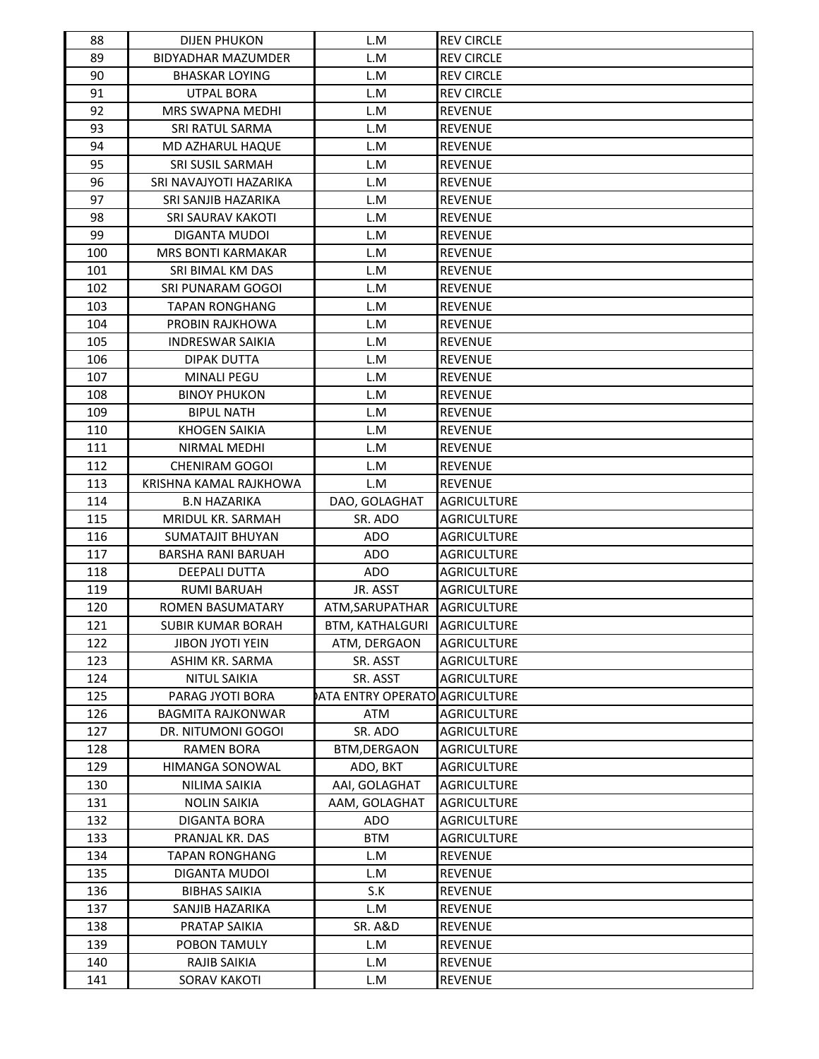| 88 | DIJEN PHUKON | L.M | REV CIRCLE |
|---|---|---|---|
| 89 | BIDYADHAR MAZUMDER | L.M | REV CIRCLE |
| 90 | BHASKAR LOYING | L.M | REV CIRCLE |
| 91 | UTPAL BORA | L.M | REV CIRCLE |
| 92 | MRS SWAPNA MEDHI | L.M | REVENUE |
| 93 | SRI RATUL SARMA | L.M | REVENUE |
| 94 | MD AZHARUL HAQUE | L.M | REVENUE |
| 95 | SRI SUSIL SARMAH | L.M | REVENUE |
| 96 | SRI NAVAJYOTI HAZARIKA | L.M | REVENUE |
| 97 | SRI SANJIB HAZARIKA | L.M | REVENUE |
| 98 | SRI SAURAV KAKOTI | L.M | REVENUE |
| 99 | DIGANTA MUDOI | L.M | REVENUE |
| 100 | MRS BONTI KARMAKAR | L.M | REVENUE |
| 101 | SRI BIMAL KM DAS | L.M | REVENUE |
| 102 | SRI PUNARAM GOGOI | L.M | REVENUE |
| 103 | TAPAN RONGHANG | L.M | REVENUE |
| 104 | PROBIN RAJKHOWA | L.M | REVENUE |
| 105 | INDRESWAR SAIKIA | L.M | REVENUE |
| 106 | DIPAK DUTTA | L.M | REVENUE |
| 107 | MINALI PEGU | L.M | REVENUE |
| 108 | BINOY PHUKON | L.M | REVENUE |
| 109 | BIPUL NATH | L.M | REVENUE |
| 110 | KHOGEN SAIKIA | L.M | REVENUE |
| 111 | NIRMAL MEDHI | L.M | REVENUE |
| 112 | CHENIRAM GOGOI | L.M | REVENUE |
| 113 | KRISHNA KAMAL RAJKHOWA | L.M | REVENUE |
| 114 | B.N HAZARIKA | DAO, GOLAGHAT | AGRICULTURE |
| 115 | MRIDUL KR. SARMAH | SR. ADO | AGRICULTURE |
| 116 | SUMATAJIT BHUYAN | ADO | AGRICULTURE |
| 117 | BARSHA RANI BARUAH | ADO | AGRICULTURE |
| 118 | DEEPALI DUTTA | ADO | AGRICULTURE |
| 119 | RUMI BARUAH | JR. ASST | AGRICULTURE |
| 120 | ROMEN BASUMATARY | ATM,SARUPATHAR | AGRICULTURE |
| 121 | SUBIR KUMAR BORAH | BTM, KATHALGURI | AGRICULTURE |
| 122 | JIBON JYOTI YEIN | ATM, DERGAON | AGRICULTURE |
| 123 | ASHIM KR. SARMA | SR. ASST | AGRICULTURE |
| 124 | NITUL SAIKIA | SR. ASST | AGRICULTURE |
| 125 | PARAG JYOTI BORA | DATA ENTRY OPERATO | AGRICULTURE |
| 126 | BAGMITA RAJKONWAR | ATM | AGRICULTURE |
| 127 | DR. NITUMONI GOGOI | SR. ADO | AGRICULTURE |
| 128 | RAMEN BORA | BTM,DERGAON | AGRICULTURE |
| 129 | HIMANGA SONOWAL | ADO, BKT | AGRICULTURE |
| 130 | NILIMA SAIKIA | AAI, GOLAGHAT | AGRICULTURE |
| 131 | NOLIN SAIKIA | AAM, GOLAGHAT | AGRICULTURE |
| 132 | DIGANTA BORA | ADO | AGRICULTURE |
| 133 | PRANJAL KR. DAS | BTM | AGRICULTURE |
| 134 | TAPAN RONGHANG | L.M | REVENUE |
| 135 | DIGANTA MUDOI | L.M | REVENUE |
| 136 | BIBHAS SAIKIA | S.K | REVENUE |
| 137 | SANJIB HAZARIKA | L.M | REVENUE |
| 138 | PRATAP SAIKIA | SR. A&D | REVENUE |
| 139 | POBON TAMULY | L.M | REVENUE |
| 140 | RAJIB SAIKIA | L.M | REVENUE |
| 141 | SORAV KAKOTI | L.M | REVENUE |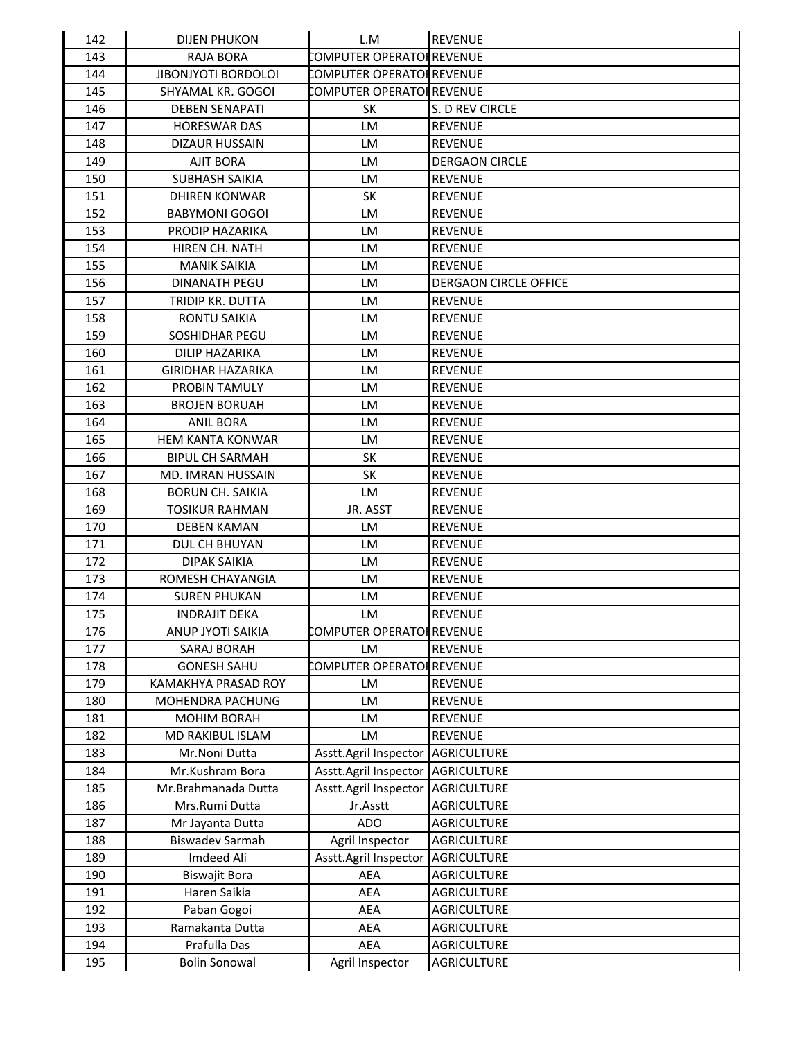| 142 | DIJEN PHUKON | L.M | REVENUE |
|---|---|---|---|
| 143 | RAJA BORA | COMPUTER OPERATOR | REVENUE |
| 144 | JIBONJYOTI BORDOLOI | COMPUTER OPERATOR | REVENUE |
| 145 | SHYAMAL KR. GOGOI | COMPUTER OPERATOR | REVENUE |
| 146 | DEBEN SENAPATI | SK | S. D REV CIRCLE |
| 147 | HORESWAR DAS | LM | REVENUE |
| 148 | DIZAUR HUSSAIN | LM | REVENUE |
| 149 | AJIT BORA | LM | DERGAON CIRCLE |
| 150 | SUBHASH SAIKIA | LM | REVENUE |
| 151 | DHIREN KONWAR | SK | REVENUE |
| 152 | BABYMONI GOGOI | LM | REVENUE |
| 153 | PRODIP HAZARIKA | LM | REVENUE |
| 154 | HIREN CH. NATH | LM | REVENUE |
| 155 | MANIK SAIKIA | LM | REVENUE |
| 156 | DINANATH PEGU | LM | DERGAON CIRCLE OFFICE |
| 157 | TRIDIP KR. DUTTA | LM | REVENUE |
| 158 | RONTU SAIKIA | LM | REVENUE |
| 159 | SOSHIDHAR PEGU | LM | REVENUE |
| 160 | DILIP HAZARIKA | LM | REVENUE |
| 161 | GIRIDHAR HAZARIKA | LM | REVENUE |
| 162 | PROBIN TAMULY | LM | REVENUE |
| 163 | BROJEN BORUAH | LM | REVENUE |
| 164 | ANIL BORA | LM | REVENUE |
| 165 | HEM KANTA KONWAR | LM | REVENUE |
| 166 | BIPUL CH SARMAH | SK | REVENUE |
| 167 | MD. IMRAN HUSSAIN | SK | REVENUE |
| 168 | BORUN CH. SAIKIA | LM | REVENUE |
| 169 | TOSIKUR RAHMAN | JR. ASST | REVENUE |
| 170 | DEBEN KAMAN | LM | REVENUE |
| 171 | DUL CH BHUYAN | LM | REVENUE |
| 172 | DIPAK SAIKIA | LM | REVENUE |
| 173 | ROMESH CHAYANGIA | LM | REVENUE |
| 174 | SUREN PHUKAN | LM | REVENUE |
| 175 | INDRAJIT DEKA | LM | REVENUE |
| 176 | ANUP JYOTI SAIKIA | COMPUTER OPERATOR | REVENUE |
| 177 | SARAJ BORAH | LM | REVENUE |
| 178 | GONESH SAHU | COMPUTER OPERATOR | REVENUE |
| 179 | KAMAKHYA PRASAD ROY | LM | REVENUE |
| 180 | MOHENDRA PACHUNG | LM | REVENUE |
| 181 | MOHIM BORAH | LM | REVENUE |
| 182 | MD RAKIBUL ISLAM | LM | REVENUE |
| 183 | Mr.Noni Dutta | Asstt.Agril Inspector | AGRICULTURE |
| 184 | Mr.Kushram Bora | Asstt.Agril Inspector | AGRICULTURE |
| 185 | Mr.Brahmanada Dutta | Asstt.Agril Inspector | AGRICULTURE |
| 186 | Mrs.Rumi Dutta | Jr.Asstt | AGRICULTURE |
| 187 | Mr Jayanta Dutta | ADO | AGRICULTURE |
| 188 | Biswadev Sarmah | Agril Inspector | AGRICULTURE |
| 189 | Imdeed Ali | Asstt.Agril Inspector | AGRICULTURE |
| 190 | Biswajit Bora | AEA | AGRICULTURE |
| 191 | Haren Saikia | AEA | AGRICULTURE |
| 192 | Paban Gogoi | AEA | AGRICULTURE |
| 193 | Ramakanta Dutta | AEA | AGRICULTURE |
| 194 | Prafulla Das | AEA | AGRICULTURE |
| 195 | Bolin Sonowal | Agril Inspector | AGRICULTURE |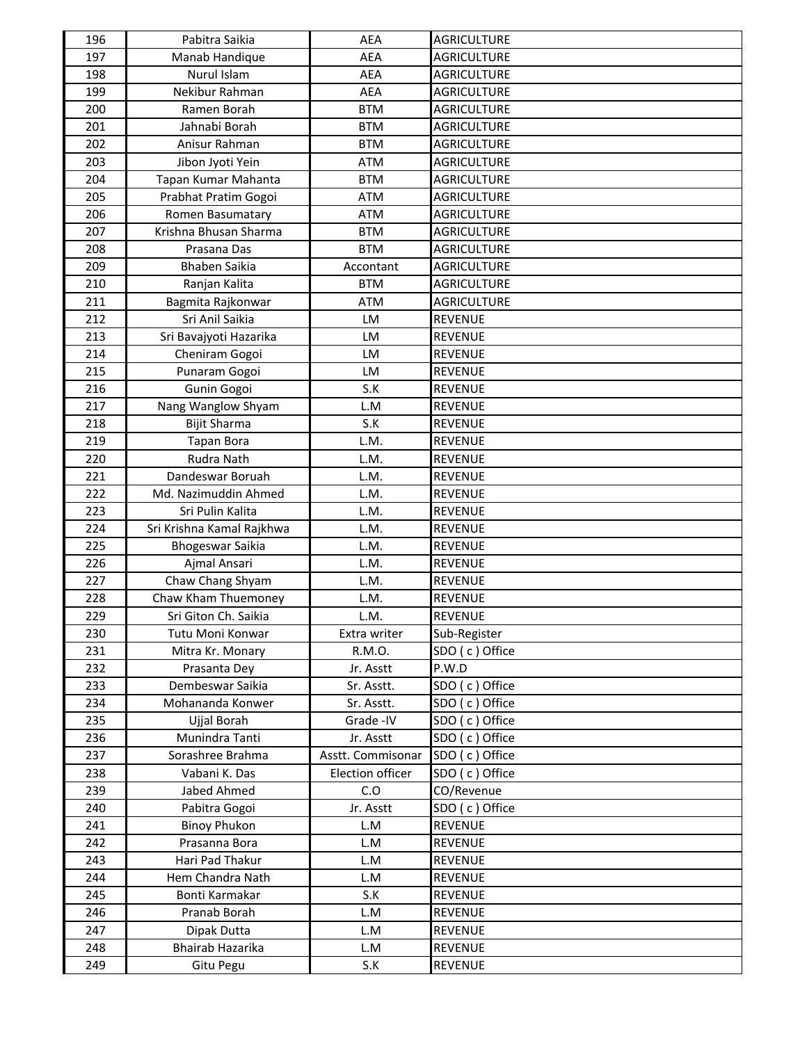| | | | |
|---|---|---|---|
| 196 | Pabitra Saikia | AEA | AGRICULTURE |
| 197 | Manab Handique | AEA | AGRICULTURE |
| 198 | Nurul Islam | AEA | AGRICULTURE |
| 199 | Nekibur Rahman | AEA | AGRICULTURE |
| 200 | Ramen Borah | BTM | AGRICULTURE |
| 201 | Jahnabi Borah | BTM | AGRICULTURE |
| 202 | Anisur Rahman | BTM | AGRICULTURE |
| 203 | Jibon Jyoti Yein | ATM | AGRICULTURE |
| 204 | Tapan Kumar Mahanta | BTM | AGRICULTURE |
| 205 | Prabhat Pratim Gogoi | ATM | AGRICULTURE |
| 206 | Romen Basumatary | ATM | AGRICULTURE |
| 207 | Krishna Bhusan Sharma | BTM | AGRICULTURE |
| 208 | Prasana Das | BTM | AGRICULTURE |
| 209 | Bhaben Saikia | Accontant | AGRICULTURE |
| 210 | Ranjan Kalita | BTM | AGRICULTURE |
| 211 | Bagmita Rajkonwar | ATM | AGRICULTURE |
| 212 | Sri Anil Saikia | LM | REVENUE |
| 213 | Sri Bavajyoti Hazarika | LM | REVENUE |
| 214 | Cheniram Gogoi | LM | REVENUE |
| 215 | Punaram Gogoi | LM | REVENUE |
| 216 | Gunin Gogoi | S.K | REVENUE |
| 217 | Nang Wanglow Shyam | L.M | REVENUE |
| 218 | Bijit Sharma | S.K | REVENUE |
| 219 | Tapan Bora | L.M. | REVENUE |
| 220 | Rudra Nath | L.M. | REVENUE |
| 221 | Dandeswar Boruah | L.M. | REVENUE |
| 222 | Md. Nazimuddin Ahmed | L.M. | REVENUE |
| 223 | Sri Pulin Kalita | L.M. | REVENUE |
| 224 | Sri Krishna Kamal Rajkhwa | L.M. | REVENUE |
| 225 | Bhogeswar Saikia | L.M. | REVENUE |
| 226 | Ajmal Ansari | L.M. | REVENUE |
| 227 | Chaw Chang Shyam | L.M. | REVENUE |
| 228 | Chaw Kham Thuemoney | L.M. | REVENUE |
| 229 | Sri Giton Ch. Saikia | L.M. | REVENUE |
| 230 | Tutu Moni Konwar | Extra writer | Sub-Register |
| 231 | Mitra Kr. Monary | R.M.O. | SDO ( c ) Office |
| 232 | Prasanta Dey | Jr. Asstt | P.W.D |
| 233 | Dembeswar Saikia | Sr. Asstt. | SDO ( c ) Office |
| 234 | Mohananda Konwer | Sr. Asstt. | SDO ( c ) Office |
| 235 | Ujjal Borah | Grade -IV | SDO ( c ) Office |
| 236 | Munindra Tanti | Jr. Asstt | SDO ( c ) Office |
| 237 | Sorashree Brahma | Asstt. Commisonar | SDO ( c ) Office |
| 238 | Vabani K. Das | Election officer | SDO ( c ) Office |
| 239 | Jabed Ahmed | C.O | CO/Revenue |
| 240 | Pabitra Gogoi | Jr. Asstt | SDO ( c ) Office |
| 241 | Binoy Phukon | L.M | REVENUE |
| 242 | Prasanna Bora | L.M | REVENUE |
| 243 | Hari Pad Thakur | L.M | REVENUE |
| 244 | Hem Chandra Nath | L.M | REVENUE |
| 245 | Bonti Karmakar | S.K | REVENUE |
| 246 | Pranab Borah | L.M | REVENUE |
| 247 | Dipak Dutta | L.M | REVENUE |
| 248 | Bhairab Hazarika | L.M | REVENUE |
| 249 | Gitu Pegu | S.K | REVENUE |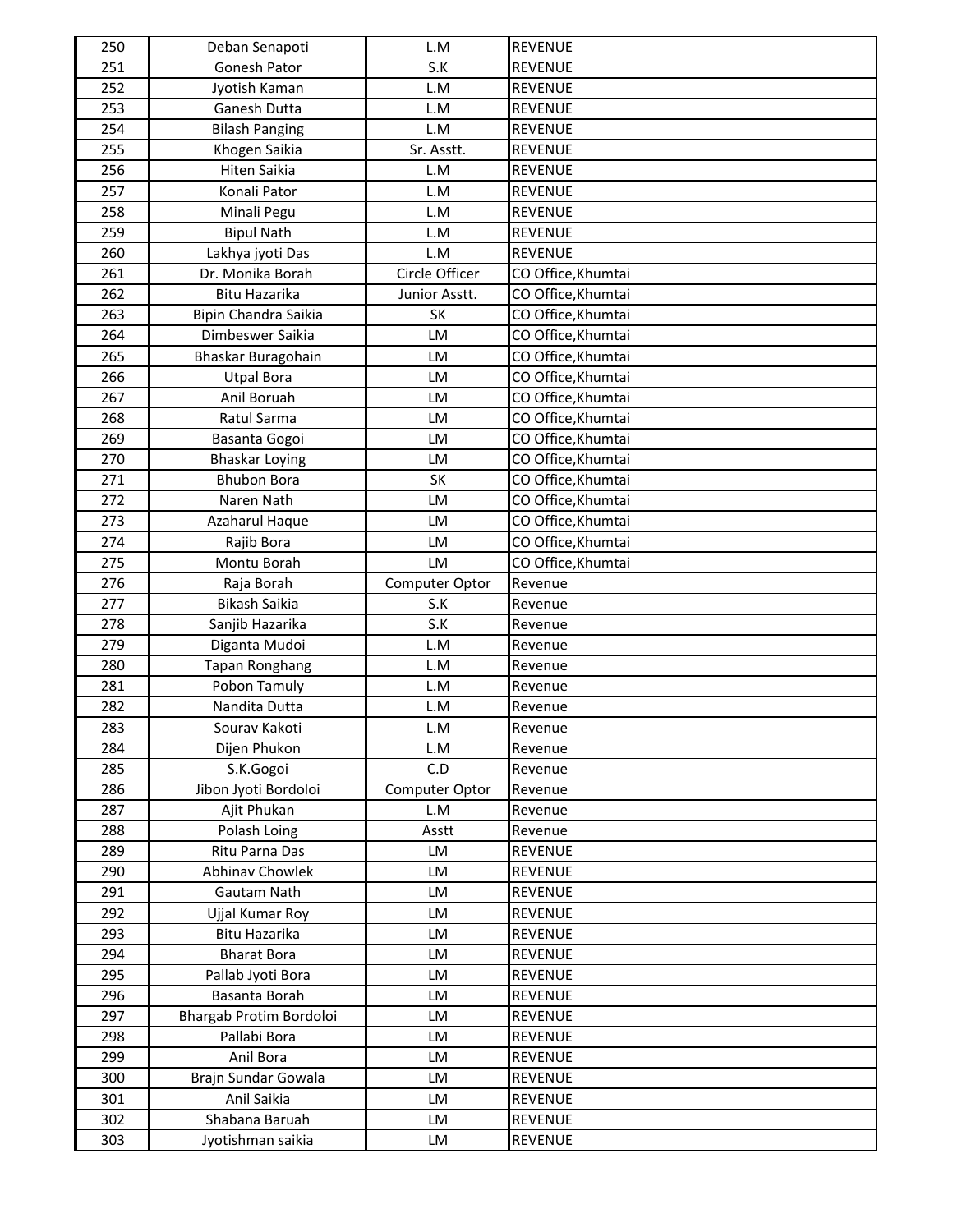| 250 | Deban Senapoti | L.M | REVENUE |
|---|---|---|---|
| 251 | Gonesh Pator | S.K | REVENUE |
| 252 | Jyotish Kaman | L.M | REVENUE |
| 253 | Ganesh Dutta | L.M | REVENUE |
| 254 | Bilash Panging | L.M | REVENUE |
| 255 | Khogen Saikia | Sr. Asstt. | REVENUE |
| 256 | Hiten Saikia | L.M | REVENUE |
| 257 | Konali Pator | L.M | REVENUE |
| 258 | Minali Pegu | L.M | REVENUE |
| 259 | Bipul Nath | L.M | REVENUE |
| 260 | Lakhya jyoti Das | L.M | REVENUE |
| 261 | Dr. Monika Borah | Circle Officer | CO Office,Khumtai |
| 262 | Bitu Hazarika | Junior Asstt. | CO Office,Khumtai |
| 263 | Bipin Chandra Saikia | SK | CO Office,Khumtai |
| 264 | Dimbeswer Saikia | LM | CO Office,Khumtai |
| 265 | Bhaskar Buragohain | LM | CO Office,Khumtai |
| 266 | Utpal Bora | LM | CO Office,Khumtai |
| 267 | Anil Boruah | LM | CO Office,Khumtai |
| 268 | Ratul Sarma | LM | CO Office,Khumtai |
| 269 | Basanta Gogoi | LM | CO Office,Khumtai |
| 270 | Bhaskar Loying | LM | CO Office,Khumtai |
| 271 | Bhubon Bora | SK | CO Office,Khumtai |
| 272 | Naren Nath | LM | CO Office,Khumtai |
| 273 | Azaharul Haque | LM | CO Office,Khumtai |
| 274 | Rajib Bora | LM | CO Office,Khumtai |
| 275 | Montu Borah | LM | CO Office,Khumtai |
| 276 | Raja Borah | Computer Optor | Revenue |
| 277 | Bikash Saikia | S.K | Revenue |
| 278 | Sanjib Hazarika | S.K | Revenue |
| 279 | Diganta Mudoi | L.M | Revenue |
| 280 | Tapan Ronghang | L.M | Revenue |
| 281 | Pobon Tamuly | L.M | Revenue |
| 282 | Nandita Dutta | L.M | Revenue |
| 283 | Sourav Kakoti | L.M | Revenue |
| 284 | Dijen Phukon | L.M | Revenue |
| 285 | S.K.Gogoi | C.D | Revenue |
| 286 | Jibon Jyoti Bordoloi | Computer Optor | Revenue |
| 287 | Ajit Phukan | L.M | Revenue |
| 288 | Polash Loing | Asstt | Revenue |
| 289 | Ritu Parna Das | LM | REVENUE |
| 290 | Abhinav Chowlek | LM | REVENUE |
| 291 | Gautam Nath | LM | REVENUE |
| 292 | Ujjal Kumar Roy | LM | REVENUE |
| 293 | Bitu Hazarika | LM | REVENUE |
| 294 | Bharat Bora | LM | REVENUE |
| 295 | Pallab Jyoti Bora | LM | REVENUE |
| 296 | Basanta Borah | LM | REVENUE |
| 297 | Bhargab Protim Bordoloi | LM | REVENUE |
| 298 | Pallabi Bora | LM | REVENUE |
| 299 | Anil Bora | LM | REVENUE |
| 300 | Brajn Sundar Gowala | LM | REVENUE |
| 301 | Anil Saikia | LM | REVENUE |
| 302 | Shabana Baruah | LM | REVENUE |
| 303 | Jyotishman saikia | LM | REVENUE |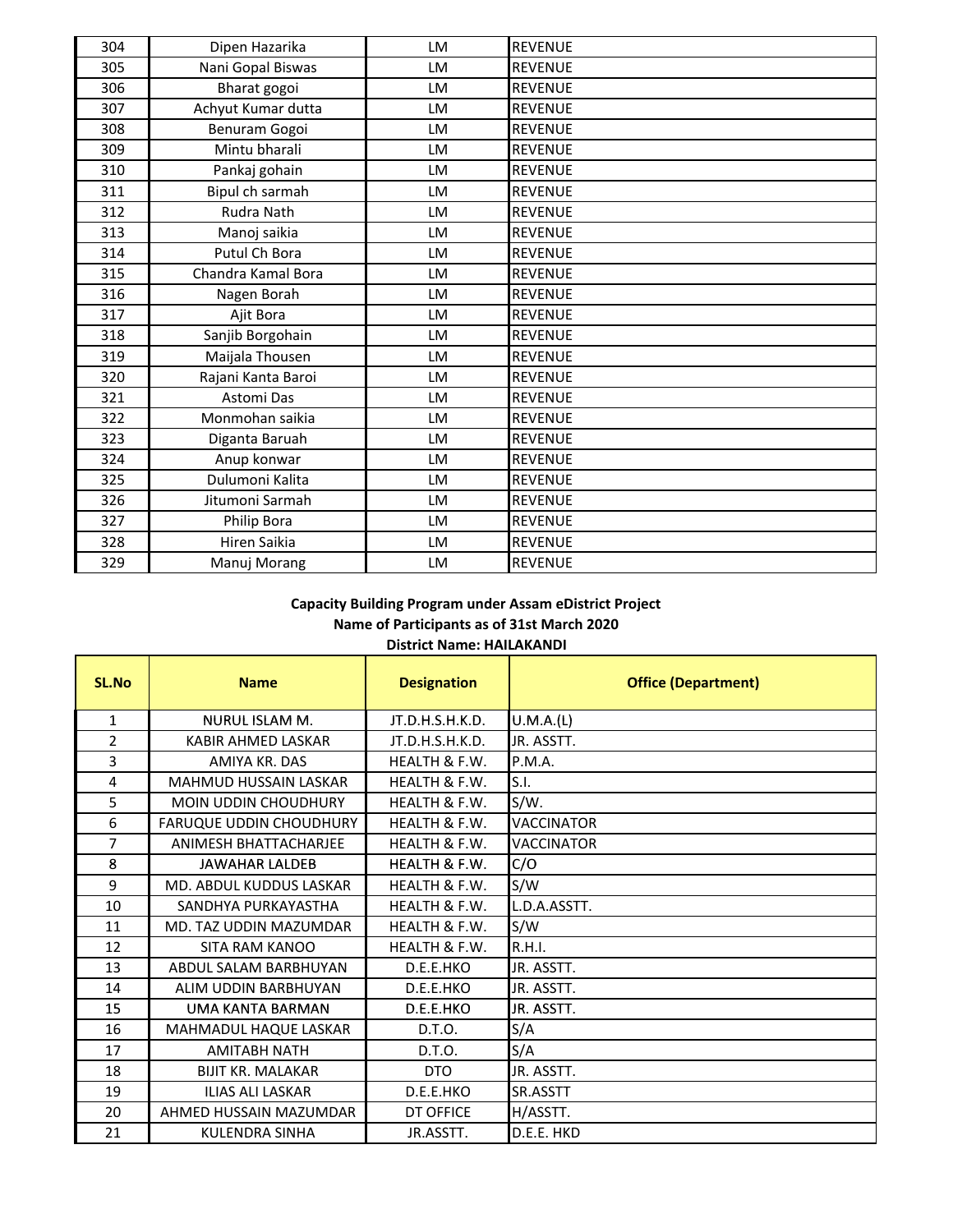| | | | |
|---|---|---|---|
| 304 | Dipen Hazarika | LM | REVENUE |
| 305 | Nani Gopal Biswas | LM | REVENUE |
| 306 | Bharat gogoi | LM | REVENUE |
| 307 | Achyut Kumar dutta | LM | REVENUE |
| 308 | Benuram Gogoi | LM | REVENUE |
| 309 | Mintu bharali | LM | REVENUE |
| 310 | Pankaj gohain | LM | REVENUE |
| 311 | Bipul ch sarmah | LM | REVENUE |
| 312 | Rudra Nath | LM | REVENUE |
| 313 | Manoj saikia | LM | REVENUE |
| 314 | Putul Ch Bora | LM | REVENUE |
| 315 | Chandra Kamal Bora | LM | REVENUE |
| 316 | Nagen Borah | LM | REVENUE |
| 317 | Ajit Bora | LM | REVENUE |
| 318 | Sanjib Borgohain | LM | REVENUE |
| 319 | Maijala Thousen | LM | REVENUE |
| 320 | Rajani Kanta Baroi | LM | REVENUE |
| 321 | Astomi Das | LM | REVENUE |
| 322 | Monmohan saikia | LM | REVENUE |
| 323 | Diganta Baruah | LM | REVENUE |
| 324 | Anup konwar | LM | REVENUE |
| 325 | Dulumoni Kalita | LM | REVENUE |
| 326 | Jitumoni Sarmah | LM | REVENUE |
| 327 | Philip Bora | LM | REVENUE |
| 328 | Hiren Saikia | LM | REVENUE |
| 329 | Manuj Morang | LM | REVENUE |

**Capacity Building Program under Assam eDistrict Project**

**Name of Participants as of 31st March 2020**

**District Name: HAILAKANDI**

| SL.No | Name | Designation | Office (Department) |
|---|---|---|---|
| 1 | NURUL ISLAM M. | JT.D.H.S.H.K.D. | U.M.A.(L) |
| 2 | KABIR AHMED LASKAR | JT.D.H.S.H.K.D. | JR. ASSTT. |
| 3 | AMIYA KR. DAS | HEALTH & F.W. | P.M.A. |
| 4 | MAHMUD HUSSAIN LASKAR | HEALTH & F.W. | S.I. |
| 5 | MOIN UDDIN CHOUDHURY | HEALTH & F.W. | S/W. |
| 6 | FARUQUE UDDIN CHOUDHURY | HEALTH & F.W. | VACCINATOR |
| 7 | ANIMESH BHATTACHARJEE | HEALTH & F.W. | VACCINATOR |
| 8 | JAWAHAR LALDEB | HEALTH & F.W. | C/O |
| 9 | MD. ABDUL KUDDUS LASKAR | HEALTH & F.W. | S/W |
| 10 | SANDHYA PURKAYASTHA | HEALTH & F.W. | L.D.A.ASSTT. |
| 11 | MD. TAZ UDDIN MAZUMDAR | HEALTH & F.W. | S/W |
| 12 | SITA RAM KANOO | HEALTH & F.W. | R.H.I. |
| 13 | ABDUL SALAM BARBHUYAN | D.E.E.HKO | JR. ASSTT. |
| 14 | ALIM UDDIN BARBHUYAN | D.E.E.HKO | JR. ASSTT. |
| 15 | UMA KANTA BARMAN | D.E.E.HKO | JR. ASSTT. |
| 16 | MAHMADUL HAQUE LASKAR | D.T.O. | S/A |
| 17 | AMITABH NATH | D.T.O. | S/A |
| 18 | BIJIT KR. MALAKAR | DTO | JR. ASSTT. |
| 19 | ILIAS ALI LASKAR | D.E.E.HKO | SR.ASSTT |
| 20 | AHMED HUSSAIN MAZUMDAR | DT OFFICE | H/ASSTT. |
| 21 | KULENDRA SINHA | JR.ASSTT. | D.E.E. HKD |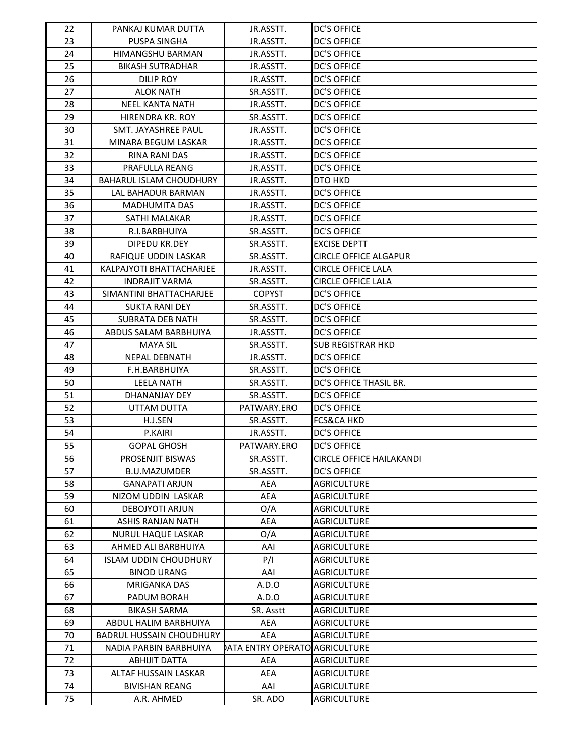| | | | |
|---|---|---|---|
| 22 | PANKAJ KUMAR DUTTA | JR.ASSTT. | DC'S OFFICE |
| 23 | PUSPA SINGHA | JR.ASSTT. | DC'S OFFICE |
| 24 | HIMANGSHU BARMAN | JR.ASSTT. | DC'S OFFICE |
| 25 | BIKASH SUTRADHAR | JR.ASSTT. | DC'S OFFICE |
| 26 | DILIP ROY | JR.ASSTT. | DC'S OFFICE |
| 27 | ALOK NATH | SR.ASSTT. | DC'S OFFICE |
| 28 | NEEL KANTA NATH | JR.ASSTT. | DC'S OFFICE |
| 29 | HIRENDRA KR. ROY | SR.ASSTT. | DC'S OFFICE |
| 30 | SMT. JAYASHREE PAUL | JR.ASSTT. | DC'S OFFICE |
| 31 | MINARA BEGUM LASKAR | JR.ASSTT. | DC'S OFFICE |
| 32 | RINA RANI DAS | JR.ASSTT. | DC'S OFFICE |
| 33 | PRAFULLA REANG | JR.ASSTT. | DC'S OFFICE |
| 34 | BAHARUL ISLAM CHOUDHURY | JR.ASSTT. | DTO HKD |
| 35 | LAL BAHADUR BARMAN | JR.ASSTT. | DC'S OFFICE |
| 36 | MADHUMITA DAS | JR.ASSTT. | DC'S OFFICE |
| 37 | SATHI MALAKAR | JR.ASSTT. | DC'S OFFICE |
| 38 | R.I.BARBHUIYA | SR.ASSTT. | DC'S OFFICE |
| 39 | DIPEDU KR.DEY | SR.ASSTT. | EXCISE DEPTT |
| 40 | RAFIQUE UDDIN LASKAR | SR.ASSTT. | CIRCLE OFFICE ALGAPUR |
| 41 | KALPAJYOTI BHATTACHARJEE | JR.ASSTT. | CIRCLE OFFICE LALA |
| 42 | INDRAJIT VARMA | SR.ASSTT. | CIRCLE OFFICE LALA |
| 43 | SIMANTINI BHATTACHARJEE | COPYST | DC'S OFFICE |
| 44 | SUKTA RANI DEY | SR.ASSTT. | DC'S OFFICE |
| 45 | SUBRATA DEB NATH | SR.ASSTT. | DC'S OFFICE |
| 46 | ABDUS SALAM BARBHUIYA | JR.ASSTT. | DC'S OFFICE |
| 47 | MAYA SIL | SR.ASSTT. | SUB REGISTRAR HKD |
| 48 | NEPAL DEBNATH | JR.ASSTT. | DC'S OFFICE |
| 49 | F.H.BARBHUIYA | SR.ASSTT. | DC'S OFFICE |
| 50 | LEELA NATH | SR.ASSTT. | DC'S OFFICE THASIL BR. |
| 51 | DHANANJAY DEY | SR.ASSTT. | DC'S OFFICE |
| 52 | UTTAM DUTTA | PATWARY.ERO | DC'S OFFICE |
| 53 | H.J.SEN | SR.ASSTT. | FCS&CA HKD |
| 54 | P.KAIRI | JR.ASSTT. | DC'S OFFICE |
| 55 | GOPAL GHOSH | PATWARY.ERO | DC'S OFFICE |
| 56 | PROSENJIT BISWAS | SR.ASSTT. | CIRCLE OFFICE HAILAKANDI |
| 57 | B.U.MAZUMDER | SR.ASSTT. | DC'S OFFICE |
| 58 | GANAPATI ARJUN | AEA | AGRICULTURE |
| 59 | NIZOM UDDIN LASKAR | AEA | AGRICULTURE |
| 60 | DEBOJYOTI ARJUN | O/A | AGRICULTURE |
| 61 | ASHIS RANJAN NATH | AEA | AGRICULTURE |
| 62 | NURUL HAQUE LASKAR | O/A | AGRICULTURE |
| 63 | AHMED ALI BARBHUIYA | AAI | AGRICULTURE |
| 64 | ISLAM UDDIN CHOUDHURY | P/I | AGRICULTURE |
| 65 | BINOD URANG | AAI | AGRICULTURE |
| 66 | MRIGANKA DAS | A.D.O | AGRICULTURE |
| 67 | PADUM BORAH | A.D.O | AGRICULTURE |
| 68 | BIKASH SARMA | SR. Asstt | AGRICULTURE |
| 69 | ABDUL HALIM BARBHUIYA | AEA | AGRICULTURE |
| 70 | BADRUL HUSSAIN CHOUDHURY | AEA | AGRICULTURE |
| 71 | NADIA PARBIN BARBHUIYA | DATA ENTRY OPERATO | AGRICULTURE |
| 72 | ABHIJIT DATTA | AEA | AGRICULTURE |
| 73 | ALTAF HUSSAIN LASKAR | AEA | AGRICULTURE |
| 74 | BIVISHAN REANG | AAI | AGRICULTURE |
| 75 | A.R. AHMED | SR. ADO | AGRICULTURE |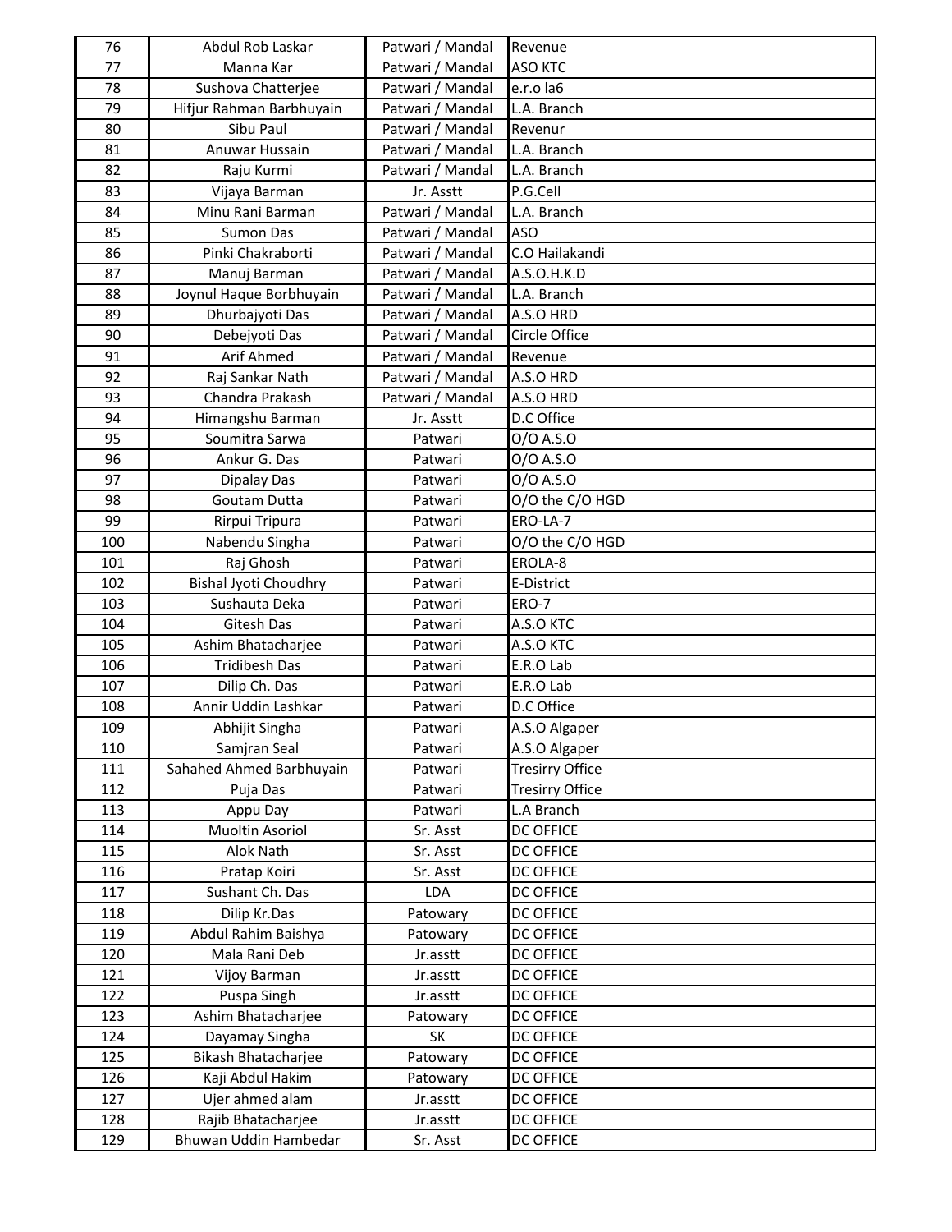| 76 | Abdul Rob Laskar | Patwari / Mandal | Revenue |
|---|---|---|---|
| 77 | Manna Kar | Patwari / Mandal | ASO KTC |
| 78 | Sushova Chatterjee | Patwari / Mandal | e.r.o la6 |
| 79 | Hifjur Rahman Barbhuyain | Patwari / Mandal | L.A. Branch |
| 80 | Sibu Paul | Patwari / Mandal | Revenur |
| 81 | Anuwar Hussain | Patwari / Mandal | L.A. Branch |
| 82 | Raju Kurmi | Patwari / Mandal | L.A. Branch |
| 83 | Vijaya Barman | Jr. Asstt | P.G.Cell |
| 84 | Minu Rani Barman | Patwari / Mandal | L.A. Branch |
| 85 | Sumon Das | Patwari / Mandal | ASO |
| 86 | Pinki Chakraborti | Patwari / Mandal | C.O Hailakandi |
| 87 | Manuj Barman | Patwari / Mandal | A.S.O.H.K.D |
| 88 | Joynul Haque Borbhuyain | Patwari / Mandal | L.A. Branch |
| 89 | Dhurbajyoti Das | Patwari / Mandal | A.S.O HRD |
| 90 | Debejyoti Das | Patwari / Mandal | Circle Office |
| 91 | Arif Ahmed | Patwari / Mandal | Revenue |
| 92 | Raj Sankar Nath | Patwari / Mandal | A.S.O HRD |
| 93 | Chandra Prakash | Patwari / Mandal | A.S.O HRD |
| 94 | Himangshu Barman | Jr. Asstt | D.C Office |
| 95 | Soumitra Sarwa | Patwari | O/O A.S.O |
| 96 | Ankur G. Das | Patwari | O/O A.S.O |
| 97 | Dipalay Das | Patwari | O/O A.S.O |
| 98 | Goutam Dutta | Patwari | O/O the C/O HGD |
| 99 | Rirpui Tripura | Patwari | ERO-LA-7 |
| 100 | Nabendu Singha | Patwari | O/O the C/O HGD |
| 101 | Raj Ghosh | Patwari | EROLA-8 |
| 102 | Bishal Jyoti Choudhry | Patwari | E-District |
| 103 | Sushauta Deka | Patwari | ERO-7 |
| 104 | Gitesh Das | Patwari | A.S.O KTC |
| 105 | Ashim Bhatacharjee | Patwari | A.S.O KTC |
| 106 | Tridibesh Das | Patwari | E.R.O Lab |
| 107 | Dilip Ch. Das | Patwari | E.R.O Lab |
| 108 | Annir Uddin Lashkar | Patwari | D.C Office |
| 109 | Abhijit Singha | Patwari | A.S.O Algaper |
| 110 | Samjran Seal | Patwari | A.S.O Algaper |
| 111 | Sahahed Ahmed Barbhuyain | Patwari | Tresirry Office |
| 112 | Puja Das | Patwari | Tresirry Office |
| 113 | Appu Day | Patwari | L.A Branch |
| 114 | Muoltin Asoriol | Sr. Asst | DC OFFICE |
| 115 | Alok Nath | Sr. Asst | DC OFFICE |
| 116 | Pratap Koiri | Sr. Asst | DC OFFICE |
| 117 | Sushant Ch. Das | LDA | DC OFFICE |
| 118 | Dilip Kr.Das | Patowary | DC OFFICE |
| 119 | Abdul Rahim Baishya | Patowary | DC OFFICE |
| 120 | Mala Rani Deb | Jr.asstt | DC OFFICE |
| 121 | Vijoy Barman | Jr.asstt | DC OFFICE |
| 122 | Puspa Singh | Jr.asstt | DC OFFICE |
| 123 | Ashim Bhatacharjee | Patowary | DC OFFICE |
| 124 | Dayamay Singha | SK | DC OFFICE |
| 125 | Bikash Bhatacharjee | Patowary | DC OFFICE |
| 126 | Kaji Abdul Hakim | Patowary | DC OFFICE |
| 127 | Ujer ahmed alam | Jr.asstt | DC OFFICE |
| 128 | Rajib Bhatacharjee | Jr.asstt | DC OFFICE |
| 129 | Bhuwan Uddin Hambedar | Sr. Asst | DC OFFICE |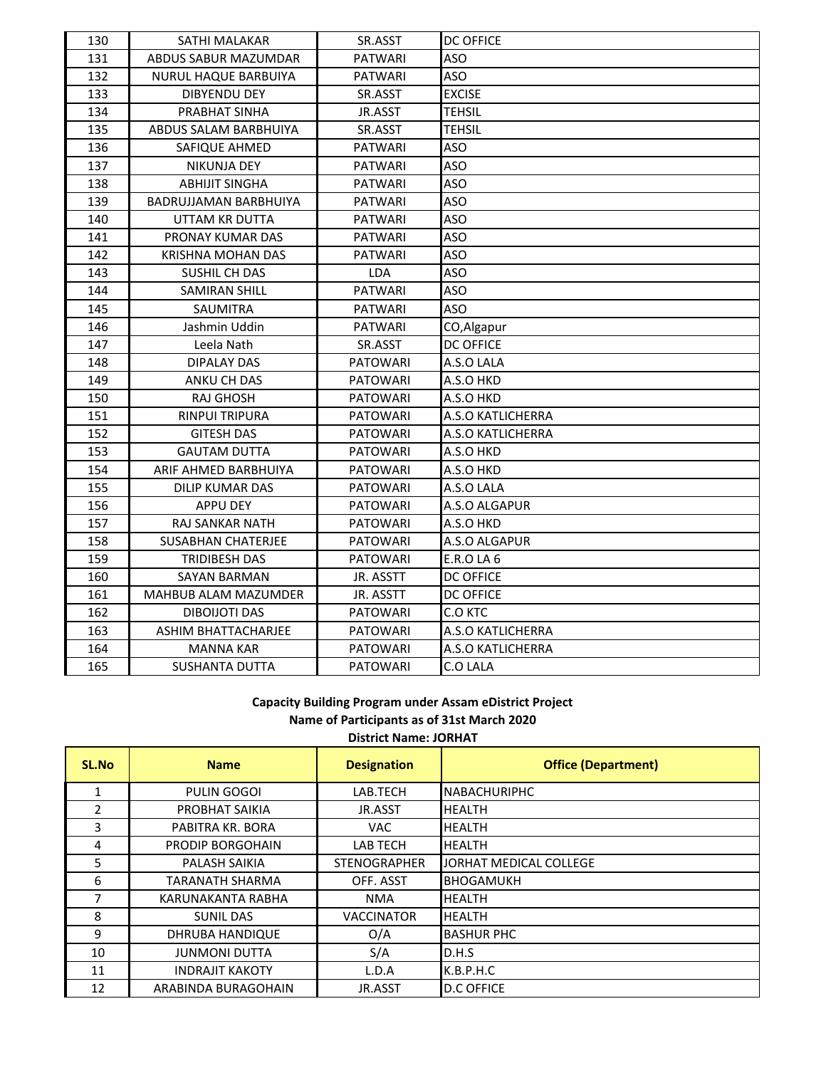| 130 | SATHI MALAKAR | SR.ASST | DC OFFICE |
|---|---|---|---|
| 131 | ABDUS SABUR MAZUMDAR | PATWARI | ASO |
| 132 | NURUL HAQUE BARBUIYA | PATWARI | ASO |
| 133 | DIBYENDU DEY | SR.ASST | EXCISE |
| 134 | PRABHAT SINHA | JR.ASST | TEHSIL |
| 135 | ABDUS SALAM BARBHUIYA | SR.ASST | TEHSIL |
| 136 | SAFIQUE AHMED | PATWARI | ASO |
| 137 | NIKUNJA DEY | PATWARI | ASO |
| 138 | ABHIJIT SINGHA | PATWARI | ASO |
| 139 | BADRUJJAMAN BARBHUIYA | PATWARI | ASO |
| 140 | UTTAM KR DUTTA | PATWARI | ASO |
| 141 | PRONAY KUMAR DAS | PATWARI | ASO |
| 142 | KRISHNA MOHAN DAS | PATWARI | ASO |
| 143 | SUSHIL CH DAS | LDA | ASO |
| 144 | SAMIRAN SHILL | PATWARI | ASO |
| 145 | SAUMITRA | PATWARI | ASO |
| 146 | Jashmin Uddin | PATWARI | CO,Algapur |
| 147 | Leela Nath | SR.ASST | DC OFFICE |
| 148 | DIPALAY DAS | PATOWARI | A.S.O LALA |
| 149 | ANKU CH DAS | PATOWARI | A.S.O HKD |
| 150 | RAJ GHOSH | PATOWARI | A.S.O HKD |
| 151 | RINPUI TRIPURA | PATOWARI | A.S.O KATLICHERRA |
| 152 | GITESH DAS | PATOWARI | A.S.O KATLICHERRA |
| 153 | GAUTAM DUTTA | PATOWARI | A.S.O HKD |
| 154 | ARIF AHMED BARBHUIYA | PATOWARI | A.S.O HKD |
| 155 | DILIP KUMAR DAS | PATOWARI | A.S.O LALA |
| 156 | APPU DEY | PATOWARI | A.S.O ALGAPUR |
| 157 | RAJ SANKAR NATH | PATOWARI | A.S.O HKD |
| 158 | SUSABHAN CHATERJEE | PATOWARI | A.S.O ALGAPUR |
| 159 | TRIDIBESH DAS | PATOWARI | E.R.O LA 6 |
| 160 | SAYAN BARMAN | JR. ASSTT | DC OFFICE |
| 161 | MAHBUB ALAM MAZUMDER | JR. ASSTT | DC OFFICE |
| 162 | DIBOIJOTI DAS | PATOWARI | C.O KTC |
| 163 | ASHIM BHATTACHARJEE | PATOWARI | A.S.O KATLICHERRA |
| 164 | MANNA KAR | PATOWARI | A.S.O KATLICHERRA |
| 165 | SUSHANTA DUTTA | PATOWARI | C.O LALA |

**Capacity Building Program under Assam eDistrict Project**
**Name of Participants as of 31st March 2020**
**District Name: JORHAT**

| SL.No | Name | Designation | Office (Department) |
|---|---|---|---|
| 1 | PULIN GOGOI | LAB.TECH | NABACHURIPHC |
| 2 | PROBHAT SAIKIA | JR.ASST | HEALTH |
| 3 | PABITRA KR. BORA | VAC | HEALTH |
| 4 | PRODIP BORGOHAIN | LAB TECH | HEALTH |
| 5 | PALASH SAIKIA | STENOGRAPHER | JORHAT MEDICAL COLLEGE |
| 6 | TARANATH SHARMA | OFF. ASST | BHOGAMUKH |
| 7 | KARUNAKANTA RABHA | NMA | HEALTH |
| 8 | SUNIL DAS | VACCINATOR | HEALTH |
| 9 | DHRUBA HANDIQUE | O/A | BASHUR PHC |
| 10 | JUNMONI DUTTA | S/A | D.H.S |
| 11 | INDRAJIT KAKOTY | L.D.A | K.B.P.H.C |
| 12 | ARABINDA BURAGOHAIN | JR.ASST | D.C OFFICE |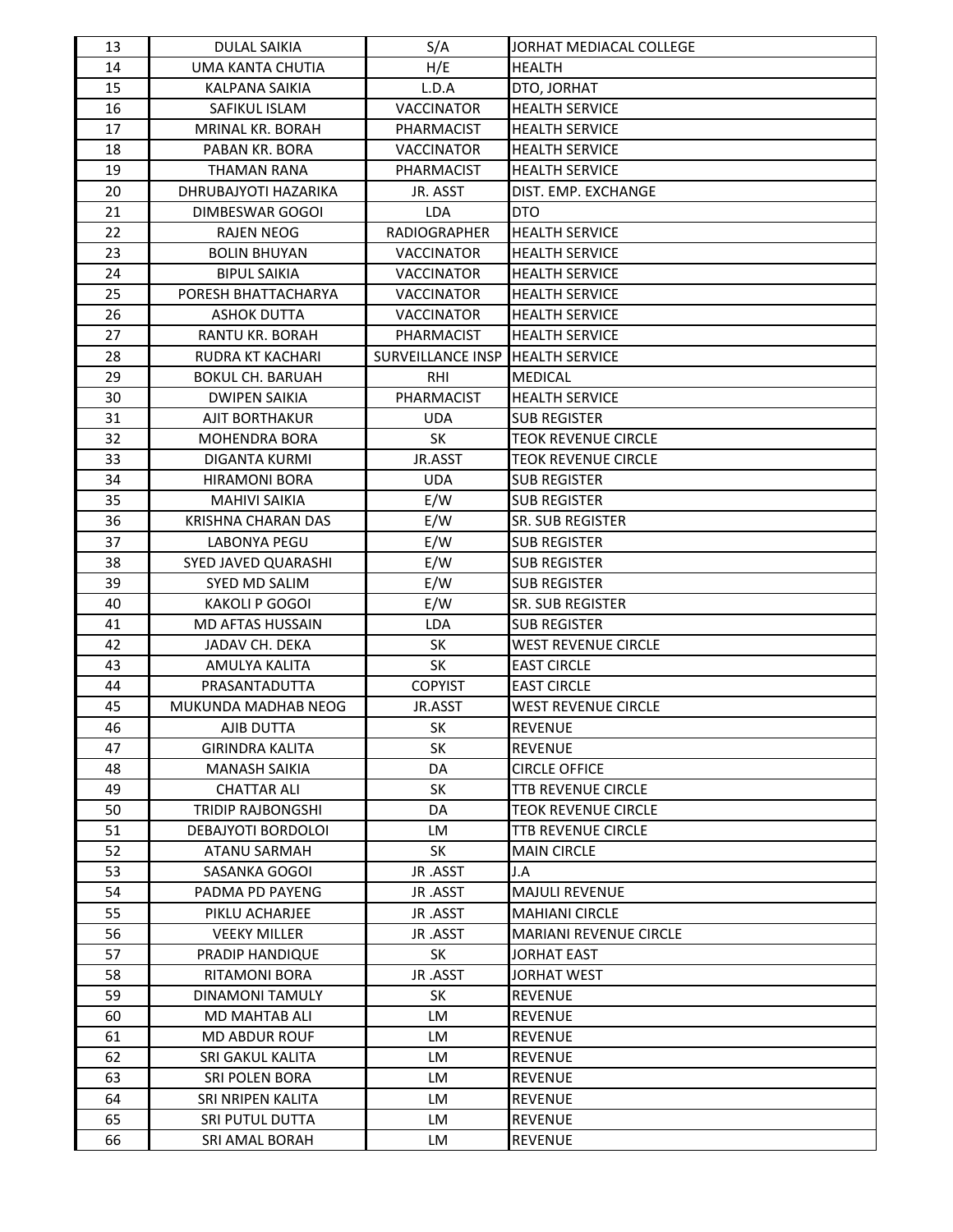| | | | |
|---|---|---|---|
| 13 | DULAL SAIKIA | S/A | JORHAT MEDIACAL COLLEGE |
| 14 | UMA KANTA CHUTIA | H/E | HEALTH |
| 15 | KALPANA SAIKIA | L.D.A | DTO, JORHAT |
| 16 | SAFIKUL ISLAM | VACCINATOR | HEALTH SERVICE |
| 17 | MRINAL KR. BORAH | PHARMACIST | HEALTH SERVICE |
| 18 | PABAN KR. BORA | VACCINATOR | HEALTH SERVICE |
| 19 | THAMAN RANA | PHARMACIST | HEALTH SERVICE |
| 20 | DHRUBAJYOTI HAZARIKA | JR. ASST | DIST. EMP. EXCHANGE |
| 21 | DIMBESWAR GOGOI | LDA | DTO |
| 22 | RAJEN NEOG | RADIOGRAPHER | HEALTH SERVICE |
| 23 | BOLIN BHUYAN | VACCINATOR | HEALTH SERVICE |
| 24 | BIPUL SAIKIA | VACCINATOR | HEALTH SERVICE |
| 25 | PORESH BHATTACHARYA | VACCINATOR | HEALTH SERVICE |
| 26 | ASHOK DUTTA | VACCINATOR | HEALTH SERVICE |
| 27 | RANTU KR. BORAH | PHARMACIST | HEALTH SERVICE |
| 28 | RUDRA KT KACHARI | SURVEILLANCE INSP | HEALTH SERVICE |
| 29 | BOKUL CH. BARUAH | RHI | MEDICAL |
| 30 | DWIPEN SAIKIA | PHARMACIST | HEALTH SERVICE |
| 31 | AJIT BORTHAKUR | UDA | SUB REGISTER |
| 32 | MOHENDRA BORA | SK | TEOK REVENUE CIRCLE |
| 33 | DIGANTA KURMI | JR.ASST | TEOK REVENUE CIRCLE |
| 34 | HIRAMONI BORA | UDA | SUB REGISTER |
| 35 | MAHIVI SAIKIA | E/W | SUB REGISTER |
| 36 | KRISHNA CHARAN DAS | E/W | SR. SUB REGISTER |
| 37 | LABONYA PEGU | E/W | SUB REGISTER |
| 38 | SYED JAVED QUARASHI | E/W | SUB REGISTER |
| 39 | SYED MD SALIM | E/W | SUB REGISTER |
| 40 | KAKOLI P GOGOI | E/W | SR. SUB REGISTER |
| 41 | MD AFTAS HUSSAIN | LDA | SUB REGISTER |
| 42 | JADAV CH. DEKA | SK | WEST REVENUE CIRCLE |
| 43 | AMULYA KALITA | SK | EAST CIRCLE |
| 44 | PRASANTADUTTA | COPYIST | EAST CIRCLE |
| 45 | MUKUNDA MADHAB NEOG | JR.ASST | WEST REVENUE CIRCLE |
| 46 | AJIB DUTTA | SK | REVENUE |
| 47 | GIRINDRA KALITA | SK | REVENUE |
| 48 | MANASH SAIKIA | DA | CIRCLE OFFICE |
| 49 | CHATTAR ALI | SK | TTB REVENUE CIRCLE |
| 50 | TRIDIP RAJBONGSHI | DA | TEOK REVENUE CIRCLE |
| 51 | DEBAJYOTI BORDOLOI | LM | TTB REVENUE CIRCLE |
| 52 | ATANU SARMAH | SK | MAIN CIRCLE |
| 53 | SASANKA GOGOI | JR .ASST | J.A |
| 54 | PADMA PD PAYENG | JR .ASST | MAJULI REVENUE |
| 55 | PIKLU ACHARJEE | JR .ASST | MAHIANI CIRCLE |
| 56 | VEEKY MILLER | JR .ASST | MARIANI REVENUE CIRCLE |
| 57 | PRADIP HANDIQUE | SK | JORHAT EAST |
| 58 | RITAMONI BORA | JR .ASST | JORHAT WEST |
| 59 | DINAMONI TAMULY | SK | REVENUE |
| 60 | MD MAHTAB ALI | LM | REVENUE |
| 61 | MD ABDUR ROUF | LM | REVENUE |
| 62 | SRI GAKUL KALITA | LM | REVENUE |
| 63 | SRI POLEN BORA | LM | REVENUE |
| 64 | SRI NRIPEN KALITA | LM | REVENUE |
| 65 | SRI PUTUL DUTTA | LM | REVENUE |
| 66 | SRI AMAL BORAH | LM | REVENUE |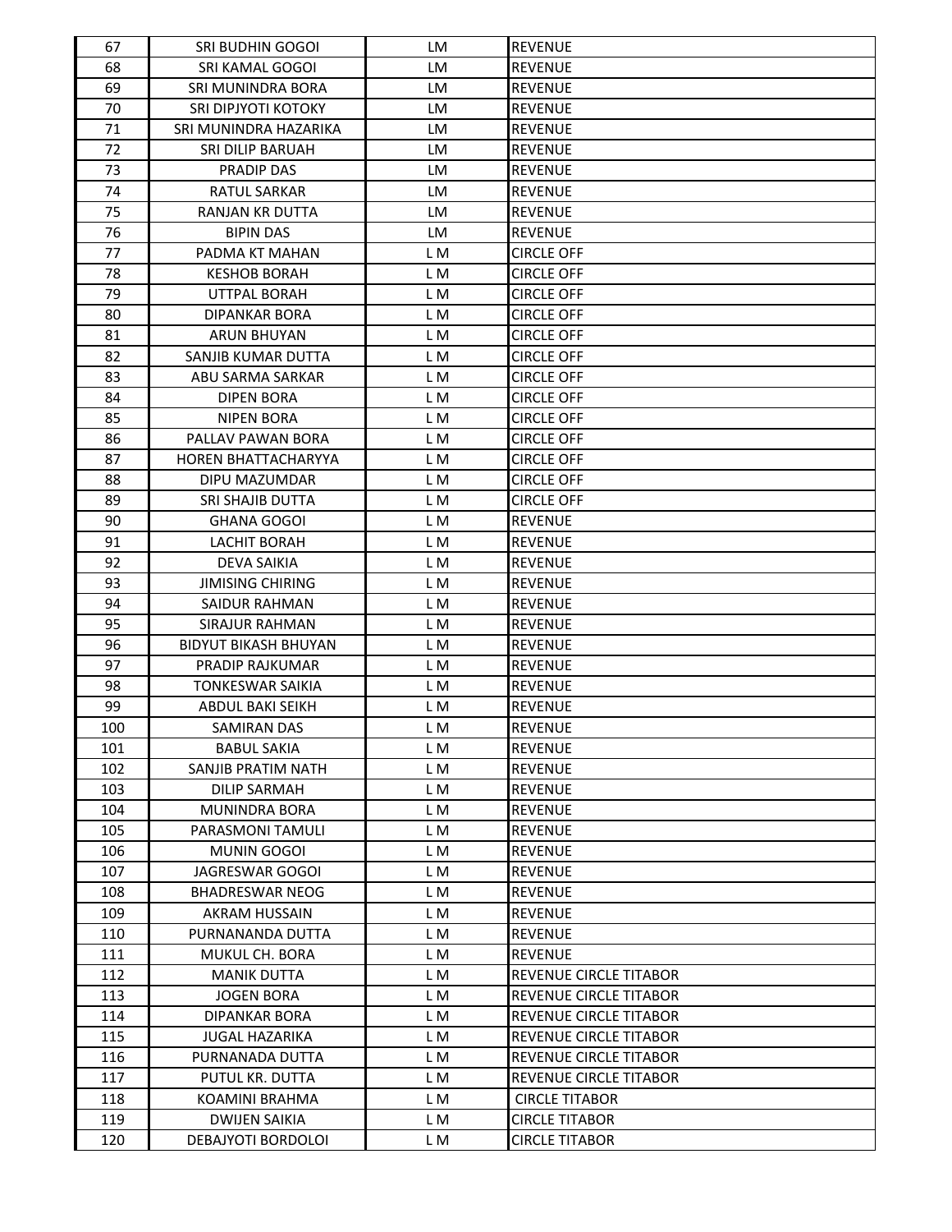| 67 | SRI BUDHIN GOGOI | LM | REVENUE |
|---|---|---|---|
| 68 | SRI KAMAL GOGOI | LM | REVENUE |
| 69 | SRI MUNINDRA BORA | LM | REVENUE |
| 70 | SRI DIPJYOTI KOTOKY | LM | REVENUE |
| 71 | SRI MUNINDRA HAZARIKA | LM | REVENUE |
| 72 | SRI DILIP BARUAH | LM | REVENUE |
| 73 | PRADIP DAS | LM | REVENUE |
| 74 | RATUL SARKAR | LM | REVENUE |
| 75 | RANJAN KR DUTTA | LM | REVENUE |
| 76 | BIPIN DAS | LM | REVENUE |
| 77 | PADMA KT MAHAN | L M | CIRCLE OFF |
| 78 | KESHOB BORAH | L M | CIRCLE OFF |
| 79 | UTTPAL BORAH | L M | CIRCLE OFF |
| 80 | DIPANKAR BORA | L M | CIRCLE OFF |
| 81 | ARUN BHUYAN | L M | CIRCLE OFF |
| 82 | SANJIB KUMAR DUTTA | L M | CIRCLE OFF |
| 83 | ABU SARMA SARKAR | L M | CIRCLE OFF |
| 84 | DIPEN BORA | L M | CIRCLE OFF |
| 85 | NIPEN BORA | L M | CIRCLE OFF |
| 86 | PALLAV PAWAN BORA | L M | CIRCLE OFF |
| 87 | HOREN BHATTACHARYYA | L M | CIRCLE OFF |
| 88 | DIPU MAZUMDAR | L M | CIRCLE OFF |
| 89 | SRI SHAJIB DUTTA | L M | CIRCLE OFF |
| 90 | GHANA GOGOI | L M | REVENUE |
| 91 | LACHIT BORAH | L M | REVENUE |
| 92 | DEVA SAIKIA | L M | REVENUE |
| 93 | JIMISING CHIRING | L M | REVENUE |
| 94 | SAIDUR RAHMAN | L M | REVENUE |
| 95 | SIRAJUR RAHMAN | L M | REVENUE |
| 96 | BIDYUT BIKASH BHUYAN | L M | REVENUE |
| 97 | PRADIP RAJKUMAR | L M | REVENUE |
| 98 | TONKESWAR SAIKIA | L M | REVENUE |
| 99 | ABDUL BAKI SEIKH | L M | REVENUE |
| 100 | SAMIRAN DAS | L M | REVENUE |
| 101 | BABUL SAKIA | L M | REVENUE |
| 102 | SANJIB PRATIM NATH | L M | REVENUE |
| 103 | DILIP SARMAH | L M | REVENUE |
| 104 | MUNINDRA BORA | L M | REVENUE |
| 105 | PARASMONI TAMULI | L M | REVENUE |
| 106 | MUNIN GOGOI | L M | REVENUE |
| 107 | JAGRESWAR GOGOI | L M | REVENUE |
| 108 | BHADRESWAR NEOG | L M | REVENUE |
| 109 | AKRAM HUSSAIN | L M | REVENUE |
| 110 | PURNANANDA DUTTA | L M | REVENUE |
| 111 | MUKUL CH. BORA | L M | REVENUE |
| 112 | MANIK DUTTA | L M | REVENUE CIRCLE TITABOR |
| 113 | JOGEN BORA | L M | REVENUE CIRCLE TITABOR |
| 114 | DIPANKAR BORA | L M | REVENUE CIRCLE TITABOR |
| 115 | JUGAL HAZARIKA | L M | REVENUE CIRCLE TITABOR |
| 116 | PURNANADA DUTTA | L M | REVENUE CIRCLE TITABOR |
| 117 | PUTUL KR. DUTTA | L M | REVENUE CIRCLE TITABOR |
| 118 | KOAMINI BRAHMA | L M | CIRCLE TITABOR |
| 119 | DWIJEN SAIKIA | L M | CIRCLE TITABOR |
| 120 | DEBAJYOTI BORDOLOI | L M | CIRCLE TITABOR |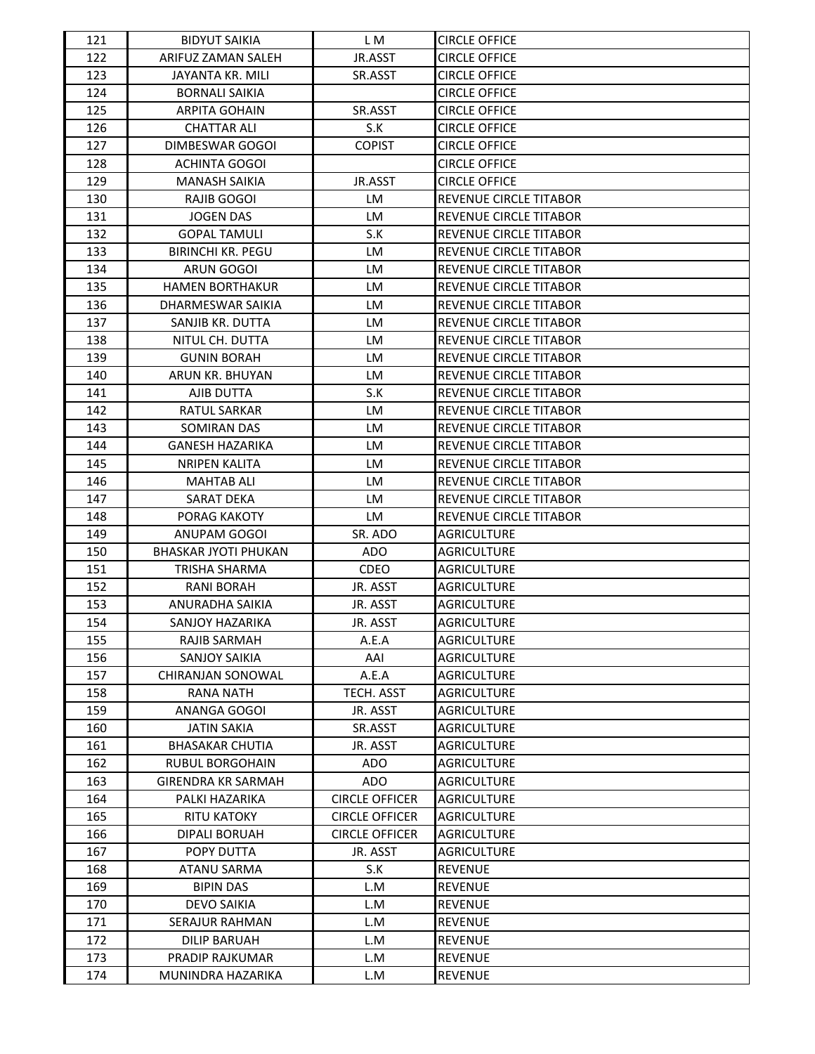| | | | |
|---|---|---|---|
| 121 | BIDYUT SAIKIA | L M | CIRCLE OFFICE |
| 122 | ARIFUZ ZAMAN SALEH | JR.ASST | CIRCLE OFFICE |
| 123 | JAYANTA KR. MILI | SR.ASST | CIRCLE OFFICE |
| 124 | BORNALI SAIKIA | | CIRCLE OFFICE |
| 125 | ARPITA GOHAIN | SR.ASST | CIRCLE OFFICE |
| 126 | CHATTAR ALI | S.K | CIRCLE OFFICE |
| 127 | DIMBESWAR GOGOI | COPIST | CIRCLE OFFICE |
| 128 | ACHINTA GOGOI | | CIRCLE OFFICE |
| 129 | MANASH SAIKIA | JR.ASST | CIRCLE OFFICE |
| 130 | RAJIB GOGOI | LM | REVENUE CIRCLE TITABOR |
| 131 | JOGEN DAS | LM | REVENUE CIRCLE TITABOR |
| 132 | GOPAL TAMULI | S.K | REVENUE CIRCLE TITABOR |
| 133 | BIRINCHI KR. PEGU | LM | REVENUE CIRCLE TITABOR |
| 134 | ARUN GOGOI | LM | REVENUE CIRCLE TITABOR |
| 135 | HAMEN BORTHAKUR | LM | REVENUE CIRCLE TITABOR |
| 136 | DHARMESWAR SAIKIA | LM | REVENUE CIRCLE TITABOR |
| 137 | SANJIB KR. DUTTA | LM | REVENUE CIRCLE TITABOR |
| 138 | NITUL CH. DUTTA | LM | REVENUE CIRCLE TITABOR |
| 139 | GUNIN BORAH | LM | REVENUE CIRCLE TITABOR |
| 140 | ARUN KR. BHUYAN | LM | REVENUE CIRCLE TITABOR |
| 141 | AJIB DUTTA | S.K | REVENUE CIRCLE TITABOR |
| 142 | RATUL SARKAR | LM | REVENUE CIRCLE TITABOR |
| 143 | SOMIRAN DAS | LM | REVENUE CIRCLE TITABOR |
| 144 | GANESH HAZARIKA | LM | REVENUE CIRCLE TITABOR |
| 145 | NRIPEN KALITA | LM | REVENUE CIRCLE TITABOR |
| 146 | MAHTAB ALI | LM | REVENUE CIRCLE TITABOR |
| 147 | SARAT DEKA | LM | REVENUE CIRCLE TITABOR |
| 148 | PORAG KAKOTY | LM | REVENUE CIRCLE TITABOR |
| 149 | ANUPAM GOGOI | SR. ADO | AGRICULTURE |
| 150 | BHASKAR JYOTI PHUKAN | ADO | AGRICULTURE |
| 151 | TRISHA SHARMA | CDEO | AGRICULTURE |
| 152 | RANI BORAH | JR. ASST | AGRICULTURE |
| 153 | ANURADHA SAIKIA | JR. ASST | AGRICULTURE |
| 154 | SANJOY HAZARIKA | JR. ASST | AGRICULTURE |
| 155 | RAJIB SARMAH | A.E.A | AGRICULTURE |
| 156 | SANJOY SAIKIA | AAI | AGRICULTURE |
| 157 | CHIRANJAN SONOWAL | A.E.A | AGRICULTURE |
| 158 | RANA NATH | TECH. ASST | AGRICULTURE |
| 159 | ANANGA GOGOI | JR. ASST | AGRICULTURE |
| 160 | JATIN SAKIA | SR.ASST | AGRICULTURE |
| 161 | BHASAKAR CHUTIA | JR. ASST | AGRICULTURE |
| 162 | RUBUL BORGOHAIN | ADO | AGRICULTURE |
| 163 | GIRENDRA KR SARMAH | ADO | AGRICULTURE |
| 164 | PALKI HAZARIKA | CIRCLE OFFICER | AGRICULTURE |
| 165 | RITU KATOKY | CIRCLE OFFICER | AGRICULTURE |
| 166 | DIPALI BORUAH | CIRCLE OFFICER | AGRICULTURE |
| 167 | POPY DUTTA | JR. ASST | AGRICULTURE |
| 168 | ATANU SARMA | S.K | REVENUE |
| 169 | BIPIN DAS | L.M | REVENUE |
| 170 | DEVO SAIKIA | L.M | REVENUE |
| 171 | SERAJUR RAHMAN | L.M | REVENUE |
| 172 | DILIP BARUAH | L.M | REVENUE |
| 173 | PRADIP RAJKUMAR | L.M | REVENUE |
| 174 | MUNINDRA HAZARIKA | L.M | REVENUE |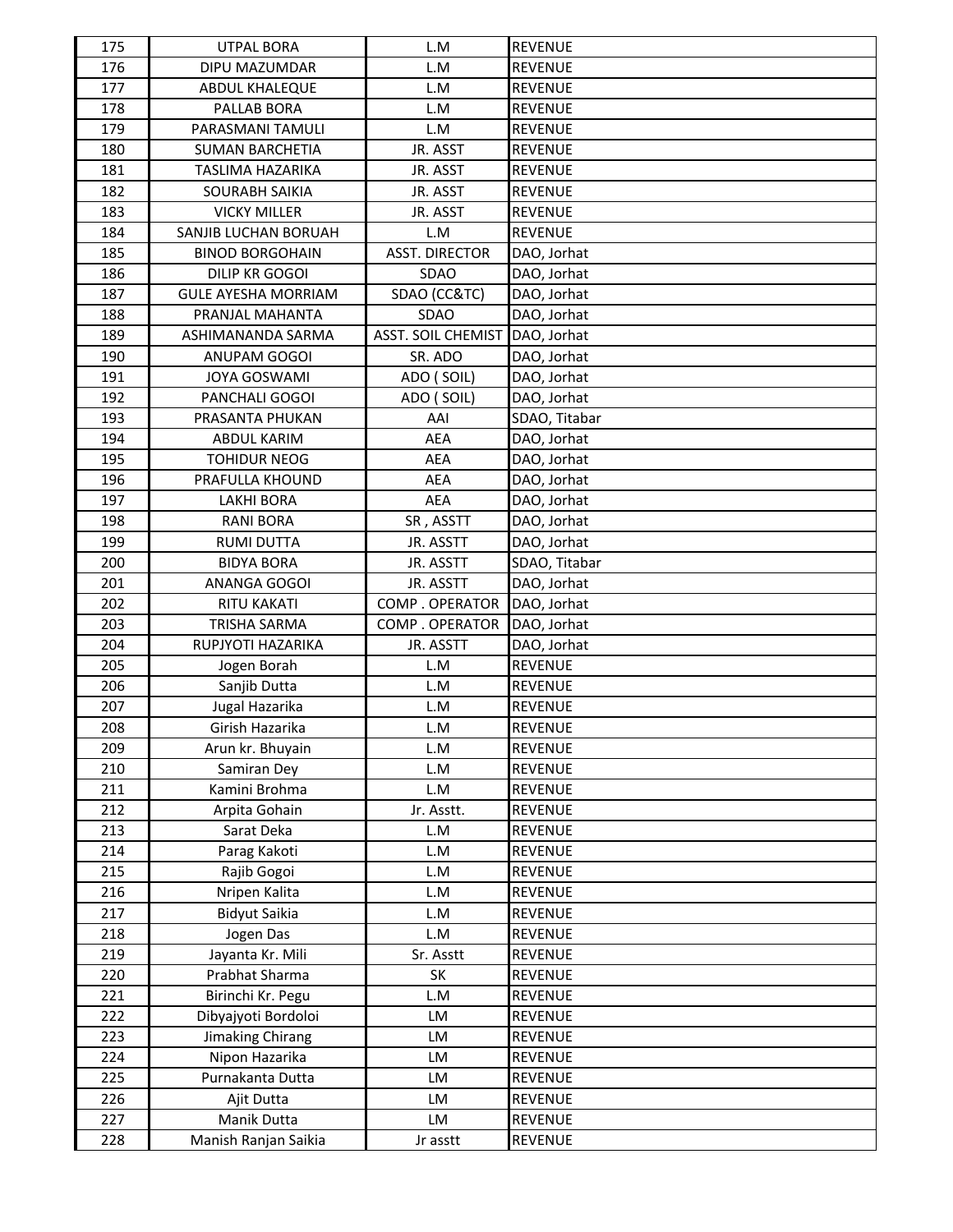| 175 | UTPAL BORA | L.M | REVENUE |
|---|---|---|---|
| 176 | DIPU MAZUMDAR | L.M | REVENUE |
| 177 | ABDUL KHALEQUE | L.M | REVENUE |
| 178 | PALLAB BORA | L.M | REVENUE |
| 179 | PARASMANI TAMULI | L.M | REVENUE |
| 180 | SUMAN BARCHETIA | JR. ASST | REVENUE |
| 181 | TASLIMA HAZARIKA | JR. ASST | REVENUE |
| 182 | SOURABH SAIKIA | JR. ASST | REVENUE |
| 183 | VICKY MILLER | JR. ASST | REVENUE |
| 184 | SANJIB LUCHAN BORUAH | L.M | REVENUE |
| 185 | BINOD BORGOHAIN | ASST. DIRECTOR | DAO, Jorhat |
| 186 | DILIP KR GOGOI | SDAO | DAO, Jorhat |
| 187 | GULE AYESHA MORRIAM | SDAO (CC&TC) | DAO, Jorhat |
| 188 | PRANJAL MAHANTA | SDAO | DAO, Jorhat |
| 189 | ASHIMANANDA SARMA | ASST. SOIL CHEMIST | DAO, Jorhat |
| 190 | ANUPAM GOGOI | SR. ADO | DAO, Jorhat |
| 191 | JOYA GOSWAMI | ADO ( SOIL) | DAO, Jorhat |
| 192 | PANCHALI GOGOI | ADO ( SOIL) | DAO, Jorhat |
| 193 | PRASANTA PHUKAN | AAI | SDAO, Titabar |
| 194 | ABDUL KARIM | AEA | DAO, Jorhat |
| 195 | TOHIDUR NEOG | AEA | DAO, Jorhat |
| 196 | PRAFULLA KHOUND | AEA | DAO, Jorhat |
| 197 | LAKHI BORA | AEA | DAO, Jorhat |
| 198 | RANI BORA | SR , ASSTT | DAO, Jorhat |
| 199 | RUMI DUTTA | JR. ASSTT | DAO, Jorhat |
| 200 | BIDYA BORA | JR. ASSTT | SDAO, Titabar |
| 201 | ANANGA GOGOI | JR. ASSTT | DAO, Jorhat |
| 202 | RITU KAKATI | COMP . OPERATOR | DAO, Jorhat |
| 203 | TRISHA SARMA | COMP . OPERATOR | DAO, Jorhat |
| 204 | RUPJYOTI HAZARIKA | JR. ASSTT | DAO, Jorhat |
| 205 | Jogen Borah | L.M | REVENUE |
| 206 | Sanjib Dutta | L.M | REVENUE |
| 207 | Jugal Hazarika | L.M | REVENUE |
| 208 | Girish Hazarika | L.M | REVENUE |
| 209 | Arun kr. Bhuyain | L.M | REVENUE |
| 210 | Samiran Dey | L.M | REVENUE |
| 211 | Kamini Brohma | L.M | REVENUE |
| 212 | Arpita Gohain | Jr. Asstt. | REVENUE |
| 213 | Sarat Deka | L.M | REVENUE |
| 214 | Parag Kakoti | L.M | REVENUE |
| 215 | Rajib Gogoi | L.M | REVENUE |
| 216 | Nripen Kalita | L.M | REVENUE |
| 217 | Bidyut Saikia | L.M | REVENUE |
| 218 | Jogen Das | L.M | REVENUE |
| 219 | Jayanta Kr. Mili | Sr. Asstt | REVENUE |
| 220 | Prabhat Sharma | SK | REVENUE |
| 221 | Birinchi Kr. Pegu | L.M | REVENUE |
| 222 | Dibyajyoti Bordoloi | LM | REVENUE |
| 223 | Jimaking Chirang | LM | REVENUE |
| 224 | Nipon Hazarika | LM | REVENUE |
| 225 | Purnakanta Dutta | LM | REVENUE |
| 226 | Ajit Dutta | LM | REVENUE |
| 227 | Manik Dutta | LM | REVENUE |
| 228 | Manish Ranjan Saikia | Jr asstt | REVENUE |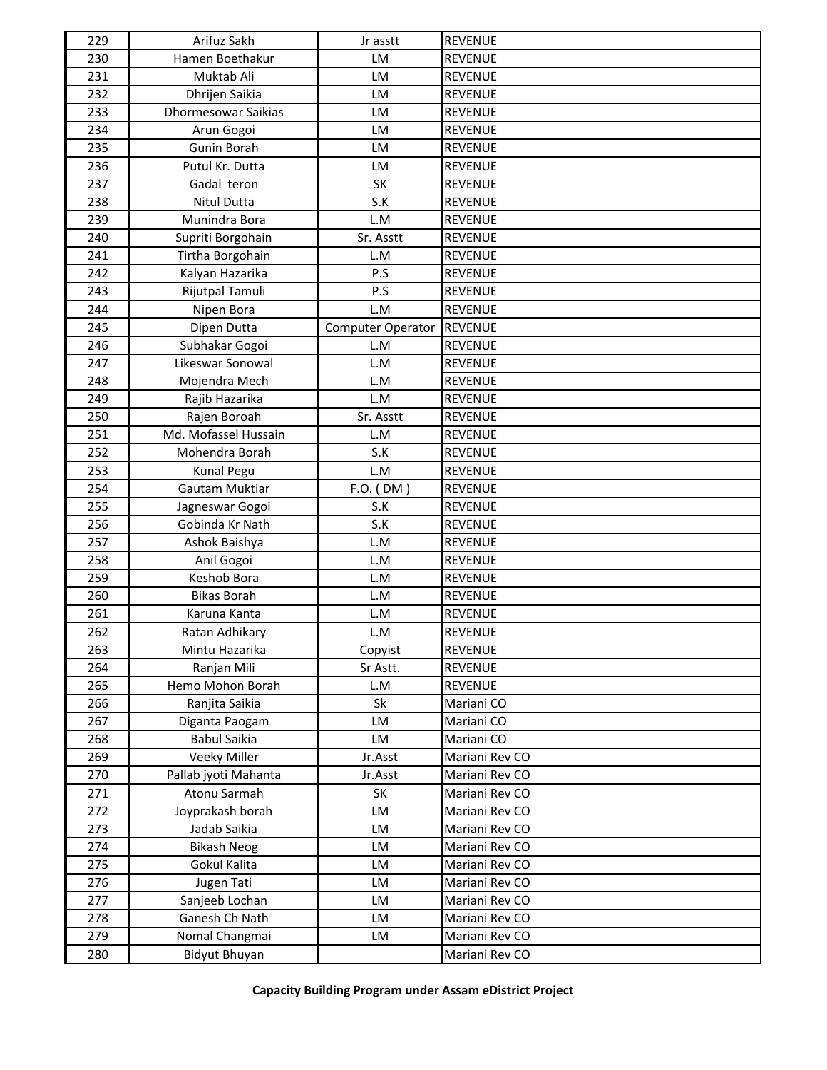| 229 | Arifuz Sakh | Jr asstt | REVENUE |
|---|---|---|---|
| 230 | Hamen Boethakur | LM | REVENUE |
| 231 | Muktab Ali | LM | REVENUE |
| 232 | Dhrijen Saikia | LM | REVENUE |
| 233 | Dhormesowar Saikias | LM | REVENUE |
| 234 | Arun Gogoi | LM | REVENUE |
| 235 | Gunin Borah | LM | REVENUE |
| 236 | Putul Kr. Dutta | LM | REVENUE |
| 237 | Gadal teron | SK | REVENUE |
| 238 | Nitul Dutta | S.K | REVENUE |
| 239 | Munindra Bora | L.M | REVENUE |
| 240 | Supriti Borgohain | Sr. Asstt | REVENUE |
| 241 | Tirtha Borgohain | L.M | REVENUE |
| 242 | Kalyan Hazarika | P.S | REVENUE |
| 243 | Rijutpal Tamuli | P.S | REVENUE |
| 244 | Nipen Bora | L.M | REVENUE |
| 245 | Dipen Dutta | Computer Operator | REVENUE |
| 246 | Subhakar Gogoi | L.M | REVENUE |
| 247 | Likeswar Sonowal | L.M | REVENUE |
| 248 | Mojendra Mech | L.M | REVENUE |
| 249 | Rajib Hazarika | L.M | REVENUE |
| 250 | Rajen Boroah | Sr. Asstt | REVENUE |
| 251 | Md. Mofassel Hussain | L.M | REVENUE |
| 252 | Mohendra Borah | S.K | REVENUE |
| 253 | Kunal Pegu | L.M | REVENUE |
| 254 | Gautam Muktiar | F.O. ( DM ) | REVENUE |
| 255 | Jagneswar Gogoi | S.K | REVENUE |
| 256 | Gobinda Kr Nath | S.K | REVENUE |
| 257 | Ashok Baishya | L.M | REVENUE |
| 258 | Anil Gogoi | L.M | REVENUE |
| 259 | Keshob Bora | L.M | REVENUE |
| 260 | Bikas Borah | L.M | REVENUE |
| 261 | Karuna Kanta | L.M | REVENUE |
| 262 | Ratan Adhikary | L.M | REVENUE |
| 263 | Mintu Hazarika | Copyist | REVENUE |
| 264 | Ranjan Mili | Sr Astt. | REVENUE |
| 265 | Hemo Mohon Borah | L.M | REVENUE |
| 266 | Ranjita Saikia | Sk | Mariani CO |
| 267 | Diganta Paogam | LM | Mariani CO |
| 268 | Babul Saikia | LM | Mariani CO |
| 269 | Veeky Miller | Jr.Asst | Mariani Rev CO |
| 270 | Pallab jyoti Mahanta | Jr.Asst | Mariani Rev CO |
| 271 | Atonu Sarmah | SK | Mariani Rev CO |
| 272 | Joyprakash borah | LM | Mariani Rev CO |
| 273 | Jadab Saikia | LM | Mariani Rev CO |
| 274 | Bikash Neog | LM | Mariani Rev CO |
| 275 | Gokul Kalita | LM | Mariani Rev CO |
| 276 | Jugen Tati | LM | Mariani Rev CO |
| 277 | Sanjeeb Lochan | LM | Mariani Rev CO |
| 278 | Ganesh Ch Nath | LM | Mariani Rev CO |
| 279 | Nomal Changmai | LM | Mariani Rev CO |
| 280 | Bidyut Bhuyan | | Mariani Rev CO |

**Capacity Building Program under Assam eDistrict Project**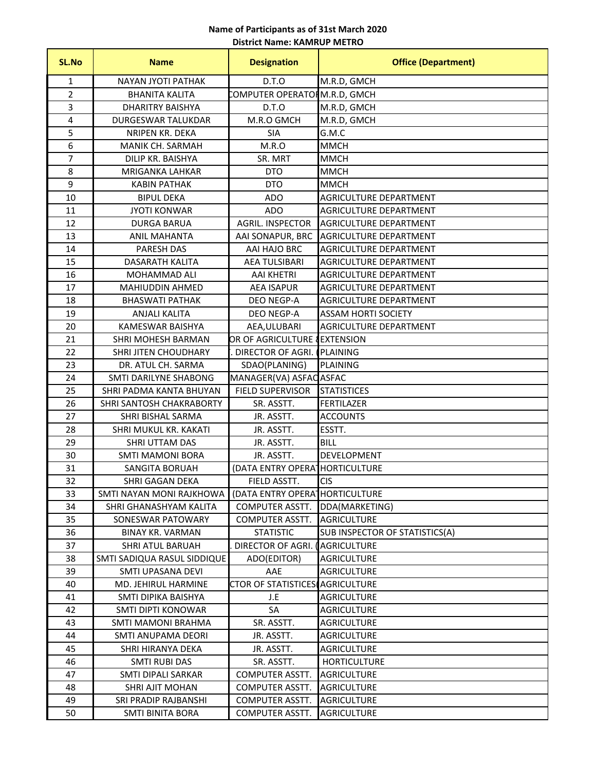**Name of Participants as of 31st March 2020**

**District Name: KAMRUP METRO**

| SL.No | Name | Designation | Office (Department) |
|---|---|---|---|
| 1 | NAYAN JYOTI PATHAK | D.T.O | M.R.D, GMCH |
| 2 | BHANITA KALITA | COMPUTER OPERATOR | M.R.D, GMCH |
| 3 | DHARITRY BAISHYA | D.T.O | M.R.D, GMCH |
| 4 | DURGESWAR TALUKDAR | M.R.O GMCH | M.R.D, GMCH |
| 5 | NRIPEN KR. DEKA | SIA | G.M.C |
| 6 | MANIK CH. SARMAH | M.R.O | MMCH |
| 7 | DILIP KR. BAISHYA | SR. MRT | MMCH |
| 8 | MRIGANKA LAHKAR | DTO | MMCH |
| 9 | KABIN PATHAK | DTO | MMCH |
| 10 | BIPUL DEKA | ADO | AGRICULTURE DEPARTMENT |
| 11 | JYOTI KONWAR | ADO | AGRICULTURE DEPARTMENT |
| 12 | DURGA BARUA | AGRIL. INSPECTOR | AGRICULTURE DEPARTMENT |
| 13 | ANIL MAHANTA | AAI SONAPUR, BRC | AGRICULTURE DEPARTMENT |
| 14 | PARESH DAS | AAI HAJO BRC | AGRICULTURE DEPARTMENT |
| 15 | DASARATH KALITA | AEA TULSIBARI | AGRICULTURE DEPARTMENT |
| 16 | MOHAMMAD ALI | AAI KHETRI | AGRICULTURE DEPARTMENT |
| 17 | MAHIUDDIN AHMED | AEA ISAPUR | AGRICULTURE DEPARTMENT |
| 18 | BHASWATI PATHAK | DEO NEGP-A | AGRICULTURE DEPARTMENT |
| 19 | ANJALI KALITA | DEO NEGP-A | ASSAM HORTI SOCIETY |
| 20 | KAMESWAR BAISHYA | AEA,ULUBARI | AGRICULTURE DEPARTMENT |
| 21 | SHRI MOHESH BARMAN | OR OF AGRICULTURE ( | EXTENSION |
| 22 | SHRI JITEN CHOUDHARY | . DIRECTOR OF AGRI. ( | PLAINING |
| 23 | DR. ATUL CH. SARMA | SDAO(PLANING) | PLAINING |
| 24 | SMTI DARILYNE SHABONG | MANAGER(VA) ASFAC | ASFAC |
| 25 | SHRI PADMA KANTA BHUYAN | FIELD SUPERVISOR | STATISTICES |
| 26 | SHRI SANTOSH CHAKRABORTY | SR. ASSTT. | FERTILAZER |
| 27 | SHRI BISHAL SARMA | JR. ASSTT. | ACCOUNTS |
| 28 | SHRI MUKUL KR. KAKATI | JR. ASSTT. | ESSTT. |
| 29 | SHRI UTTAM DAS | JR. ASSTT. | BILL |
| 30 | SMTI MAMONI BORA | JR. ASSTT. | DEVELOPMENT |
| 31 | SANGITA BORUAH | (DATA ENTRY OPERAT | HORTICULTURE |
| 32 | SHRI GAGAN DEKA | FIELD ASSTT. | CIS |
| 33 | SMTI NAYAN MONI RAJKHOWA | (DATA ENTRY OPERAT | HORTICULTURE |
| 34 | SHRI GHANASHYAM KALITA | COMPUTER ASSTT. | DDA(MARKETING) |
| 35 | SONESWAR PATOWARY | COMPUTER ASSTT. | AGRICULTURE |
| 36 | BINAY KR. VARMAN | STATISTIC | SUB INSPECTOR OF STATISTICS(A) |
| 37 | SHRI ATUL BARUAH | . DIRECTOR OF AGRI. ( | AGRICULTURE |
| 38 | SMTI SADIQUA RASUL SIDDIQUE | ADO(EDITOR) | AGRICULTURE |
| 39 | SMTI UPASANA DEVI | AAE | AGRICULTURE |
| 40 | MD. JEHIRUL HARMINE | CTOR OF STATISTICES( | AGRICULTURE |
| 41 | SMTI DIPIKA BAISHYA | J.E | AGRICULTURE |
| 42 | SMTI DIPTI KONOWAR | SA | AGRICULTURE |
| 43 | SMTI MAMONI BRAHMA | SR. ASSTT. | AGRICULTURE |
| 44 | SMTI ANUPAMA DEORI | JR. ASSTT. | AGRICULTURE |
| 45 | SHRI HIRANYA DEKA | JR. ASSTT. | AGRICULTURE |
| 46 | SMTI RUBI DAS | SR. ASSTT. | HORTICULTURE |
| 47 | SMTI DIPALI SARKAR | COMPUTER ASSTT. | AGRICULTURE |
| 48 | SHRI AJIT MOHAN | COMPUTER ASSTT. | AGRICULTURE |
| 49 | SRI PRADIP RAJBANSHI | COMPUTER ASSTT. | AGRICULTURE |
| 50 | SMTI BINITA BORA | COMPUTER ASSTT. | AGRICULTURE |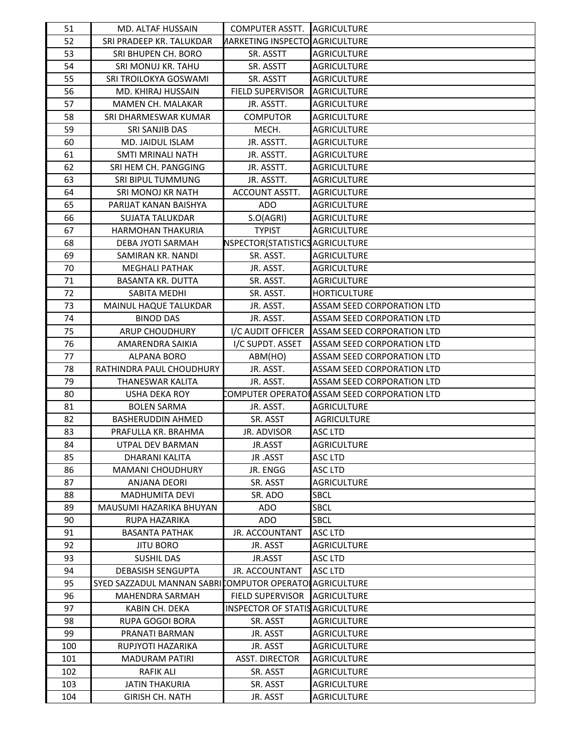| 51 | MD. ALTAF HUSSAIN | COMPUTER ASSTT. | AGRICULTURE |
|---|---|---|---|
| 52 | SRI PRADEEP KR. TALUKDAR | MARKETING INSPECTO | AGRICULTURE |
| 53 | SRI BHUPEN CH. BORO | SR. ASSTT | AGRICULTURE |
| 54 | SRI MONUJ KR. TAHU | SR. ASSTT | AGRICULTURE |
| 55 | SRI TROILOKYA GOSWAMI | SR. ASSTT | AGRICULTURE |
| 56 | MD. KHIRAJ HUSSAIN | FIELD SUPERVISOR | AGRICULTURE |
| 57 | MAMEN CH. MALAKAR | JR. ASSTT. | AGRICULTURE |
| 58 | SRI DHARMESWAR KUMAR | COMPUTOR | AGRICULTURE |
| 59 | SRI SANJIB DAS | MECH. | AGRICULTURE |
| 60 | MD. JAIDUL ISLAM | JR. ASSTT. | AGRICULTURE |
| 61 | SMTI MRINALI NATH | JR. ASSTT. | AGRICULTURE |
| 62 | SRI HEM CH. PANGGING | JR. ASSTT. | AGRICULTURE |
| 63 | SRI BIPUL TUMMUNG | JR. ASSTT. | AGRICULTURE |
| 64 | SRI MONOJ KR NATH | ACCOUNT ASSTT. | AGRICULTURE |
| 65 | PARIJAT KANAN BAISHYA | ADO | AGRICULTURE |
| 66 | SUJATA TALUKDAR | S.O(AGRI) | AGRICULTURE |
| 67 | HARMOHAN THAKURIA | TYPIST | AGRICULTURE |
| 68 | DEBA JYOTI SARMAH | INSPECTOR(STATISTICS | AGRICULTURE |
| 69 | SAMIRAN KR. NANDI | SR. ASST. | AGRICULTURE |
| 70 | MEGHALI PATHAK | JR. ASST. | AGRICULTURE |
| 71 | BASANTA KR. DUTTA | SR. ASST. | AGRICULTURE |
| 72 | SABITA MEDHI | SR. ASST. | HORTICULTURE |
| 73 | MAINUL HAQUE TALUKDAR | JR. ASST. | ASSAM SEED CORPORATION LTD |
| 74 | BINOD DAS | JR. ASST. | ASSAM SEED CORPORATION LTD |
| 75 | ARUP CHOUDHURY | I/C AUDIT OFFICER | ASSAM SEED CORPORATION LTD |
| 76 | AMARENDRA SAIKIA | I/C SUPDT. ASSET | ASSAM SEED CORPORATION LTD |
| 77 | ALPANA BORO | ABM(HO) | ASSAM SEED CORPORATION LTD |
| 78 | RATHINDRA PAUL CHOUDHURY | JR. ASST. | ASSAM SEED CORPORATION LTD |
| 79 | THANESWAR KALITA | JR. ASST. | ASSAM SEED CORPORATION LTD |
| 80 | USHA DEKA ROY | COMPUTER OPERATOI | ASSAM SEED CORPORATION LTD |
| 81 | BOLEN SARMA | JR. ASST. | AGRICULTURE |
| 82 | BASHERUDDIN AHMED | SR. ASST | AGRICULTURE |
| 83 | PRAFULLA KR. BRAHMA | JR. ADVISOR | ASC LTD |
| 84 | UTPAL DEV BARMAN | JR.ASST | AGRICULTURE |
| 85 | DHARANI KALITA | JR .ASST | ASC LTD |
| 86 | MAMANI CHOUDHURY | JR. ENGG | ASC LTD |
| 87 | ANJANA DEORI | SR. ASST | AGRICULTURE |
| 88 | MADHUMITA DEVI | SR. ADO | SBCL |
| 89 | MAUSUMI HAZARIKA BHUYAN | ADO | SBCL |
| 90 | RUPA HAZARIKA | ADO | SBCL |
| 91 | BASANTA PATHAK | JR. ACCOUNTANT | ASC LTD |
| 92 | JITU BORO | JR. ASST | AGRICULTURE |
| 93 | SUSHIL DAS | JR.ASST | ASC LTD |
| 94 | DEBASISH SENGUPTA | JR. ACCOUNTANT | ASC LTD |
| 95 | SYED SAZZADUL MANNAN SABRI | COMPUTOR OPERATOI | AGRICULTURE |
| 96 | MAHENDRA SARMAH | FIELD SUPERVISOR | AGRICULTURE |
| 97 | KABIN CH. DEKA | INSPECTOR OF STATIS | AGRICULTURE |
| 98 | RUPA GOGOI BORA | SR. ASST | AGRICULTURE |
| 99 | PRANATI BARMAN | JR. ASST | AGRICULTURE |
| 100 | RUPJYOTI HAZARIKA | JR. ASST | AGRICULTURE |
| 101 | MADURAM PATIRI | ASST. DIRECTOR | AGRICULTURE |
| 102 | RAFIK ALI | SR. ASST | AGRICULTURE |
| 103 | JATIN THAKURIA | SR. ASST | AGRICULTURE |
| 104 | GIRISH CH. NATH | JR. ASST | AGRICULTURE |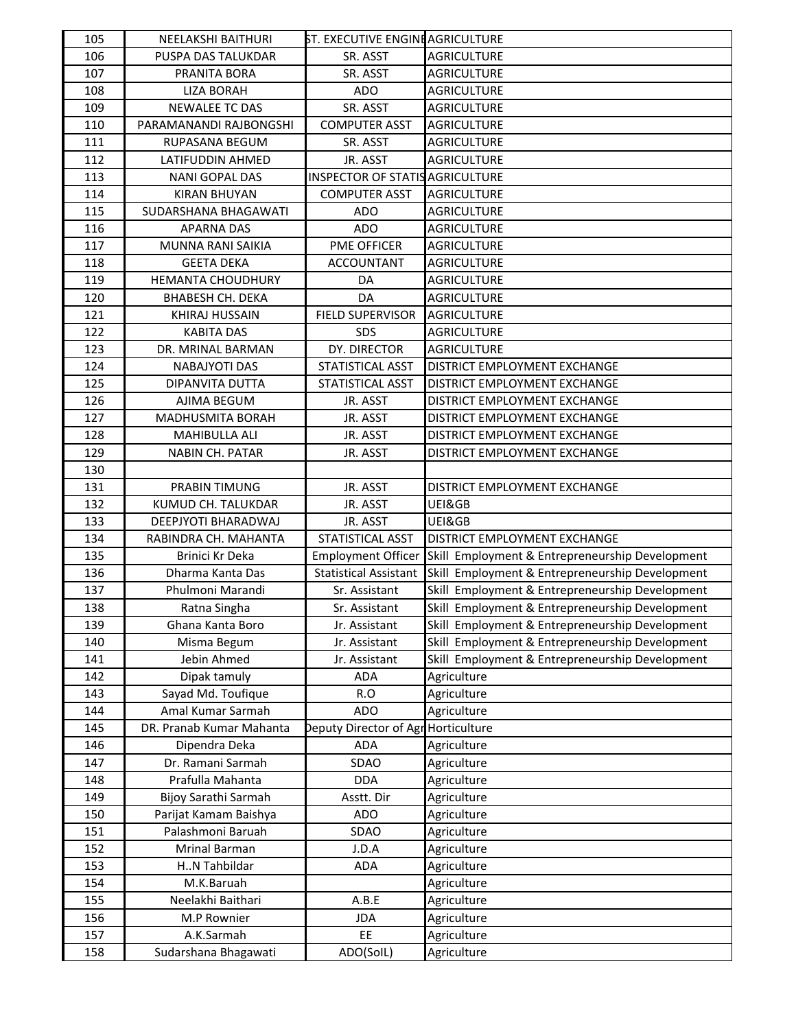| | | | |
|---|---|---|---|
| 105 | NEELAKSHI BAITHURI | ST. EXECUTIVE ENGIN | AGRICULTURE |
| 106 | PUSPA DAS TALUKDAR | SR. ASST | AGRICULTURE |
| 107 | PRANITA BORA | SR. ASST | AGRICULTURE |
| 108 | LIZA BORAH | ADO | AGRICULTURE |
| 109 | NEWALEE TC DAS | SR. ASST | AGRICULTURE |
| 110 | PARAMANANDI RAJBONGSHI | COMPUTER ASST | AGRICULTURE |
| 111 | RUPASANA BEGUM | SR. ASST | AGRICULTURE |
| 112 | LATIFUDDIN AHMED | JR. ASST | AGRICULTURE |
| 113 | NANI GOPAL DAS | INSPECTOR OF STATIS | AGRICULTURE |
| 114 | KIRAN BHUYAN | COMPUTER ASST | AGRICULTURE |
| 115 | SUDARSHANA BHAGAWATI | ADO | AGRICULTURE |
| 116 | APARNA DAS | ADO | AGRICULTURE |
| 117 | MUNNA RANI SAIKIA | PME OFFICER | AGRICULTURE |
| 118 | GEETA DEKA | ACCOUNTANT | AGRICULTURE |
| 119 | HEMANTA CHOUDHURY | DA | AGRICULTURE |
| 120 | BHABESH CH. DEKA | DA | AGRICULTURE |
| 121 | KHIRAJ HUSSAIN | FIELD SUPERVISOR | AGRICULTURE |
| 122 | KABITA DAS | SDS | AGRICULTURE |
| 123 | DR. MRINAL BARMAN | DY. DIRECTOR | AGRICULTURE |
| 124 | NABAJYOTI DAS | STATISTICAL ASST | DISTRICT EMPLOYMENT EXCHANGE |
| 125 | DIPANVITA DUTTA | STATISTICAL ASST | DISTRICT EMPLOYMENT EXCHANGE |
| 126 | AJIMA BEGUM | JR. ASST | DISTRICT EMPLOYMENT EXCHANGE |
| 127 | MADHUSMITA BORAH | JR. ASST | DISTRICT EMPLOYMENT EXCHANGE |
| 128 | MAHIBULLA ALI | JR. ASST | DISTRICT EMPLOYMENT EXCHANGE |
| 129 | NABIN CH. PATAR | JR. ASST | DISTRICT EMPLOYMENT EXCHANGE |
| 130 | | | |
| 131 | PRABIN TIMUNG | JR. ASST | DISTRICT EMPLOYMENT EXCHANGE |
| 132 | KUMUD CH. TALUKDAR | JR. ASST | UEI&GB |
| 133 | DEEPJYOTI BHARADWAJ | JR. ASST | UEI&GB |
| 134 | RABINDRA CH. MAHANTA | STATISTICAL ASST | DISTRICT EMPLOYMENT EXCHANGE |
| 135 | Brinici Kr Deka | Employment Officer | Skill Employment & Entrepreneurship Development |
| 136 | Dharma Kanta Das | Statistical Assistant | Skill Employment & Entrepreneurship Development |
| 137 | Phulmoni Marandi | Sr. Assistant | Skill Employment & Entrepreneurship Development |
| 138 | Ratna Singha | Sr. Assistant | Skill Employment & Entrepreneurship Development |
| 139 | Ghana Kanta Boro | Jr. Assistant | Skill Employment & Entrepreneurship Development |
| 140 | Misma Begum | Jr. Assistant | Skill Employment & Entrepreneurship Development |
| 141 | Jebin Ahmed | Jr. Assistant | Skill Employment & Entrepreneurship Development |
| 142 | Dipak tamuly | ADA | Agriculture |
| 143 | Sayad Md. Toufique | R.O | Agriculture |
| 144 | Amal Kumar Sarmah | ADO | Agriculture |
| 145 | DR. Pranab Kumar Mahanta | Deputy Director of Agr | Horticulture |
| 146 | Dipendra Deka | ADA | Agriculture |
| 147 | Dr. Ramani Sarmah | SDAO | Agriculture |
| 148 | Prafulla Mahanta | DDA | Agriculture |
| 149 | Bijoy Sarathi Sarmah | Asstt. Dir | Agriculture |
| 150 | Parijat Kamam Baishya | ADO | Agriculture |
| 151 | Palashmoni Baruah | SDAO | Agriculture |
| 152 | Mrinal Barman | J.D.A | Agriculture |
| 153 | H..N Tahbildar | ADA | Agriculture |
| 154 | M.K.Baruah | | Agriculture |
| 155 | Neelakhi Baithari | A.B.E | Agriculture |
| 156 | M.P Rownier | JDA | Agriculture |
| 157 | A.K.Sarmah | EE | Agriculture |
| 158 | Sudarshana Bhagawati | ADO(SoIL) | Agriculture |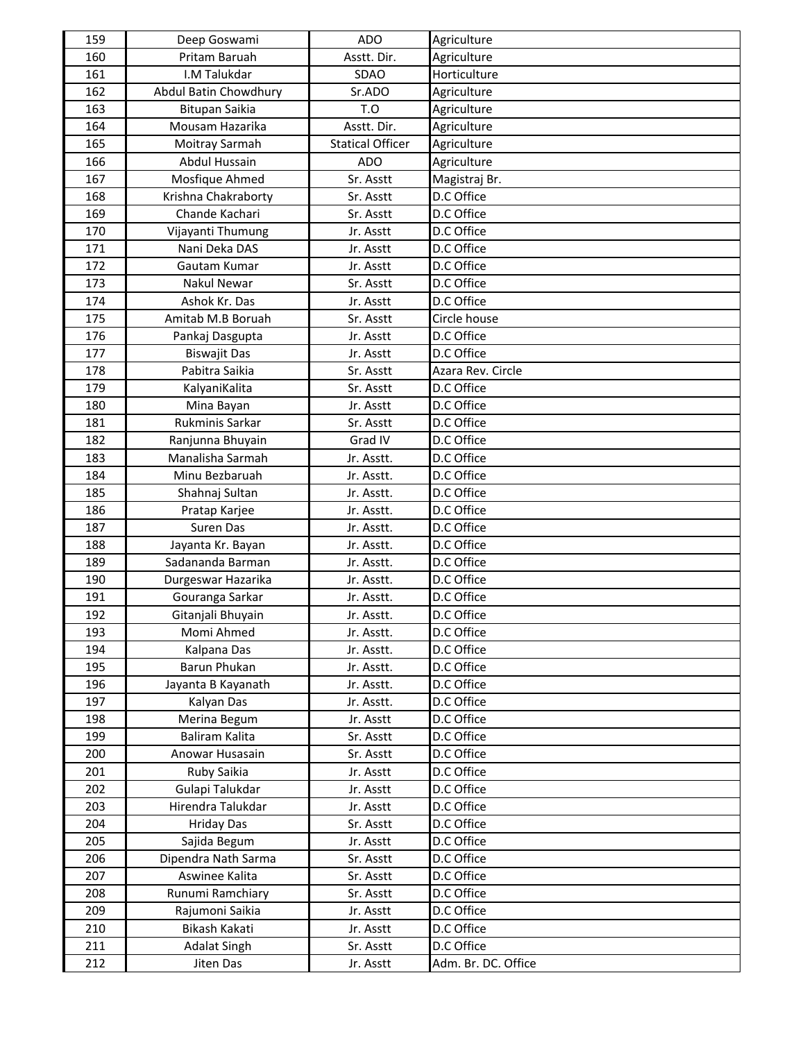| 159 | Deep Goswami | ADO | Agriculture |
|---|---|---|---|
| 160 | Pritam Baruah | Asstt. Dir. | Agriculture |
| 161 | I.M Talukdar | SDAO | Horticulture |
| 162 | Abdul Batin Chowdhury | Sr.ADO | Agriculture |
| 163 | Bitupan Saikia | T.O | Agriculture |
| 164 | Mousam Hazarika | Asstt. Dir. | Agriculture |
| 165 | Moitray Sarmah | Statical Officer | Agriculture |
| 166 | Abdul Hussain | ADO | Agriculture |
| 167 | Mosfique Ahmed | Sr. Asstt | Magistraj Br. |
| 168 | Krishna Chakraborty | Sr. Asstt | D.C Office |
| 169 | Chande Kachari | Sr. Asstt | D.C Office |
| 170 | Vijayanti Thumung | Jr. Asstt | D.C Office |
| 171 | Nani Deka DAS | Jr. Asstt | D.C Office |
| 172 | Gautam Kumar | Jr. Asstt | D.C Office |
| 173 | Nakul Newar | Sr. Asstt | D.C Office |
| 174 | Ashok Kr. Das | Jr. Asstt | D.C Office |
| 175 | Amitab M.B Boruah | Sr. Asstt | Circle house |
| 176 | Pankaj Dasgupta | Jr. Asstt | D.C Office |
| 177 | Biswajit Das | Jr. Asstt | D.C Office |
| 178 | Pabitra Saikia | Sr. Asstt | Azara Rev. Circle |
| 179 | KalyaniKalita | Sr. Asstt | D.C Office |
| 180 | Mina Bayan | Jr. Asstt | D.C Office |
| 181 | Rukminis Sarkar | Sr. Asstt | D.C Office |
| 182 | Ranjunna Bhuyain | Grad IV | D.C Office |
| 183 | Manalisha Sarmah | Jr. Asstt. | D.C Office |
| 184 | Minu Bezbaruah | Jr. Asstt. | D.C Office |
| 185 | Shahnaj Sultan | Jr. Asstt. | D.C Office |
| 186 | Pratap Karjee | Jr. Asstt. | D.C Office |
| 187 | Suren Das | Jr. Asstt. | D.C Office |
| 188 | Jayanta Kr. Bayan | Jr. Asstt. | D.C Office |
| 189 | Sadananda Barman | Jr. Asstt. | D.C Office |
| 190 | Durgeswar Hazarika | Jr. Asstt. | D.C Office |
| 191 | Gouranga Sarkar | Jr. Asstt. | D.C Office |
| 192 | Gitanjali Bhuyain | Jr. Asstt. | D.C Office |
| 193 | Momi Ahmed | Jr. Asstt. | D.C Office |
| 194 | Kalpana Das | Jr. Asstt. | D.C Office |
| 195 | Barun Phukan | Jr. Asstt. | D.C Office |
| 196 | Jayanta B Kayanath | Jr. Asstt. | D.C Office |
| 197 | Kalyan Das | Jr. Asstt. | D.C Office |
| 198 | Merina Begum | Jr. Asstt | D.C Office |
| 199 | Baliram Kalita | Sr. Asstt | D.C Office |
| 200 | Anowar Husasain | Sr. Asstt | D.C Office |
| 201 | Ruby Saikia | Jr. Asstt | D.C Office |
| 202 | Gulapi Talukdar | Jr. Asstt | D.C Office |
| 203 | Hirendra Talukdar | Jr. Asstt | D.C Office |
| 204 | Hriday Das | Sr. Asstt | D.C Office |
| 205 | Sajida Begum | Jr. Asstt | D.C Office |
| 206 | Dipendra Nath Sarma | Sr. Asstt | D.C Office |
| 207 | Aswinee Kalita | Sr. Asstt | D.C Office |
| 208 | Runumi Ramchiary | Sr. Asstt | D.C Office |
| 209 | Rajumoni Saikia | Jr. Asstt | D.C Office |
| 210 | Bikash Kakati | Jr. Asstt | D.C Office |
| 211 | Adalat Singh | Sr. Asstt | D.C Office |
| 212 | Jiten Das | Jr. Asstt | Adm. Br. DC. Office |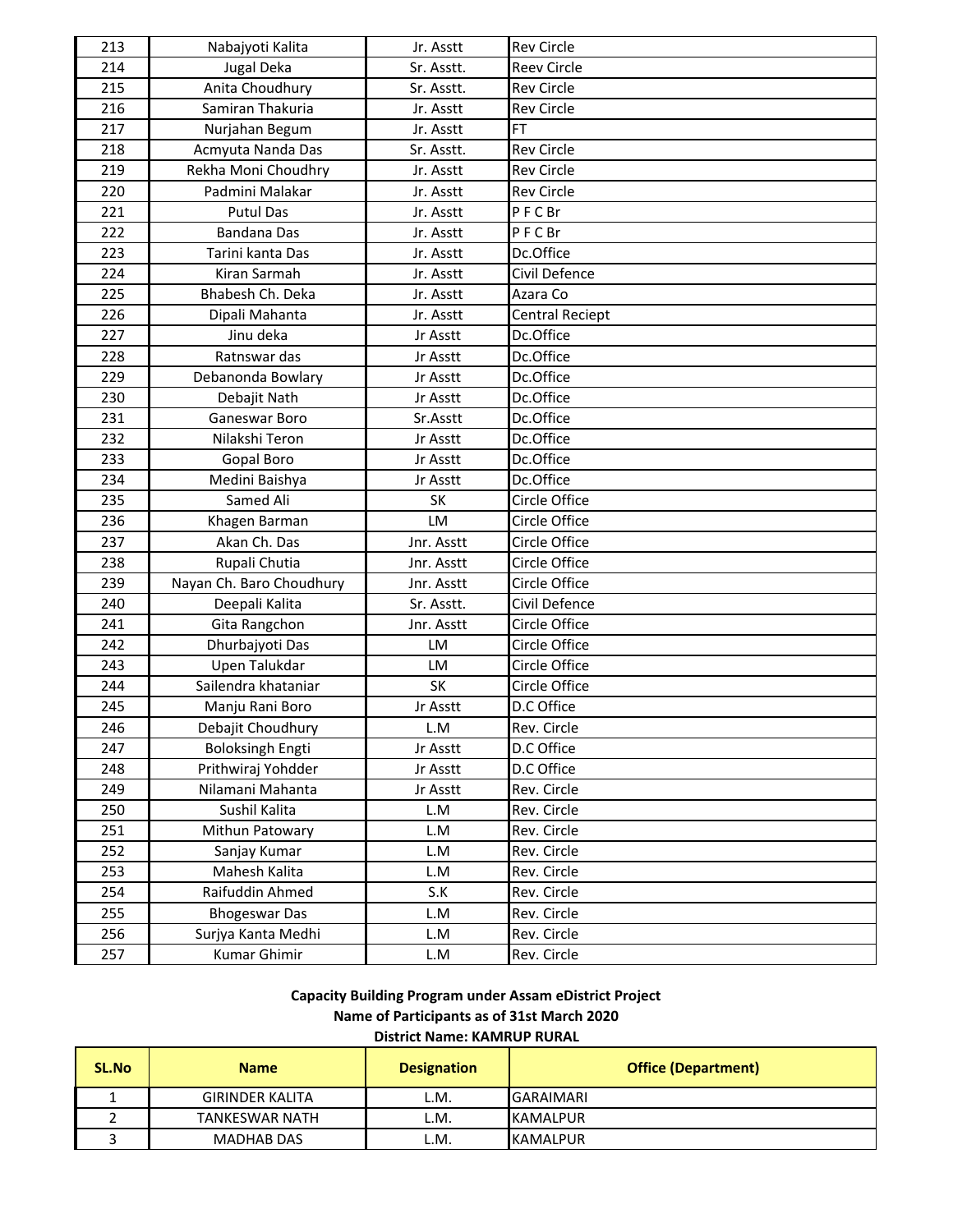| | | | |
|---|---|---|---|
| 213 | Nabajyoti Kalita | Jr. Asstt | Rev Circle |
| 214 | Jugal Deka | Sr. Asstt. | Reev Circle |
| 215 | Anita Choudhury | Sr. Asstt. | Rev Circle |
| 216 | Samiran Thakuria | Jr. Asstt | Rev Circle |
| 217 | Nurjahan Begum | Jr. Asstt | FT |
| 218 | Acmyuta Nanda Das | Sr. Asstt. | Rev Circle |
| 219 | Rekha Moni Choudhry | Jr. Asstt | Rev Circle |
| 220 | Padmini Malakar | Jr. Asstt | Rev Circle |
| 221 | Putul Das | Jr. Asstt | P F C Br |
| 222 | Bandana Das | Jr. Asstt | P F C Br |
| 223 | Tarini kanta Das | Jr. Asstt | Dc.Office |
| 224 | Kiran Sarmah | Jr. Asstt | Civil Defence |
| 225 | Bhabesh Ch. Deka | Jr. Asstt | Azara Co |
| 226 | Dipali Mahanta | Jr. Asstt | Central Reciept |
| 227 | Jinu deka | Jr Asstt | Dc.Office |
| 228 | Ratnswar das | Jr Asstt | Dc.Office |
| 229 | Debanonda Bowlary | Jr Asstt | Dc.Office |
| 230 | Debajit Nath | Jr Asstt | Dc.Office |
| 231 | Ganeswar Boro | Sr.Asstt | Dc.Office |
| 232 | Nilakshi Teron | Jr Asstt | Dc.Office |
| 233 | Gopal Boro | Jr Asstt | Dc.Office |
| 234 | Medini Baishya | Jr Asstt | Dc.Office |
| 235 | Samed Ali | SK | Circle Office |
| 236 | Khagen Barman | LM | Circle Office |
| 237 | Akan Ch. Das | Jnr. Asstt | Circle Office |
| 238 | Rupali Chutia | Jnr. Asstt | Circle Office |
| 239 | Nayan Ch. Baro Choudhury | Jnr. Asstt | Circle Office |
| 240 | Deepali Kalita | Sr. Asstt. | Civil Defence |
| 241 | Gita Rangchon | Jnr. Asstt | Circle Office |
| 242 | Dhurbajyoti Das | LM | Circle Office |
| 243 | Upen Talukdar | LM | Circle Office |
| 244 | Sailendra khataniar | SK | Circle Office |
| 245 | Manju Rani Boro | Jr Asstt | D.C Office |
| 246 | Debajit Choudhury | L.M | Rev. Circle |
| 247 | Boloksingh Engti | Jr Asstt | D.C Office |
| 248 | Prithwiraj Yohdder | Jr Asstt | D.C Office |
| 249 | Nilamani Mahanta | Jr Asstt | Rev. Circle |
| 250 | Sushil Kalita | L.M | Rev. Circle |
| 251 | Mithun Patowary | L.M | Rev. Circle |
| 252 | Sanjay Kumar | L.M | Rev. Circle |
| 253 | Mahesh Kalita | L.M | Rev. Circle |
| 254 | Raifuddin Ahmed | S.K | Rev. Circle |
| 255 | Bhogeswar Das | L.M | Rev. Circle |
| 256 | Surjya Kanta Medhi | L.M | Rev. Circle |
| 257 | Kumar Ghimir | L.M | Rev. Circle |

**Capacity Building Program under Assam eDistrict Project**
**Name of Participants as of 31st March 2020**
**District Name: KAMRUP RURAL**

| SL.No | Name | Designation | Office (Department) |
|---|---|---|---|
| 1 | GIRINDER KALITA | L.M. | GARAIMARI |
| 2 | TANKESWAR NATH | L.M. | KAMALPUR |
| 3 | MADHAB DAS | L.M. | KAMALPUR |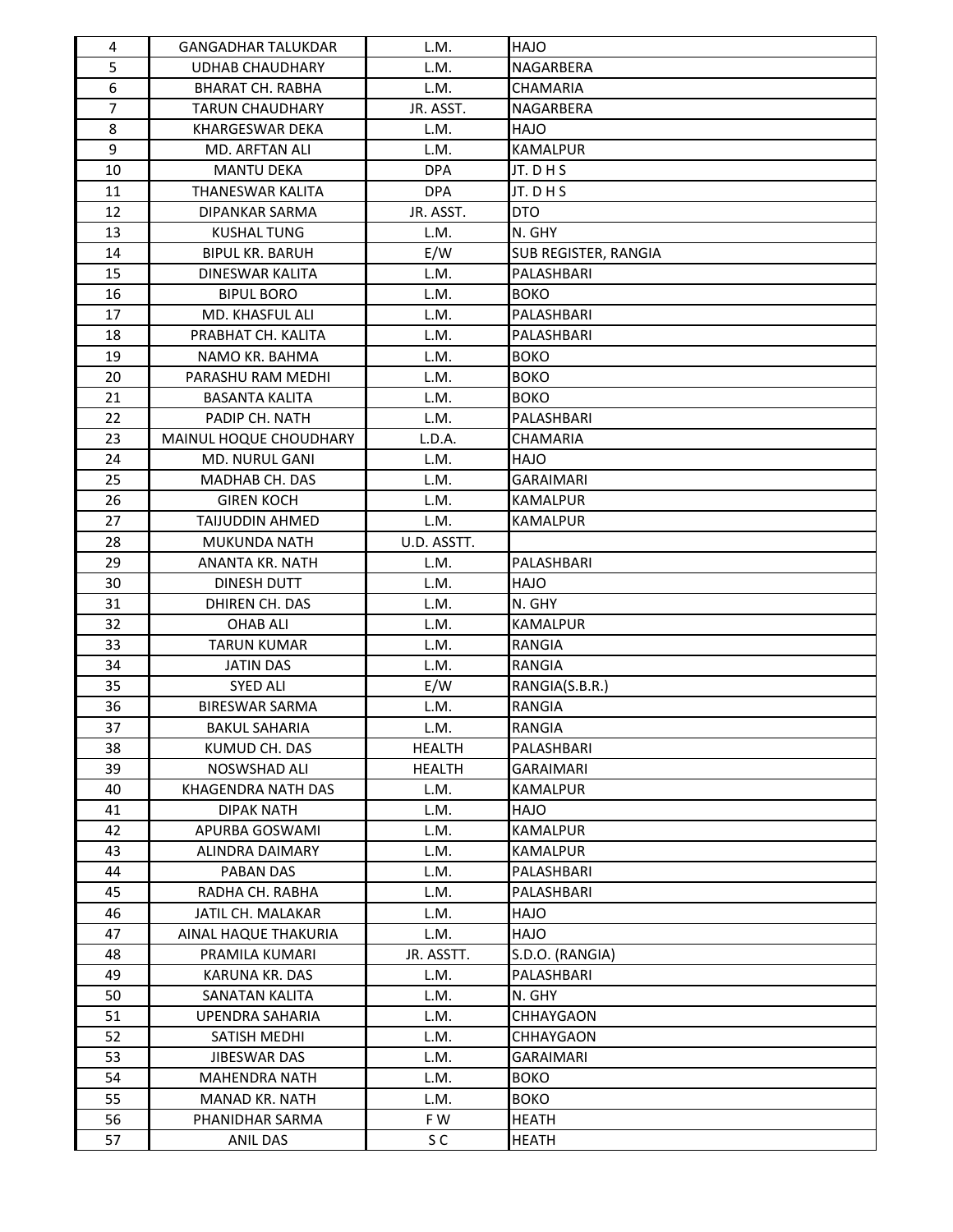| | | | |
|---|---|---|---|
| 4 | GANGADHAR TALUKDAR | L.M. | HAJO |
| 5 | UDHAB CHAUDHARY | L.M. | NAGARBERA |
| 6 | BHARAT CH. RABHA | L.M. | CHAMARIA |
| 7 | TARUN CHAUDHARY | JR. ASST. | NAGARBERA |
| 8 | KHARGESWAR DEKA | L.M. | HAJO |
| 9 | MD. ARFTAN ALI | L.M. | KAMALPUR |
| 10 | MANTU DEKA | DPA | JT. D H S |
| 11 | THANESWAR KALITA | DPA | JT. D H S |
| 12 | DIPANKAR SARMA | JR. ASST. | DTO |
| 13 | KUSHAL TUNG | L.M. | N. GHY |
| 14 | BIPUL KR. BARUH | E/W | SUB REGISTER, RANGIA |
| 15 | DINESWAR KALITA | L.M. | PALASHBARI |
| 16 | BIPUL BORO | L.M. | BOKO |
| 17 | MD. KHASFUL ALI | L.M. | PALASHBARI |
| 18 | PRABHAT CH. KALITA | L.M. | PALASHBARI |
| 19 | NAMO KR. BAHMA | L.M. | BOKO |
| 20 | PARASHU RAM MEDHI | L.M. | BOKO |
| 21 | BASANTA KALITA | L.M. | BOKO |
| 22 | PADIP CH. NATH | L.M. | PALASHBARI |
| 23 | MAINUL HOQUE CHOUDHARY | L.D.A. | CHAMARIA |
| 24 | MD. NURUL GANI | L.M. | HAJO |
| 25 | MADHAB CH. DAS | L.M. | GARAIMARI |
| 26 | GIREN KOCH | L.M. | KAMALPUR |
| 27 | TAIJUDDIN AHMED | L.M. | KAMALPUR |
| 28 | MUKUNDA NATH | U.D. ASSTT. | |
| 29 | ANANTA KR. NATH | L.M. | PALASHBARI |
| 30 | DINESH DUTT | L.M. | HAJO |
| 31 | DHIREN CH. DAS | L.M. | N. GHY |
| 32 | OHAB ALI | L.M. | KAMALPUR |
| 33 | TARUN KUMAR | L.M. | RANGIA |
| 34 | JATIN DAS | L.M. | RANGIA |
| 35 | SYED ALI | E/W | RANGIA(S.B.R.) |
| 36 | BIRESWAR SARMA | L.M. | RANGIA |
| 37 | BAKUL SAHARIA | L.M. | RANGIA |
| 38 | KUMUD CH. DAS | HEALTH | PALASHBARI |
| 39 | NOSWSHAD ALI | HEALTH | GARAIMARI |
| 40 | KHAGENDRA NATH DAS | L.M. | KAMALPUR |
| 41 | DIPAK NATH | L.M. | HAJO |
| 42 | APURBA GOSWAMI | L.M. | KAMALPUR |
| 43 | ALINDRA DAIMARY | L.M. | KAMALPUR |
| 44 | PABAN DAS | L.M. | PALASHBARI |
| 45 | RADHA CH. RABHA | L.M. | PALASHBARI |
| 46 | JATIL CH. MALAKAR | L.M. | HAJO |
| 47 | AINAL HAQUE THAKURIA | L.M. | HAJO |
| 48 | PRAMILA KUMARI | JR. ASSTT. | S.D.O. (RANGIA) |
| 49 | KARUNA KR. DAS | L.M. | PALASHBARI |
| 50 | SANATAN KALITA | L.M. | N. GHY |
| 51 | UPENDRA SAHARIA | L.M. | CHHAYGAON |
| 52 | SATISH MEDHI | L.M. | CHHAYGAON |
| 53 | JIBESWAR DAS | L.M. | GARAIMARI |
| 54 | MAHENDRA NATH | L.M. | BOKO |
| 55 | MANAD KR. NATH | L.M. | BOKO |
| 56 | PHANIDHAR SARMA | F W | HEATH |
| 57 | ANIL DAS | S C | HEATH |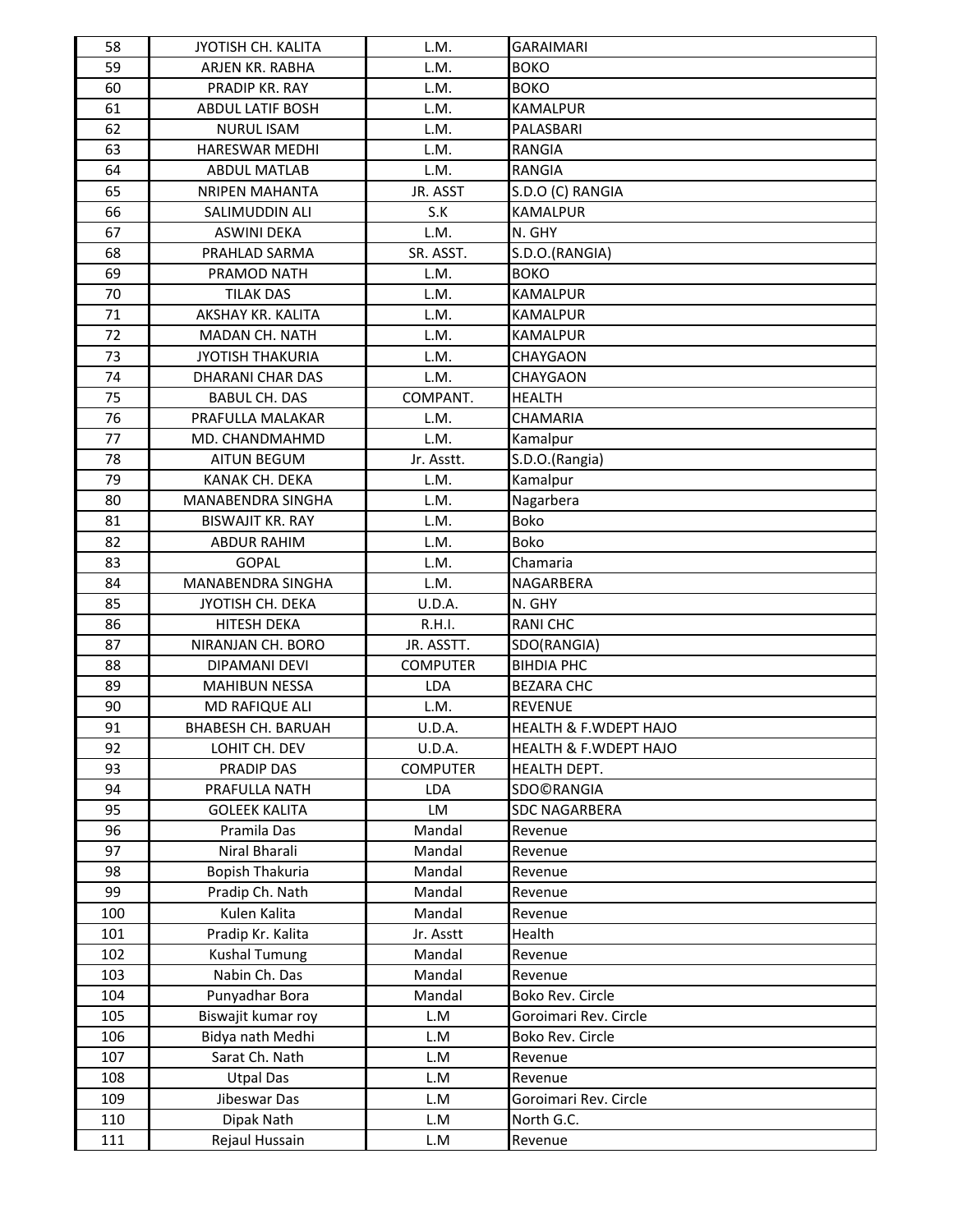| 58 | JYOTISH CH. KALITA | L.M. | GARAIMARI |
|---|---|---|---|
| 59 | ARJEN KR. RABHA | L.M. | BOKO |
| 60 | PRADIP KR. RAY | L.M. | BOKO |
| 61 | ABDUL LATIF BOSH | L.M. | KAMALPUR |
| 62 | NURUL ISAM | L.M. | PALASBARI |
| 63 | HARESWAR MEDHI | L.M. | RANGIA |
| 64 | ABDUL MATLAB | L.M. | RANGIA |
| 65 | NRIPEN MAHANTA | JR. ASST | S.D.O (C) RANGIA |
| 66 | SALIMUDDIN ALI | S.K | KAMALPUR |
| 67 | ASWINI DEKA | L.M. | N. GHY |
| 68 | PRAHLAD SARMA | SR. ASST. | S.D.O.(RANGIA) |
| 69 | PRAMOD NATH | L.M. | BOKO |
| 70 | TILAK DAS | L.M. | KAMALPUR |
| 71 | AKSHAY KR. KALITA | L.M. | KAMALPUR |
| 72 | MADAN CH. NATH | L.M. | KAMALPUR |
| 73 | JYOTISH THAKURIA | L.M. | CHAYGAON |
| 74 | DHARANI CHAR DAS | L.M. | CHAYGAON |
| 75 | BABUL CH. DAS | COMPANT. | HEALTH |
| 76 | PRAFULLA MALAKAR | L.M. | CHAMARIA |
| 77 | MD. CHANDMAHMD | L.M. | Kamalpur |
| 78 | AITUN BEGUM | Jr. Asstt. | S.D.O.(Rangia) |
| 79 | KANAK CH. DEKA | L.M. | Kamalpur |
| 80 | MANABENDRA SINGHA | L.M. | Nagarbera |
| 81 | BISWAJIT KR. RAY | L.M. | Boko |
| 82 | ABDUR RAHIM | L.M. | Boko |
| 83 | GOPAL | L.M. | Chamaria |
| 84 | MANABENDRA SINGHA | L.M. | NAGARBERA |
| 85 | JYOTISH CH. DEKA | U.D.A. | N. GHY |
| 86 | HITESH DEKA | R.H.I. | RANI CHC |
| 87 | NIRANJAN CH. BORO | JR. ASSTT. | SDO(RANGIA) |
| 88 | DIPAMANI DEVI | COMPUTER | BIHDIA PHC |
| 89 | MAHIBUN NESSA | LDA | BEZARA CHC |
| 90 | MD RAFIQUE ALI | L.M. | REVENUE |
| 91 | BHABESH CH. BARUAH | U.D.A. | HEALTH & F.WDEPT HAJO |
| 92 | LOHIT CH. DEV | U.D.A. | HEALTH & F.WDEPT HAJO |
| 93 | PRADIP DAS | COMPUTER | HEALTH DEPT. |
| 94 | PRAFULLA NATH | LDA | SDO©RANGIA |
| 95 | GOLEEK KALITA | LM | SDC NAGARBERA |
| 96 | Pramila Das | Mandal | Revenue |
| 97 | Niral Bharali | Mandal | Revenue |
| 98 | Bopish Thakuria | Mandal | Revenue |
| 99 | Pradip Ch. Nath | Mandal | Revenue |
| 100 | Kulen Kalita | Mandal | Revenue |
| 101 | Pradip Kr. Kalita | Jr. Asstt | Health |
| 102 | Kushal Tumung | Mandal | Revenue |
| 103 | Nabin Ch. Das | Mandal | Revenue |
| 104 | Punyadhar Bora | Mandal | Boko Rev. Circle |
| 105 | Biswajit kumar roy | L.M | Goroimari Rev. Circle |
| 106 | Bidya nath Medhi | L.M | Boko Rev. Circle |
| 107 | Sarat Ch. Nath | L.M | Revenue |
| 108 | Utpal Das | L.M | Revenue |
| 109 | Jibeswar Das | L.M | Goroimari Rev. Circle |
| 110 | Dipak Nath | L.M | North G.C. |
| 111 | Rejaul Hussain | L.M | Revenue |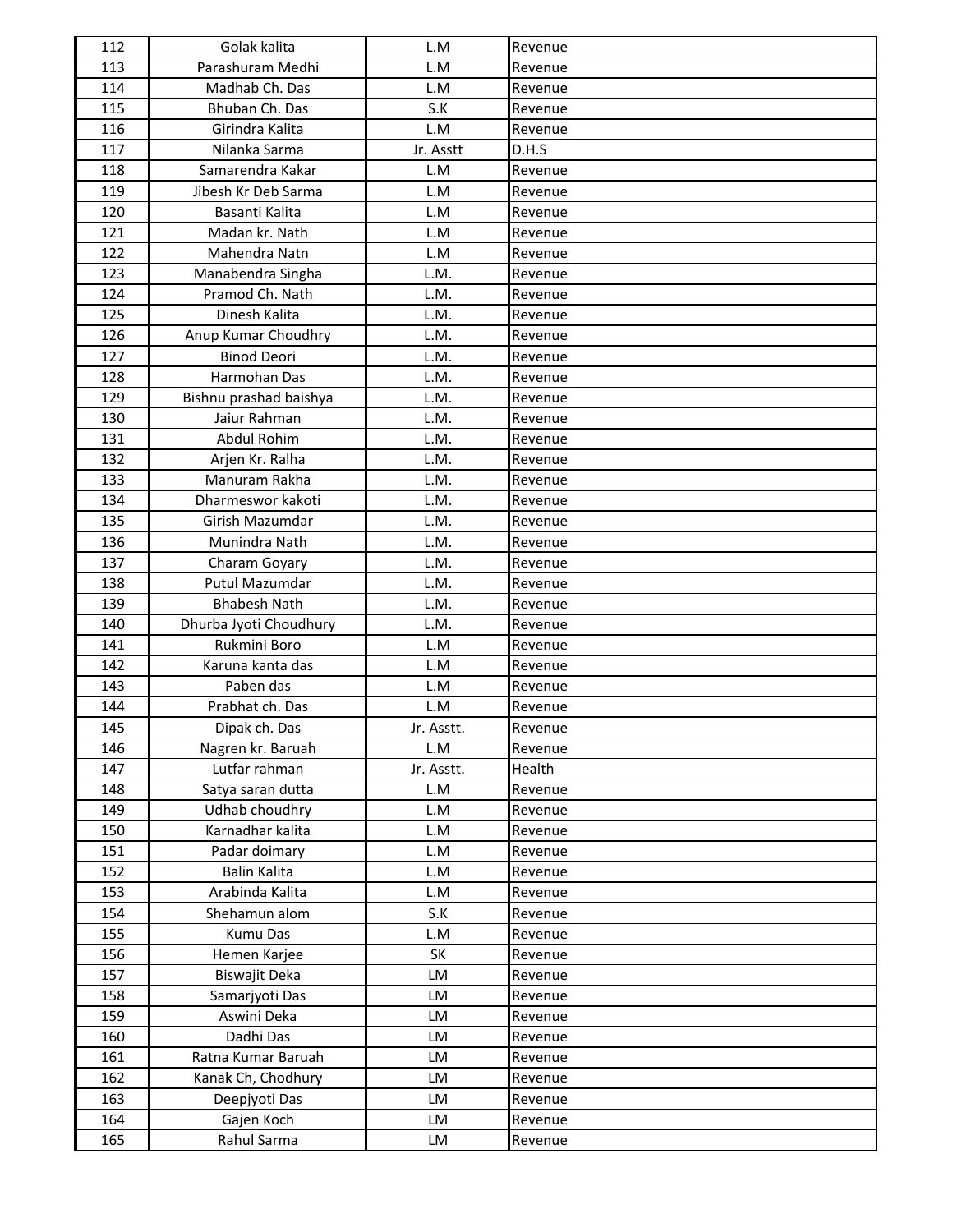| | | | |
|---|---|---|---|
| 112 | Golak kalita | L.M | Revenue |
| 113 | Parashuram Medhi | L.M | Revenue |
| 114 | Madhab Ch. Das | L.M | Revenue |
| 115 | Bhuban Ch. Das | S.K | Revenue |
| 116 | Girindra Kalita | L.M | Revenue |
| 117 | Nilanka Sarma | Jr. Asstt | D.H.S |
| 118 | Samarendra Kakar | L.M | Revenue |
| 119 | Jibesh Kr Deb Sarma | L.M | Revenue |
| 120 | Basanti Kalita | L.M | Revenue |
| 121 | Madan kr. Nath | L.M | Revenue |
| 122 | Mahendra Natn | L.M | Revenue |
| 123 | Manabendra Singha | L.M. | Revenue |
| 124 | Pramod Ch. Nath | L.M. | Revenue |
| 125 | Dinesh Kalita | L.M. | Revenue |
| 126 | Anup Kumar Choudhry | L.M. | Revenue |
| 127 | Binod Deori | L.M. | Revenue |
| 128 | Harmohan Das | L.M. | Revenue |
| 129 | Bishnu prashad baishya | L.M. | Revenue |
| 130 | Jaiur Rahman | L.M. | Revenue |
| 131 | Abdul Rohim | L.M. | Revenue |
| 132 | Arjen Kr. Ralha | L.M. | Revenue |
| 133 | Manuram Rakha | L.M. | Revenue |
| 134 | Dharmeswor kakoti | L.M. | Revenue |
| 135 | Girish Mazumdar | L.M. | Revenue |
| 136 | Munindra Nath | L.M. | Revenue |
| 137 | Charam Goyary | L.M. | Revenue |
| 138 | Putul Mazumdar | L.M. | Revenue |
| 139 | Bhabesh Nath | L.M. | Revenue |
| 140 | Dhurba Jyoti Choudhury | L.M. | Revenue |
| 141 | Rukmini Boro | L.M | Revenue |
| 142 | Karuna kanta das | L.M | Revenue |
| 143 | Paben das | L.M | Revenue |
| 144 | Prabhat ch. Das | L.M | Revenue |
| 145 | Dipak ch. Das | Jr. Asstt. | Revenue |
| 146 | Nagren kr. Baruah | L.M | Revenue |
| 147 | Lutfar rahman | Jr. Asstt. | Health |
| 148 | Satya saran dutta | L.M | Revenue |
| 149 | Udhab choudhry | L.M | Revenue |
| 150 | Karnadhar kalita | L.M | Revenue |
| 151 | Padar doimary | L.M | Revenue |
| 152 | Balin Kalita | L.M | Revenue |
| 153 | Arabinda Kalita | L.M | Revenue |
| 154 | Shehamun alom | S.K | Revenue |
| 155 | Kumu Das | L.M | Revenue |
| 156 | Hemen Karjee | SK | Revenue |
| 157 | Biswajit Deka | LM | Revenue |
| 158 | Samarjyoti Das | LM | Revenue |
| 159 | Aswini Deka | LM | Revenue |
| 160 | Dadhi Das | LM | Revenue |
| 161 | Ratna Kumar Baruah | LM | Revenue |
| 162 | Kanak Ch, Chodhury | LM | Revenue |
| 163 | Deepjyoti Das | LM | Revenue |
| 164 | Gajen Koch | LM | Revenue |
| 165 | Rahul Sarma | LM | Revenue |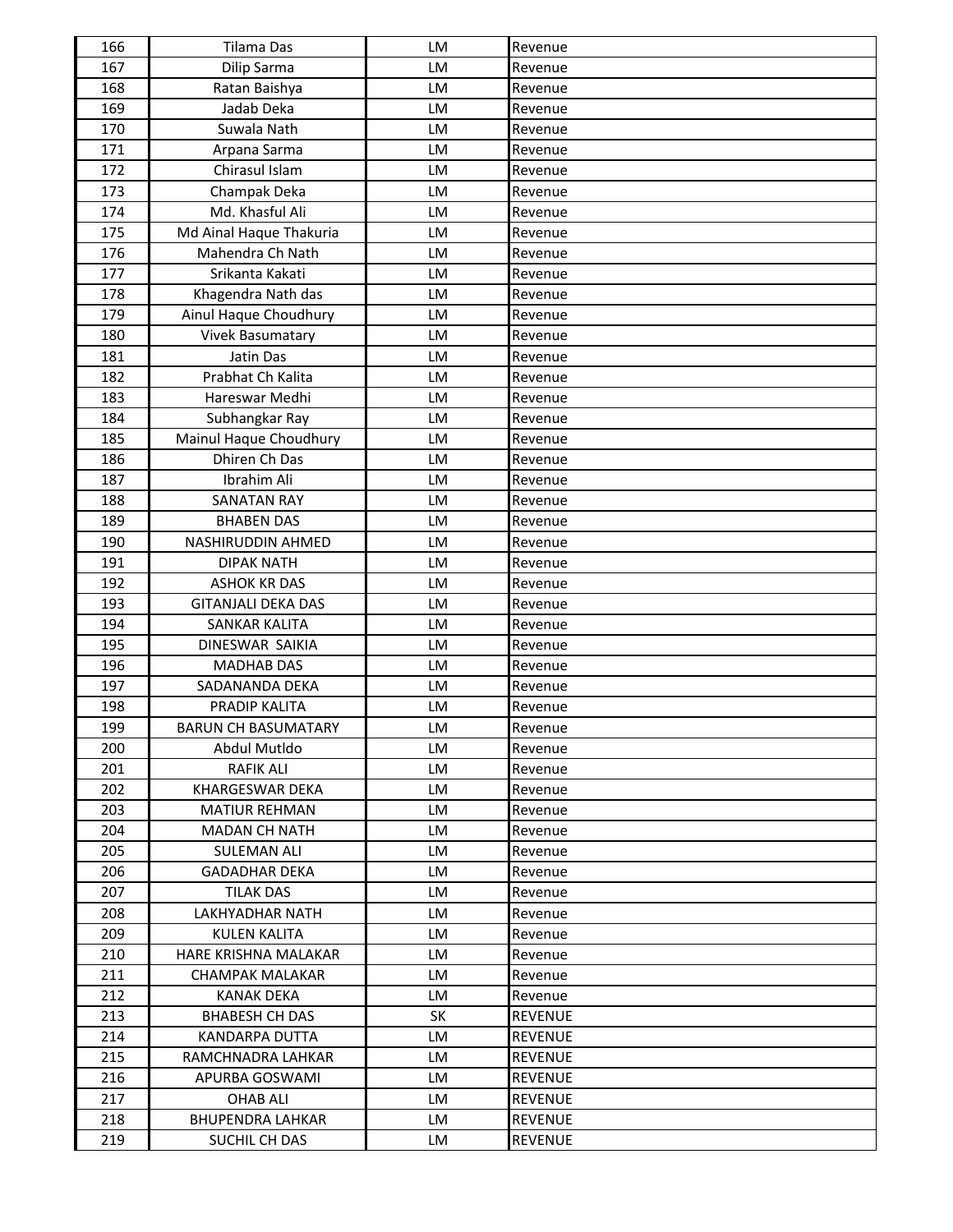| | | | |
|---|---|---|---|
| 166 | Tilama Das | LM | Revenue |
| 167 | Dilip Sarma | LM | Revenue |
| 168 | Ratan Baishya | LM | Revenue |
| 169 | Jadab Deka | LM | Revenue |
| 170 | Suwala Nath | LM | Revenue |
| 171 | Arpana Sarma | LM | Revenue |
| 172 | Chirasul Islam | LM | Revenue |
| 173 | Champak Deka | LM | Revenue |
| 174 | Md. Khasful Ali | LM | Revenue |
| 175 | Md Ainal Haque Thakuria | LM | Revenue |
| 176 | Mahendra Ch Nath | LM | Revenue |
| 177 | Srikanta Kakati | LM | Revenue |
| 178 | Khagendra Nath das | LM | Revenue |
| 179 | Ainul Haque Choudhury | LM | Revenue |
| 180 | Vivek Basumatary | LM | Revenue |
| 181 | Jatin Das | LM | Revenue |
| 182 | Prabhat Ch Kalita | LM | Revenue |
| 183 | Hareswar Medhi | LM | Revenue |
| 184 | Subhangkar Ray | LM | Revenue |
| 185 | Mainul Haque Choudhury | LM | Revenue |
| 186 | Dhiren Ch Das | LM | Revenue |
| 187 | Ibrahim Ali | LM | Revenue |
| 188 | SANATAN RAY | LM | Revenue |
| 189 | BHABEN DAS | LM | Revenue |
| 190 | NASHIRUDDIN AHMED | LM | Revenue |
| 191 | DIPAK NATH | LM | Revenue |
| 192 | ASHOK KR DAS | LM | Revenue |
| 193 | GITANJALI DEKA DAS | LM | Revenue |
| 194 | SANKAR KALITA | LM | Revenue |
| 195 | DINESWAR SAIKIA | LM | Revenue |
| 196 | MADHAB DAS | LM | Revenue |
| 197 | SADANANDA DEKA | LM | Revenue |
| 198 | PRADIP KALITA | LM | Revenue |
| 199 | BARUN CH BASUMATARY | LM | Revenue |
| 200 | Abdul Mutldo | LM | Revenue |
| 201 | RAFIK ALI | LM | Revenue |
| 202 | KHARGESWAR DEKA | LM | Revenue |
| 203 | MATIUR REHMAN | LM | Revenue |
| 204 | MADAN CH NATH | LM | Revenue |
| 205 | SULEMAN ALI | LM | Revenue |
| 206 | GADADHAR DEKA | LM | Revenue |
| 207 | TILAK DAS | LM | Revenue |
| 208 | LAKHYADHAR NATH | LM | Revenue |
| 209 | KULEN KALITA | LM | Revenue |
| 210 | HARE KRISHNA MALAKAR | LM | Revenue |
| 211 | CHAMPAK MALAKAR | LM | Revenue |
| 212 | KANAK DEKA | LM | Revenue |
| 213 | BHABESH CH DAS | SK | REVENUE |
| 214 | KANDARPA DUTTA | LM | REVENUE |
| 215 | RAMCHNADRA LAHKAR | LM | REVENUE |
| 216 | APURBA GOSWAMI | LM | REVENUE |
| 217 | OHAB ALI | LM | REVENUE |
| 218 | BHUPENDRA LAHKAR | LM | REVENUE |
| 219 | SUCHIL CH DAS | LM | REVENUE |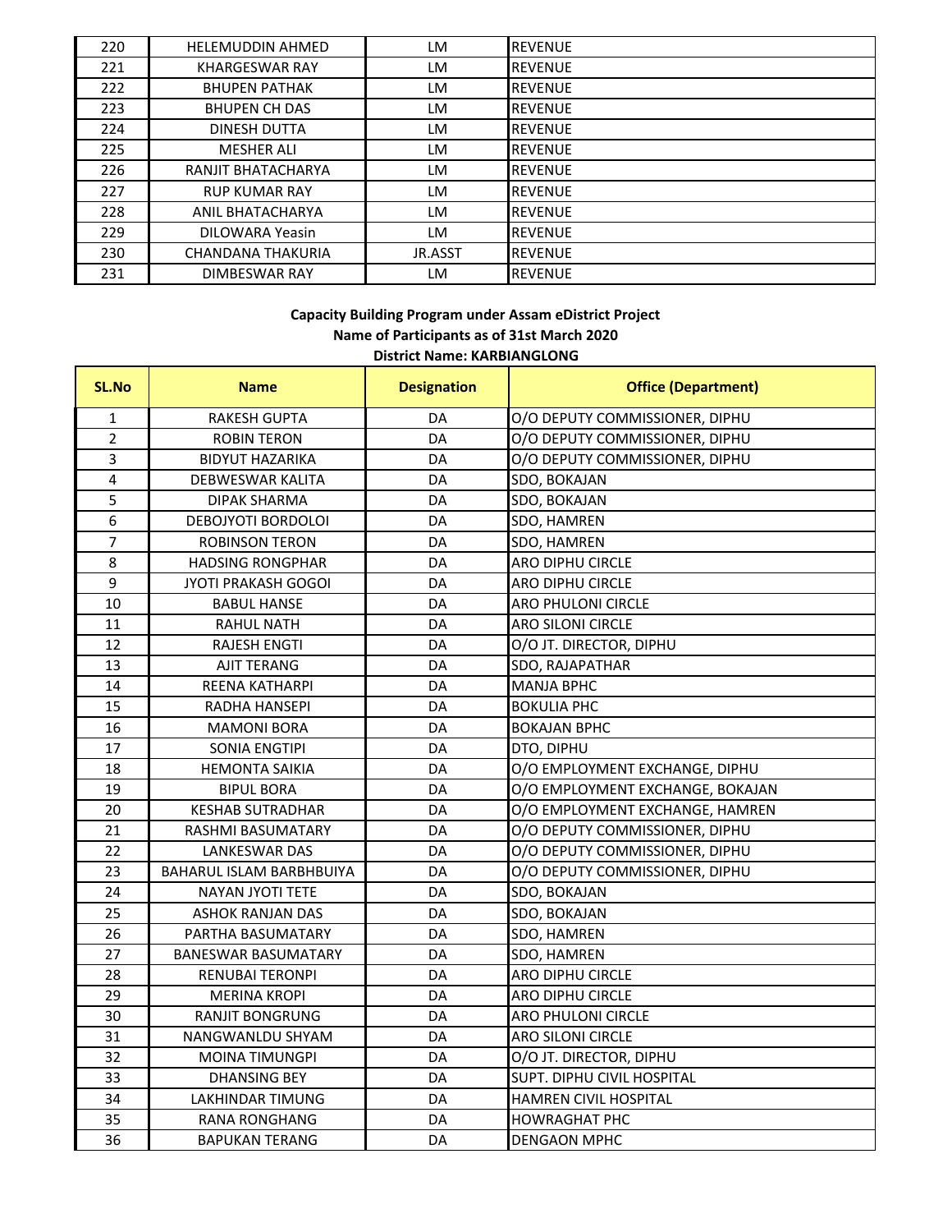| 220 | HELEMUDDIN AHMED | LM | REVENUE |
|---|---|---|---|
| 221 | KHARGESWAR RAY | LM | REVENUE |
| 222 | BHUPEN PATHAK | LM | REVENUE |
| 223 | BHUPEN CH DAS | LM | REVENUE |
| 224 | DINESH DUTTA | LM | REVENUE |
| 225 | MESHER ALI | LM | REVENUE |
| 226 | RANJIT BHATACHARYA | LM | REVENUE |
| 227 | RUP KUMAR RAY | LM | REVENUE |
| 228 | ANIL BHATACHARYA | LM | REVENUE |
| 229 | DILOWARA Yeasin | LM | REVENUE |
| 230 | CHANDANA THAKURIA | JR.ASST | REVENUE |
| 231 | DIMBESWAR RAY | LM | REVENUE |

**Capacity Building Program under Assam eDistrict Project**
**Name of Participants as of 31st March 2020**
**District Name: KARBIANGLONG**

| SL.No | Name | Designation | Office (Department) |
|---|---|---|---|
| 1 | RAKESH GUPTA | DA | O/O DEPUTY COMMISSIONER, DIPHU |
| 2 | ROBIN TERON | DA | O/O DEPUTY COMMISSIONER, DIPHU |
| 3 | BIDYUT HAZARIKA | DA | O/O DEPUTY COMMISSIONER, DIPHU |
| 4 | DEBWESWAR KALITA | DA | SDO, BOKAJAN |
| 5 | DIPAK SHARMA | DA | SDO, BOKAJAN |
| 6 | DEBOJYOTI BORDOLOI | DA | SDO, HAMREN |
| 7 | ROBINSON TERON | DA | SDO, HAMREN |
| 8 | HADSING RONGPHAR | DA | ARO DIPHU CIRCLE |
| 9 | JYOTI PRAKASH GOGOI | DA | ARO DIPHU CIRCLE |
| 10 | BABUL HANSE | DA | ARO PHULONI CIRCLE |
| 11 | RAHUL NATH | DA | ARO SILONI CIRCLE |
| 12 | RAJESH ENGTI | DA | O/O JT. DIRECTOR, DIPHU |
| 13 | AJIT TERANG | DA | SDO, RAJAPATHAR |
| 14 | REENA KATHARPI | DA | MANJA BPHC |
| 15 | RADHA HANSEPI | DA | BOKULIA PHC |
| 16 | MAMONI BORA | DA | BOKAJAN BPHC |
| 17 | SONIA ENGTIPI | DA | DTO, DIPHU |
| 18 | HEMONTA SAIKIA | DA | O/O EMPLOYMENT EXCHANGE, DIPHU |
| 19 | BIPUL BORA | DA | O/O EMPLOYMENT EXCHANGE, BOKAJAN |
| 20 | KESHAB SUTRADHAR | DA | O/O EMPLOYMENT EXCHANGE, HAMREN |
| 21 | RASHMI BASUMATARY | DA | O/O DEPUTY COMMISSIONER, DIPHU |
| 22 | LANKESWAR DAS | DA | O/O DEPUTY COMMISSIONER, DIPHU |
| 23 | BAHARUL ISLAM BARBHBUIYA | DA | O/O DEPUTY COMMISSIONER, DIPHU |
| 24 | NAYAN JYOTI TETE | DA | SDO, BOKAJAN |
| 25 | ASHOK RANJAN DAS | DA | SDO, BOKAJAN |
| 26 | PARTHA BASUMATARY | DA | SDO, HAMREN |
| 27 | BANESWAR BASUMATARY | DA | SDO, HAMREN |
| 28 | RENUBAI TERONPI | DA | ARO DIPHU CIRCLE |
| 29 | MERINA KROPI | DA | ARO DIPHU CIRCLE |
| 30 | RANJIT BONGRUNG | DA | ARO PHULONI CIRCLE |
| 31 | NANGWANLDU SHYAM | DA | ARO SILONI CIRCLE |
| 32 | MOINA TIMUNGPI | DA | O/O JT. DIRECTOR, DIPHU |
| 33 | DHANSING BEY | DA | SUPT. DIPHU CIVIL HOSPITAL |
| 34 | LAKHINDAR TIMUNG | DA | HAMREN CIVIL HOSPITAL |
| 35 | RANA RONGHANG | DA | HOWRAGHAT PHC |
| 36 | BAPUKAN TERANG | DA | DENGAON MPHC |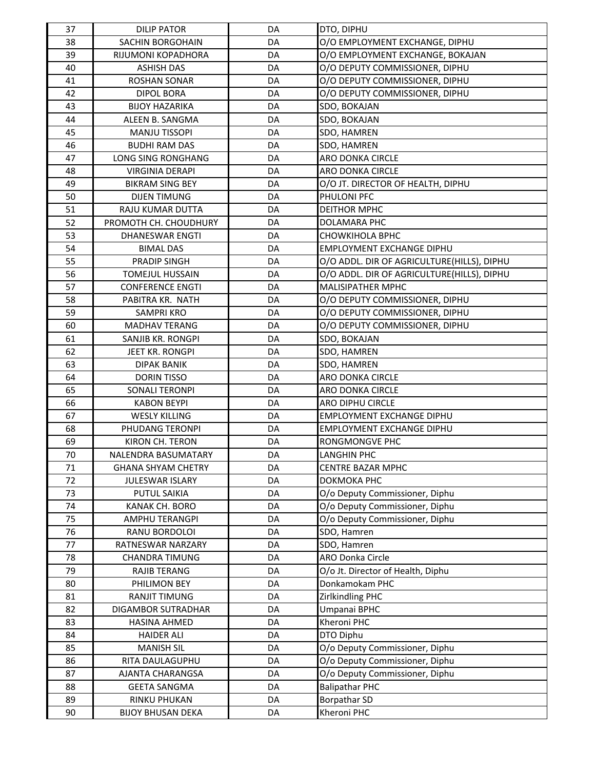| 37 | DILIP PATOR | DA | DTO, DIPHU |
|---|---|---|---|
| 38 | SACHIN BORGOHAIN | DA | O/O EMPLOYMENT EXCHANGE, DIPHU |
| 39 | RIJUMONI KOPADHORA | DA | O/O EMPLOYMENT EXCHANGE, BOKAJAN |
| 40 | ASHISH DAS | DA | O/O DEPUTY COMMISSIONER, DIPHU |
| 41 | ROSHAN SONAR | DA | O/O DEPUTY COMMISSIONER, DIPHU |
| 42 | DIPOL BORA | DA | O/O DEPUTY COMMISSIONER, DIPHU |
| 43 | BIJOY HAZARIKA | DA | SDO, BOKAJAN |
| 44 | ALEEN B. SANGMA | DA | SDO, BOKAJAN |
| 45 | MANJU TISSOPI | DA | SDO, HAMREN |
| 46 | BUDHI RAM DAS | DA | SDO, HAMREN |
| 47 | LONG SING RONGHANG | DA | ARO DONKA CIRCLE |
| 48 | VIRGINIA DERAPI | DA | ARO DONKA CIRCLE |
| 49 | BIKRAM SING BEY | DA | O/O JT. DIRECTOR OF HEALTH, DIPHU |
| 50 | DIJEN TIMUNG | DA | PHULONI PFC |
| 51 | RAJU KUMAR DUTTA | DA | DEITHOR MPHC |
| 52 | PROMOTH CH. CHOUDHURY | DA | DOLAMARA PHC |
| 53 | DHANESWAR ENGTI | DA | CHOWKIHOLA BPHC |
| 54 | BIMAL DAS | DA | EMPLOYMENT EXCHANGE DIPHU |
| 55 | PRADIP SINGH | DA | O/O ADDL. DIR OF AGRICULTURE(HILLS), DIPHU |
| 56 | TOMEJUL HUSSAIN | DA | O/O ADDL. DIR OF AGRICULTURE(HILLS), DIPHU |
| 57 | CONFERENCE ENGTI | DA | MALISIPATHER MPHC |
| 58 | PABITRA KR. NATH | DA | O/O DEPUTY COMMISSIONER, DIPHU |
| 59 | SAMPRI KRO | DA | O/O DEPUTY COMMISSIONER, DIPHU |
| 60 | MADHAV TERANG | DA | O/O DEPUTY COMMISSIONER, DIPHU |
| 61 | SANJIB KR. RONGPI | DA | SDO, BOKAJAN |
| 62 | JEET KR. RONGPI | DA | SDO, HAMREN |
| 63 | DIPAK BANIK | DA | SDO, HAMREN |
| 64 | DORIN TISSO | DA | ARO DONKA CIRCLE |
| 65 | SONALI TERONPI | DA | ARO DONKA CIRCLE |
| 66 | KABON BEYPI | DA | ARO DIPHU CIRCLE |
| 67 | WESLY KILLING | DA | EMPLOYMENT EXCHANGE DIPHU |
| 68 | PHUDANG TERONPI | DA | EMPLOYMENT EXCHANGE DIPHU |
| 69 | KIRON CH. TERON | DA | RONGMONGVE PHC |
| 70 | NALENDRA BASUMATARY | DA | LANGHIN PHC |
| 71 | GHANA SHYAM CHETRY | DA | CENTRE BAZAR MPHC |
| 72 | JULESWAR ISLARY | DA | DOKMOKA PHC |
| 73 | PUTUL SAIKIA | DA | O/o Deputy Commissioner, Diphu |
| 74 | KANAK CH. BORO | DA | O/o Deputy Commissioner, Diphu |
| 75 | AMPHU TERANGPI | DA | O/o Deputy Commissioner, Diphu |
| 76 | RANU BORDOLOI | DA | SDO, Hamren |
| 77 | RATNESWAR NARZARY | DA | SDO, Hamren |
| 78 | CHANDRA TIMUNG | DA | ARO Donka Circle |
| 79 | RAJIB TERANG | DA | O/o Jt. Director of Health, Diphu |
| 80 | PHILIMON BEY | DA | Donkamokam PHC |
| 81 | RANJIT TIMUNG | DA | Zirlkindling PHC |
| 82 | DIGAMBOR SUTRADHAR | DA | Umpanai BPHC |
| 83 | HASINA AHMED | DA | Kheroni PHC |
| 84 | HAIDER ALI | DA | DTO Diphu |
| 85 | MANISH SIL | DA | O/o Deputy Commissioner, Diphu |
| 86 | RITA DAULAGUPHU | DA | O/o Deputy Commissioner, Diphu |
| 87 | AJANTA CHARANGSA | DA | O/o Deputy Commissioner, Diphu |
| 88 | GEETA SANGMA | DA | Balipathar PHC |
| 89 | RINKU PHUKAN | DA | Borpathar SD |
| 90 | BIJOY BHUSAN DEKA | DA | Kheroni PHC |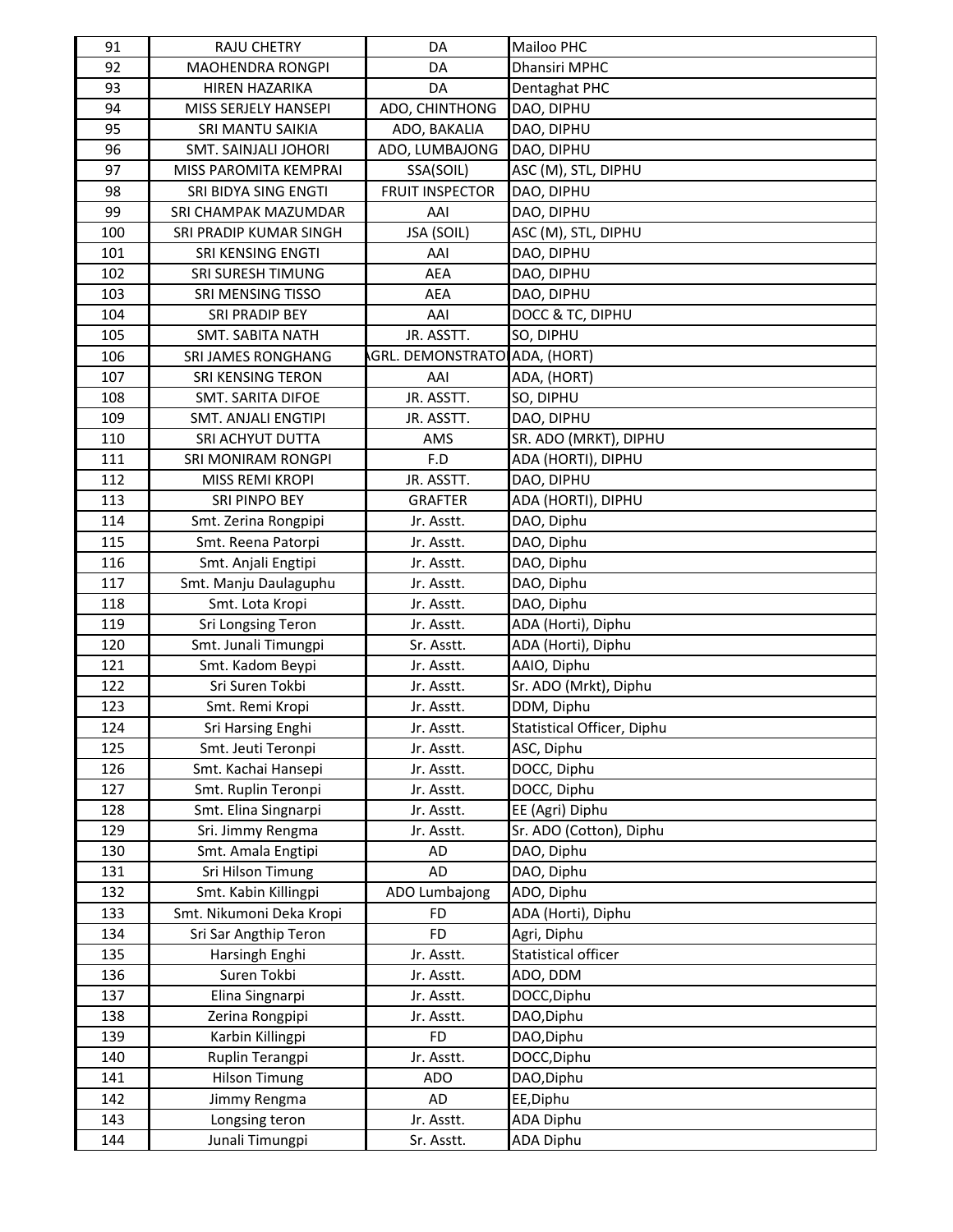| 91 | RAJU CHETRY | DA | Mailoo PHC |
|---|---|---|---|
| 92 | MAOHENDRA RONGPI | DA | Dhansiri MPHC |
| 93 | HIREN HAZARIKA | DA | Dentaghat PHC |
| 94 | MISS SERJELY HANSEPI | ADO, CHINTHONG | DAO, DIPHU |
| 95 | SRI MANTU SAIKIA | ADO, BAKALIA | DAO, DIPHU |
| 96 | SMT. SAINJALI JOHORI | ADO, LUMBAJONG | DAO, DIPHU |
| 97 | MISS PAROMITA KEMPRAI | SSA(SOIL) | ASC (M), STL, DIPHU |
| 98 | SRI BIDYA SING ENGTI | FRUIT INSPECTOR | DAO, DIPHU |
| 99 | SRI CHAMPAK MAZUMDAR | AAI | DAO, DIPHU |
| 100 | SRI PRADIP KUMAR SINGH | JSA (SOIL) | ASC (M), STL, DIPHU |
| 101 | SRI KENSING ENGTI | AAI | DAO, DIPHU |
| 102 | SRI SURESH TIMUNG | AEA | DAO, DIPHU |
| 103 | SRI MENSING TISSO | AEA | DAO, DIPHU |
| 104 | SRI PRADIP BEY | AAI | DOCC & TC, DIPHU |
| 105 | SMT. SABITA NATH | JR. ASSTT. | SO, DIPHU |
| 106 | SRI JAMES RONGHANG | AGRL. DEMONSTRATO | ADA, (HORT) |
| 107 | SRI KENSING TERON | AAI | ADA, (HORT) |
| 108 | SMT. SARITA DIFOE | JR. ASSTT. | SO, DIPHU |
| 109 | SMT. ANJALI ENGTIPI | JR. ASSTT. | DAO, DIPHU |
| 110 | SRI ACHYUT DUTTA | AMS | SR. ADO (MRKT), DIPHU |
| 111 | SRI MONIRAM RONGPI | F.D | ADA (HORTI), DIPHU |
| 112 | MISS REMI KROPI | JR. ASSTT. | DAO, DIPHU |
| 113 | SRI PINPO BEY | GRAFTER | ADA (HORTI), DIPHU |
| 114 | Smt. Zerina Rongpipi | Jr. Asstt. | DAO, Diphu |
| 115 | Smt. Reena Patorpi | Jr. Asstt. | DAO, Diphu |
| 116 | Smt. Anjali Engtipi | Jr. Asstt. | DAO, Diphu |
| 117 | Smt. Manju Daulaguphu | Jr. Asstt. | DAO, Diphu |
| 118 | Smt. Lota Kropi | Jr. Asstt. | DAO, Diphu |
| 119 | Sri Longsing Teron | Jr. Asstt. | ADA (Horti), Diphu |
| 120 | Smt. Junali Timungpi | Sr. Asstt. | ADA (Horti), Diphu |
| 121 | Smt. Kadom Beypi | Jr. Asstt. | AAIO, Diphu |
| 122 | Sri Suren Tokbi | Jr. Asstt. | Sr. ADO (Mrkt), Diphu |
| 123 | Smt. Remi Kropi | Jr. Asstt. | DDM, Diphu |
| 124 | Sri Harsing Enghi | Jr. Asstt. | Statistical Officer, Diphu |
| 125 | Smt. Jeuti Teronpi | Jr. Asstt. | ASC, Diphu |
| 126 | Smt. Kachai Hansepi | Jr. Asstt. | DOCC, Diphu |
| 127 | Smt. Ruplin Teronpi | Jr. Asstt. | DOCC, Diphu |
| 128 | Smt. Elina Singnarpi | Jr. Asstt. | EE (Agri) Diphu |
| 129 | Sri. Jimmy Rengma | Jr. Asstt. | Sr. ADO (Cotton), Diphu |
| 130 | Smt. Amala Engtipi | AD | DAO, Diphu |
| 131 | Sri Hilson Timung | AD | DAO, Diphu |
| 132 | Smt. Kabin Killingpi | ADO Lumbajong | ADO, Diphu |
| 133 | Smt. Nikumoni Deka Kropi | FD | ADA (Horti), Diphu |
| 134 | Sri Sar Angthip Teron | FD | Agri, Diphu |
| 135 | Harsingh Enghi | Jr. Asstt. | Statistical officer |
| 136 | Suren Tokbi | Jr. Asstt. | ADO, DDM |
| 137 | Elina Singnarpi | Jr. Asstt. | DOCC,Diphu |
| 138 | Zerina Rongpipi | Jr. Asstt. | DAO,Diphu |
| 139 | Karbin Killingpi | FD | DAO,Diphu |
| 140 | Ruplin Terangpi | Jr. Asstt. | DOCC,Diphu |
| 141 | Hilson Timung | ADO | DAO,Diphu |
| 142 | Jimmy Rengma | AD | EE,Diphu |
| 143 | Longsing teron | Jr. Asstt. | ADA Diphu |
| 144 | Junali Timungpi | Sr. Asstt. | ADA Diphu |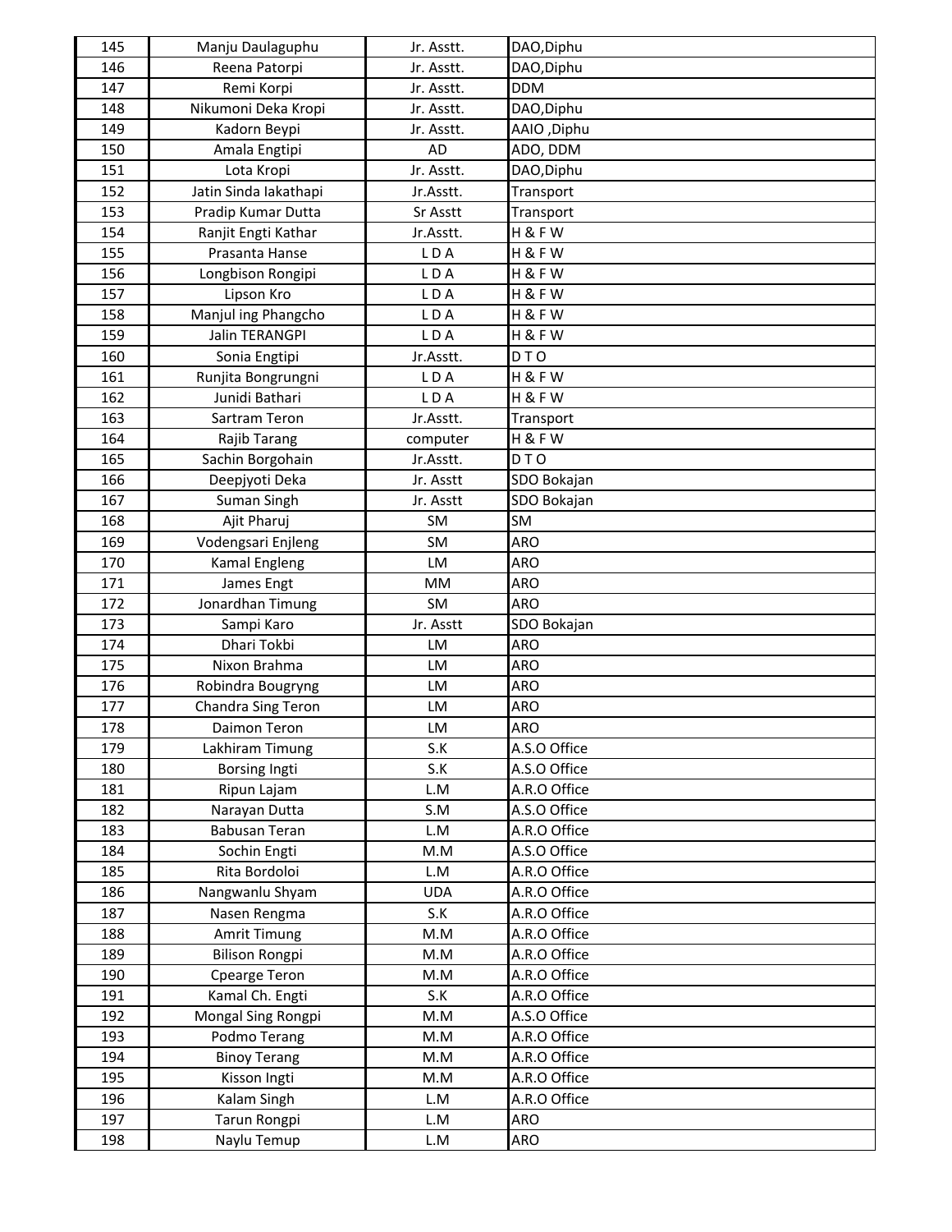| 145 | Manju Daulaguphu | Jr. Asstt. | DAO,Diphu |
|---|---|---|---|
| 146 | Reena Patorpi | Jr. Asstt. | DAO,Diphu |
| 147 | Remi Korpi | Jr. Asstt. | DDM |
| 148 | Nikumoni Deka Kropi | Jr. Asstt. | DAO,Diphu |
| 149 | Kadorn Beypi | Jr. Asstt. | AAIO ,Diphu |
| 150 | Amala Engtipi | AD | ADO, DDM |
| 151 | Lota Kropi | Jr. Asstt. | DAO,Diphu |
| 152 | Jatin Sinda Iakathapi | Jr.Asstt. | Transport |
| 153 | Pradip Kumar Dutta | Sr Asstt | Transport |
| 154 | Ranjit Engti Kathar | Jr.Asstt. | H & F W |
| 155 | Prasanta Hanse | L D A | H & F W |
| 156 | Longbison Rongipi | L D A | H & F W |
| 157 | Lipson Kro | L D A | H & F W |
| 158 | Manjul ing Phangcho | L D A | H & F W |
| 159 | Jalin TERANGPI | L D A | H & F W |
| 160 | Sonia Engtipi | Jr.Asstt. | D T O |
| 161 | Runjita Bongrungni | L D A | H & F W |
| 162 | Junidi Bathari | L D A | H & F W |
| 163 | Sartram Teron | Jr.Asstt. | Transport |
| 164 | Rajib Tarang | computer | H & F W |
| 165 | Sachin Borgohain | Jr.Asstt. | D T O |
| 166 | Deepjyoti Deka | Jr. Asstt | SDO Bokajan |
| 167 | Suman Singh | Jr. Asstt | SDO Bokajan |
| 168 | Ajit Pharuj | SM | SM |
| 169 | Vodengsari Enjleng | SM | ARO |
| 170 | Kamal Engleng | LM | ARO |
| 171 | James Engt | MM | ARO |
| 172 | Jonardhan Timung | SM | ARO |
| 173 | Sampi Karo | Jr. Asstt | SDO Bokajan |
| 174 | Dhari Tokbi | LM | ARO |
| 175 | Nixon Brahma | LM | ARO |
| 176 | Robindra Bougryng | LM | ARO |
| 177 | Chandra Sing Teron | LM | ARO |
| 178 | Daimon Teron | LM | ARO |
| 179 | Lakhiram Timung | S.K | A.S.O Office |
| 180 | Borsing Ingti | S.K | A.S.O Office |
| 181 | Ripun Lajam | L.M | A.R.O Office |
| 182 | Narayan Dutta | S.M | A.S.O Office |
| 183 | Babusan Teran | L.M | A.R.O Office |
| 184 | Sochin Engti | M.M | A.S.O Office |
| 185 | Rita Bordoloi | L.M | A.R.O Office |
| 186 | Nangwanlu Shyam | UDA | A.R.O Office |
| 187 | Nasen Rengma | S.K | A.R.O Office |
| 188 | Amrit Timung | M.M | A.R.O Office |
| 189 | Bilison Rongpi | M.M | A.R.O Office |
| 190 | Cpearge Teron | M.M | A.R.O Office |
| 191 | Kamal Ch. Engti | S.K | A.R.O Office |
| 192 | Mongal Sing Rongpi | M.M | A.S.O Office |
| 193 | Podmo Terang | M.M | A.R.O Office |
| 194 | Binoy Terang | M.M | A.R.O Office |
| 195 | Kisson Ingti | M.M | A.R.O Office |
| 196 | Kalam Singh | L.M | A.R.O Office |
| 197 | Tarun Rongpi | L.M | ARO |
| 198 | Naylu Temup | L.M | ARO |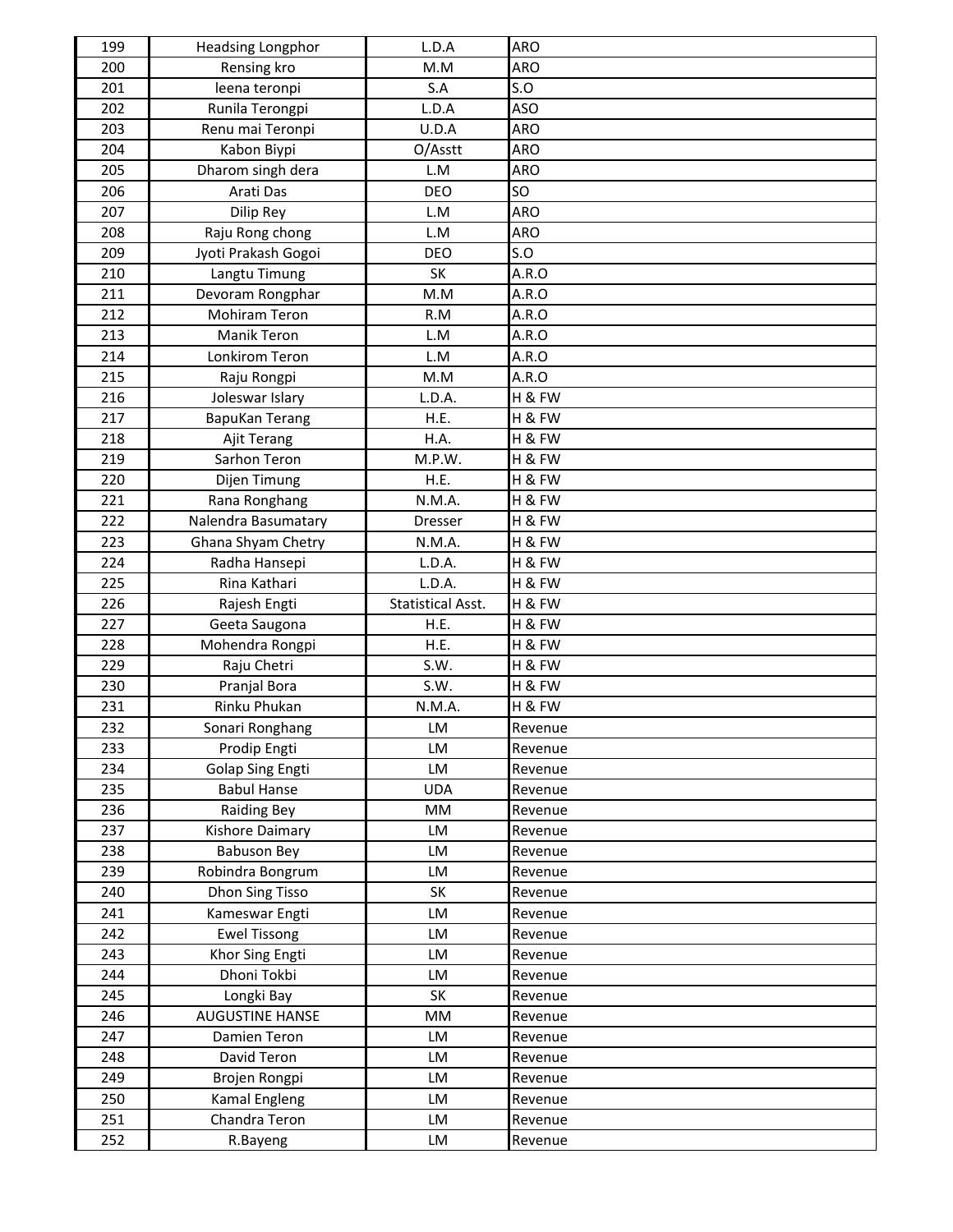| 199 | Headsing Longphor | L.D.A | ARO |
|---|---|---|---|
| 200 | Rensing kro | M.M | ARO |
| 201 | leena teronpi | S.A | S.O |
| 202 | Runila Terongpi | L.D.A | ASO |
| 203 | Renu mai Teronpi | U.D.A | ARO |
| 204 | Kabon Biypi | O/Asstt | ARO |
| 205 | Dharom singh dera | L.M | ARO |
| 206 | Arati Das | DEO | SO |
| 207 | Dilip Rey | L.M | ARO |
| 208 | Raju Rong chong | L.M | ARO |
| 209 | Jyoti Prakash Gogoi | DEO | S.O |
| 210 | Langtu Timung | SK | A.R.O |
| 211 | Devoram Rongphar | M.M | A.R.O |
| 212 | Mohiram Teron | R.M | A.R.O |
| 213 | Manik Teron | L.M | A.R.O |
| 214 | Lonkirom Teron | L.M | A.R.O |
| 215 | Raju Rongpi | M.M | A.R.O |
| 216 | Joleswar Islary | L.D.A. | H & FW |
| 217 | BapuKan Terang | H.E. | H & FW |
| 218 | Ajit Terang | H.A. | H & FW |
| 219 | Sarhon Teron | M.P.W. | H & FW |
| 220 | Dijen Timung | H.E. | H & FW |
| 221 | Rana Ronghang | N.M.A. | H & FW |
| 222 | Nalendra Basumatary | Dresser | H & FW |
| 223 | Ghana Shyam Chetry | N.M.A. | H & FW |
| 224 | Radha Hansepi | L.D.A. | H & FW |
| 225 | Rina Kathari | L.D.A. | H & FW |
| 226 | Rajesh Engti | Statistical Asst. | H & FW |
| 227 | Geeta Saugona | H.E. | H & FW |
| 228 | Mohendra Rongpi | H.E. | H & FW |
| 229 | Raju Chetri | S.W. | H & FW |
| 230 | Pranjal Bora | S.W. | H & FW |
| 231 | Rinku Phukan | N.M.A. | H & FW |
| 232 | Sonari Ronghang | LM | Revenue |
| 233 | Prodip Engti | LM | Revenue |
| 234 | Golap Sing Engti | LM | Revenue |
| 235 | Babul Hanse | UDA | Revenue |
| 236 | Raiding Bey | MM | Revenue |
| 237 | Kishore Daimary | LM | Revenue |
| 238 | Babuson Bey | LM | Revenue |
| 239 | Robindra Bongrum | LM | Revenue |
| 240 | Dhon Sing Tisso | SK | Revenue |
| 241 | Kameswar Engti | LM | Revenue |
| 242 | Ewel Tissong | LM | Revenue |
| 243 | Khor Sing Engti | LM | Revenue |
| 244 | Dhoni Tokbi | LM | Revenue |
| 245 | Longki Bay | SK | Revenue |
| 246 | AUGUSTINE HANSE | MM | Revenue |
| 247 | Damien Teron | LM | Revenue |
| 248 | David Teron | LM | Revenue |
| 249 | Brojen Rongpi | LM | Revenue |
| 250 | Kamal Engleng | LM | Revenue |
| 251 | Chandra Teron | LM | Revenue |
| 252 | R.Bayeng | LM | Revenue |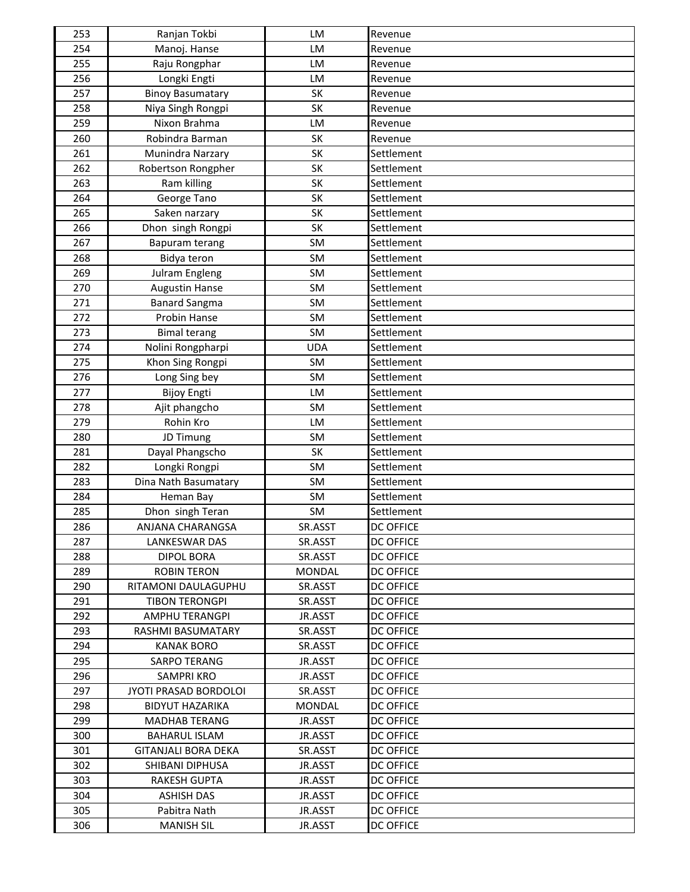| 253 | Ranjan Tokbi | LM | Revenue |
|---|---|---|---|
| 254 | Manoj. Hanse | LM | Revenue |
| 255 | Raju Rongphar | LM | Revenue |
| 256 | Longki Engti | LM | Revenue |
| 257 | Binoy Basumatary | SK | Revenue |
| 258 | Niya Singh Rongpi | SK | Revenue |
| 259 | Nixon Brahma | LM | Revenue |
| 260 | Robindra Barman | SK | Revenue |
| 261 | Munindra Narzary | SK | Settlement |
| 262 | Robertson Rongpher | SK | Settlement |
| 263 | Ram killing | SK | Settlement |
| 264 | George Tano | SK | Settlement |
| 265 | Saken narzary | SK | Settlement |
| 266 | Dhon singh Rongpi | SK | Settlement |
| 267 | Bapuram terang | SM | Settlement |
| 268 | Bidya teron | SM | Settlement |
| 269 | Julram Engleng | SM | Settlement |
| 270 | Augustin Hanse | SM | Settlement |
| 271 | Banard Sangma | SM | Settlement |
| 272 | Probin Hanse | SM | Settlement |
| 273 | Bimal terang | SM | Settlement |
| 274 | Nolini Rongpharpi | UDA | Settlement |
| 275 | Khon Sing Rongpi | SM | Settlement |
| 276 | Long Sing bey | SM | Settlement |
| 277 | Bijoy Engti | LM | Settlement |
| 278 | Ajit phangcho | SM | Settlement |
| 279 | Rohin Kro | LM | Settlement |
| 280 | JD Timung | SM | Settlement |
| 281 | Dayal Phangscho | SK | Settlement |
| 282 | Longki Rongpi | SM | Settlement |
| 283 | Dina Nath Basumatary | SM | Settlement |
| 284 | Heman Bay | SM | Settlement |
| 285 | Dhon singh Teran | SM | Settlement |
| 286 | ANJANA CHARANGSA | SR.ASST | DC OFFICE |
| 287 | LANKESWAR DAS | SR.ASST | DC OFFICE |
| 288 | DIPOL BORA | SR.ASST | DC OFFICE |
| 289 | ROBIN TERON | MONDAL | DC OFFICE |
| 290 | RITAMONI DAULAGUPHU | SR.ASST | DC OFFICE |
| 291 | TIBON TERONGPI | SR.ASST | DC OFFICE |
| 292 | AMPHU TERANGPI | JR.ASST | DC OFFICE |
| 293 | RASHMI BASUMATARY | SR.ASST | DC OFFICE |
| 294 | KANAK BORO | SR.ASST | DC OFFICE |
| 295 | SARPO TERANG | JR.ASST | DC OFFICE |
| 296 | SAMPRI KRO | JR.ASST | DC OFFICE |
| 297 | JYOTI PRASAD BORDOLOI | SR.ASST | DC OFFICE |
| 298 | BIDYUT HAZARIKA | MONDAL | DC OFFICE |
| 299 | MADHAB TERANG | JR.ASST | DC OFFICE |
| 300 | BAHARUL ISLAM | JR.ASST | DC OFFICE |
| 301 | GITANJALI BORA DEKA | SR.ASST | DC OFFICE |
| 302 | SHIBANI DIPHUSA | JR.ASST | DC OFFICE |
| 303 | RAKESH GUPTA | JR.ASST | DC OFFICE |
| 304 | ASHISH DAS | JR.ASST | DC OFFICE |
| 305 | Pabitra Nath | JR.ASST | DC OFFICE |
| 306 | MANISH SIL | JR.ASST | DC OFFICE |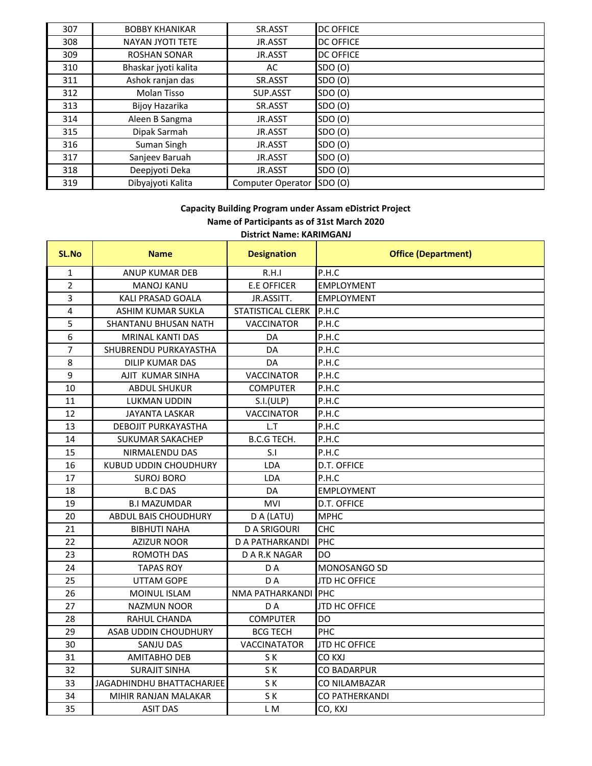| 307 | BOBBY KHANIKAR | SR.ASST | DC OFFICE |
|---|---|---|---|
| 308 | NAYAN JYOTI TETE | JR.ASST | DC OFFICE |
| 309 | ROSHAN SONAR | JR.ASST | DC OFFICE |
| 310 | Bhaskar jyoti kalita | AC | SDO (O) |
| 311 | Ashok ranjan das | SR.ASST | SDO (O) |
| 312 | Molan Tisso | SUP.ASST | SDO (O) |
| 313 | Bijoy Hazarika | SR.ASST | SDO (O) |
| 314 | Aleen B Sangma | JR.ASST | SDO (O) |
| 315 | Dipak Sarmah | JR.ASST | SDO (O) |
| 316 | Suman Singh | JR.ASST | SDO (O) |
| 317 | Sanjeev Baruah | JR.ASST | SDO (O) |
| 318 | Deepjyoti Deka | JR.ASST | SDO (O) |
| 319 | Dibyajyoti Kalita | Computer Operator | SDO (O) |

**Capacity Building Program under Assam eDistrict Project**

**Name of Participants as of 31st March 2020**

**District Name: KARIMGANJ**

| SL.No | Name | Designation | Office (Department) |
|---|---|---|---|
| 1 | ANUP KUMAR DEB | R.H.I | P.H.C |
| 2 | MANOJ KANU | E.E OFFICER | EMPLOYMENT |
| 3 | KALI PRASAD GOALA | JR.ASSITT. | EMPLOYMENT |
| 4 | ASHIM KUMAR SUKLA | STATISTICAL CLERK | P.H.C |
| 5 | SHANTANU BHUSAN NATH | VACCINATOR | P.H.C |
| 6 | MRINAL KANTI DAS | DA | P.H.C |
| 7 | SHUBRENDU PURKAYASTHA | DA | P.H.C |
| 8 | DILIP KUMAR DAS | DA | P.H.C |
| 9 | AJIT KUMAR SINHA | VACCINATOR | P.H.C |
| 10 | ABDUL SHUKUR | COMPUTER | P.H.C |
| 11 | LUKMAN UDDIN | S.I.(ULP) | P.H.C |
| 12 | JAYANTA LASKAR | VACCINATOR | P.H.C |
| 13 | DEBOJIT PURKAYASTHA | L.T | P.H.C |
| 14 | SUKUMAR SAKACHEP | B.C.G TECH. | P.H.C |
| 15 | NIRMALENDU DAS | S.I | P.H.C |
| 16 | KUBUD UDDIN CHOUDHURY | LDA | D.T. OFFICE |
| 17 | SUROJ BORO | LDA | P.H.C |
| 18 | B.C DAS | DA | EMPLOYMENT |
| 19 | B.I MAZUMDAR | MVI | D.T. OFFICE |
| 20 | ABDUL BAIS CHOUDHURY | D A (LATU) | MPHC |
| 21 | BIBHUTI NAHA | D A SRIGOURI | CHC |
| 22 | AZIZUR NOOR | D A PATHARKANDI | PHC |
| 23 | ROMOTH DAS | D A R.K NAGAR | DO |
| 24 | TAPAS ROY | D A | MONOSANGO SD |
| 25 | UTTAM GOPE | D A | JTD HC OFFICE |
| 26 | MOINUL ISLAM | NMA PATHARKANDI | PHC |
| 27 | NAZMUN NOOR | D A | JTD HC OFFICE |
| 28 | RAHUL CHANDA | COMPUTER | DO |
| 29 | ASAB UDDIN CHOUDHURY | BCG TECH | PHC |
| 30 | SANJU DAS | VACCINATATOR | JTD HC OFFICE |
| 31 | AMITABHO DEB | S K | CO KXJ |
| 32 | SURAJIT SINHA | S K | CO BADARPUR |
| 33 | JAGADHINDHU BHATTACHARJEE | S K | CO NILAMBAZAR |
| 34 | MIHIR RANJAN MALAKAR | S K | CO PATHERKANDI |
| 35 | ASIT DAS | L M | CO, KXJ |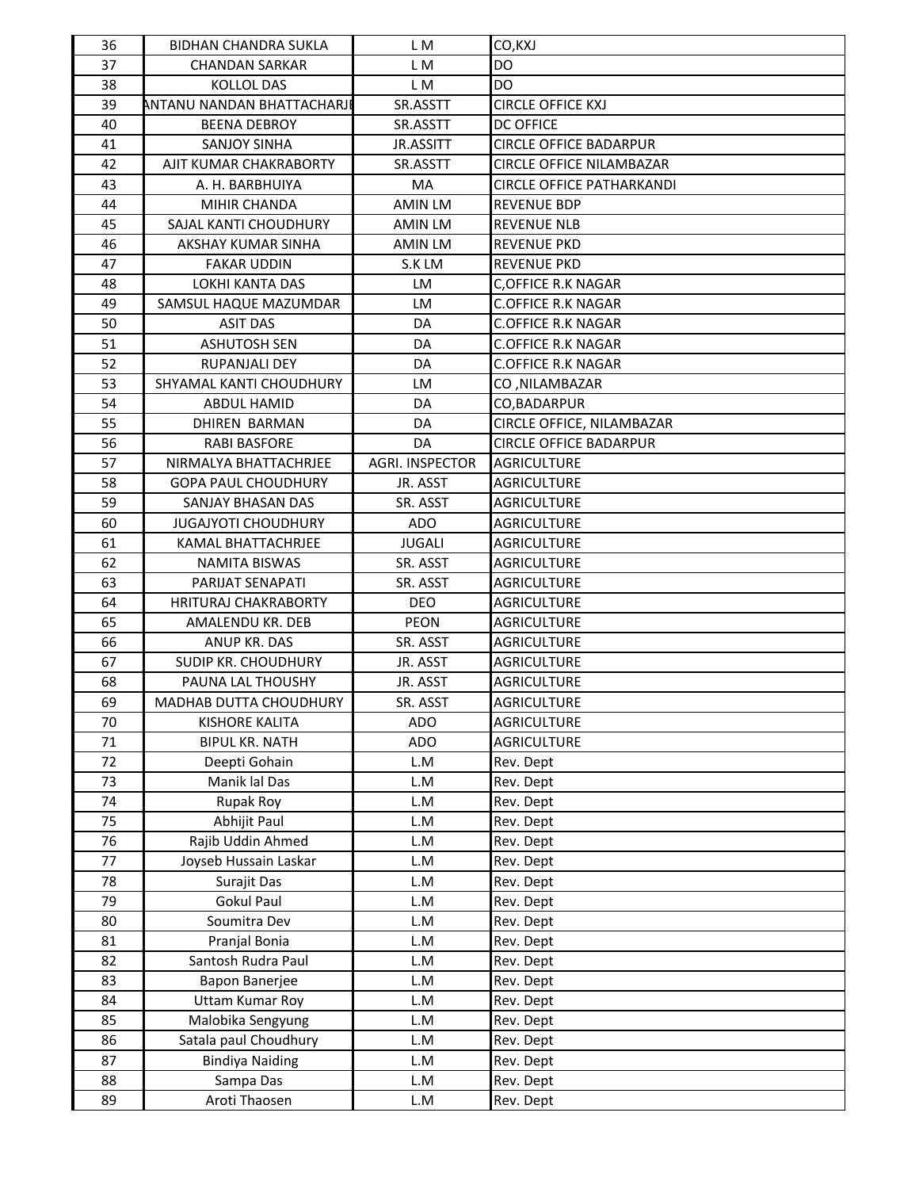| | | | |
|---|---|---|---|
| 36 | BIDHAN CHANDRA SUKLA | L M | CO,KXJ |
| 37 | CHANDAN SARKAR | L M | DO |
| 38 | KOLLOL DAS | L M | DO |
| 39 | ANTANU NANDAN BHATTACHARJE | SR.ASSTT | CIRCLE OFFICE KXJ |
| 40 | BEENA DEBROY | SR.ASSTT | DC OFFICE |
| 41 | SANJOY SINHA | JR.ASSITT | CIRCLE OFFICE BADARPUR |
| 42 | AJIT KUMAR CHAKRABORTY | SR.ASSTT | CIRCLE OFFICE NILAMBAZAR |
| 43 | A. H. BARBHUIYA | MA | CIRCLE OFFICE PATHARKANDI |
| 44 | MIHIR CHANDA | AMIN LM | REVENUE BDP |
| 45 | SAJAL KANTI CHOUDHURY | AMIN LM | REVENUE NLB |
| 46 | AKSHAY KUMAR SINHA | AMIN LM | REVENUE PKD |
| 47 | FAKAR UDDIN | S.K LM | REVENUE PKD |
| 48 | LOKHI KANTA DAS | LM | C,OFFICE R.K NAGAR |
| 49 | SAMSUL HAQUE MAZUMDAR | LM | C.OFFICE R.K NAGAR |
| 50 | ASIT DAS | DA | C.OFFICE R.K NAGAR |
| 51 | ASHUTOSH SEN | DA | C.OFFICE R.K NAGAR |
| 52 | RUPANJALI DEY | DA | C.OFFICE R.K NAGAR |
| 53 | SHYAMAL KANTI CHOUDHURY | LM | CO ,NILAMBAZAR |
| 54 | ABDUL HAMID | DA | CO,BADARPUR |
| 55 | DHIREN BARMAN | DA | CIRCLE OFFICE, NILAMBAZAR |
| 56 | RABI BASFORE | DA | CIRCLE OFFICE BADARPUR |
| 57 | NIRMALYA BHATTACHRJEE | AGRI. INSPECTOR | AGRICULTURE |
| 58 | GOPA PAUL CHOUDHURY | JR. ASST | AGRICULTURE |
| 59 | SANJAY BHASAN DAS | SR. ASST | AGRICULTURE |
| 60 | JUGAJYOTI CHOUDHURY | ADO | AGRICULTURE |
| 61 | KAMAL BHATTACHRJEE | JUGALI | AGRICULTURE |
| 62 | NAMITA BISWAS | SR. ASST | AGRICULTURE |
| 63 | PARIJAT SENAPATI | SR. ASST | AGRICULTURE |
| 64 | HRITURAJ CHAKRABORTY | DEO | AGRICULTURE |
| 65 | AMALENDU KR. DEB | PEON | AGRICULTURE |
| 66 | ANUP KR. DAS | SR. ASST | AGRICULTURE |
| 67 | SUDIP KR. CHOUDHURY | JR. ASST | AGRICULTURE |
| 68 | PAUNA LAL THOUSHY | JR. ASST | AGRICULTURE |
| 69 | MADHAB DUTTA CHOUDHURY | SR. ASST | AGRICULTURE |
| 70 | KISHORE KALITA | ADO | AGRICULTURE |
| 71 | BIPUL KR. NATH | ADO | AGRICULTURE |
| 72 | Deepti Gohain | L.M | Rev. Dept |
| 73 | Manik lal Das | L.M | Rev. Dept |
| 74 | Rupak Roy | L.M | Rev. Dept |
| 75 | Abhijit Paul | L.M | Rev. Dept |
| 76 | Rajib Uddin Ahmed | L.M | Rev. Dept |
| 77 | Joyseb Hussain Laskar | L.M | Rev. Dept |
| 78 | Surajit Das | L.M | Rev. Dept |
| 79 | Gokul Paul | L.M | Rev. Dept |
| 80 | Soumitra Dev | L.M | Rev. Dept |
| 81 | Pranjal Bonia | L.M | Rev. Dept |
| 82 | Santosh Rudra Paul | L.M | Rev. Dept |
| 83 | Bapon Banerjee | L.M | Rev. Dept |
| 84 | Uttam Kumar Roy | L.M | Rev. Dept |
| 85 | Malobika Sengyung | L.M | Rev. Dept |
| 86 | Satala paul Choudhury | L.M | Rev. Dept |
| 87 | Bindiya Naiding | L.M | Rev. Dept |
| 88 | Sampa Das | L.M | Rev. Dept |
| 89 | Aroti Thaosen | L.M | Rev. Dept |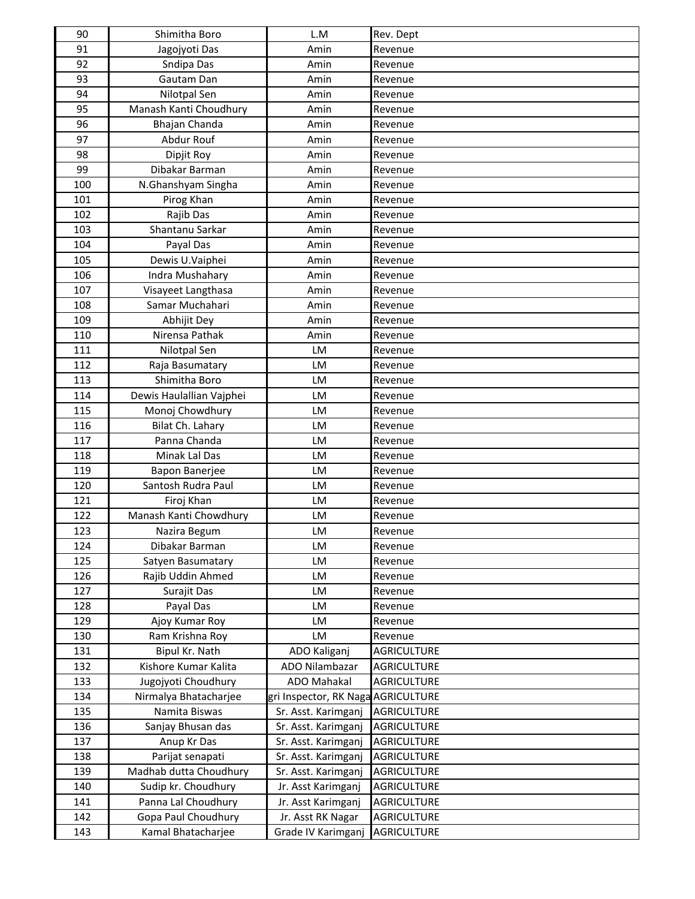| | | | |
|---|---|---|---|
| 90 | Shimitha Boro | L.M | Rev. Dept |
| 91 | Jagojyoti Das | Amin | Revenue |
| 92 | Sndipa Das | Amin | Revenue |
| 93 | Gautam Dan | Amin | Revenue |
| 94 | Nilotpal Sen | Amin | Revenue |
| 95 | Manash Kanti Choudhury | Amin | Revenue |
| 96 | Bhajan Chanda | Amin | Revenue |
| 97 | Abdur Rouf | Amin | Revenue |
| 98 | Dipjit Roy | Amin | Revenue |
| 99 | Dibakar Barman | Amin | Revenue |
| 100 | N.Ghanshyam Singha | Amin | Revenue |
| 101 | Pirog Khan | Amin | Revenue |
| 102 | Rajib Das | Amin | Revenue |
| 103 | Shantanu Sarkar | Amin | Revenue |
| 104 | Payal Das | Amin | Revenue |
| 105 | Dewis U.Vaiphei | Amin | Revenue |
| 106 | Indra Mushahary | Amin | Revenue |
| 107 | Visayeet Langthasa | Amin | Revenue |
| 108 | Samar Muchahari | Amin | Revenue |
| 109 | Abhijit Dey | Amin | Revenue |
| 110 | Nirensa Pathak | Amin | Revenue |
| 111 | Nilotpal Sen | LM | Revenue |
| 112 | Raja Basumatary | LM | Revenue |
| 113 | Shimitha Boro | LM | Revenue |
| 114 | Dewis Haulallian Vajphei | LM | Revenue |
| 115 | Monoj Chowdhury | LM | Revenue |
| 116 | Bilat Ch. Lahary | LM | Revenue |
| 117 | Panna Chanda | LM | Revenue |
| 118 | Minak Lal Das | LM | Revenue |
| 119 | Bapon Banerjee | LM | Revenue |
| 120 | Santosh Rudra Paul | LM | Revenue |
| 121 | Firoj Khan | LM | Revenue |
| 122 | Manash Kanti Chowdhury | LM | Revenue |
| 123 | Nazira Begum | LM | Revenue |
| 124 | Dibakar Barman | LM | Revenue |
| 125 | Satyen Basumatary | LM | Revenue |
| 126 | Rajib Uddin Ahmed | LM | Revenue |
| 127 | Surajit Das | LM | Revenue |
| 128 | Payal Das | LM | Revenue |
| 129 | Ajoy Kumar Roy | LM | Revenue |
| 130 | Ram Krishna Roy | LM | Revenue |
| 131 | Bipul Kr. Nath | ADO Kaliganj | AGRICULTURE |
| 132 | Kishore Kumar Kalita | ADO Nilambazar | AGRICULTURE |
| 133 | Jugojyoti Choudhury | ADO Mahakal | AGRICULTURE |
| 134 | Nirmalya Bhatacharjee | gri Inspector, RK Naga | AGRICULTURE |
| 135 | Namita Biswas | Sr. Asst. Karimganj | AGRICULTURE |
| 136 | Sanjay Bhusan das | Sr. Asst. Karimganj | AGRICULTURE |
| 137 | Anup Kr Das | Sr. Asst. Karimganj | AGRICULTURE |
| 138 | Parijat senapati | Sr. Asst. Karimganj | AGRICULTURE |
| 139 | Madhab dutta Choudhury | Sr. Asst. Karimganj | AGRICULTURE |
| 140 | Sudip kr. Choudhury | Jr. Asst Karimganj | AGRICULTURE |
| 141 | Panna Lal Choudhury | Jr. Asst Karimganj | AGRICULTURE |
| 142 | Gopa Paul Choudhury | Jr. Asst RK Nagar | AGRICULTURE |
| 143 | Kamal Bhatacharjee | Grade IV Karimganj | AGRICULTURE |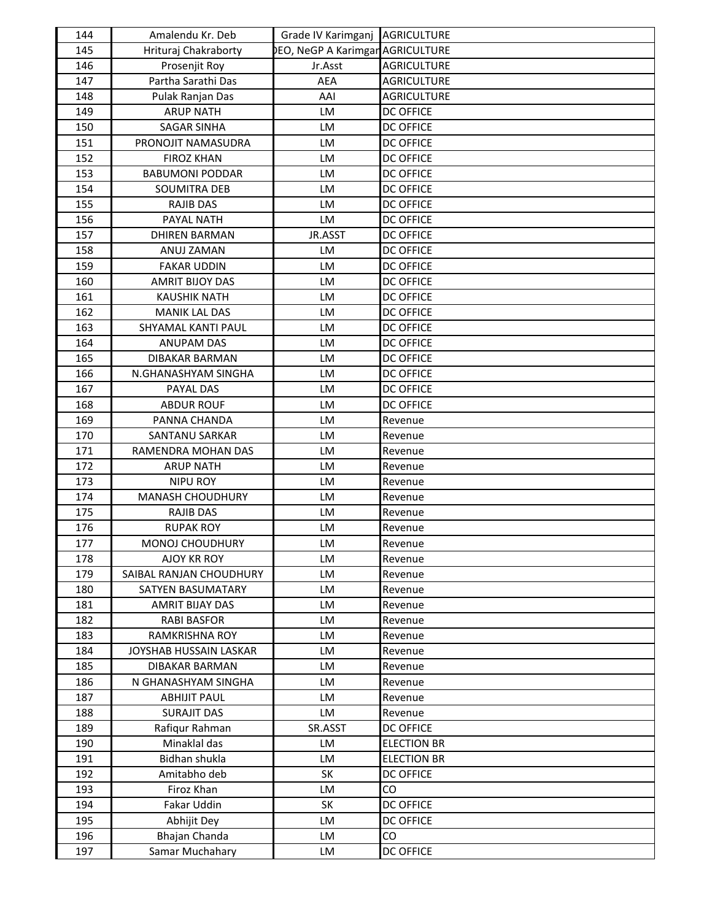| 144 | Amalendu Kr. Deb | Grade IV Karimganj | AGRICULTURE |
|---|---|---|---|
| 145 | Hrituraj Chakraborty | DEO, NeGP A Karimganj | AGRICULTURE |
| 146 | Prosenjit Roy | Jr.Asst | AGRICULTURE |
| 147 | Partha Sarathi Das | AEA | AGRICULTURE |
| 148 | Pulak Ranjan Das | AAI | AGRICULTURE |
| 149 | ARUP NATH | LM | DC OFFICE |
| 150 | SAGAR SINHA | LM | DC OFFICE |
| 151 | PRONOJIT NAMASUDRA | LM | DC OFFICE |
| 152 | FIROZ KHAN | LM | DC OFFICE |
| 153 | BABUMONI PODDAR | LM | DC OFFICE |
| 154 | SOUMITRA DEB | LM | DC OFFICE |
| 155 | RAJIB DAS | LM | DC OFFICE |
| 156 | PAYAL NATH | LM | DC OFFICE |
| 157 | DHIREN BARMAN | JR.ASST | DC OFFICE |
| 158 | ANUJ ZAMAN | LM | DC OFFICE |
| 159 | FAKAR UDDIN | LM | DC OFFICE |
| 160 | AMRIT BIJOY DAS | LM | DC OFFICE |
| 161 | KAUSHIK NATH | LM | DC OFFICE |
| 162 | MANIK LAL DAS | LM | DC OFFICE |
| 163 | SHYAMAL KANTI PAUL | LM | DC OFFICE |
| 164 | ANUPAM DAS | LM | DC OFFICE |
| 165 | DIBAKAR BARMAN | LM | DC OFFICE |
| 166 | N.GHANASHYAM SINGHA | LM | DC OFFICE |
| 167 | PAYAL DAS | LM | DC OFFICE |
| 168 | ABDUR ROUF | LM | DC OFFICE |
| 169 | PANNA CHANDA | LM | Revenue |
| 170 | SANTANU SARKAR | LM | Revenue |
| 171 | RAMENDRA MOHAN DAS | LM | Revenue |
| 172 | ARUP NATH | LM | Revenue |
| 173 | NIPU ROY | LM | Revenue |
| 174 | MANASH CHOUDHURY | LM | Revenue |
| 175 | RAJIB DAS | LM | Revenue |
| 176 | RUPAK ROY | LM | Revenue |
| 177 | MONOJ CHOUDHURY | LM | Revenue |
| 178 | AJOY KR ROY | LM | Revenue |
| 179 | SAIBAL RANJAN CHOUDHURY | LM | Revenue |
| 180 | SATYEN BASUMATARY | LM | Revenue |
| 181 | AMRIT BIJAY DAS | LM | Revenue |
| 182 | RABI BASFOR | LM | Revenue |
| 183 | RAMKRISHNA ROY | LM | Revenue |
| 184 | JOYSHAB HUSSAIN LASKAR | LM | Revenue |
| 185 | DIBAKAR BARMAN | LM | Revenue |
| 186 | N GHANASHYAM SINGHA | LM | Revenue |
| 187 | ABHIJIT PAUL | LM | Revenue |
| 188 | SURAJIT DAS | LM | Revenue |
| 189 | Rafiqur Rahman | SR.ASST | DC OFFICE |
| 190 | Minaklal das | LM | ELECTION BR |
| 191 | Bidhan shukla | LM | ELECTION BR |
| 192 | Amitabho deb | SK | DC OFFICE |
| 193 | Firoz Khan | LM | CO |
| 194 | Fakar Uddin | SK | DC OFFICE |
| 195 | Abhijit Dey | LM | DC OFFICE |
| 196 | Bhajan Chanda | LM | CO |
| 197 | Samar Muchahary | LM | DC OFFICE |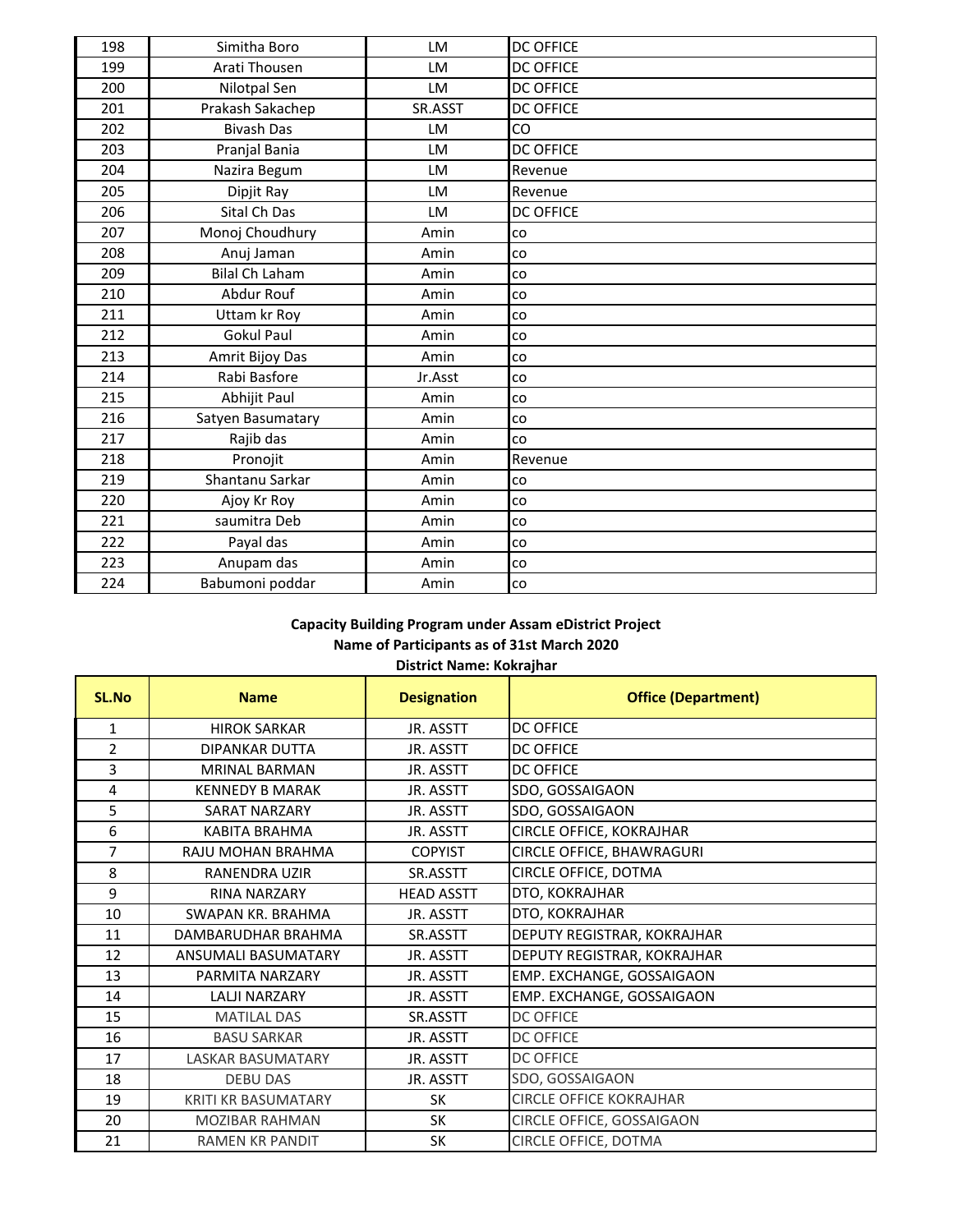| 198 | Simitha Boro | LM | DC OFFICE |
|---|---|---|---|
| 199 | Arati Thousen | LM | DC OFFICE |
| 200 | Nilotpal Sen | LM | DC OFFICE |
| 201 | Prakash Sakachep | SR.ASST | DC OFFICE |
| 202 | Bivash Das | LM | CO |
| 203 | Pranjal Bania | LM | DC OFFICE |
| 204 | Nazira Begum | LM | Revenue |
| 205 | Dipjit Ray | LM | Revenue |
| 206 | Sital Ch Das | LM | DC OFFICE |
| 207 | Monoj Choudhury | Amin | co |
| 208 | Anuj Jaman | Amin | co |
| 209 | Bilal Ch Laham | Amin | co |
| 210 | Abdur Rouf | Amin | co |
| 211 | Uttam kr Roy | Amin | co |
| 212 | Gokul Paul | Amin | co |
| 213 | Amrit Bijoy Das | Amin | co |
| 214 | Rabi Basfore | Jr.Asst | co |
| 215 | Abhijit Paul | Amin | co |
| 216 | Satyen Basumatary | Amin | co |
| 217 | Rajib das | Amin | co |
| 218 | Pronojit | Amin | Revenue |
| 219 | Shantanu Sarkar | Amin | co |
| 220 | Ajoy Kr Roy | Amin | co |
| 221 | saumitra Deb | Amin | co |
| 222 | Payal das | Amin | co |
| 223 | Anupam das | Amin | co |
| 224 | Babumoni poddar | Amin | co |

**Capacity Building Program under Assam eDistrict Project**
**Name of Participants as of 31st March 2020**
**District Name: Kokrajhar**

| SL.No | Name | Designation | Office (Department) |
|---|---|---|---|
| 1 | HIROK SARKAR | JR. ASSTT | DC OFFICE |
| 2 | DIPANKAR DUTTA | JR. ASSTT | DC OFFICE |
| 3 | MRINAL BARMAN | JR. ASSTT | DC OFFICE |
| 4 | KENNEDY B MARAK | JR. ASSTT | SDO, GOSSAIGAON |
| 5 | SARAT NARZARY | JR. ASSTT | SDO, GOSSAIGAON |
| 6 | KABITA BRAHMA | JR. ASSTT | CIRCLE OFFICE, KOKRAJHAR |
| 7 | RAJU MOHAN BRAHMA | COPYIST | CIRCLE OFFICE, BHAWRAGURI |
| 8 | RANENDRA UZIR | SR.ASSTT | CIRCLE OFFICE, DOTMA |
| 9 | RINA NARZARY | HEAD ASSTT | DTO, KOKRAJHAR |
| 10 | SWAPAN KR. BRAHMA | JR. ASSTT | DTO, KOKRAJHAR |
| 11 | DAMBARUDHAR BRAHMA | SR.ASSTT | DEPUTY REGISTRAR, KOKRAJHAR |
| 12 | ANSUMALI BASUMATARY | JR. ASSTT | DEPUTY REGISTRAR, KOKRAJHAR |
| 13 | PARMITA NARZARY | JR. ASSTT | EMP. EXCHANGE, GOSSAIGAON |
| 14 | LALJI NARZARY | JR. ASSTT | EMP. EXCHANGE, GOSSAIGAON |
| 15 | MATILAL DAS | SR.ASSTT | DC OFFICE |
| 16 | BASU SARKAR | JR. ASSTT | DC OFFICE |
| 17 | LASKAR BASUMATARY | JR. ASSTT | DC OFFICE |
| 18 | DEBU DAS | JR. ASSTT | SDO, GOSSAIGAON |
| 19 | KRITI KR BASUMATARY | SK | CIRCLE OFFICE KOKRAJHAR |
| 20 | MOZIBAR RAHMAN | SK | CIRCLE OFFICE, GOSSAIGAON |
| 21 | RAMEN KR PANDIT | SK | CIRCLE OFFICE, DOTMA |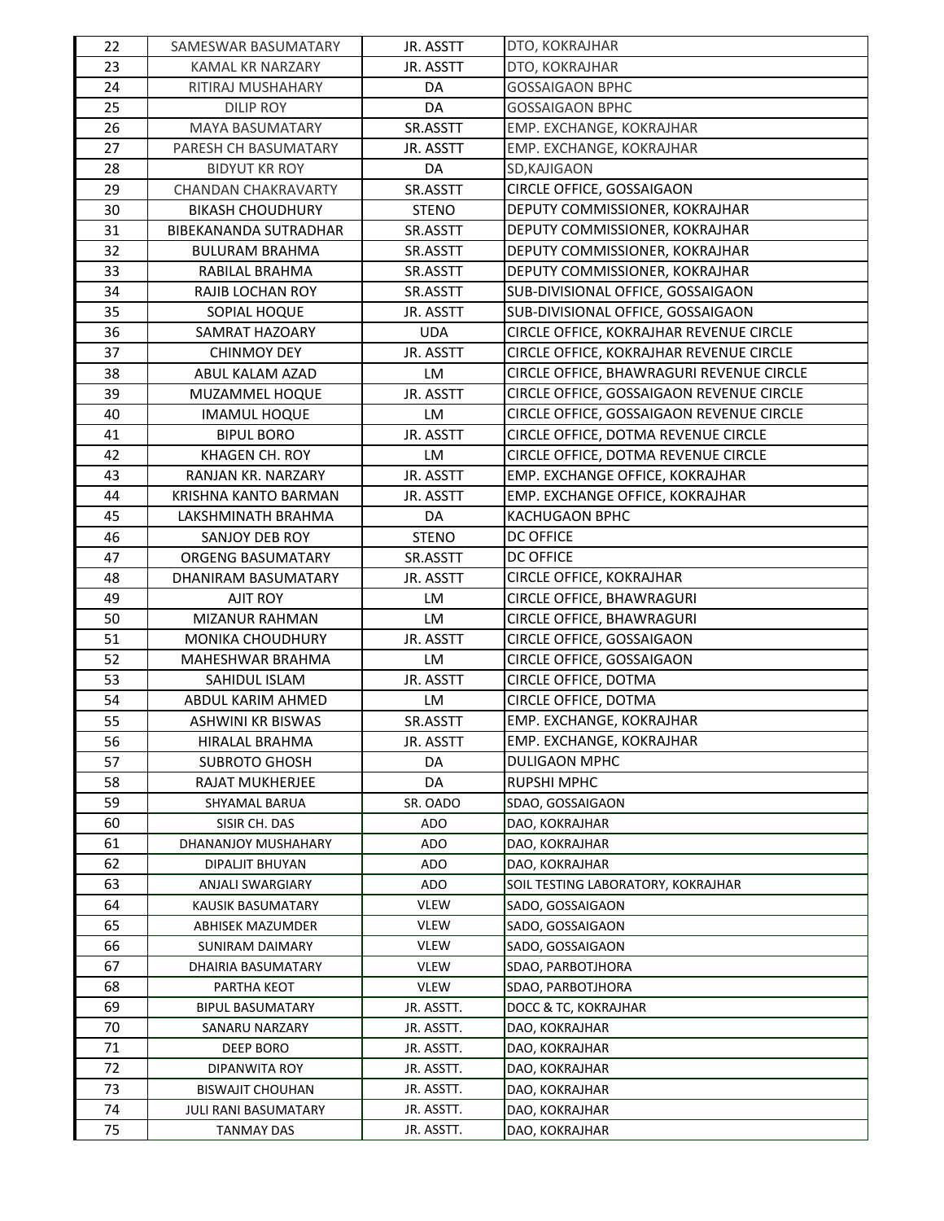| 22 | SAMESWAR BASUMATARY | JR. ASSTT | DTO, KOKRAJHAR |
|---|---|---|---|
| 23 | KAMAL KR NARZARY | JR. ASSTT | DTO, KOKRAJHAR |
| 24 | RITIRAJ MUSHAHARY | DA | GOSSAIGAON BPHC |
| 25 | DILIP ROY | DA | GOSSAIGAON BPHC |
| 26 | MAYA BASUMATARY | SR.ASSTT | EMP. EXCHANGE, KOKRAJHAR |
| 27 | PARESH CH BASUMATARY | JR. ASSTT | EMP. EXCHANGE, KOKRAJHAR |
| 28 | BIDYUT KR ROY | DA | SD,KAJIGAON |
| 29 | CHANDAN CHAKRAVARTY | SR.ASSTT | CIRCLE OFFICE, GOSSAIGAON |
| 30 | BIKASH CHOUDHURY | STENO | DEPUTY COMMISSIONER, KOKRAJHAR |
| 31 | BIBEKANANDA SUTRADHAR | SR.ASSTT | DEPUTY COMMISSIONER, KOKRAJHAR |
| 32 | BULURAM BRAHMA | SR.ASSTT | DEPUTY COMMISSIONER, KOKRAJHAR |
| 33 | RABILAL BRAHMA | SR.ASSTT | DEPUTY COMMISSIONER, KOKRAJHAR |
| 34 | RAJIB LOCHAN ROY | SR.ASSTT | SUB-DIVISIONAL OFFICE, GOSSAIGAON |
| 35 | SOPIAL HOQUE | JR. ASSTT | SUB-DIVISIONAL OFFICE, GOSSAIGAON |
| 36 | SAMRAT HAZOARY | UDA | CIRCLE OFFICE, KOKRAJHAR REVENUE CIRCLE |
| 37 | CHINMOY DEY | JR. ASSTT | CIRCLE OFFICE, KOKRAJHAR REVENUE CIRCLE |
| 38 | ABUL KALAM AZAD | LM | CIRCLE OFFICE, BHAWRAGURI REVENUE CIRCLE |
| 39 | MUZAMMEL HOQUE | JR. ASSTT | CIRCLE OFFICE, GOSSAIGAON REVENUE CIRCLE |
| 40 | IMAMUL HOQUE | LM | CIRCLE OFFICE, GOSSAIGAON REVENUE CIRCLE |
| 41 | BIPUL BORO | JR. ASSTT | CIRCLE OFFICE, DOTMA REVENUE CIRCLE |
| 42 | KHAGEN CH. ROY | LM | CIRCLE OFFICE, DOTMA REVENUE CIRCLE |
| 43 | RANJAN KR. NARZARY | JR. ASSTT | EMP. EXCHANGE OFFICE, KOKRAJHAR |
| 44 | KRISHNA KANTO BARMAN | JR. ASSTT | EMP. EXCHANGE OFFICE, KOKRAJHAR |
| 45 | LAKSHMINATH BRAHMA | DA | KACHUGAON BPHC |
| 46 | SANJOY DEB ROY | STENO | DC OFFICE |
| 47 | ORGENG BASUMATARY | SR.ASSTT | DC OFFICE |
| 48 | DHANIRAM BASUMATARY | JR. ASSTT | CIRCLE OFFICE, KOKRAJHAR |
| 49 | AJIT ROY | LM | CIRCLE OFFICE, BHAWRAGURI |
| 50 | MIZANUR RAHMAN | LM | CIRCLE OFFICE, BHAWRAGURI |
| 51 | MONIKA CHOUDHURY | JR. ASSTT | CIRCLE OFFICE, GOSSAIGAON |
| 52 | MAHESHWAR BRAHMA | LM | CIRCLE OFFICE, GOSSAIGAON |
| 53 | SAHIDUL ISLAM | JR. ASSTT | CIRCLE OFFICE, DOTMA |
| 54 | ABDUL KARIM AHMED | LM | CIRCLE OFFICE, DOTMA |
| 55 | ASHWINI KR BISWAS | SR.ASSTT | EMP. EXCHANGE, KOKRAJHAR |
| 56 | HIRALAL BRAHMA | JR. ASSTT | EMP. EXCHANGE, KOKRAJHAR |
| 57 | SUBROTO GHOSH | DA | DULIGAON MPHC |
| 58 | RAJAT MUKHERJEE | DA | RUPSHI MPHC |
| 59 | SHYAMAL BARUA | SR. OADO | SDAO, GOSSAIGAON |
| 60 | SISIR CH. DAS | ADO | DAO, KOKRAJHAR |
| 61 | DHANANJOY MUSHAHARY | ADO | DAO, KOKRAJHAR |
| 62 | DIPALJIT BHUYAN | ADO | DAO, KOKRAJHAR |
| 63 | ANJALI SWARGIARY | ADO | SOIL TESTING LABORATORY, KOKRAJHAR |
| 64 | KAUSIK BASUMATARY | VLEW | SADO, GOSSAIGAON |
| 65 | ABHISEK MAZUMDER | VLEW | SADO, GOSSAIGAON |
| 66 | SUNIRAM DAIMARY | VLEW | SADO, GOSSAIGAON |
| 67 | DHAIRIA BASUMATARY | VLEW | SDAO, PARBOTJHORA |
| 68 | PARTHA KEOT | VLEW | SDAO, PARBOTJHORA |
| 69 | BIPUL BASUMATARY | JR. ASSTT. | DOCC & TC, KOKRAJHAR |
| 70 | SANARU NARZARY | JR. ASSTT. | DAO, KOKRAJHAR |
| 71 | DEEP BORO | JR. ASSTT. | DAO, KOKRAJHAR |
| 72 | DIPANWITA ROY | JR. ASSTT. | DAO, KOKRAJHAR |
| 73 | BISWAJIT CHOUHAN | JR. ASSTT. | DAO, KOKRAJHAR |
| 74 | JULI RANI BASUMATARY | JR. ASSTT. | DAO, KOKRAJHAR |
| 75 | TANMAY DAS | JR. ASSTT. | DAO, KOKRAJHAR |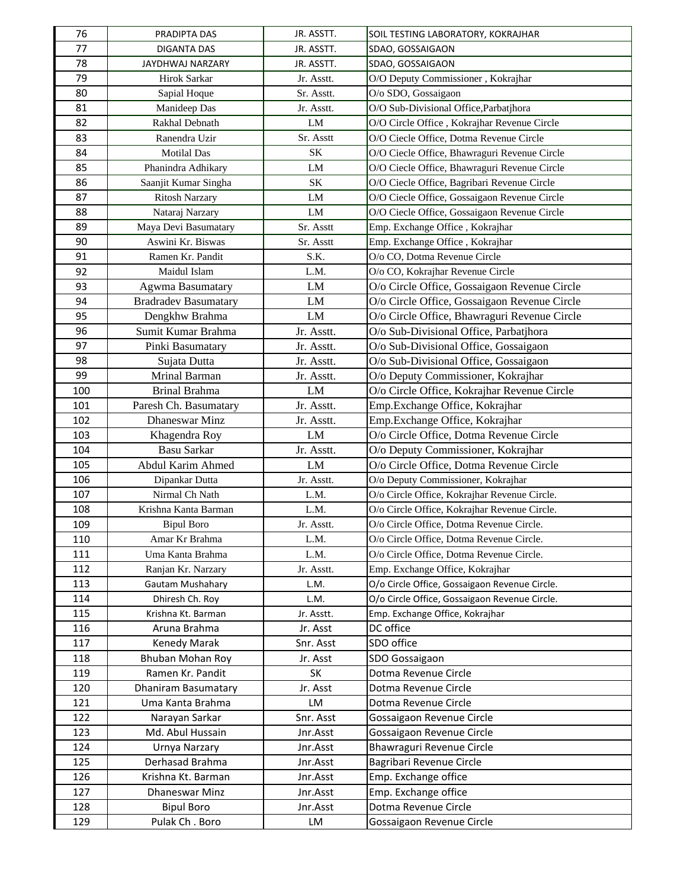| 76 | PRADIPTA DAS | JR. ASSTT. | SOIL TESTING LABORATORY, KOKRAJHAR |
|---|---|---|---|
| 77 | DIGANTA DAS | JR. ASSTT. | SDAO, GOSSAIGAON |
| 78 | JAYDHWAJ NARZARY | JR. ASSTT. | SDAO, GOSSAIGAON |
| 79 | Hirok Sarkar | Jr. Asstt. | O/O Deputy Commissioner , Kokrajhar |
| 80 | Sapial Hoque | Sr. Asstt. | O/o SDO, Gossaigaon |
| 81 | Manideep Das | Jr. Asstt. | O/O Sub-Divisional Office,Parbatjhora |
| 82 | Rakhal Debnath | LM | O/O Circle Office , Kokrajhar Revenue Circle |
| 83 | Ranendra Uzir | Sr. Asstt | O/O Ciecle Office, Dotma Revenue Circle |
| 84 | Motilal Das | SK | O/O Ciecle Office, Bhawraguri Revenue Circle |
| 85 | Phanindra Adhikary | LM | O/O Ciecle Office, Bhawraguri Revenue Circle |
| 86 | Saanjit Kumar Singha | SK | O/O Ciecle Office, Bagribari Revenue Circle |
| 87 | Ritosh Narzary | LM | O/O Ciecle Office, Gossaigaon Revenue Circle |
| 88 | Nataraj Narzary | LM | O/O Ciecle Office, Gossaigaon Revenue Circle |
| 89 | Maya Devi Basumatary | Sr. Asstt | Emp. Exchange Office , Kokrajhar |
| 90 | Aswini Kr. Biswas | Sr. Asstt | Emp. Exchange Office , Kokrajhar |
| 91 | Ramen Kr. Pandit | S.K. | O/o CO, Dotma Revenue Circle |
| 92 | Maidul Islam | L.M. | O/o CO, Kokrajhar Revenue Circle |
| 93 | Agwma Basumatary | LM | O/o Circle Office, Gossaigaon Revenue Circle |
| 94 | Bradradev Basumatary | LM | O/o Circle Office, Gossaigaon Revenue Circle |
| 95 | Dengkhw Brahma | LM | O/o Circle Office, Bhawraguri Revenue Circle |
| 96 | Sumit Kumar Brahma | Jr. Asstt. | O/o Sub-Divisional Office, Parbatjhora |
| 97 | Pinki Basumatary | Jr. Asstt. | O/o Sub-Divisional Office, Gossaigaon |
| 98 | Sujata Dutta | Jr. Asstt. | O/o Sub-Divisional Office, Gossaigaon |
| 99 | Mrinal Barman | Jr. Asstt. | O/o Deputy Commissioner, Kokrajhar |
| 100 | Brinal Brahma | LM | O/o Circle Office, Kokrajhar Revenue Circle |
| 101 | Paresh Ch. Basumatary | Jr. Asstt. | Emp.Exchange Office, Kokrajhar |
| 102 | Dhaneswar Minz | Jr. Asstt. | Emp.Exchange Office, Kokrajhar |
| 103 | Khagendra Roy | LM | O/o Circle Office, Dotma Revenue Circle |
| 104 | Basu Sarkar | Jr. Asstt. | O/o Deputy Commissioner, Kokrajhar |
| 105 | Abdul Karim Ahmed | LM | O/o Circle Office, Dotma Revenue Circle |
| 106 | Dipankar Dutta | Jr. Asstt. | O/o Deputy Commissioner, Kokrajhar |
| 107 | Nirmal Ch Nath | L.M. | O/o Circle Office, Kokrajhar Revenue Circle. |
| 108 | Krishna Kanta Barman | L.M. | O/o Circle Office, Kokrajhar Revenue Circle. |
| 109 | Bipul Boro | Jr. Asstt. | O/o Circle Office, Dotma Revenue Circle. |
| 110 | Amar Kr Brahma | L.M. | O/o Circle Office, Dotma Revenue Circle. |
| 111 | Uma Kanta Brahma | L.M. | O/o Circle Office, Dotma Revenue Circle. |
| 112 | Ranjan Kr. Narzary | Jr. Asstt. | Emp. Exchange Office, Kokrajhar |
| 113 | Gautam Mushahary | L.M. | O/o Circle Office, Gossaigaon Revenue Circle. |
| 114 | Dhiresh Ch. Roy | L.M. | O/o Circle Office, Gossaigaon Revenue Circle. |
| 115 | Krishna Kt. Barman | Jr. Asstt. | Emp. Exchange Office, Kokrajhar |
| 116 | Aruna Brahma | Jr. Asst | DC office |
| 117 | Kenedy Marak | Snr. Asst | SDO office |
| 118 | Bhuban Mohan Roy | Jr. Asst | SDO Gossaigaon |
| 119 | Ramen Kr. Pandit | SK | Dotma Revenue Circle |
| 120 | Dhaniram Basumatary | Jr. Asst | Dotma Revenue Circle |
| 121 | Uma Kanta Brahma | LM | Dotma Revenue Circle |
| 122 | Narayan Sarkar | Snr. Asst | Gossaigaon Revenue Circle |
| 123 | Md. Abul Hussain | Jnr.Asst | Gossaigaon Revenue Circle |
| 124 | Urnya Narzary | Jnr.Asst | Bhawraguri Revenue Circle |
| 125 | Derhasad Brahma | Jnr.Asst | Bagribari Revenue Circle |
| 126 | Krishna Kt. Barman | Jnr.Asst | Emp. Exchange office |
| 127 | Dhaneswar Minz | Jnr.Asst | Emp. Exchange office |
| 128 | Bipul Boro | Jnr.Asst | Dotma Revenue Circle |
| 129 | Pulak Ch . Boro | LM | Gossaigaon Revenue Circle |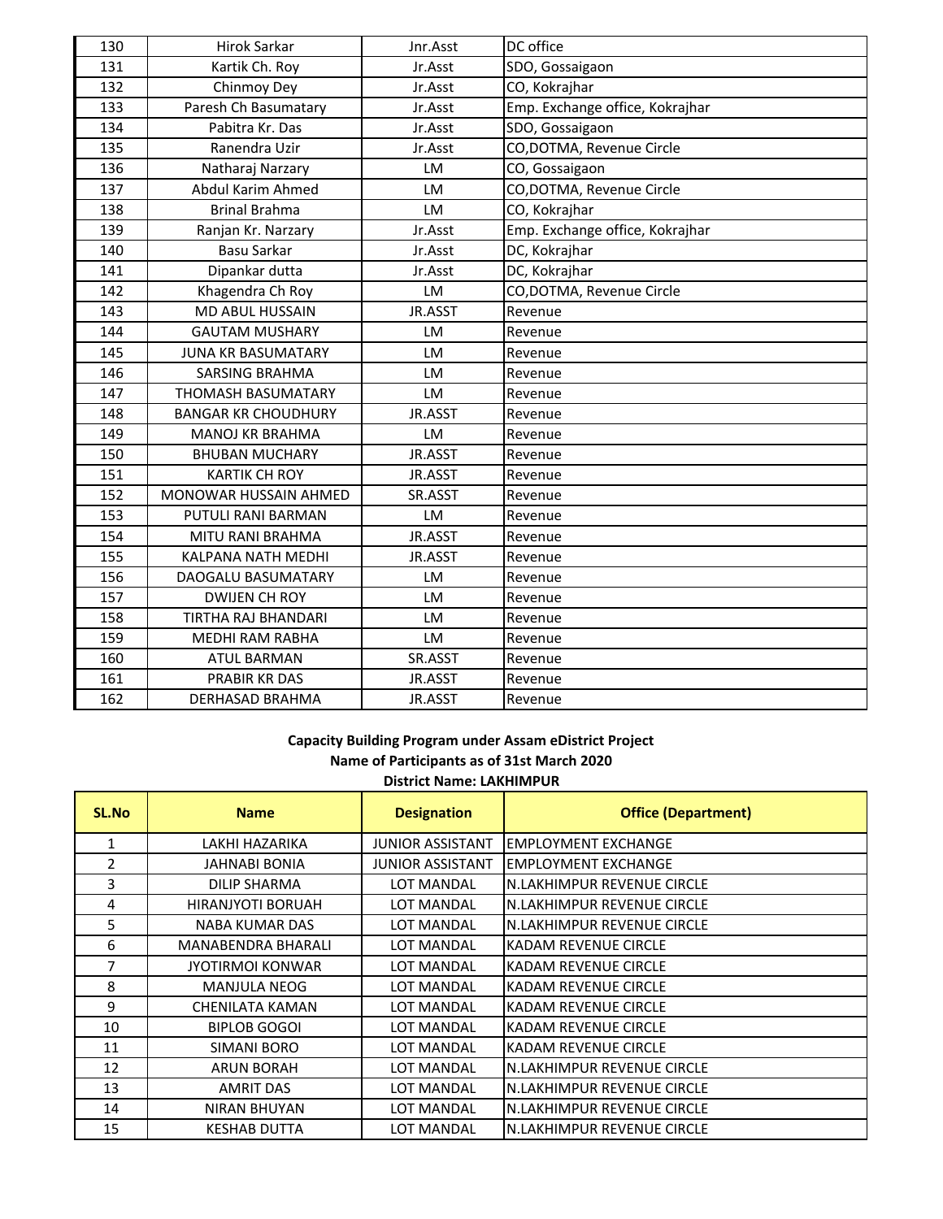| 130 | Hirok Sarkar | Jnr.Asst | DC office |
|---|---|---|---|
| 131 | Kartik Ch. Roy | Jr.Asst | SDO, Gossaigaon |
| 132 | Chinmoy Dey | Jr.Asst | CO, Kokrajhar |
| 133 | Paresh Ch Basumatary | Jr.Asst | Emp. Exchange office, Kokrajhar |
| 134 | Pabitra Kr. Das | Jr.Asst | SDO, Gossaigaon |
| 135 | Ranendra Uzir | Jr.Asst | CO,DOTMA, Revenue Circle |
| 136 | Natharaj Narzary | LM | CO, Gossaigaon |
| 137 | Abdul Karim Ahmed | LM | CO,DOTMA, Revenue Circle |
| 138 | Brinal Brahma | LM | CO, Kokrajhar |
| 139 | Ranjan Kr. Narzary | Jr.Asst | Emp. Exchange office, Kokrajhar |
| 140 | Basu Sarkar | Jr.Asst | DC, Kokrajhar |
| 141 | Dipankar dutta | Jr.Asst | DC, Kokrajhar |
| 142 | Khagendra Ch Roy | LM | CO,DOTMA, Revenue Circle |
| 143 | MD ABUL HUSSAIN | JR.ASST | Revenue |
| 144 | GAUTAM MUSHARY | LM | Revenue |
| 145 | JUNA KR BASUMATARY | LM | Revenue |
| 146 | SARSING BRAHMA | LM | Revenue |
| 147 | THOMASH BASUMATARY | LM | Revenue |
| 148 | BANGAR KR CHOUDHURY | JR.ASST | Revenue |
| 149 | MANOJ KR BRAHMA | LM | Revenue |
| 150 | BHUBAN MUCHARY | JR.ASST | Revenue |
| 151 | KARTIK CH ROY | JR.ASST | Revenue |
| 152 | MONOWAR HUSSAIN AHMED | SR.ASST | Revenue |
| 153 | PUTULI RANI BARMAN | LM | Revenue |
| 154 | MITU RANI BRAHMA | JR.ASST | Revenue |
| 155 | KALPANA NATH MEDHI | JR.ASST | Revenue |
| 156 | DAOGALU BASUMATARY | LM | Revenue |
| 157 | DWIJEN CH ROY | LM | Revenue |
| 158 | TIRTHA RAJ BHANDARI | LM | Revenue |
| 159 | MEDHI RAM RABHA | LM | Revenue |
| 160 | ATUL BARMAN | SR.ASST | Revenue |
| 161 | PRABIR KR DAS | JR.ASST | Revenue |
| 162 | DERHASAD BRAHMA | JR.ASST | Revenue |

**Capacity Building Program under Assam eDistrict Project**
**Name of Participants as of 31st March 2020**
**District Name: LAKHIMPUR**

| SL.No | Name | Designation | Office (Department) |
|---|---|---|---|
| 1 | LAKHI HAZARIKA | JUNIOR ASSISTANT | EMPLOYMENT EXCHANGE |
| 2 | JAHNABI BONIA | JUNIOR ASSISTANT | EMPLOYMENT EXCHANGE |
| 3 | DILIP SHARMA | LOT MANDAL | N.LAKHIMPUR REVENUE CIRCLE |
| 4 | HIRANJYOTI BORUAH | LOT MANDAL | N.LAKHIMPUR REVENUE CIRCLE |
| 5 | NABA KUMAR DAS | LOT MANDAL | N.LAKHIMPUR REVENUE CIRCLE |
| 6 | MANABENDRA BHARALI | LOT MANDAL | KADAM REVENUE CIRCLE |
| 7 | JYOTIRMOI KONWAR | LOT MANDAL | KADAM REVENUE CIRCLE |
| 8 | MANJULA NEOG | LOT MANDAL | KADAM REVENUE CIRCLE |
| 9 | CHENILATA KAMAN | LOT MANDAL | KADAM REVENUE CIRCLE |
| 10 | BIPLOB GOGOI | LOT MANDAL | KADAM REVENUE CIRCLE |
| 11 | SIMANI BORO | LOT MANDAL | KADAM REVENUE CIRCLE |
| 12 | ARUN BORAH | LOT MANDAL | N.LAKHIMPUR REVENUE CIRCLE |
| 13 | AMRIT DAS | LOT MANDAL | N.LAKHIMPUR REVENUE CIRCLE |
| 14 | NIRAN BHUYAN | LOT MANDAL | N.LAKHIMPUR REVENUE CIRCLE |
| 15 | KESHAB DUTTA | LOT MANDAL | N.LAKHIMPUR REVENUE CIRCLE |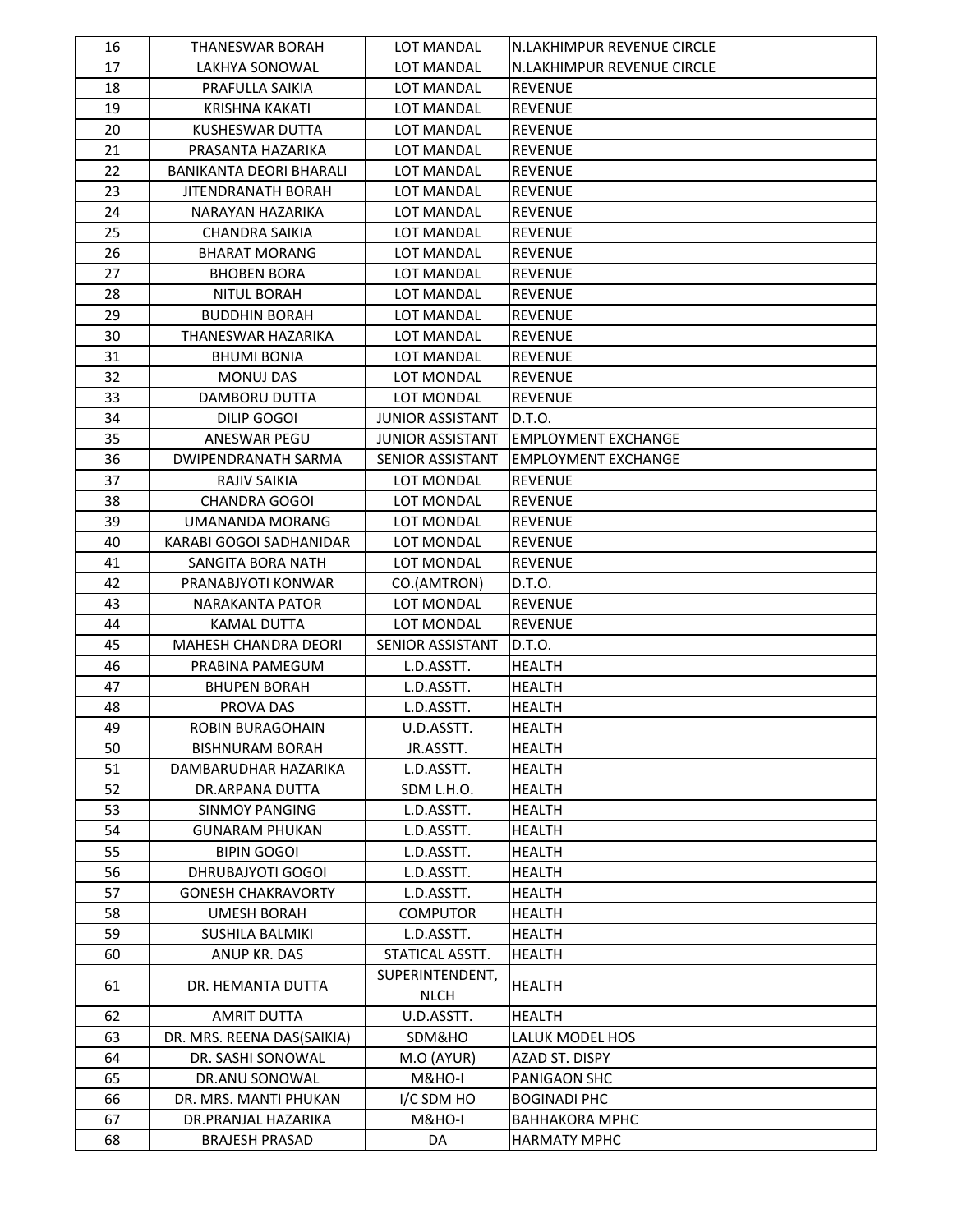| 16 | THANESWAR BORAH | LOT MANDAL | N.LAKHIMPUR REVENUE CIRCLE |
|---|---|---|---|
| 17 | LAKHYA SONOWAL | LOT MANDAL | N.LAKHIMPUR REVENUE CIRCLE |
| 18 | PRAFULLA SAIKIA | LOT MANDAL | REVENUE |
| 19 | KRISHNA KAKATI | LOT MANDAL | REVENUE |
| 20 | KUSHESWAR DUTTA | LOT MANDAL | REVENUE |
| 21 | PRASANTA HAZARIKA | LOT MANDAL | REVENUE |
| 22 | BANIKANTA DEORI BHARALI | LOT MANDAL | REVENUE |
| 23 | JITENDRANATH BORAH | LOT MANDAL | REVENUE |
| 24 | NARAYAN HAZARIKA | LOT MANDAL | REVENUE |
| 25 | CHANDRA SAIKIA | LOT MANDAL | REVENUE |
| 26 | BHARAT MORANG | LOT MANDAL | REVENUE |
| 27 | BHOBEN BORA | LOT MANDAL | REVENUE |
| 28 | NITUL BORAH | LOT MANDAL | REVENUE |
| 29 | BUDDHIN BORAH | LOT MANDAL | REVENUE |
| 30 | THANESWAR HAZARIKA | LOT MANDAL | REVENUE |
| 31 | BHUMI BONIA | LOT MANDAL | REVENUE |
| 32 | MONUJ DAS | LOT MONDAL | REVENUE |
| 33 | DAMBORU DUTTA | LOT MONDAL | REVENUE |
| 34 | DILIP GOGOI | JUNIOR ASSISTANT | D.T.O. |
| 35 | ANESWAR PEGU | JUNIOR ASSISTANT | EMPLOYMENT EXCHANGE |
| 36 | DWIPENDRANATH SARMA | SENIOR ASSISTANT | EMPLOYMENT EXCHANGE |
| 37 | RAJIV SAIKIA | LOT MONDAL | REVENUE |
| 38 | CHANDRA GOGOI | LOT MONDAL | REVENUE |
| 39 | UMANANDA MORANG | LOT MONDAL | REVENUE |
| 40 | KARABI GOGOI SADHANIDAR | LOT MONDAL | REVENUE |
| 41 | SANGITA BORA NATH | LOT MONDAL | REVENUE |
| 42 | PRANABJYOTI KONWAR | CO.(AMTRON) | D.T.O. |
| 43 | NARAKANTA PATOR | LOT MONDAL | REVENUE |
| 44 | KAMAL DUTTA | LOT MONDAL | REVENUE |
| 45 | MAHESH CHANDRA DEORI | SENIOR ASSISTANT | D.T.O. |
| 46 | PRABINA PAMEGUM | L.D.ASSTT. | HEALTH |
| 47 | BHUPEN BORAH | L.D.ASSTT. | HEALTH |
| 48 | PROVA DAS | L.D.ASSTT. | HEALTH |
| 49 | ROBIN BURAGOHAIN | U.D.ASSTT. | HEALTH |
| 50 | BISHNURAM BORAH | JR.ASSTT. | HEALTH |
| 51 | DAMBARUDHAR HAZARIKA | L.D.ASSTT. | HEALTH |
| 52 | DR.ARPANA DUTTA | SDM L.H.O. | HEALTH |
| 53 | SINMOY PANGING | L.D.ASSTT. | HEALTH |
| 54 | GUNARAM PHUKAN | L.D.ASSTT. | HEALTH |
| 55 | BIPIN GOGOI | L.D.ASSTT. | HEALTH |
| 56 | DHRUBAJYOTI GOGOI | L.D.ASSTT. | HEALTH |
| 57 | GONESH CHAKRAVORTY | L.D.ASSTT. | HEALTH |
| 58 | UMESH BORAH | COMPUTOR | HEALTH |
| 59 | SUSHILA BALMIKI | L.D.ASSTT. | HEALTH |
| 60 | ANUP KR. DAS | STATICAL ASSTT. | HEALTH |
| 61 | DR. HEMANTA DUTTA | SUPERINTENDENT, NLCH | HEALTH |
| 62 | AMRIT DUTTA | U.D.ASSTT. | HEALTH |
| 63 | DR. MRS. REENA DAS(SAIKIA) | SDM&HO | LALUK MODEL HOS |
| 64 | DR. SASHI SONOWAL | M.O (AYUR) | AZAD ST. DISPY |
| 65 | DR.ANU SONOWAL | M&HO-I | PANIGAON SHC |
| 66 | DR. MRS. MANTI PHUKAN | I/C SDM HO | BOGINADI PHC |
| 67 | DR.PRANJAL HAZARIKA | M&HO-I | BAHHAKORA MPHC |
| 68 | BRAJESH PRASAD | DA | HARMATY MPHC |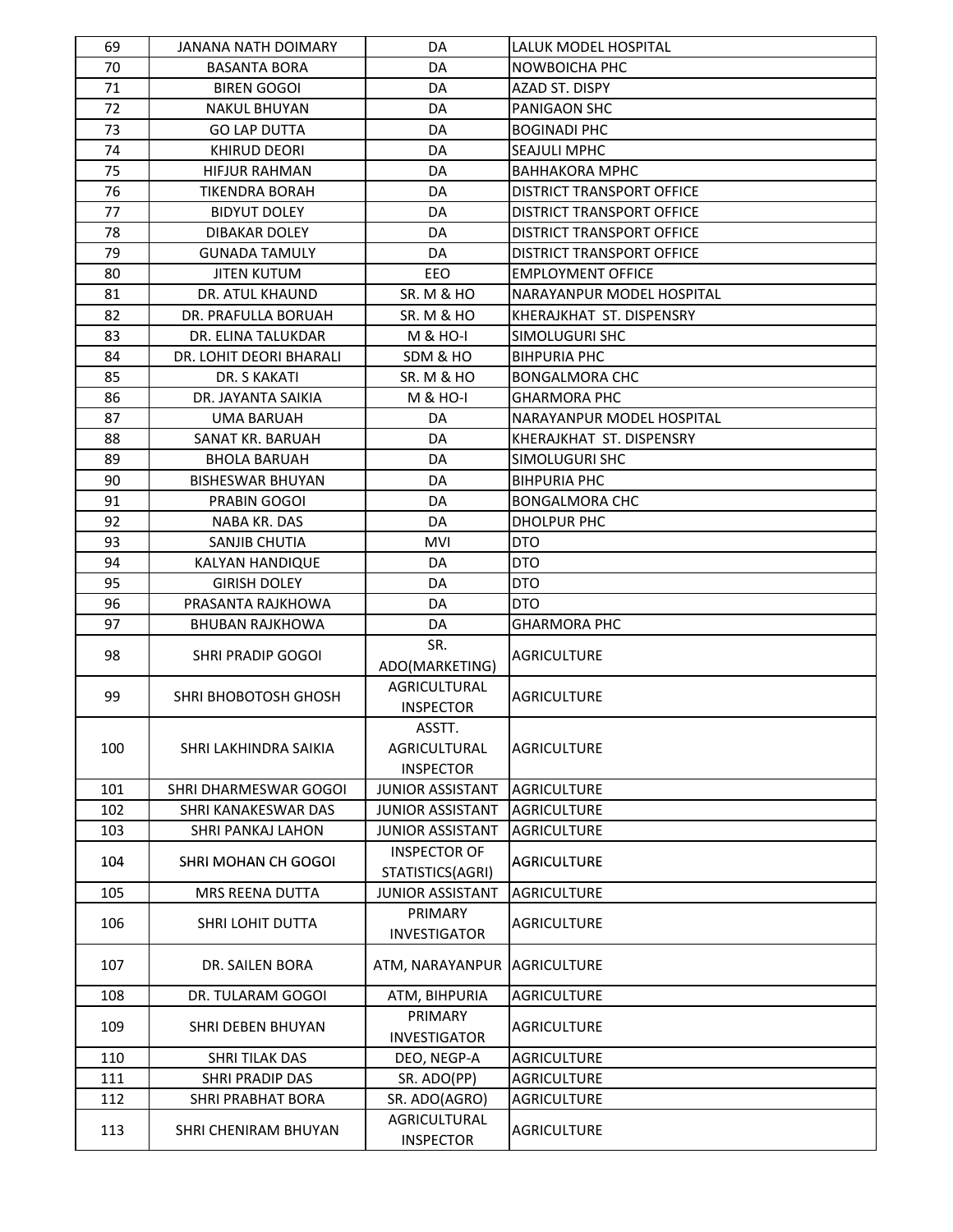| 69 | JANANA NATH DOIMARY | DA | LALUK MODEL HOSPITAL |
|---|---|---|---|
| 70 | BASANTA BORA | DA | NOWBOICHA PHC |
| 71 | BIREN GOGOI | DA | AZAD ST. DISPY |
| 72 | NAKUL BHUYAN | DA | PANIGAON SHC |
| 73 | GO LAP DUTTA | DA | BOGINADI PHC |
| 74 | KHIRUD DEORI | DA | SEAJULI MPHC |
| 75 | HIFJUR RAHMAN | DA | BAHHAKORA MPHC |
| 76 | TIKENDRA BORAH | DA | DISTRICT TRANSPORT OFFICE |
| 77 | BIDYUT DOLEY | DA | DISTRICT TRANSPORT OFFICE |
| 78 | DIBAKAR DOLEY | DA | DISTRICT TRANSPORT OFFICE |
| 79 | GUNADA TAMULY | DA | DISTRICT TRANSPORT OFFICE |
| 80 | JITEN KUTUM | EEO | EMPLOYMENT OFFICE |
| 81 | DR. ATUL KHAUND | SR. M & HO | NARAYANPUR MODEL HOSPITAL |
| 82 | DR. PRAFULLA BORUAH | SR. M & HO | KHERAJKHAT ST. DISPENSRY |
| 83 | DR. ELINA TALUKDAR | M & HO-I | SIMOLUGURI SHC |
| 84 | DR. LOHIT DEORI BHARALI | SDM & HO | BIHPURIA PHC |
| 85 | DR. S KAKATI | SR. M & HO | BONGALMORA CHC |
| 86 | DR. JAYANTA SAIKIA | M & HO-I | GHARMORA PHC |
| 87 | UMA BARUAH | DA | NARAYANPUR MODEL HOSPITAL |
| 88 | SANAT KR. BARUAH | DA | KHERAJKHAT ST. DISPENSRY |
| 89 | BHOLA BARUAH | DA | SIMOLUGURI SHC |
| 90 | BISHESWAR BHUYAN | DA | BIHPURIA PHC |
| 91 | PRABIN GOGOI | DA | BONGALMORA CHC |
| 92 | NABA KR. DAS | DA | DHOLPUR PHC |
| 93 | SANJIB CHUTIA | MVI | DTO |
| 94 | KALYAN HANDIQUE | DA | DTO |
| 95 | GIRISH DOLEY | DA | DTO |
| 96 | PRASANTA RAJKHOWA | DA | DTO |
| 97 | BHUBAN RAJKHOWA | DA | GHARMORA PHC |
| 98 | SHRI PRADIP GOGOI | SR. ADO(MARKETING) | AGRICULTURE |
| 99 | SHRI BHOBOTOSH GHOSH | AGRICULTURAL INSPECTOR | AGRICULTURE |
| 100 | SHRI LAKHINDRA SAIKIA | ASSTT. AGRICULTURAL INSPECTOR | AGRICULTURE |
| 101 | SHRI DHARMESWAR GOGOI | JUNIOR ASSISTANT | AGRICULTURE |
| 102 | SHRI KANAKESWAR DAS | JUNIOR ASSISTANT | AGRICULTURE |
| 103 | SHRI PANKAJ LAHON | JUNIOR ASSISTANT | AGRICULTURE |
| 104 | SHRI MOHAN CH GOGOI | INSPECTOR OF STATISTICS(AGRI) | AGRICULTURE |
| 105 | MRS REENA DUTTA | JUNIOR ASSISTANT | AGRICULTURE |
| 106 | SHRI LOHIT DUTTA | PRIMARY INVESTIGATOR | AGRICULTURE |
| 107 | DR. SAILEN BORA | ATM, NARAYANPUR | AGRICULTURE |
| 108 | DR. TULARAM GOGOI | ATM, BIHPURIA | AGRICULTURE |
| 109 | SHRI DEBEN BHUYAN | PRIMARY INVESTIGATOR | AGRICULTURE |
| 110 | SHRI TILAK DAS | DEO, NEGP-A | AGRICULTURE |
| 111 | SHRI PRADIP DAS | SR. ADO(PP) | AGRICULTURE |
| 112 | SHRI PRABHAT BORA | SR. ADO(AGRO) | AGRICULTURE |
| 113 | SHRI CHENIRAM BHUYAN | AGRICULTURAL INSPECTOR | AGRICULTURE |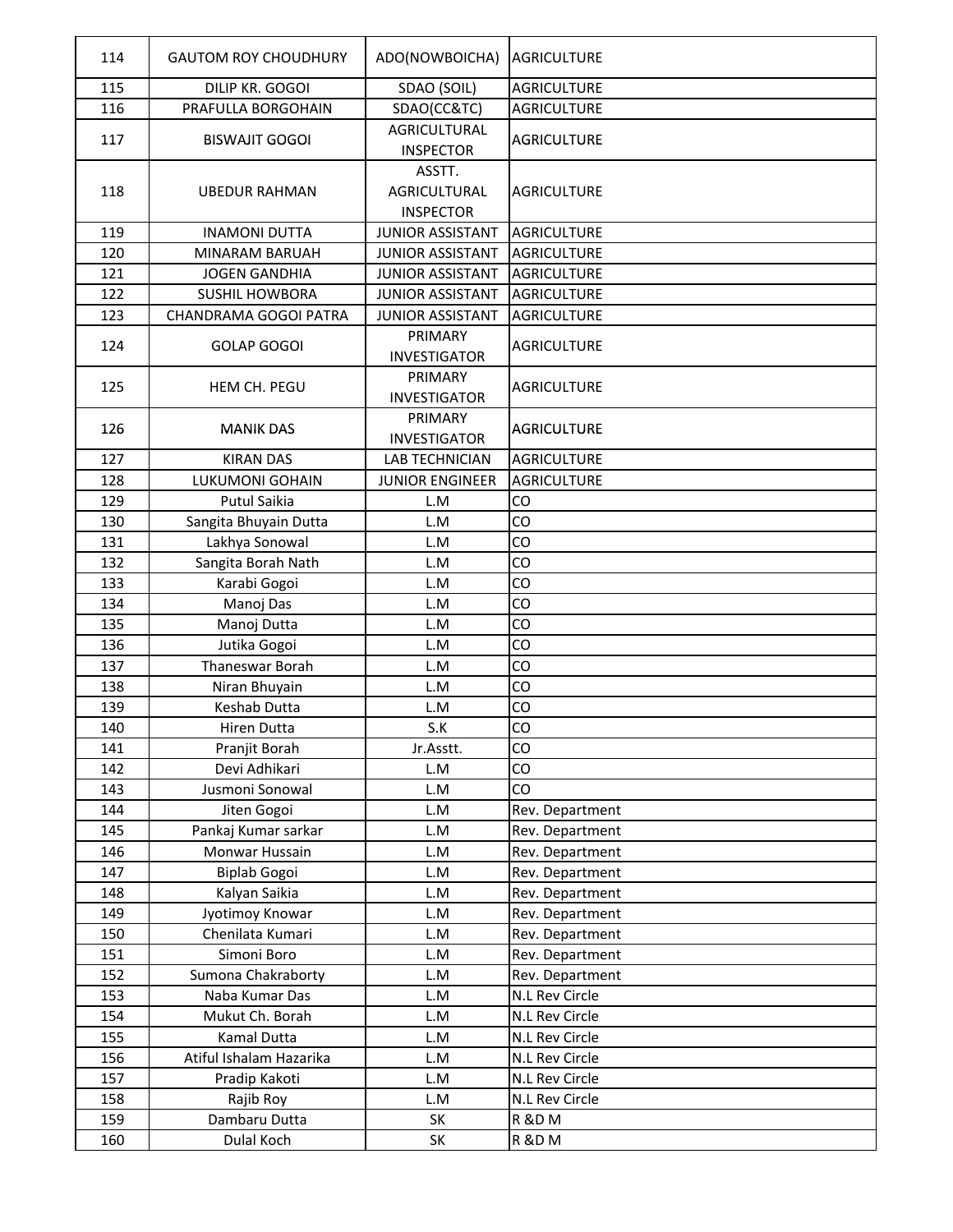| 114 | GAUTOM ROY CHOUDHURY | ADO(NOWBOICHA) | AGRICULTURE |
|---|---|---|---|
| 115 | DILIP KR. GOGOI | SDAO (SOIL) | AGRICULTURE |
| 116 | PRAFULLA BORGOHAIN | SDAO(CC&TC) | AGRICULTURE |
| 117 | BISWAJIT GOGOI | AGRICULTURAL INSPECTOR | AGRICULTURE |
| 118 | UBEDUR RAHMAN | ASSTT. AGRICULTURAL INSPECTOR | AGRICULTURE |
| 119 | INAMONI DUTTA | JUNIOR ASSISTANT | AGRICULTURE |
| 120 | MINARAM BARUAH | JUNIOR ASSISTANT | AGRICULTURE |
| 121 | JOGEN GANDHIA | JUNIOR ASSISTANT | AGRICULTURE |
| 122 | SUSHIL HOWBORA | JUNIOR ASSISTANT | AGRICULTURE |
| 123 | CHANDRAMA GOGOI PATRA | JUNIOR ASSISTANT | AGRICULTURE |
| 124 | GOLAP GOGOI | PRIMARY INVESTIGATOR | AGRICULTURE |
| 125 | HEM CH. PEGU | PRIMARY INVESTIGATOR | AGRICULTURE |
| 126 | MANIK DAS | PRIMARY INVESTIGATOR | AGRICULTURE |
| 127 | KIRAN DAS | LAB TECHNICIAN | AGRICULTURE |
| 128 | LUKUMONI GOHAIN | JUNIOR ENGINEER | AGRICULTURE |
| 129 | Putul Saikia | L.M | CO |
| 130 | Sangita Bhuyain Dutta | L.M | CO |
| 131 | Lakhya Sonowal | L.M | CO |
| 132 | Sangita Borah Nath | L.M | CO |
| 133 | Karabi Gogoi | L.M | CO |
| 134 | Manoj Das | L.M | CO |
| 135 | Manoj Dutta | L.M | CO |
| 136 | Jutika Gogoi | L.M | CO |
| 137 | Thaneswar Borah | L.M | CO |
| 138 | Niran Bhuyain | L.M | CO |
| 139 | Keshab Dutta | L.M | CO |
| 140 | Hiren Dutta | S.K | CO |
| 141 | Pranjit Borah | Jr.Asstt. | CO |
| 142 | Devi Adhikari | L.M | CO |
| 143 | Jusmoni Sonowal | L.M | CO |
| 144 | Jiten Gogoi | L.M | Rev. Department |
| 145 | Pankaj Kumar sarkar | L.M | Rev. Department |
| 146 | Monwar Hussain | L.M | Rev. Department |
| 147 | Biplab Gogoi | L.M | Rev. Department |
| 148 | Kalyan Saikia | L.M | Rev. Department |
| 149 | Jyotimoy Knowar | L.M | Rev. Department |
| 150 | Chenilata Kumari | L.M | Rev. Department |
| 151 | Simoni Boro | L.M | Rev. Department |
| 152 | Sumona Chakraborty | L.M | Rev. Department |
| 153 | Naba Kumar Das | L.M | N.L Rev Circle |
| 154 | Mukut Ch. Borah | L.M | N.L Rev Circle |
| 155 | Kamal Dutta | L.M | N.L Rev Circle |
| 156 | Atiful Ishalam Hazarika | L.M | N.L Rev Circle |
| 157 | Pradip Kakoti | L.M | N.L Rev Circle |
| 158 | Rajib Roy | L.M | N.L Rev Circle |
| 159 | Dambaru Dutta | SK | R &D M |
| 160 | Dulal Koch | SK | R &D M |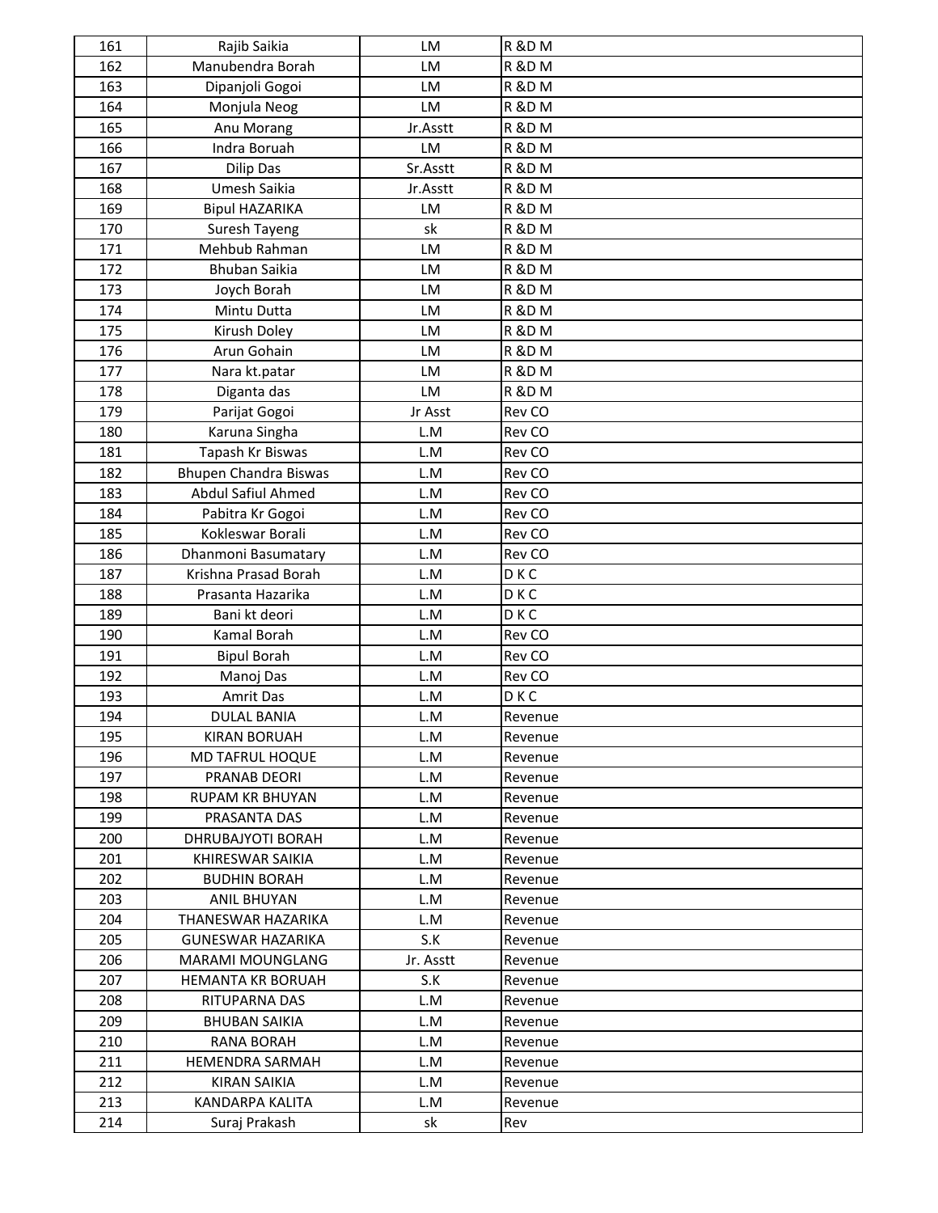| | | | |
|---|---|---|---|
| 161 | Rajib Saikia | LM | R &D M |
| 162 | Manubendra Borah | LM | R &D M |
| 163 | Dipanjoli Gogoi | LM | R &D M |
| 164 | Monjula Neog | LM | R &D M |
| 165 | Anu Morang | Jr.Asstt | R &D M |
| 166 | Indra Boruah | LM | R &D M |
| 167 | Dilip Das | Sr.Asstt | R &D M |
| 168 | Umesh Saikia | Jr.Asstt | R &D M |
| 169 | Bipul HAZARIKA | LM | R &D M |
| 170 | Suresh Tayeng | sk | R &D M |
| 171 | Mehbub Rahman | LM | R &D M |
| 172 | Bhuban Saikia | LM | R &D M |
| 173 | Joych Borah | LM | R &D M |
| 174 | Mintu Dutta | LM | R &D M |
| 175 | Kirush Doley | LM | R &D M |
| 176 | Arun Gohain | LM | R &D M |
| 177 | Nara kt.patar | LM | R &D M |
| 178 | Diganta das | LM | R &D M |
| 179 | Parijat Gogoi | Jr Asst | Rev CO |
| 180 | Karuna Singha | L.M | Rev CO |
| 181 | Tapash Kr Biswas | L.M | Rev CO |
| 182 | Bhupen Chandra Biswas | L.M | Rev CO |
| 183 | Abdul Safiul Ahmed | L.M | Rev CO |
| 184 | Pabitra Kr Gogoi | L.M | Rev CO |
| 185 | Kokleswar Borali | L.M | Rev CO |
| 186 | Dhanmoni Basumatary | L.M | Rev CO |
| 187 | Krishna Prasad Borah | L.M | D K C |
| 188 | Prasanta Hazarika | L.M | D K C |
| 189 | Bani kt deori | L.M | D K C |
| 190 | Kamal Borah | L.M | Rev CO |
| 191 | Bipul Borah | L.M | Rev CO |
| 192 | Manoj Das | L.M | Rev CO |
| 193 | Amrit Das | L.M | D K C |
| 194 | DULAL BANIA | L.M | Revenue |
| 195 | KIRAN BORUAH | L.M | Revenue |
| 196 | MD TAFRUL HOQUE | L.M | Revenue |
| 197 | PRANAB DEORI | L.M | Revenue |
| 198 | RUPAM KR BHUYAN | L.M | Revenue |
| 199 | PRASANTA DAS | L.M | Revenue |
| 200 | DHRUBAJYOTI BORAH | L.M | Revenue |
| 201 | KHIRESWAR SAIKIA | L.M | Revenue |
| 202 | BUDHIN BORAH | L.M | Revenue |
| 203 | ANIL BHUYAN | L.M | Revenue |
| 204 | THANESWAR HAZARIKA | L.M | Revenue |
| 205 | GUNESWAR HAZARIKA | S.K | Revenue |
| 206 | MARAMI MOUNGLANG | Jr. Asstt | Revenue |
| 207 | HEMANTA KR BORUAH | S.K | Revenue |
| 208 | RITUPARNA DAS | L.M | Revenue |
| 209 | BHUBAN SAIKIA | L.M | Revenue |
| 210 | RANA BORAH | L.M | Revenue |
| 211 | HEMENDRA SARMAH | L.M | Revenue |
| 212 | KIRAN SAIKIA | L.M | Revenue |
| 213 | KANDARPA KALITA | L.M | Revenue |
| 214 | Suraj Prakash | sk | Rev |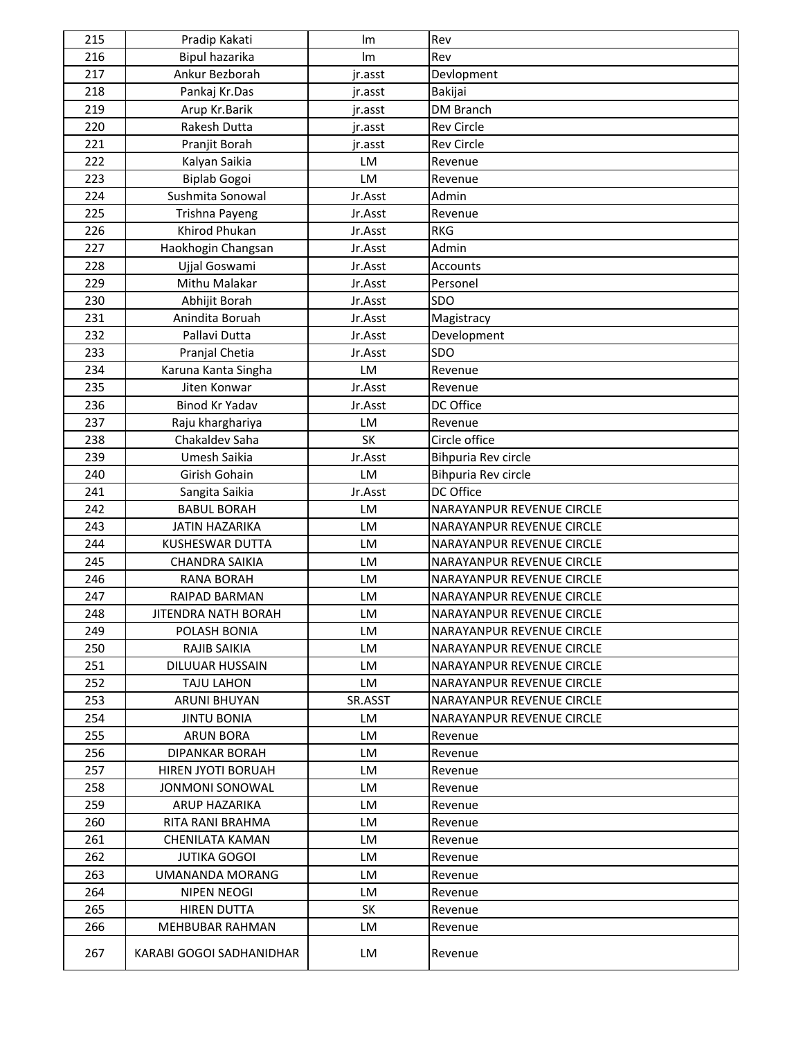| 215 | Pradip Kakati | lm | Rev |
|---|---|---|---|
| 216 | Bipul hazarika | lm | Rev |
| 217 | Ankur Bezborah | jr.asst | Devlopment |
| 218 | Pankaj Kr.Das | jr.asst | Bakijai |
| 219 | Arup Kr.Barik | jr.asst | DM Branch |
| 220 | Rakesh Dutta | jr.asst | Rev Circle |
| 221 | Pranjit Borah | jr.asst | Rev Circle |
| 222 | Kalyan Saikia | LM | Revenue |
| 223 | Biplab Gogoi | LM | Revenue |
| 224 | Sushmita Sonowal | Jr.Asst | Admin |
| 225 | Trishna Payeng | Jr.Asst | Revenue |
| 226 | Khirod Phukan | Jr.Asst | RKG |
| 227 | Haokhogin Changsan | Jr.Asst | Admin |
| 228 | Ujjal Goswami | Jr.Asst | Accounts |
| 229 | Mithu Malakar | Jr.Asst | Personel |
| 230 | Abhijit Borah | Jr.Asst | SDO |
| 231 | Anindita Boruah | Jr.Asst | Magistracy |
| 232 | Pallavi Dutta | Jr.Asst | Development |
| 233 | Pranjal Chetia | Jr.Asst | SDO |
| 234 | Karuna Kanta Singha | LM | Revenue |
| 235 | Jiten Konwar | Jr.Asst | Revenue |
| 236 | Binod Kr Yadav | Jr.Asst | DC Office |
| 237 | Raju kharghariya | LM | Revenue |
| 238 | Chakaldev Saha | SK | Circle office |
| 239 | Umesh Saikia | Jr.Asst | Bihpuria Rev circle |
| 240 | Girish Gohain | LM | Bihpuria Rev circle |
| 241 | Sangita Saikia | Jr.Asst | DC Office |
| 242 | BABUL BORAH | LM | NARAYANPUR REVENUE CIRCLE |
| 243 | JATIN HAZARIKA | LM | NARAYANPUR REVENUE CIRCLE |
| 244 | KUSHESWAR DUTTA | LM | NARAYANPUR REVENUE CIRCLE |
| 245 | CHANDRA SAIKIA | LM | NARAYANPUR REVENUE CIRCLE |
| 246 | RANA BORAH | LM | NARAYANPUR REVENUE CIRCLE |
| 247 | RAIPAD BARMAN | LM | NARAYANPUR REVENUE CIRCLE |
| 248 | JITENDRA NATH BORAH | LM | NARAYANPUR REVENUE CIRCLE |
| 249 | POLASH BONIA | LM | NARAYANPUR REVENUE CIRCLE |
| 250 | RAJIB SAIKIA | LM | NARAYANPUR REVENUE CIRCLE |
| 251 | DILUUAR HUSSAIN | LM | NARAYANPUR REVENUE CIRCLE |
| 252 | TAJU LAHON | LM | NARAYANPUR REVENUE CIRCLE |
| 253 | ARUNI BHUYAN | SR.ASST | NARAYANPUR REVENUE CIRCLE |
| 254 | JINTU BONIA | LM | NARAYANPUR REVENUE CIRCLE |
| 255 | ARUN BORA | LM | Revenue |
| 256 | DIPANKAR BORAH | LM | Revenue |
| 257 | HIREN JYOTI BORUAH | LM | Revenue |
| 258 | JONMONI SONOWAL | LM | Revenue |
| 259 | ARUP HAZARIKA | LM | Revenue |
| 260 | RITA RANI BRAHMA | LM | Revenue |
| 261 | CHENILATA KAMAN | LM | Revenue |
| 262 | JUTIKA GOGOI | LM | Revenue |
| 263 | UMANANDA MORANG | LM | Revenue |
| 264 | NIPEN NEOGI | LM | Revenue |
| 265 | HIREN DUTTA | SK | Revenue |
| 266 | MEHBUBAR RAHMAN | LM | Revenue |
| 267 | KARABI GOGOI SADHANIDHAR | LM | Revenue |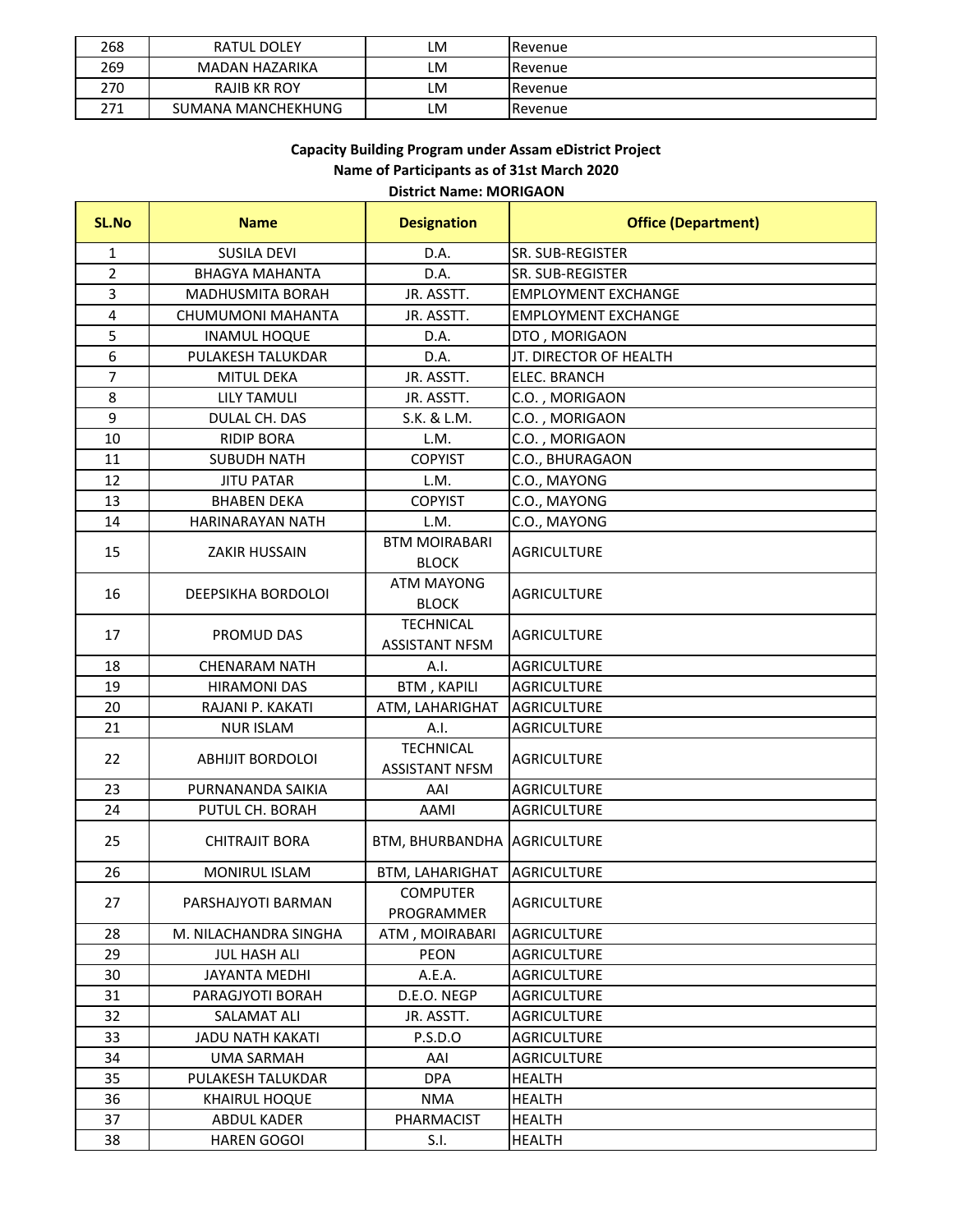| 268 | RATUL DOLEY | LM | Revenue |
|---|---|---|---|
| 269 | MADAN HAZARIKA | LM | Revenue |
| 270 | RAJIB KR ROY | LM | Revenue |
| 271 | SUMANA MANCHEKHUNG | LM | Revenue |

**Capacity Building Program under Assam eDistrict Project**

**Name of Participants as of 31st March 2020**

**District Name: MORIGAON**

| SL.No | Name | Designation | Office (Department) |
|---|---|---|---|
| 1 | SUSILA DEVI | D.A. | SR. SUB-REGISTER |
| 2 | BHAGYA MAHANTA | D.A. | SR. SUB-REGISTER |
| 3 | MADHUSMITA BORAH | JR. ASSTT. | EMPLOYMENT EXCHANGE |
| 4 | CHUMUMONI MAHANTA | JR. ASSTT. | EMPLOYMENT EXCHANGE |
| 5 | INAMUL HOQUE | D.A. | DTO , MORIGAON |
| 6 | PULAKESH TALUKDAR | D.A. | JT. DIRECTOR OF HEALTH |
| 7 | MITUL DEKA | JR. ASSTT. | ELEC. BRANCH |
| 8 | LILY TAMULI | JR. ASSTT. | C.O. , MORIGAON |
| 9 | DULAL CH. DAS | S.K. & L.M. | C.O. , MORIGAON |
| 10 | RIDIP BORA | L.M. | C.O. , MORIGAON |
| 11 | SUBUDH NATH | COPYIST | C.O., BHURAGAON |
| 12 | JITU PATAR | L.M. | C.O., MAYONG |
| 13 | BHABEN DEKA | COPYIST | C.O., MAYONG |
| 14 | HARINARAYAN NATH | L.M. | C.O., MAYONG |
| 15 | ZAKIR HUSSAIN | BTM MOIRABARI BLOCK | AGRICULTURE |
| 16 | DEEPSIKHA BORDOLOI | ATM MAYONG BLOCK | AGRICULTURE |
| 17 | PROMUD DAS | TECHNICAL ASSISTANT NFSM | AGRICULTURE |
| 18 | CHENARAM NATH | A.I. | AGRICULTURE |
| 19 | HIRAMONI DAS | BTM , KAPILI | AGRICULTURE |
| 20 | RAJANI P. KAKATI | ATM, LAHARIGHAT | AGRICULTURE |
| 21 | NUR ISLAM | A.I. | AGRICULTURE |
| 22 | ABHIJIT BORDOLOI | TECHNICAL ASSISTANT NFSM | AGRICULTURE |
| 23 | PURNANANDA SAIKIA | AAI | AGRICULTURE |
| 24 | PUTUL CH. BORAH | AAMI | AGRICULTURE |
| 25 | CHITRAJIT BORA | BTM, BHURBANDHA | AGRICULTURE |
| 26 | MONIRUL ISLAM | BTM, LAHARIGHAT | AGRICULTURE |
| 27 | PARSHAJYOTI BARMAN | COMPUTER PROGRAMMER | AGRICULTURE |
| 28 | M. NILACHANDRA SINGHA | ATM , MOIRABARI | AGRICULTURE |
| 29 | JUL HASH ALI | PEON | AGRICULTURE |
| 30 | JAYANTA MEDHI | A.E.A. | AGRICULTURE |
| 31 | PARAGJYOTI BORAH | D.E.O. NEGP | AGRICULTURE |
| 32 | SALAMAT ALI | JR. ASSTT. | AGRICULTURE |
| 33 | JADU NATH KAKATI | P.S.D.O | AGRICULTURE |
| 34 | UMA SARMAH | AAI | AGRICULTURE |
| 35 | PULAKESH TALUKDAR | DPA | HEALTH |
| 36 | KHAIRUL HOQUE | NMA | HEALTH |
| 37 | ABDUL KADER | PHARMACIST | HEALTH |
| 38 | HAREN GOGOI | S.I. | HEALTH |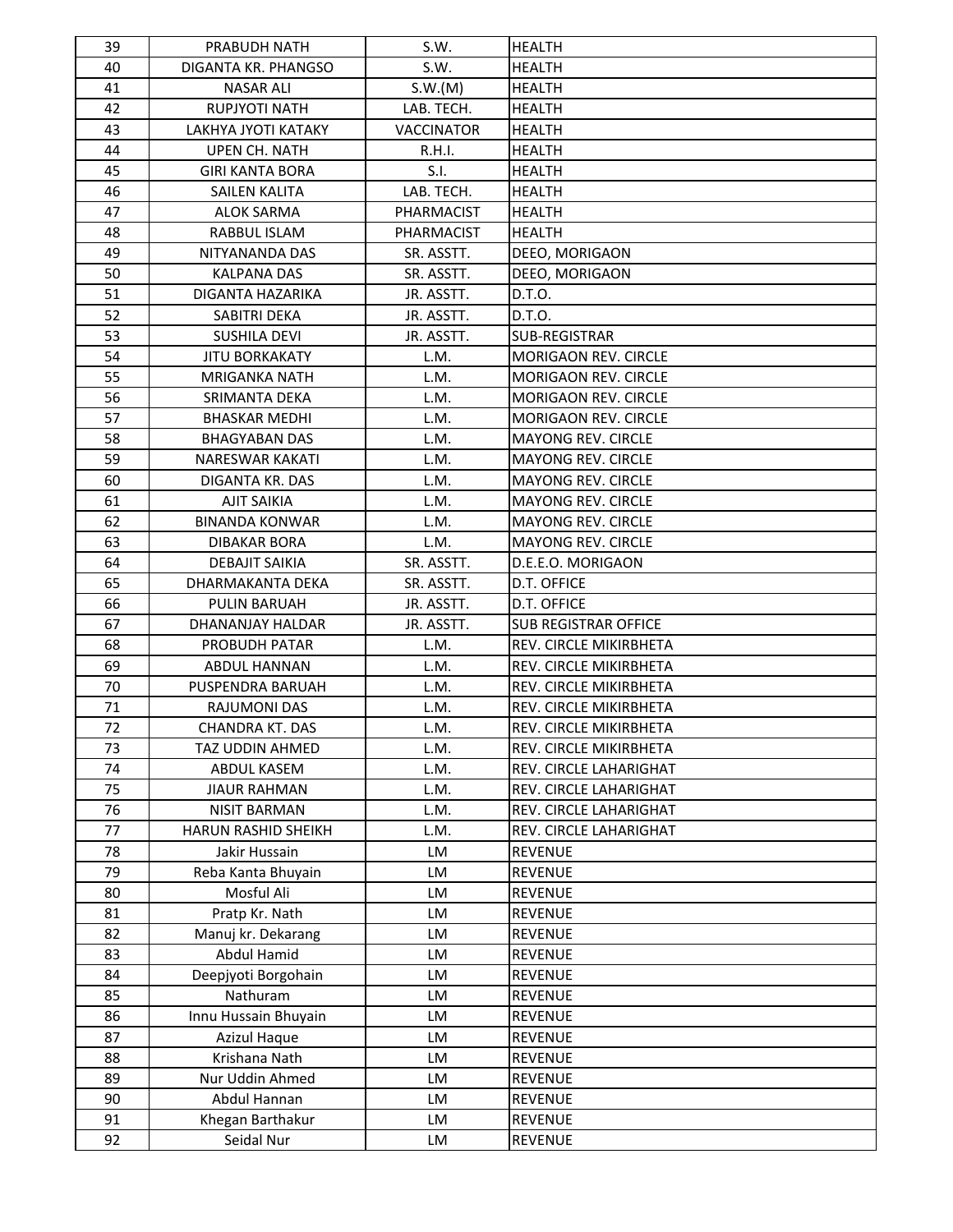| 39 | PRABUDH NATH | S.W. | HEALTH |
|---|---|---|---|
| 40 | DIGANTA KR. PHANGSO | S.W. | HEALTH |
| 41 | NASAR ALI | S.W.(M) | HEALTH |
| 42 | RUPJYOTI NATH | LAB. TECH. | HEALTH |
| 43 | LAKHYA JYOTI KATAKY | VACCINATOR | HEALTH |
| 44 | UPEN CH. NATH | R.H.I. | HEALTH |
| 45 | GIRI KANTA BORA | S.I. | HEALTH |
| 46 | SAILEN KALITA | LAB. TECH. | HEALTH |
| 47 | ALOK SARMA | PHARMACIST | HEALTH |
| 48 | RABBUL ISLAM | PHARMACIST | HEALTH |
| 49 | NITYANANDA DAS | SR. ASSTT. | DEEO, MORIGAON |
| 50 | KALPANA DAS | SR. ASSTT. | DEEO, MORIGAON |
| 51 | DIGANTA HAZARIKA | JR. ASSTT. | D.T.O. |
| 52 | SABITRI DEKA | JR. ASSTT. | D.T.O. |
| 53 | SUSHILA DEVI | JR. ASSTT. | SUB-REGISTRAR |
| 54 | JITU BORKAKATY | L.M. | MORIGAON REV. CIRCLE |
| 55 | MRIGANKA NATH | L.M. | MORIGAON REV. CIRCLE |
| 56 | SRIMANTA DEKA | L.M. | MORIGAON REV. CIRCLE |
| 57 | BHASKAR MEDHI | L.M. | MORIGAON REV. CIRCLE |
| 58 | BHAGYABAN DAS | L.M. | MAYONG REV. CIRCLE |
| 59 | NARESWAR KAKATI | L.M. | MAYONG REV. CIRCLE |
| 60 | DIGANTA KR. DAS | L.M. | MAYONG REV. CIRCLE |
| 61 | AJIT SAIKIA | L.M. | MAYONG REV. CIRCLE |
| 62 | BINANDA KONWAR | L.M. | MAYONG REV. CIRCLE |
| 63 | DIBAKAR BORA | L.M. | MAYONG REV. CIRCLE |
| 64 | DEBAJIT SAIKIA | SR. ASSTT. | D.E.E.O. MORIGAON |
| 65 | DHARMAKANTA DEKA | SR. ASSTT. | D.T. OFFICE |
| 66 | PULIN BARUAH | JR. ASSTT. | D.T. OFFICE |
| 67 | DHANANJAY HALDAR | JR. ASSTT. | SUB REGISTRAR OFFICE |
| 68 | PROBUDH PATAR | L.M. | REV. CIRCLE MIKIRBHETA |
| 69 | ABDUL HANNAN | L.M. | REV. CIRCLE MIKIRBHETA |
| 70 | PUSPENDRA BARUAH | L.M. | REV. CIRCLE MIKIRBHETA |
| 71 | RAJUMONI DAS | L.M. | REV. CIRCLE MIKIRBHETA |
| 72 | CHANDRA KT. DAS | L.M. | REV. CIRCLE MIKIRBHETA |
| 73 | TAZ UDDIN AHMED | L.M. | REV. CIRCLE MIKIRBHETA |
| 74 | ABDUL KASEM | L.M. | REV. CIRCLE LAHARIGHAT |
| 75 | JIAUR RAHMAN | L.M. | REV. CIRCLE LAHARIGHAT |
| 76 | NISIT BARMAN | L.M. | REV. CIRCLE LAHARIGHAT |
| 77 | HARUN RASHID SHEIKH | L.M. | REV. CIRCLE LAHARIGHAT |
| 78 | Jakir Hussain | LM | REVENUE |
| 79 | Reba Kanta Bhuyain | LM | REVENUE |
| 80 | Mosful Ali | LM | REVENUE |
| 81 | Pratp Kr. Nath | LM | REVENUE |
| 82 | Manuj kr. Dekarang | LM | REVENUE |
| 83 | Abdul Hamid | LM | REVENUE |
| 84 | Deepjyoti Borgohain | LM | REVENUE |
| 85 | Nathuram | LM | REVENUE |
| 86 | Innu Hussain Bhuyain | LM | REVENUE |
| 87 | Azizul Haque | LM | REVENUE |
| 88 | Krishana Nath | LM | REVENUE |
| 89 | Nur Uddin Ahmed | LM | REVENUE |
| 90 | Abdul Hannan | LM | REVENUE |
| 91 | Khegan Barthakur | LM | REVENUE |
| 92 | Seidal Nur | LM | REVENUE |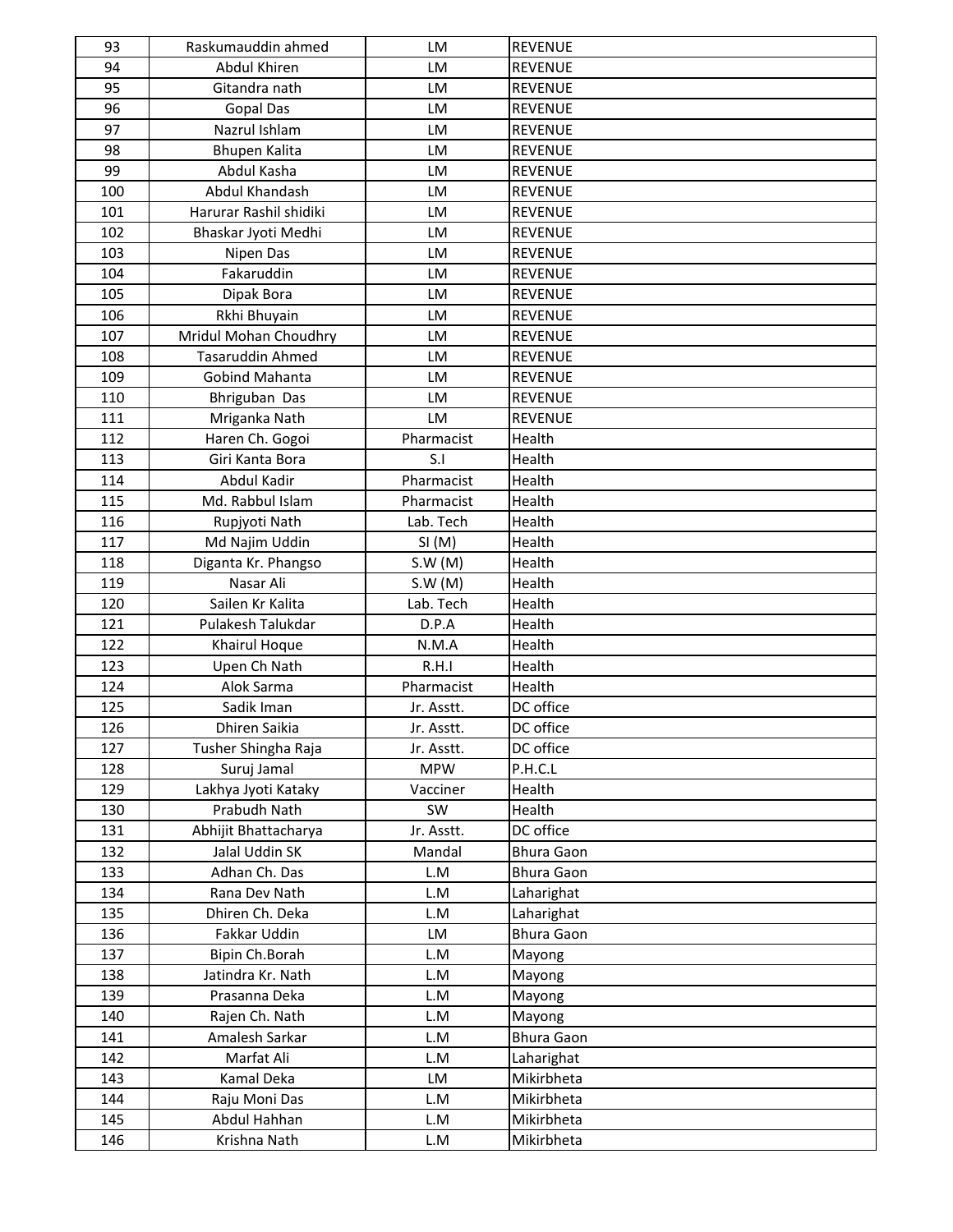| 93 | Raskumauddin ahmed | LM | REVENUE |
|---|---|---|---|
| 94 | Abdul Khiren | LM | REVENUE |
| 95 | Gitandra nath | LM | REVENUE |
| 96 | Gopal Das | LM | REVENUE |
| 97 | Nazrul Ishlam | LM | REVENUE |
| 98 | Bhupen Kalita | LM | REVENUE |
| 99 | Abdul Kasha | LM | REVENUE |
| 100 | Abdul Khandash | LM | REVENUE |
| 101 | Harurar Rashil shidiki | LM | REVENUE |
| 102 | Bhaskar Jyoti Medhi | LM | REVENUE |
| 103 | Nipen Das | LM | REVENUE |
| 104 | Fakaruddin | LM | REVENUE |
| 105 | Dipak Bora | LM | REVENUE |
| 106 | Rkhi Bhuyain | LM | REVENUE |
| 107 | Mridul Mohan Choudhry | LM | REVENUE |
| 108 | Tasaruddin Ahmed | LM | REVENUE |
| 109 | Gobind Mahanta | LM | REVENUE |
| 110 | Bhriguban Das | LM | REVENUE |
| 111 | Mriganka Nath | LM | REVENUE |
| 112 | Haren Ch. Gogoi | Pharmacist | Health |
| 113 | Giri Kanta Bora | S.I | Health |
| 114 | Abdul Kadir | Pharmacist | Health |
| 115 | Md. Rabbul Islam | Pharmacist | Health |
| 116 | Rupjyoti Nath | Lab. Tech | Health |
| 117 | Md Najim Uddin | SI (M) | Health |
| 118 | Diganta Kr. Phangso | S.W (M) | Health |
| 119 | Nasar Ali | S.W (M) | Health |
| 120 | Sailen Kr Kalita | Lab. Tech | Health |
| 121 | Pulakesh Talukdar | D.P.A | Health |
| 122 | Khairul Hoque | N.M.A | Health |
| 123 | Upen Ch Nath | R.H.I | Health |
| 124 | Alok Sarma | Pharmacist | Health |
| 125 | Sadik Iman | Jr. Asstt. | DC office |
| 126 | Dhiren Saikia | Jr. Asstt. | DC office |
| 127 | Tusher Shingha Raja | Jr. Asstt. | DC office |
| 128 | Suruj Jamal | MPW | P.H.C.L |
| 129 | Lakhya Jyoti Kataky | Vacciner | Health |
| 130 | Prabudh Nath | SW | Health |
| 131 | Abhijit Bhattacharya | Jr. Asstt. | DC office |
| 132 | Jalal Uddin SK | Mandal | Bhura Gaon |
| 133 | Adhan Ch. Das | L.M | Bhura Gaon |
| 134 | Rana Dev Nath | L.M | Laharighat |
| 135 | Dhiren Ch. Deka | L.M | Laharighat |
| 136 | Fakkar Uddin | LM | Bhura Gaon |
| 137 | Bipin Ch.Borah | L.M | Mayong |
| 138 | Jatindra Kr. Nath | L.M | Mayong |
| 139 | Prasanna Deka | L.M | Mayong |
| 140 | Rajen Ch. Nath | L.M | Mayong |
| 141 | Amalesh Sarkar | L.M | Bhura Gaon |
| 142 | Marfat Ali | L.M | Laharighat |
| 143 | Kamal Deka | LM | Mikirbheta |
| 144 | Raju Moni Das | L.M | Mikirbheta |
| 145 | Abdul Hahhan | L.M | Mikirbheta |
| 146 | Krishna Nath | L.M | Mikirbheta |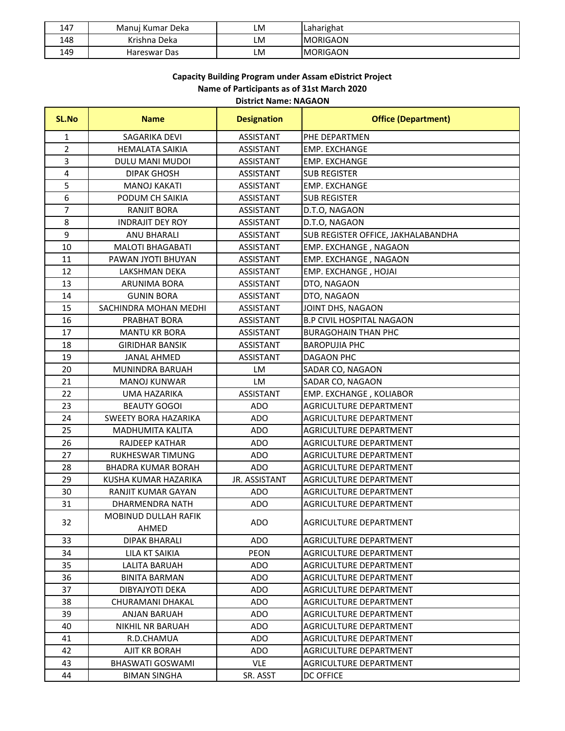| 147 | Manuj Kumar Deka | LM | Laharighat |
|---|---|---|---|
| 148 | Krishna Deka | LM | MORIGAON |
| 149 | Hareswar Das | LM | MORIGAON |

**Capacity Building Program under Assam eDistrict Project**
**Name of Participants as of 31st March 2020**
**District Name: NAGAON**

| SL.No | Name | Designation | Office (Department) |
|---|---|---|---|
| 1 | SAGARIKA DEVI | ASSISTANT | PHE DEPARTMEN |
| 2 | HEMALATA SAIKIA | ASSISTANT | EMP. EXCHANGE |
| 3 | DULU MANI MUDOI | ASSISTANT | EMP. EXCHANGE |
| 4 | DIPAK GHOSH | ASSISTANT | SUB REGISTER |
| 5 | MANOJ KAKATI | ASSISTANT | EMP. EXCHANGE |
| 6 | PODUM CH SAIKIA | ASSISTANT | SUB REGISTER |
| 7 | RANJIT BORA | ASSISTANT | D.T.O, NAGAON |
| 8 | INDRAJIT DEY ROY | ASSISTANT | D.T.O, NAGAON |
| 9 | ANU BHARALI | ASSISTANT | SUB REGISTER OFFICE, JAKHALABANDHA |
| 10 | MALOTI BHAGABATI | ASSISTANT | EMP. EXCHANGE , NAGAON |
| 11 | PAWAN JYOTI BHUYAN | ASSISTANT | EMP. EXCHANGE , NAGAON |
| 12 | LAKSHMAN DEKA | ASSISTANT | EMP. EXCHANGE , HOJAI |
| 13 | ARUNIMA BORA | ASSISTANT | DTO, NAGAON |
| 14 | GUNIN BORA | ASSISTANT | DTO, NAGAON |
| 15 | SACHINDRA MOHAN MEDHI | ASSISTANT | JOINT DHS, NAGAON |
| 16 | PRABHAT BORA | ASSISTANT | B.P CIVIL HOSPITAL NAGAON |
| 17 | MANTU KR BORA | ASSISTANT | BURAGOHAIN THAN PHC |
| 18 | GIRIDHAR BANSIK | ASSISTANT | BAROPUJIA PHC |
| 19 | JANAL AHMED | ASSISTANT | DAGAON PHC |
| 20 | MUNINDRA BARUAH | LM | SADAR CO, NAGAON |
| 21 | MANOJ KUNWAR | LM | SADAR CO, NAGAON |
| 22 | UMA HAZARIKA | ASSISTANT | EMP. EXCHANGE , KOLIABOR |
| 23 | BEAUTY GOGOI | ADO | AGRICULTURE DEPARTMENT |
| 24 | SWEETY BORA HAZARIKA | ADO | AGRICULTURE DEPARTMENT |
| 25 | MADHUMITA KALITA | ADO | AGRICULTURE DEPARTMENT |
| 26 | RAJDEEP KATHAR | ADO | AGRICULTURE DEPARTMENT |
| 27 | RUKHESWAR TIMUNG | ADO | AGRICULTURE DEPARTMENT |
| 28 | BHADRA KUMAR BORAH | ADO | AGRICULTURE DEPARTMENT |
| 29 | KUSHA KUMAR HAZARIKA | JR. ASSISTANT | AGRICULTURE DEPARTMENT |
| 30 | RANJIT KUMAR GAYAN | ADO | AGRICULTURE DEPARTMENT |
| 31 | DHARMENDRA NATH | ADO | AGRICULTURE DEPARTMENT |
| 32 | MOBINUD DULLAH RAFIK AHMED | ADO | AGRICULTURE DEPARTMENT |
| 33 | DIPAK BHARALI | ADO | AGRICULTURE DEPARTMENT |
| 34 | LILA KT SAIKIA | PEON | AGRICULTURE DEPARTMENT |
| 35 | LALITA BARUAH | ADO | AGRICULTURE DEPARTMENT |
| 36 | BINITA BARMAN | ADO | AGRICULTURE DEPARTMENT |
| 37 | DIBYAJYOTI DEKA | ADO | AGRICULTURE DEPARTMENT |
| 38 | CHURAMANI DHAKAL | ADO | AGRICULTURE DEPARTMENT |
| 39 | ANJAN BARUAH | ADO | AGRICULTURE DEPARTMENT |
| 40 | NIKHIL NR BARUAH | ADO | AGRICULTURE DEPARTMENT |
| 41 | R.D.CHAMUA | ADO | AGRICULTURE DEPARTMENT |
| 42 | AJIT KR BORAH | ADO | AGRICULTURE DEPARTMENT |
| 43 | BHASWATI GOSWAMI | VLE | AGRICULTURE DEPARTMENT |
| 44 | BIMAN SINGHA | SR. ASST | DC OFFICE |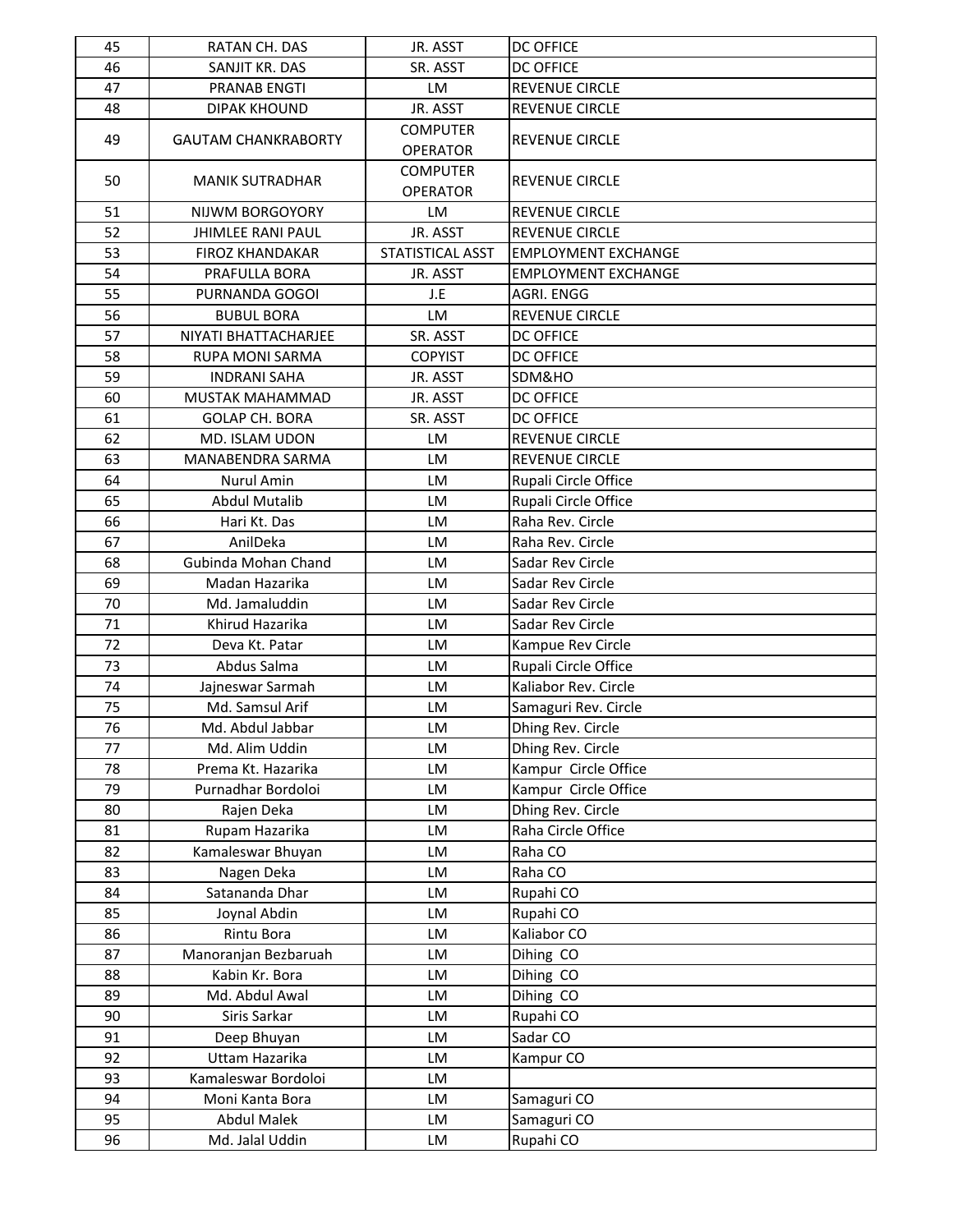| 45 | RATAN CH. DAS | JR. ASST | DC OFFICE |
|---|---|---|---|
| 46 | SANJIT KR. DAS | SR. ASST | DC OFFICE |
| 47 | PRANAB ENGTI | LM | REVENUE CIRCLE |
| 48 | DIPAK KHOUND | JR. ASST | REVENUE CIRCLE |
| 49 | GAUTAM CHANKRABORTY | COMPUTER OPERATOR | REVENUE CIRCLE |
| 50 | MANIK SUTRADHAR | COMPUTER OPERATOR | REVENUE CIRCLE |
| 51 | NIJWM BORGOYORY | LM | REVENUE CIRCLE |
| 52 | JHIMLEE RANI PAUL | JR. ASST | REVENUE CIRCLE |
| 53 | FIROZ KHANDAKAR | STATISTICAL ASST | EMPLOYMENT EXCHANGE |
| 54 | PRAFULLA BORA | JR. ASST | EMPLOYMENT EXCHANGE |
| 55 | PURNANDA GOGOI | J.E | AGRI. ENGG |
| 56 | BUBUL BORA | LM | REVENUE CIRCLE |
| 57 | NIYATI BHATTACHARJEE | SR. ASST | DC OFFICE |
| 58 | RUPA MONI SARMA | COPYIST | DC OFFICE |
| 59 | INDRANI SAHA | JR. ASST | SDM&HO |
| 60 | MUSTAK MAHAMMAD | JR. ASST | DC OFFICE |
| 61 | GOLAP CH. BORA | SR. ASST | DC OFFICE |
| 62 | MD. ISLAM UDON | LM | REVENUE CIRCLE |
| 63 | MANABENDRA SARMA | LM | REVENUE CIRCLE |
| 64 | Nurul Amin | LM | Rupali Circle Office |
| 65 | Abdul Mutalib | LM | Rupali Circle Office |
| 66 | Hari Kt. Das | LM | Raha Rev. Circle |
| 67 | AnilDeka | LM | Raha Rev. Circle |
| 68 | Gubinda Mohan Chand | LM | Sadar Rev Circle |
| 69 | Madan Hazarika | LM | Sadar Rev Circle |
| 70 | Md. Jamaluddin | LM | Sadar Rev Circle |
| 71 | Khirud Hazarika | LM | Sadar Rev Circle |
| 72 | Deva Kt. Patar | LM | Kampue Rev Circle |
| 73 | Abdus Salma | LM | Rupali Circle Office |
| 74 | Jajneswar Sarmah | LM | Kaliabor Rev. Circle |
| 75 | Md. Samsul Arif | LM | Samaguri Rev. Circle |
| 76 | Md. Abdul Jabbar | LM | Dhing Rev. Circle |
| 77 | Md. Alim Uddin | LM | Dhing Rev. Circle |
| 78 | Prema Kt. Hazarika | LM | Kampur Circle Office |
| 79 | Purnadhar Bordoloi | LM | Kampur Circle Office |
| 80 | Rajen Deka | LM | Dhing Rev. Circle |
| 81 | Rupam Hazarika | LM | Raha Circle Office |
| 82 | Kamaleswar Bhuyan | LM | Raha CO |
| 83 | Nagen Deka | LM | Raha CO |
| 84 | Satananda Dhar | LM | Rupahi CO |
| 85 | Joynal Abdin | LM | Rupahi CO |
| 86 | Rintu Bora | LM | Kaliabor CO |
| 87 | Manoranjan Bezbaruah | LM | Dihing CO |
| 88 | Kabin Kr. Bora | LM | Dihing CO |
| 89 | Md. Abdul Awal | LM | Dihing CO |
| 90 | Siris Sarkar | LM | Rupahi CO |
| 91 | Deep Bhuyan | LM | Sadar CO |
| 92 | Uttam Hazarika | LM | Kampur CO |
| 93 | Kamaleswar Bordoloi | LM | |
| 94 | Moni Kanta Bora | LM | Samaguri CO |
| 95 | Abdul Malek | LM | Samaguri CO |
| 96 | Md. Jalal Uddin | LM | Rupahi CO |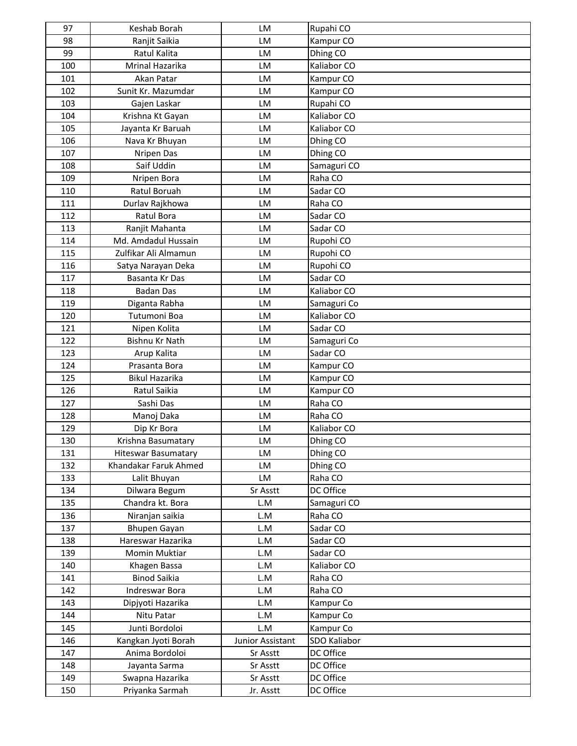| 97 | Keshab Borah | LM | Rupahi CO |
|---|---|---|---|
| 98 | Ranjit Saikia | LM | Kampur CO |
| 99 | Ratul Kalita | LM | Dhing CO |
| 100 | Mrinal Hazarika | LM | Kaliabor CO |
| 101 | Akan Patar | LM | Kampur CO |
| 102 | Sunit Kr. Mazumdar | LM | Kampur CO |
| 103 | Gajen Laskar | LM | Rupahi CO |
| 104 | Krishna Kt Gayan | LM | Kaliabor CO |
| 105 | Jayanta Kr Baruah | LM | Kaliabor CO |
| 106 | Nava Kr Bhuyan | LM | Dhing CO |
| 107 | Nripen Das | LM | Dhing CO |
| 108 | Saif Uddin | LM | Samaguri CO |
| 109 | Nripen Bora | LM | Raha CO |
| 110 | Ratul Boruah | LM | Sadar CO |
| 111 | Durlav Rajkhowa | LM | Raha CO |
| 112 | Ratul Bora | LM | Sadar CO |
| 113 | Ranjit Mahanta | LM | Sadar CO |
| 114 | Md. Amdadul Hussain | LM | Rupohi CO |
| 115 | Zulfikar Ali Almamun | LM | Rupohi CO |
| 116 | Satya Narayan Deka | LM | Rupohi CO |
| 117 | Basanta Kr Das | LM | Sadar CO |
| 118 | Badan Das | LM | Kaliabor CO |
| 119 | Diganta Rabha | LM | Samaguri Co |
| 120 | Tutumoni Boa | LM | Kaliabor CO |
| 121 | Nipen Kolita | LM | Sadar CO |
| 122 | Bishnu Kr Nath | LM | Samaguri Co |
| 123 | Arup Kalita | LM | Sadar CO |
| 124 | Prasanta Bora | LM | Kampur CO |
| 125 | Bikul Hazarika | LM | Kampur CO |
| 126 | Ratul Saikia | LM | Kampur CO |
| 127 | Sashi Das | LM | Raha CO |
| 128 | Manoj Daka | LM | Raha CO |
| 129 | Dip Kr Bora | LM | Kaliabor CO |
| 130 | Krishna Basumatary | LM | Dhing CO |
| 131 | Hiteswar Basumatary | LM | Dhing CO |
| 132 | Khandakar Faruk Ahmed | LM | Dhing CO |
| 133 | Lalit Bhuyan | LM | Raha CO |
| 134 | Dilwara Begum | Sr Asstt | DC Office |
| 135 | Chandra kt. Bora | L.M | Samaguri CO |
| 136 | Niranjan saikia | L.M | Raha CO |
| 137 | Bhupen Gayan | L.M | Sadar CO |
| 138 | Hareswar Hazarika | L.M | Sadar CO |
| 139 | Momin Muktiar | L.M | Sadar CO |
| 140 | Khagen Bassa | L.M | Kaliabor CO |
| 141 | Binod Saikia | L.M | Raha CO |
| 142 | Indreswar Bora | L.M | Raha CO |
| 143 | Dipjyoti Hazarika | L.M | Kampur Co |
| 144 | Nitu Patar | L.M | Kampur Co |
| 145 | Junti Bordoloi | L.M | Kampur Co |
| 146 | Kangkan Jyoti Borah | Junior Assistant | SDO Kaliabor |
| 147 | Anima Bordoloi | Sr Asstt | DC Office |
| 148 | Jayanta Sarma | Sr Asstt | DC Office |
| 149 | Swapna Hazarika | Sr Asstt | DC Office |
| 150 | Priyanka Sarmah | Jr. Asstt | DC Office |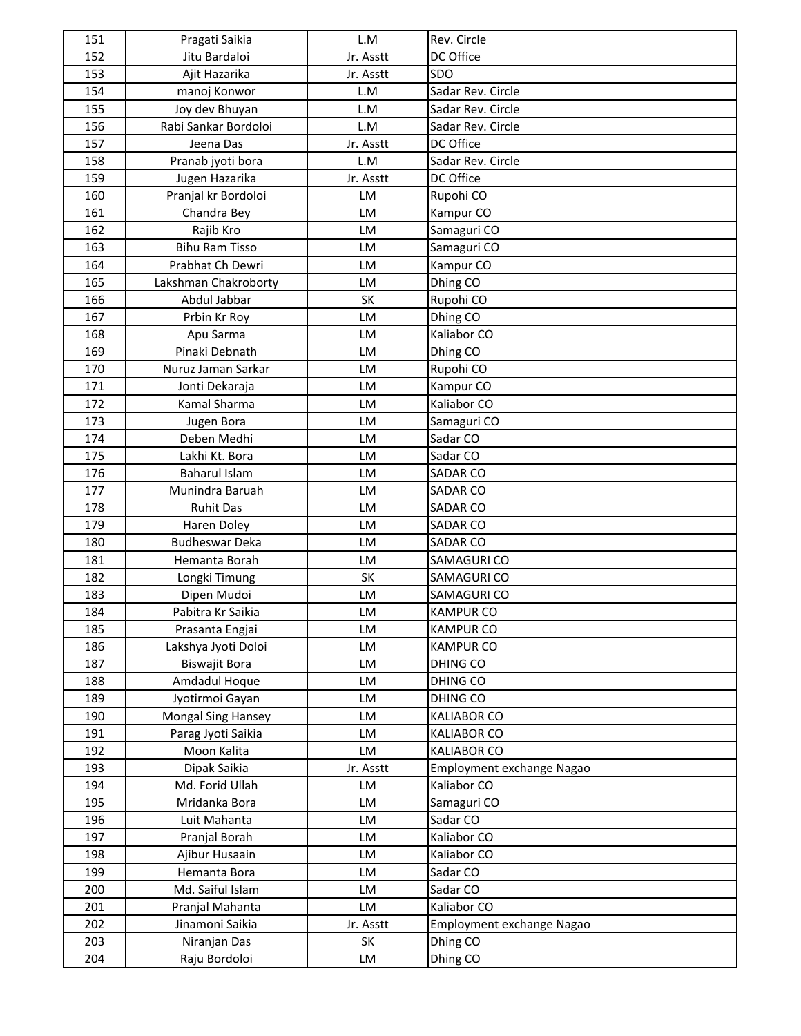| 151 | Pragati Saikia | L.M | Rev. Circle |
|---|---|---|---|
| 152 | Jitu Bardaloi | Jr. Asstt | DC Office |
| 153 | Ajit Hazarika | Jr. Asstt | SDO |
| 154 | manoj Konwor | L.M | Sadar Rev. Circle |
| 155 | Joy dev Bhuyan | L.M | Sadar Rev. Circle |
| 156 | Rabi Sankar Bordoloi | L.M | Sadar Rev. Circle |
| 157 | Jeena Das | Jr. Asstt | DC Office |
| 158 | Pranab jyoti bora | L.M | Sadar Rev. Circle |
| 159 | Jugen Hazarika | Jr. Asstt | DC Office |
| 160 | Pranjal kr Bordoloi | LM | Rupohi CO |
| 161 | Chandra Bey | LM | Kampur CO |
| 162 | Rajib Kro | LM | Samaguri CO |
| 163 | Bihu Ram Tisso | LM | Samaguri CO |
| 164 | Prabhat Ch Dewri | LM | Kampur CO |
| 165 | Lakshman Chakroborty | LM | Dhing CO |
| 166 | Abdul Jabbar | SK | Rupohi CO |
| 167 | Prbin Kr Roy | LM | Dhing CO |
| 168 | Apu Sarma | LM | Kaliabor CO |
| 169 | Pinaki Debnath | LM | Dhing CO |
| 170 | Nuruz Jaman Sarkar | LM | Rupohi CO |
| 171 | Jonti Dekaraja | LM | Kampur CO |
| 172 | Kamal Sharma | LM | Kaliabor CO |
| 173 | Jugen Bora | LM | Samaguri CO |
| 174 | Deben Medhi | LM | Sadar CO |
| 175 | Lakhi Kt. Bora | LM | Sadar CO |
| 176 | Baharul Islam | LM | SADAR CO |
| 177 | Munindra Baruah | LM | SADAR CO |
| 178 | Ruhit Das | LM | SADAR CO |
| 179 | Haren Doley | LM | SADAR CO |
| 180 | Budheswar Deka | LM | SADAR CO |
| 181 | Hemanta Borah | LM | SAMAGURI CO |
| 182 | Longki Timung | SK | SAMAGURI CO |
| 183 | Dipen Mudoi | LM | SAMAGURI CO |
| 184 | Pabitra Kr Saikia | LM | KAMPUR CO |
| 185 | Prasanta Engjai | LM | KAMPUR CO |
| 186 | Lakshya Jyoti Doloi | LM | KAMPUR CO |
| 187 | Biswajit Bora | LM | DHING CO |
| 188 | Amdadul Hoque | LM | DHING CO |
| 189 | Jyotirmoi Gayan | LM | DHING CO |
| 190 | Mongal Sing Hansey | LM | KALIABOR CO |
| 191 | Parag Jyoti Saikia | LM | KALIABOR CO |
| 192 | Moon Kalita | LM | KALIABOR CO |
| 193 | Dipak Saikia | Jr. Asstt | Employment exchange Nagao |
| 194 | Md. Forid Ullah | LM | Kaliabor CO |
| 195 | Mridanka Bora | LM | Samaguri CO |
| 196 | Luit Mahanta | LM | Sadar CO |
| 197 | Pranjal Borah | LM | Kaliabor CO |
| 198 | Ajibur Husaain | LM | Kaliabor CO |
| 199 | Hemanta Bora | LM | Sadar CO |
| 200 | Md. Saiful Islam | LM | Sadar CO |
| 201 | Pranjal Mahanta | LM | Kaliabor CO |
| 202 | Jinamoni Saikia | Jr. Asstt | Employment exchange Nagao |
| 203 | Niranjan Das | SK | Dhing CO |
| 204 | Raju Bordoloi | LM | Dhing CO |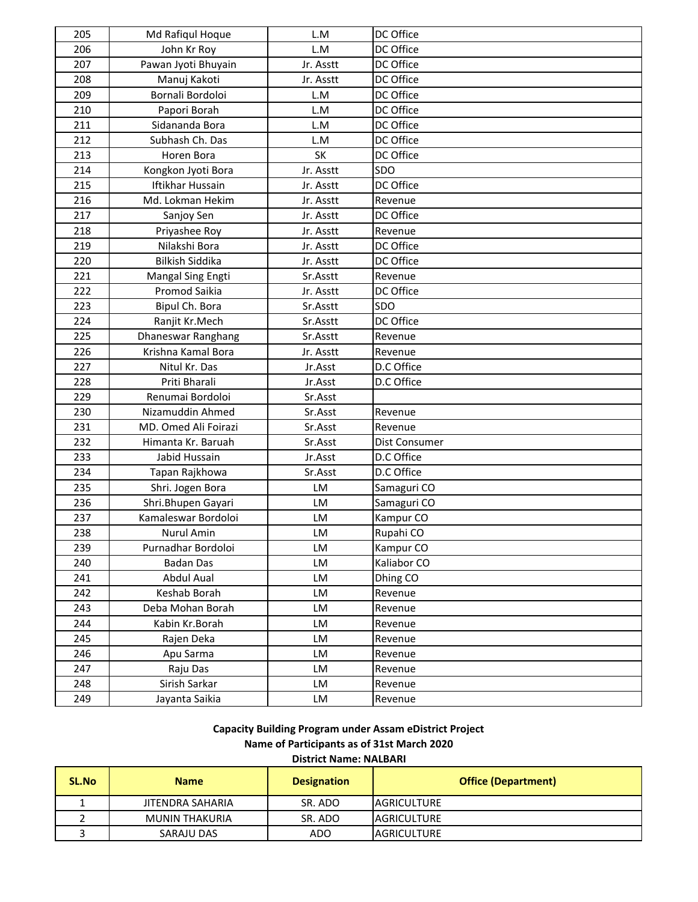| | | | |
|---|---|---|---|
| 205 | Md Rafiqul Hoque | L.M | DC Office |
| 206 | John Kr Roy | L.M | DC Office |
| 207 | Pawan Jyoti Bhuyain | Jr. Asstt | DC Office |
| 208 | Manuj Kakoti | Jr. Asstt | DC Office |
| 209 | Bornali Bordoloi | L.M | DC Office |
| 210 | Papori Borah | L.M | DC Office |
| 211 | Sidananda Bora | L.M | DC Office |
| 212 | Subhash Ch. Das | L.M | DC Office |
| 213 | Horen Bora | SK | DC Office |
| 214 | Kongkon Jyoti Bora | Jr. Asstt | SDO |
| 215 | Iftikhar Hussain | Jr. Asstt | DC Office |
| 216 | Md. Lokman Hekim | Jr. Asstt | Revenue |
| 217 | Sanjoy Sen | Jr. Asstt | DC Office |
| 218 | Priyashee Roy | Jr. Asstt | Revenue |
| 219 | Nilakshi Bora | Jr. Asstt | DC Office |
| 220 | Bilkish Siddika | Jr. Asstt | DC Office |
| 221 | Mangal Sing Engti | Sr.Asstt | Revenue |
| 222 | Promod Saikia | Jr. Asstt | DC Office |
| 223 | Bipul Ch. Bora | Sr.Asstt | SDO |
| 224 | Ranjit Kr.Mech | Sr.Asstt | DC Office |
| 225 | Dhaneswar Ranghang | Sr.Asstt | Revenue |
| 226 | Krishna Kamal Bora | Jr. Asstt | Revenue |
| 227 | Nitul Kr. Das | Jr.Asst | D.C Office |
| 228 | Priti Bharali | Jr.Asst | D.C Office |
| 229 | Renumai Bordoloi | Sr.Asst | |
| 230 | Nizamuddin Ahmed | Sr.Asst | Revenue |
| 231 | MD. Omed Ali Foirazi | Sr.Asst | Revenue |
| 232 | Himanta Kr. Baruah | Sr.Asst | Dist Consumer |
| 233 | Jabid Hussain | Jr.Asst | D.C Office |
| 234 | Tapan Rajkhowa | Sr.Asst | D.C Office |
| 235 | Shri. Jogen Bora | LM | Samaguri CO |
| 236 | Shri.Bhupen Gayari | LM | Samaguri CO |
| 237 | Kamaleswar Bordoloi | LM | Kampur CO |
| 238 | Nurul Amin | LM | Rupahi CO |
| 239 | Purnadhar Bordoloi | LM | Kampur CO |
| 240 | Badan Das | LM | Kaliabor CO |
| 241 | Abdul Aual | LM | Dhing CO |
| 242 | Keshab Borah | LM | Revenue |
| 243 | Deba Mohan Borah | LM | Revenue |
| 244 | Kabin Kr.Borah | LM | Revenue |
| 245 | Rajen Deka | LM | Revenue |
| 246 | Apu Sarma | LM | Revenue |
| 247 | Raju Das | LM | Revenue |
| 248 | Sirish Sarkar | LM | Revenue |
| 249 | Jayanta Saikia | LM | Revenue |

**Capacity Building Program under Assam eDistrict Project**
**Name of Participants as of 31st March 2020**
**District Name: NALBARI**

| SL.No | Name | Designation | Office (Department) |
|---|---|---|---|
| 1 | JITENDRA SAHARIA | SR. ADO | AGRICULTURE |
| 2 | MUNIN THAKURIA | SR. ADO | AGRICULTURE |
| 3 | SARAJU DAS | ADO | AGRICULTURE |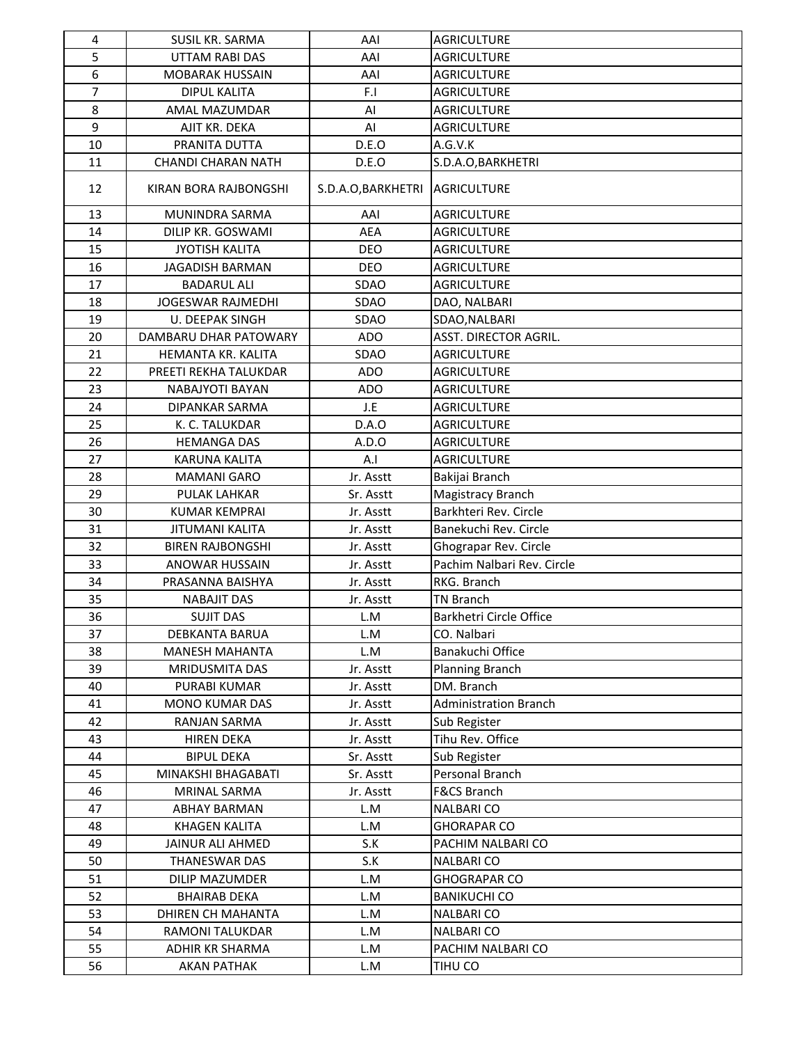| 4 | SUSIL KR. SARMA | AAI | AGRICULTURE |
|---|---|---|---|
| 5 | UTTAM RABI DAS | AAI | AGRICULTURE |
| 6 | MOBARAK HUSSAIN | AAI | AGRICULTURE |
| 7 | DIPUL KALITA | F.I | AGRICULTURE |
| 8 | AMAL MAZUMDAR | AI | AGRICULTURE |
| 9 | AJIT KR. DEKA | AI | AGRICULTURE |
| 10 | PRANITA DUTTA | D.E.O | A.G.V.K |
| 11 | CHANDI CHARAN NATH | D.E.O | S.D.A.O,BARKHETRI |
| 12 | KIRAN BORA RAJBONGSHI | S.D.A.O,BARKHETRI | AGRICULTURE |
| 13 | MUNINDRA SARMA | AAI | AGRICULTURE |
| 14 | DILIP KR. GOSWAMI | AEA | AGRICULTURE |
| 15 | JYOTISH KALITA | DEO | AGRICULTURE |
| 16 | JAGADISH BARMAN | DEO | AGRICULTURE |
| 17 | BADARUL ALI | SDAO | AGRICULTURE |
| 18 | JOGESWAR RAJMEDHI | SDAO | DAO, NALBARI |
| 19 | U. DEEPAK SINGH | SDAO | SDAO,NALBARI |
| 20 | DAMBARU DHAR PATOWARY | ADO | ASST. DIRECTOR AGRIL. |
| 21 | HEMANTA KR. KALITA | SDAO | AGRICULTURE |
| 22 | PREETI REKHA TALUKDAR | ADO | AGRICULTURE |
| 23 | NABAJYOTI BAYAN | ADO | AGRICULTURE |
| 24 | DIPANKAR SARMA | J.E | AGRICULTURE |
| 25 | K. C. TALUKDAR | D.A.O | AGRICULTURE |
| 26 | HEMANGA DAS | A.D.O | AGRICULTURE |
| 27 | KARUNA KALITA | A.I | AGRICULTURE |
| 28 | MAMANI GARO | Jr. Asstt | Bakijai Branch |
| 29 | PULAK LAHKAR | Sr. Asstt | Magistracy Branch |
| 30 | KUMAR KEMPRAI | Jr. Asstt | Barkhteri Rev. Circle |
| 31 | JITUMANI KALITA | Jr. Asstt | Banekuchi Rev. Circle |
| 32 | BIREN RAJBONGSHI | Jr. Asstt | Ghograpar Rev. Circle |
| 33 | ANOWAR HUSSAIN | Jr. Asstt | Pachim Nalbari Rev. Circle |
| 34 | PRASANNA BAISHYA | Jr. Asstt | RKG. Branch |
| 35 | NABAJIT DAS | Jr. Asstt | TN Branch |
| 36 | SUJIT DAS | L.M | Barkhetri Circle Office |
| 37 | DEBKANTA BARUA | L.M | CO. Nalbari |
| 38 | MANESH MAHANTA | L.M | Banakuchi Office |
| 39 | MRIDUSMITA DAS | Jr. Asstt | Planning Branch |
| 40 | PURABI KUMAR | Jr. Asstt | DM. Branch |
| 41 | MONO KUMAR DAS | Jr. Asstt | Administration Branch |
| 42 | RANJAN SARMA | Jr. Asstt | Sub Register |
| 43 | HIREN DEKA | Jr. Asstt | Tihu Rev. Office |
| 44 | BIPUL DEKA | Sr. Asstt | Sub Register |
| 45 | MINAKSHI BHAGABATI | Sr. Asstt | Personal Branch |
| 46 | MRINAL SARMA | Jr. Asstt | F&CS Branch |
| 47 | ABHAY BARMAN | L.M | NALBARI CO |
| 48 | KHAGEN KALITA | L.M | GHORAPAR CO |
| 49 | JAINUR ALI AHMED | S.K | PACHIM NALBARI CO |
| 50 | THANESWAR DAS | S.K | NALBARI CO |
| 51 | DILIP MAZUMDER | L.M | GHOGRAPAR CO |
| 52 | BHAIRAB DEKA | L.M | BANIKUCHI CO |
| 53 | DHIREN CH MAHANTA | L.M | NALBARI CO |
| 54 | RAMONI TALUKDAR | L.M | NALBARI CO |
| 55 | ADHIR KR SHARMA | L.M | PACHIM NALBARI CO |
| 56 | AKAN PATHAK | L.M | TIHU CO |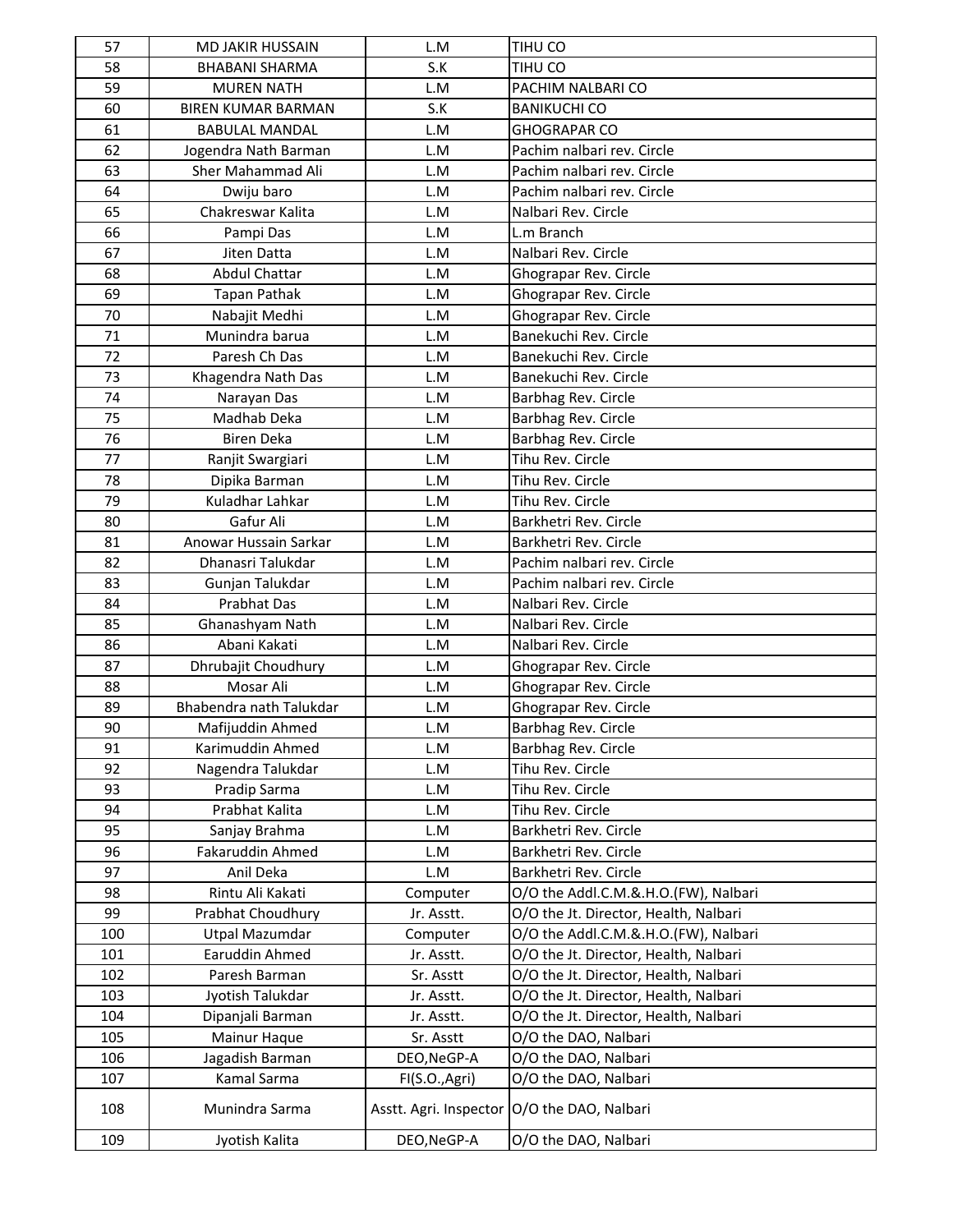| 57 | MD JAKIR HUSSAIN | L.M | TIHU CO |
|---|---|---|---|
| 58 | BHABANI SHARMA | S.K | TIHU CO |
| 59 | MUREN NATH | L.M | PACHIM NALBARI CO |
| 60 | BIREN KUMAR BARMAN | S.K | BANIKUCHI CO |
| 61 | BABULAL MANDAL | L.M | GHOGRAPAR CO |
| 62 | Jogendra Nath Barman | L.M | Pachim nalbari rev. Circle |
| 63 | Sher Mahammad Ali | L.M | Pachim nalbari rev. Circle |
| 64 | Dwiju baro | L.M | Pachim nalbari rev. Circle |
| 65 | Chakreswar Kalita | L.M | Nalbari Rev. Circle |
| 66 | Pampi Das | L.M | L.m Branch |
| 67 | Jiten Datta | L.M | Nalbari Rev. Circle |
| 68 | Abdul Chattar | L.M | Ghograpar Rev. Circle |
| 69 | Tapan Pathak | L.M | Ghograpar Rev. Circle |
| 70 | Nabajit Medhi | L.M | Ghograpar Rev. Circle |
| 71 | Munindra barua | L.M | Banekuchi Rev. Circle |
| 72 | Paresh Ch Das | L.M | Banekuchi Rev. Circle |
| 73 | Khagendra Nath Das | L.M | Banekuchi Rev. Circle |
| 74 | Narayan Das | L.M | Barbhag Rev. Circle |
| 75 | Madhab Deka | L.M | Barbhag Rev. Circle |
| 76 | Biren Deka | L.M | Barbhag Rev. Circle |
| 77 | Ranjit Swargiari | L.M | Tihu Rev. Circle |
| 78 | Dipika Barman | L.M | Tihu Rev. Circle |
| 79 | Kuladhar Lahkar | L.M | Tihu Rev. Circle |
| 80 | Gafur Ali | L.M | Barkhetri Rev. Circle |
| 81 | Anowar Hussain Sarkar | L.M | Barkhetri Rev. Circle |
| 82 | Dhanasri Talukdar | L.M | Pachim nalbari rev. Circle |
| 83 | Gunjan Talukdar | L.M | Pachim nalbari rev. Circle |
| 84 | Prabhat Das | L.M | Nalbari Rev. Circle |
| 85 | Ghanashyam Nath | L.M | Nalbari Rev. Circle |
| 86 | Abani Kakati | L.M | Nalbari Rev. Circle |
| 87 | Dhrubajit Choudhury | L.M | Ghograpar Rev. Circle |
| 88 | Mosar Ali | L.M | Ghograpar Rev. Circle |
| 89 | Bhabendra nath Talukdar | L.M | Ghograpar Rev. Circle |
| 90 | Mafijuddin Ahmed | L.M | Barbhag Rev. Circle |
| 91 | Karimuddin Ahmed | L.M | Barbhag Rev. Circle |
| 92 | Nagendra Talukdar | L.M | Tihu Rev. Circle |
| 93 | Pradip Sarma | L.M | Tihu Rev. Circle |
| 94 | Prabhat Kalita | L.M | Tihu Rev. Circle |
| 95 | Sanjay Brahma | L.M | Barkhetri Rev. Circle |
| 96 | Fakaruddin Ahmed | L.M | Barkhetri Rev. Circle |
| 97 | Anil Deka | L.M | Barkhetri Rev. Circle |
| 98 | Rintu Ali Kakati | Computer | O/O the Addl.C.M.&.H.O.(FW), Nalbari |
| 99 | Prabhat Choudhury | Jr. Asstt. | O/O the Jt. Director, Health, Nalbari |
| 100 | Utpal Mazumdar | Computer | O/O the Addl.C.M.&.H.O.(FW), Nalbari |
| 101 | Earuddin Ahmed | Jr. Asstt. | O/O the Jt. Director, Health, Nalbari |
| 102 | Paresh Barman | Sr. Asstt | O/O the Jt. Director, Health, Nalbari |
| 103 | Jyotish Talukdar | Jr. Asstt. | O/O the Jt. Director, Health, Nalbari |
| 104 | Dipanjali Barman | Jr. Asstt. | O/O the Jt. Director, Health, Nalbari |
| 105 | Mainur Haque | Sr. Asstt | O/O the DAO, Nalbari |
| 106 | Jagadish Barman | DEO,NeGP-A | O/O the DAO, Nalbari |
| 107 | Kamal Sarma | FI(S.O.,Agri) | O/O the DAO, Nalbari |
| 108 | Munindra Sarma | Asstt. Agri. Inspector | O/O the DAO, Nalbari |
| 109 | Jyotish Kalita | DEO,NeGP-A | O/O the DAO, Nalbari |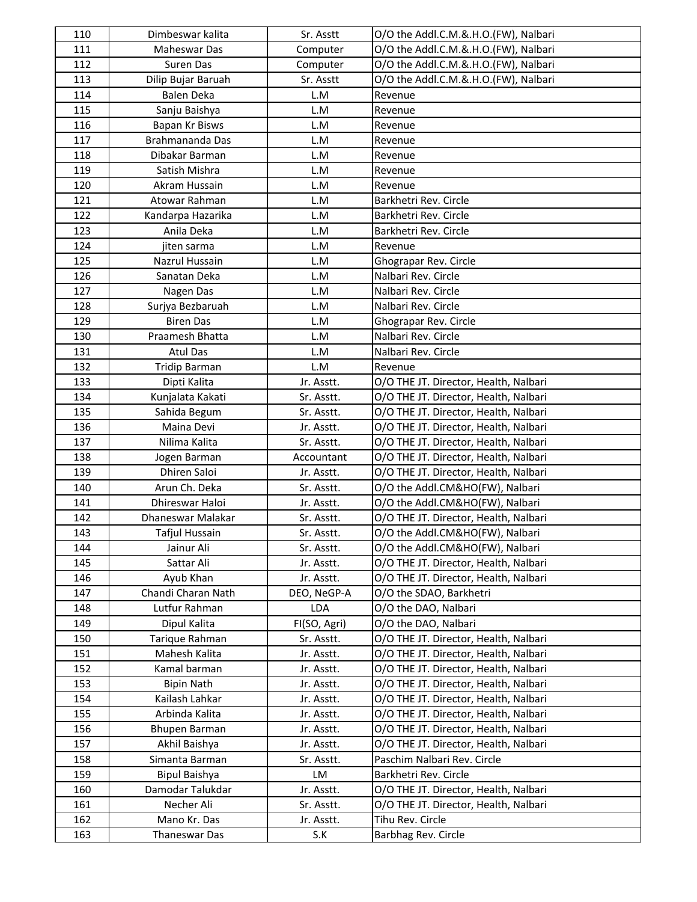| 110 | Dimbeswar kalita | Sr. Asstt | O/O the Addl.C.M.&.H.O.(FW), Nalbari |
|---|---|---|---|
| 111 | Maheswar Das | Computer | O/O the Addl.C.M.&.H.O.(FW), Nalbari |
| 112 | Suren Das | Computer | O/O the Addl.C.M.&.H.O.(FW), Nalbari |
| 113 | Dilip Bujar Baruah | Sr. Asstt | O/O the Addl.C.M.&.H.O.(FW), Nalbari |
| 114 | Balen Deka | L.M | Revenue |
| 115 | Sanju Baishya | L.M | Revenue |
| 116 | Bapan Kr Bisws | L.M | Revenue |
| 117 | Brahmananda Das | L.M | Revenue |
| 118 | Dibakar Barman | L.M | Revenue |
| 119 | Satish Mishra | L.M | Revenue |
| 120 | Akram Hussain | L.M | Revenue |
| 121 | Atowar Rahman | L.M | Barkhetri Rev. Circle |
| 122 | Kandarpa Hazarika | L.M | Barkhetri Rev. Circle |
| 123 | Anila Deka | L.M | Barkhetri Rev. Circle |
| 124 | jiten sarma | L.M | Revenue |
| 125 | Nazrul Hussain | L.M | Ghograpar Rev. Circle |
| 126 | Sanatan Deka | L.M | Nalbari Rev. Circle |
| 127 | Nagen Das | L.M | Nalbari Rev. Circle |
| 128 | Surjya Bezbaruah | L.M | Nalbari Rev. Circle |
| 129 | Biren Das | L.M | Ghograpar Rev. Circle |
| 130 | Praamesh Bhatta | L.M | Nalbari Rev. Circle |
| 131 | Atul Das | L.M | Nalbari Rev. Circle |
| 132 | Tridip Barman | L.M | Revenue |
| 133 | Dipti Kalita | Jr. Asstt. | O/O THE JT. Director, Health, Nalbari |
| 134 | Kunjalata Kakati | Sr. Asstt. | O/O THE JT. Director, Health, Nalbari |
| 135 | Sahida Begum | Sr. Asstt. | O/O THE JT. Director, Health, Nalbari |
| 136 | Maina Devi | Jr. Asstt. | O/O THE JT. Director, Health, Nalbari |
| 137 | Nilima Kalita | Sr. Asstt. | O/O THE JT. Director, Health, Nalbari |
| 138 | Jogen Barman | Accountant | O/O THE JT. Director, Health, Nalbari |
| 139 | Dhiren Saloi | Jr. Asstt. | O/O THE JT. Director, Health, Nalbari |
| 140 | Arun Ch. Deka | Sr. Asstt. | O/O the Addl.CM&HO(FW), Nalbari |
| 141 | Dhireswar Haloi | Jr. Asstt. | O/O the Addl.CM&HO(FW), Nalbari |
| 142 | Dhaneswar Malakar | Sr. Asstt. | O/O THE JT. Director, Health, Nalbari |
| 143 | Tafjul Hussain | Sr. Asstt. | O/O the Addl.CM&HO(FW), Nalbari |
| 144 | Jainur Ali | Sr. Asstt. | O/O the Addl.CM&HO(FW), Nalbari |
| 145 | Sattar Ali | Jr. Asstt. | O/O THE JT. Director, Health, Nalbari |
| 146 | Ayub Khan | Jr. Asstt. | O/O THE JT. Director, Health, Nalbari |
| 147 | Chandi Charan Nath | DEO, NeGP-A | O/O the SDAO, Barkhetri |
| 148 | Lutfur Rahman | LDA | O/O the DAO, Nalbari |
| 149 | Dipul Kalita | FI(SO, Agri) | O/O the DAO, Nalbari |
| 150 | Tarique Rahman | Sr. Asstt. | O/O THE JT. Director, Health, Nalbari |
| 151 | Mahesh Kalita | Jr. Asstt. | O/O THE JT. Director, Health, Nalbari |
| 152 | Kamal barman | Jr. Asstt. | O/O THE JT. Director, Health, Nalbari |
| 153 | Bipin Nath | Jr. Asstt. | O/O THE JT. Director, Health, Nalbari |
| 154 | Kailash Lahkar | Jr. Asstt. | O/O THE JT. Director, Health, Nalbari |
| 155 | Arbinda Kalita | Jr. Asstt. | O/O THE JT. Director, Health, Nalbari |
| 156 | Bhupen Barman | Jr. Asstt. | O/O THE JT. Director, Health, Nalbari |
| 157 | Akhil Baishya | Jr. Asstt. | O/O THE JT. Director, Health, Nalbari |
| 158 | Simanta Barman | Sr. Asstt. | Paschim Nalbari Rev. Circle |
| 159 | Bipul Baishya | LM | Barkhetri Rev. Circle |
| 160 | Damodar Talukdar | Jr. Asstt. | O/O THE JT. Director, Health, Nalbari |
| 161 | Necher Ali | Sr. Asstt. | O/O THE JT. Director, Health, Nalbari |
| 162 | Mano Kr. Das | Jr. Asstt. | Tihu Rev. Circle |
| 163 | Thaneswar Das | S.K | Barbhag Rev. Circle |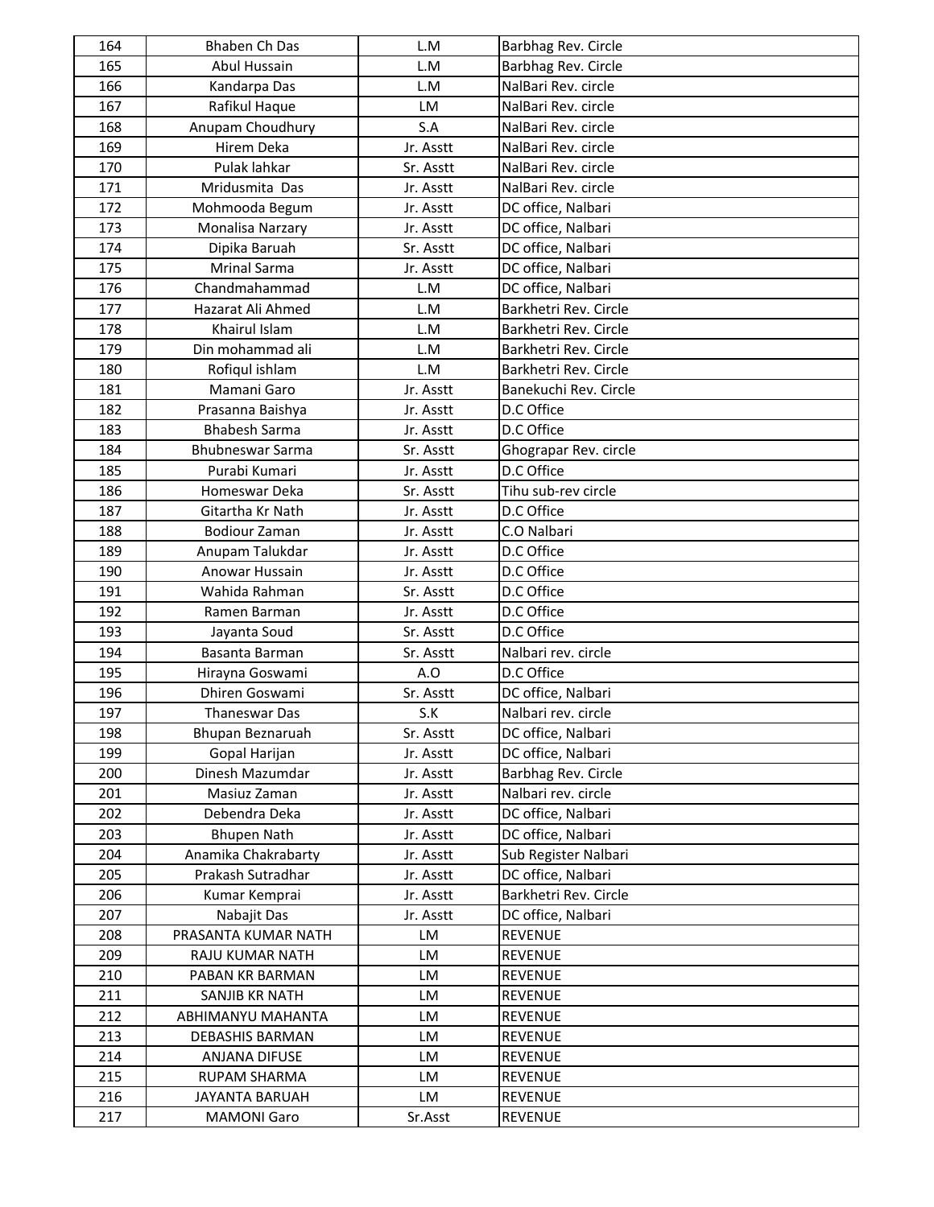| 164 | Bhaben Ch Das | L.M | Barbhag Rev. Circle |
|---|---|---|---|
| 165 | Abul Hussain | L.M | Barbhag Rev. Circle |
| 166 | Kandarpa Das | L.M | NalBari Rev. circle |
| 167 | Rafikul Haque | LM | NalBari Rev. circle |
| 168 | Anupam Choudhury | S.A | NalBari Rev. circle |
| 169 | Hirem Deka | Jr. Asstt | NalBari Rev. circle |
| 170 | Pulak lahkar | Sr. Asstt | NalBari Rev. circle |
| 171 | Mridusmita  Das | Jr. Asstt | NalBari Rev. circle |
| 172 | Mohmooda Begum | Jr. Asstt | DC office, Nalbari |
| 173 | Monalisa Narzary | Jr. Asstt | DC office, Nalbari |
| 174 | Dipika Baruah | Sr. Asstt | DC office, Nalbari |
| 175 | Mrinal Sarma | Jr. Asstt | DC office, Nalbari |
| 176 | Chandmahammad | L.M | DC office, Nalbari |
| 177 | Hazarat Ali Ahmed | L.M | Barkhetri Rev. Circle |
| 178 | Khairul Islam | L.M | Barkhetri Rev. Circle |
| 179 | Din mohammad ali | L.M | Barkhetri Rev. Circle |
| 180 | Rofiqul ishlam | L.M | Barkhetri Rev. Circle |
| 181 | Mamani Garo | Jr. Asstt | Banekuchi Rev. Circle |
| 182 | Prasanna Baishya | Jr. Asstt | D.C Office |
| 183 | Bhabesh Sarma | Jr. Asstt | D.C Office |
| 184 | Bhubneswar Sarma | Sr. Asstt | Ghograpar Rev. circle |
| 185 | Purabi Kumari | Jr. Asstt | D.C Office |
| 186 | Homeswar Deka | Sr. Asstt | Tihu sub-rev circle |
| 187 | Gitartha Kr Nath | Jr. Asstt | D.C Office |
| 188 | Bodiour Zaman | Jr. Asstt | C.O Nalbari |
| 189 | Anupam Talukdar | Jr. Asstt | D.C Office |
| 190 | Anowar Hussain | Jr. Asstt | D.C Office |
| 191 | Wahida Rahman | Sr. Asstt | D.C Office |
| 192 | Ramen Barman | Jr. Asstt | D.C Office |
| 193 | Jayanta Soud | Sr. Asstt | D.C Office |
| 194 | Basanta Barman | Sr. Asstt | Nalbari rev. circle |
| 195 | Hirayna Goswami | A.O | D.C Office |
| 196 | Dhiren Goswami | Sr. Asstt | DC office, Nalbari |
| 197 | Thaneswar Das | S.K | Nalbari rev. circle |
| 198 | Bhupan Beznaruah | Sr. Asstt | DC office, Nalbari |
| 199 | Gopal Harijan | Jr. Asstt | DC office, Nalbari |
| 200 | Dinesh Mazumdar | Jr. Asstt | Barbhag Rev. Circle |
| 201 | Masiuz Zaman | Jr. Asstt | Nalbari rev. circle |
| 202 | Debendra Deka | Jr. Asstt | DC office, Nalbari |
| 203 | Bhupen Nath | Jr. Asstt | DC office, Nalbari |
| 204 | Anamika Chakrabarty | Jr. Asstt | Sub Register Nalbari |
| 205 | Prakash Sutradhar | Jr. Asstt | DC office, Nalbari |
| 206 | Kumar Kemprai | Jr. Asstt | Barkhetri Rev. Circle |
| 207 | Nabajit Das | Jr. Asstt | DC office, Nalbari |
| 208 | PRASANTA KUMAR NATH | LM | REVENUE |
| 209 | RAJU KUMAR NATH | LM | REVENUE |
| 210 | PABAN KR BARMAN | LM | REVENUE |
| 211 | SANJIB KR NATH | LM | REVENUE |
| 212 | ABHIMANYU MAHANTA | LM | REVENUE |
| 213 | DEBASHIS BARMAN | LM | REVENUE |
| 214 | ANJANA DIFUSE | LM | REVENUE |
| 215 | RUPAM SHARMA | LM | REVENUE |
| 216 | JAYANTA BARUAH | LM | REVENUE |
| 217 | MAMONI Garo | Sr.Asst | REVENUE |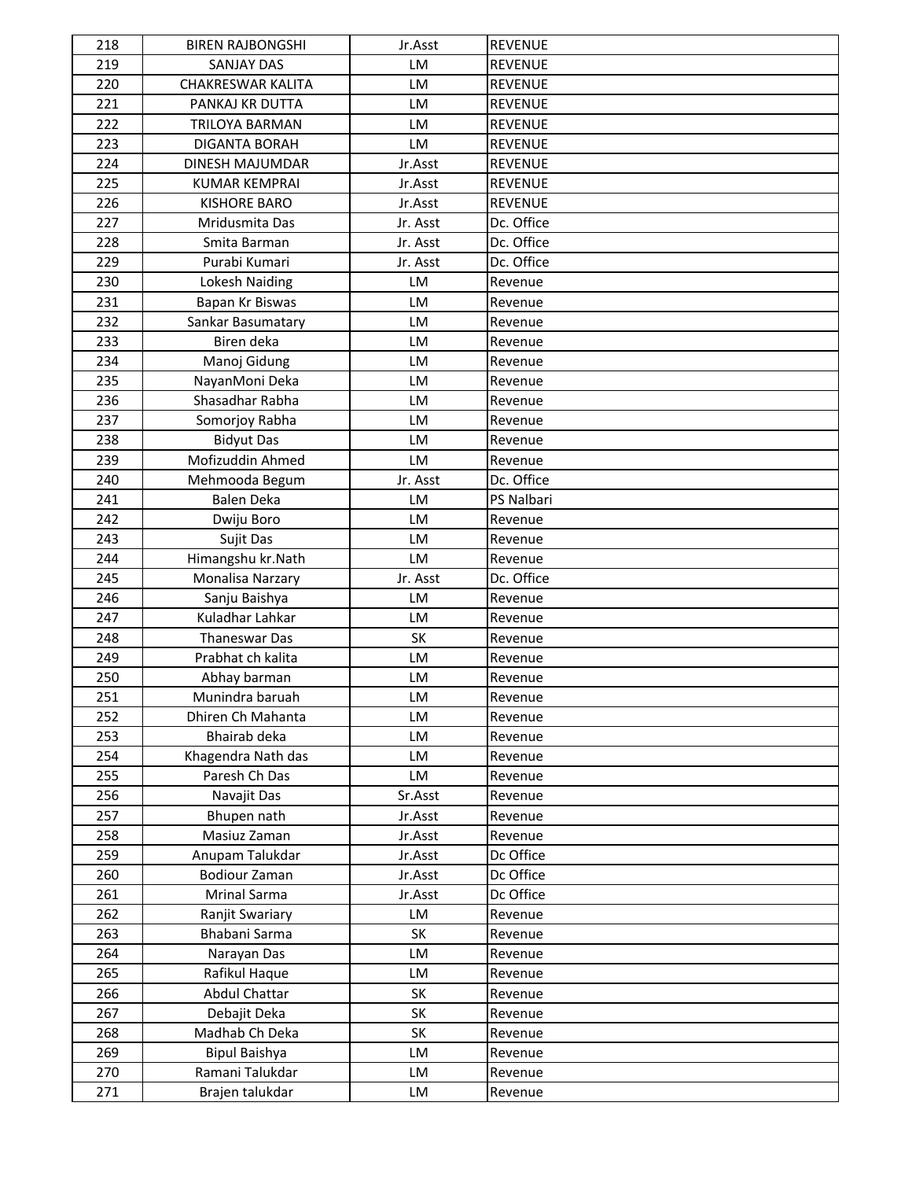| 218 | BIREN RAJBONGSHI | Jr.Asst | REVENUE |
|---|---|---|---|
| 219 | SANJAY DAS | LM | REVENUE |
| 220 | CHAKRESWAR KALITA | LM | REVENUE |
| 221 | PANKAJ KR DUTTA | LM | REVENUE |
| 222 | TRILOYA BARMAN | LM | REVENUE |
| 223 | DIGANTA BORAH | LM | REVENUE |
| 224 | DINESH MAJUMDAR | Jr.Asst | REVENUE |
| 225 | KUMAR KEMPRAI | Jr.Asst | REVENUE |
| 226 | KISHORE BARO | Jr.Asst | REVENUE |
| 227 | Mridusmita Das | Jr. Asst | Dc. Office |
| 228 | Smita Barman | Jr. Asst | Dc. Office |
| 229 | Purabi Kumari | Jr. Asst | Dc. Office |
| 230 | Lokesh Naiding | LM | Revenue |
| 231 | Bapan Kr Biswas | LM | Revenue |
| 232 | Sankar Basumatary | LM | Revenue |
| 233 | Biren deka | LM | Revenue |
| 234 | Manoj Gidung | LM | Revenue |
| 235 | NayanMoni Deka | LM | Revenue |
| 236 | Shasadhar Rabha | LM | Revenue |
| 237 | Somorjoy Rabha | LM | Revenue |
| 238 | Bidyut Das | LM | Revenue |
| 239 | Mofizuddin Ahmed | LM | Revenue |
| 240 | Mehmooda Begum | Jr. Asst | Dc. Office |
| 241 | Balen Deka | LM | PS Nalbari |
| 242 | Dwiju Boro | LM | Revenue |
| 243 | Sujit Das | LM | Revenue |
| 244 | Himangshu kr.Nath | LM | Revenue |
| 245 | Monalisa Narzary | Jr. Asst | Dc. Office |
| 246 | Sanju Baishya | LM | Revenue |
| 247 | Kuladhar Lahkar | LM | Revenue |
| 248 | Thaneswar Das | SK | Revenue |
| 249 | Prabhat ch kalita | LM | Revenue |
| 250 | Abhay barman | LM | Revenue |
| 251 | Munindra baruah | LM | Revenue |
| 252 | Dhiren Ch Mahanta | LM | Revenue |
| 253 | Bhairab deka | LM | Revenue |
| 254 | Khagendra Nath das | LM | Revenue |
| 255 | Paresh Ch Das | LM | Revenue |
| 256 | Navajit Das | Sr.Asst | Revenue |
| 257 | Bhupen nath | Jr.Asst | Revenue |
| 258 | Masiuz Zaman | Jr.Asst | Revenue |
| 259 | Anupam Talukdar | Jr.Asst | Dc Office |
| 260 | Bodiour Zaman | Jr.Asst | Dc Office |
| 261 | Mrinal Sarma | Jr.Asst | Dc Office |
| 262 | Ranjit Swariary | LM | Revenue |
| 263 | Bhabani Sarma | SK | Revenue |
| 264 | Narayan Das | LM | Revenue |
| 265 | Rafikul Haque | LM | Revenue |
| 266 | Abdul Chattar | SK | Revenue |
| 267 | Debajit Deka | SK | Revenue |
| 268 | Madhab Ch Deka | SK | Revenue |
| 269 | Bipul Baishya | LM | Revenue |
| 270 | Ramani Talukdar | LM | Revenue |
| 271 | Brajen talukdar | LM | Revenue |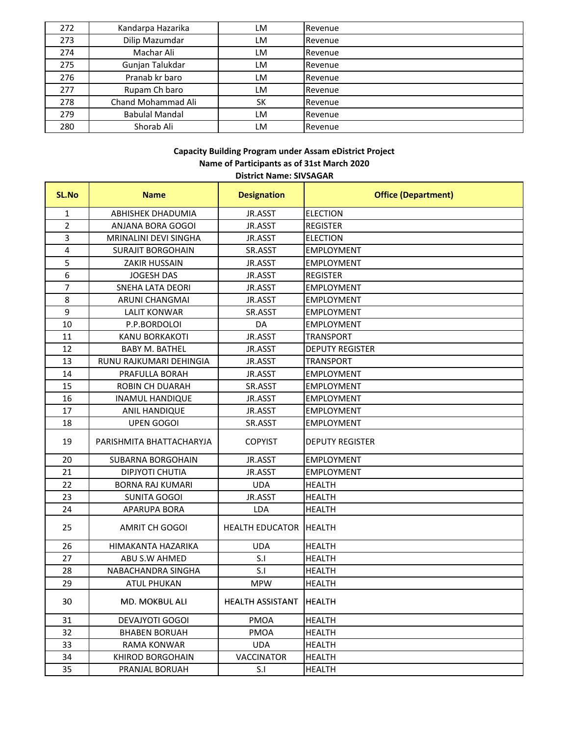| 272 | Kandarpa Hazarika | LM | Revenue |
|---|---|---|---|
| 273 | Dilip Mazumdar | LM | Revenue |
| 274 | Machar Ali | LM | Revenue |
| 275 | Gunjan Talukdar | LM | Revenue |
| 276 | Pranab kr baro | LM | Revenue |
| 277 | Rupam Ch baro | LM | Revenue |
| 278 | Chand Mohammad Ali | SK | Revenue |
| 279 | Babulal Mandal | LM | Revenue |
| 280 | Shorab Ali | LM | Revenue |

**Capacity Building Program under Assam eDistrict Project**
**Name of Participants as of 31st March 2020**
**District Name: SIVSAGAR**

| SL.No | Name | Designation | Office (Department) |
|---|---|---|---|
| 1 | ABHISHEK DHADUMIA | JR.ASST | ELECTION |
| 2 | ANJANA BORA GOGOI | JR.ASST | REGISTER |
| 3 | MRINALINI DEVI SINGHA | JR.ASST | ELECTION |
| 4 | SURAJIT BORGOHAIN | SR.ASST | EMPLOYMENT |
| 5 | ZAKIR HUSSAIN | JR.ASST | EMPLOYMENT |
| 6 | JOGESH DAS | JR.ASST | REGISTER |
| 7 | SNEHA LATA DEORI | JR.ASST | EMPLOYMENT |
| 8 | ARUNI CHANGMAI | JR.ASST | EMPLOYMENT |
| 9 | LALIT KONWAR | SR.ASST | EMPLOYMENT |
| 10 | P.P.BORDOLOI | DA | EMPLOYMENT |
| 11 | KANU BORKAKOTI | JR.ASST | TRANSPORT |
| 12 | BABY M. BATHEL | JR.ASST | DEPUTY REGISTER |
| 13 | RUNU RAJKUMARI DEHINGIA | JR.ASST | TRANSPORT |
| 14 | PRAFULLA BORAH | JR.ASST | EMPLOYMENT |
| 15 | ROBIN CH DUARAH | SR.ASST | EMPLOYMENT |
| 16 | INAMUL HANDIQUE | JR.ASST | EMPLOYMENT |
| 17 | ANIL HANDIQUE | JR.ASST | EMPLOYMENT |
| 18 | UPEN GOGOI | SR.ASST | EMPLOYMENT |
| 19 | PARISHMITA BHATTACHARYJA | COPYIST | DEPUTY REGISTER |
| 20 | SUBARNA BORGOHAIN | JR.ASST | EMPLOYMENT |
| 21 | DIPJYOTI CHUTIA | JR.ASST | EMPLOYMENT |
| 22 | BORNA RAJ KUMARI | UDA | HEALTH |
| 23 | SUNITA GOGOI | JR.ASST | HEALTH |
| 24 | APARUPA BORA | LDA | HEALTH |
| 25 | AMRIT CH GOGOI | HEALTH EDUCATOR | HEALTH |
| 26 | HIMAKANTA HAZARIKA | UDA | HEALTH |
| 27 | ABU S.W AHMED | S.I | HEALTH |
| 28 | NABACHANDRA SINGHA | S.I | HEALTH |
| 29 | ATUL PHUKAN | MPW | HEALTH |
| 30 | MD. MOKBUL ALI | HEALTH ASSISTANT | HEALTH |
| 31 | DEVAJYOTI GOGOI | PMOA | HEALTH |
| 32 | BHABEN BORUAH | PMOA | HEALTH |
| 33 | RAMA KONWAR | UDA | HEALTH |
| 34 | KHIROD BORGOHAIN | VACCINATOR | HEALTH |
| 35 | PRANJAL BORUAH | S.I | HEALTH |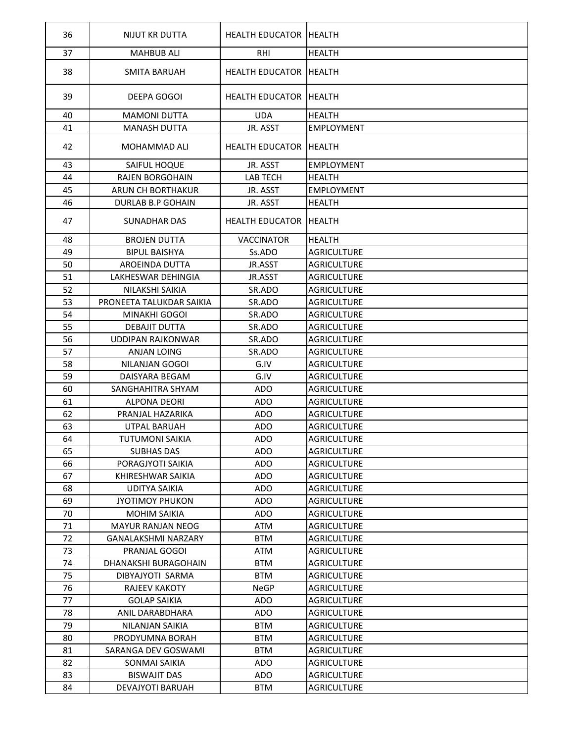| | | | |
|---|---|---|---|
| 36 | NIJUT KR DUTTA | HEALTH EDUCATOR | HEALTH |
| 37 | MAHBUB ALI | RHI | HEALTH |
| 38 | SMITA BARUAH | HEALTH EDUCATOR | HEALTH |
| 39 | DEEPA GOGOI | HEALTH EDUCATOR | HEALTH |
| 40 | MAMONI DUTTA | UDA | HEALTH |
| 41 | MANASH DUTTA | JR. ASST | EMPLOYMENT |
| 42 | MOHAMMAD ALI | HEALTH EDUCATOR | HEALTH |
| 43 | SAIFUL HOQUE | JR. ASST | EMPLOYMENT |
| 44 | RAJEN BORGOHAIN | LAB TECH | HEALTH |
| 45 | ARUN CH BORTHAKUR | JR. ASST | EMPLOYMENT |
| 46 | DURLAB B.P GOHAIN | JR. ASST | HEALTH |
| 47 | SUNADHAR DAS | HEALTH EDUCATOR | HEALTH |
| 48 | BROJEN DUTTA | VACCINATOR | HEALTH |
| 49 | BIPUL BAISHYA | Ss.ADO | AGRICULTURE |
| 50 | AROEINDA DUTTA | JR.ASST | AGRICULTURE |
| 51 | LAKHESWAR DEHINGIA | JR.ASST | AGRICULTURE |
| 52 | NILAKSHI SAIKIA | SR.ADO | AGRICULTURE |
| 53 | PRONEETA TALUKDAR SAIKIA | SR.ADO | AGRICULTURE |
| 54 | MINAKHI GOGOI | SR.ADO | AGRICULTURE |
| 55 | DEBAJIT DUTTA | SR.ADO | AGRICULTURE |
| 56 | UDDIPAN RAJKONWAR | SR.ADO | AGRICULTURE |
| 57 | ANJAN LOING | SR.ADO | AGRICULTURE |
| 58 | NILANJAN GOGOI | G.IV | AGRICULTURE |
| 59 | DAISYARA BEGAM | G.IV | AGRICULTURE |
| 60 | SANGHAHITRA SHYAM | ADO | AGRICULTURE |
| 61 | ALPONA DEORI | ADO | AGRICULTURE |
| 62 | PRANJAL HAZARIKA | ADO | AGRICULTURE |
| 63 | UTPAL BARUAH | ADO | AGRICULTURE |
| 64 | TUTUMONI SAIKIA | ADO | AGRICULTURE |
| 65 | SUBHAS DAS | ADO | AGRICULTURE |
| 66 | PORAGJYOTI SAIKIA | ADO | AGRICULTURE |
| 67 | KHIRESHWAR SAIKIA | ADO | AGRICULTURE |
| 68 | UDITYA SAIKIA | ADO | AGRICULTURE |
| 69 | JYOTIMOY PHUKON | ADO | AGRICULTURE |
| 70 | MOHIM SAIKIA | ADO | AGRICULTURE |
| 71 | MAYUR RANJAN NEOG | ATM | AGRICULTURE |
| 72 | GANALAKSHMI NARZARY | BTM | AGRICULTURE |
| 73 | PRANJAL GOGOI | ATM | AGRICULTURE |
| 74 | DHANAKSHI BURAGOHAIN | BTM | AGRICULTURE |
| 75 | DIBYAJYOTI SARMA | BTM | AGRICULTURE |
| 76 | RAJEEV KAKOTY | NeGP | AGRICULTURE |
| 77 | GOLAP SAIKIA | ADO | AGRICULTURE |
| 78 | ANIL DARABDHARA | ADO | AGRICULTURE |
| 79 | NILANJAN SAIKIA | BTM | AGRICULTURE |
| 80 | PRODYUMNA BORAH | BTM | AGRICULTURE |
| 81 | SARANGA DEV GOSWAMI | BTM | AGRICULTURE |
| 82 | SONMAI SAIKIA | ADO | AGRICULTURE |
| 83 | BISWAJIT DAS | ADO | AGRICULTURE |
| 84 | DEVAJYOTI BARUAH | BTM | AGRICULTURE |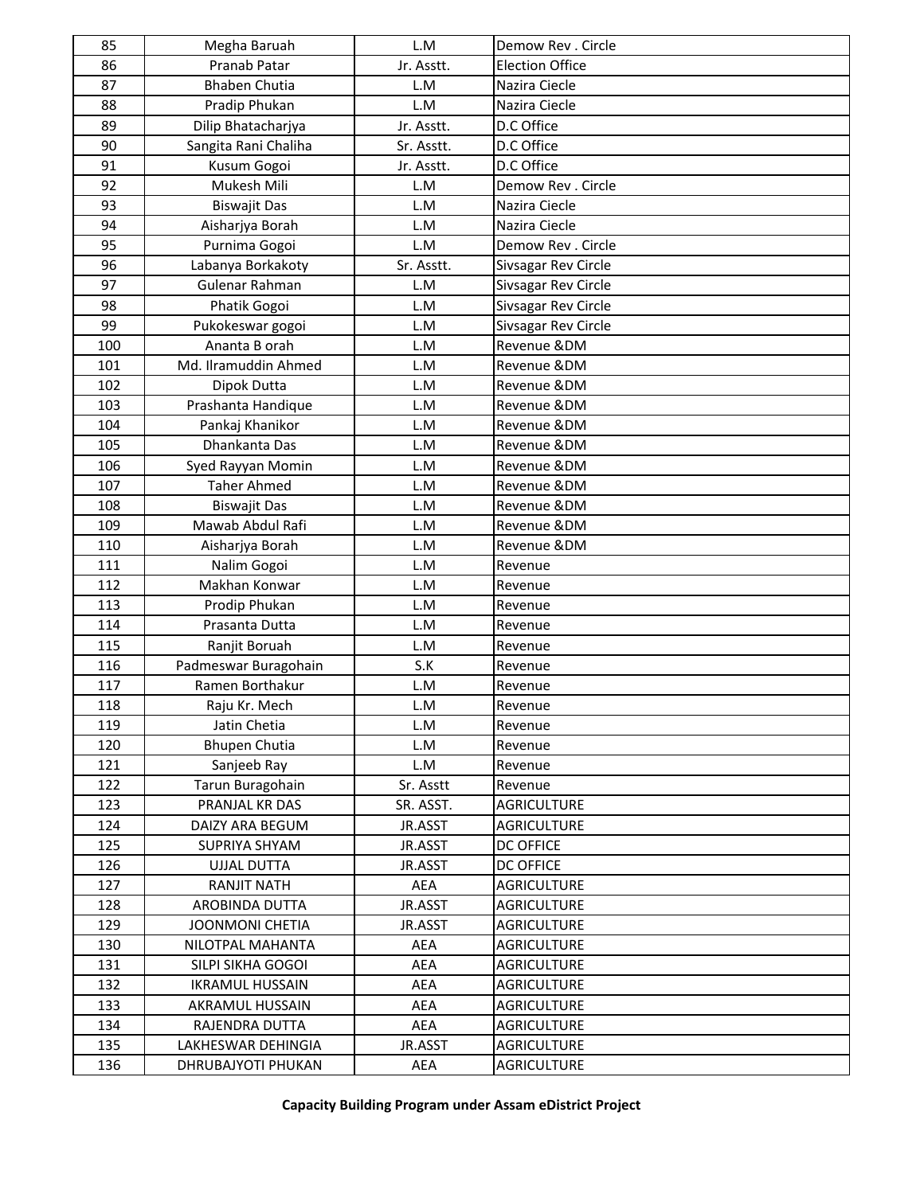| 85 | Megha Baruah | L.M | Demow Rev . Circle |
|---|---|---|---|
| 86 | Pranab Patar | Jr. Asstt. | Election Office |
| 87 | Bhaben Chutia | L.M | Nazira Ciecle |
| 88 | Pradip Phukan | L.M | Nazira Ciecle |
| 89 | Dilip Bhatacharjya | Jr. Asstt. | D.C Office |
| 90 | Sangita Rani Chaliha | Sr. Asstt. | D.C Office |
| 91 | Kusum Gogoi | Jr. Asstt. | D.C Office |
| 92 | Mukesh Mili | L.M | Demow Rev . Circle |
| 93 | Biswajit Das | L.M | Nazira Ciecle |
| 94 | Aisharjya Borah | L.M | Nazira Ciecle |
| 95 | Purnima Gogoi | L.M | Demow Rev . Circle |
| 96 | Labanya Borkakoty | Sr. Asstt. | Sivsagar Rev Circle |
| 97 | Gulenar Rahman | L.M | Sivsagar Rev Circle |
| 98 | Phatik Gogoi | L.M | Sivsagar Rev Circle |
| 99 | Pukokeswar gogoi | L.M | Sivsagar Rev Circle |
| 100 | Ananta B orah | L.M | Revenue &DM |
| 101 | Md. Ilramuddin Ahmed | L.M | Revenue &DM |
| 102 | Dipok Dutta | L.M | Revenue &DM |
| 103 | Prashanta Handique | L.M | Revenue &DM |
| 104 | Pankaj Khanikor | L.M | Revenue &DM |
| 105 | Dhankanta Das | L.M | Revenue &DM |
| 106 | Syed Rayyan Momin | L.M | Revenue &DM |
| 107 | Taher Ahmed | L.M | Revenue &DM |
| 108 | Biswajit Das | L.M | Revenue &DM |
| 109 | Mawab Abdul Rafi | L.M | Revenue &DM |
| 110 | Aisharjya Borah | L.M | Revenue &DM |
| 111 | Nalim Gogoi | L.M | Revenue |
| 112 | Makhan Konwar | L.M | Revenue |
| 113 | Prodip Phukan | L.M | Revenue |
| 114 | Prasanta Dutta | L.M | Revenue |
| 115 | Ranjit Boruah | L.M | Revenue |
| 116 | Padmeswar Buragohain | S.K | Revenue |
| 117 | Ramen Borthakur | L.M | Revenue |
| 118 | Raju Kr. Mech | L.M | Revenue |
| 119 | Jatin Chetia | L.M | Revenue |
| 120 | Bhupen Chutia | L.M | Revenue |
| 121 | Sanjeeb Ray | L.M | Revenue |
| 122 | Tarun Buragohain | Sr. Asstt | Revenue |
| 123 | PRANJAL KR DAS | SR. ASST. | AGRICULTURE |
| 124 | DAIZY ARA BEGUM | JR.ASST | AGRICULTURE |
| 125 | SUPRIYA SHYAM | JR.ASST | DC OFFICE |
| 126 | UJJAL DUTTA | JR.ASST | DC OFFICE |
| 127 | RANJIT NATH | AEA | AGRICULTURE |
| 128 | AROBINDA DUTTA | JR.ASST | AGRICULTURE |
| 129 | JOONMONI CHETIA | JR.ASST | AGRICULTURE |
| 130 | NILOTPAL MAHANTA | AEA | AGRICULTURE |
| 131 | SILPI SIKHA GOGOI | AEA | AGRICULTURE |
| 132 | IKRAMUL HUSSAIN | AEA | AGRICULTURE |
| 133 | AKRAMUL HUSSAIN | AEA | AGRICULTURE |
| 134 | RAJENDRA DUTTA | AEA | AGRICULTURE |
| 135 | LAKHESWAR DEHINGIA | JR.ASST | AGRICULTURE |
| 136 | DHRUBAJYOTI PHUKAN | AEA | AGRICULTURE |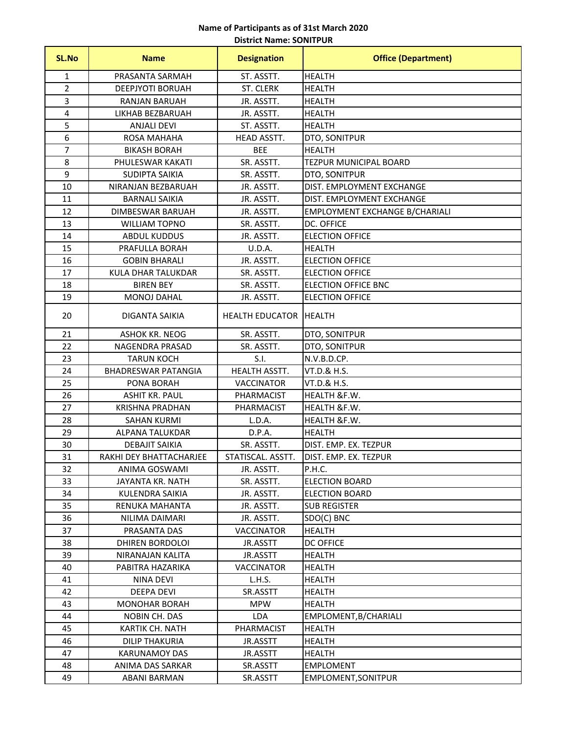**Name of Participants as of 31st March 2020**

**District Name: SONITPUR**

| SL.No | Name | Designation | Office (Department) |
|---|---|---|---|
| 1 | PRASANTA SARMAH | ST. ASSTT. | HEALTH |
| 2 | DEEPJYOTI BORUAH | ST. CLERK | HEALTH |
| 3 | RANJAN BARUAH | JR. ASSTT. | HEALTH |
| 4 | LIKHAB BEZBARUAH | JR. ASSTT. | HEALTH |
| 5 | ANJALI DEVI | ST. ASSTT. | HEALTH |
| 6 | ROSA MAHAHA | HEAD ASSTT. | DTO, SONITPUR |
| 7 | BIKASH BORAH | BEE | HEALTH |
| 8 | PHULESWAR KAKATI | SR. ASSTT. | TEZPUR MUNICIPAL BOARD |
| 9 | SUDIPTA SAIKIA | SR. ASSTT. | DTO, SONITPUR |
| 10 | NIRANJAN BEZBARUAH | JR. ASSTT. | DIST. EMPLOYMENT EXCHANGE |
| 11 | BARNALI SAIKIA | JR. ASSTT. | DIST. EMPLOYMENT EXCHANGE |
| 12 | DIMBESWAR BARUAH | JR. ASSTT. | EMPLOYMENT EXCHANGE B/CHARIALI |
| 13 | WILLIAM TOPNO | SR. ASSTT. | DC. OFFICE |
| 14 | ABDUL KUDDUS | JR. ASSTT. | ELECTION OFFICE |
| 15 | PRAFULLA BORAH | U.D.A. | HEALTH |
| 16 | GOBIN BHARALI | JR. ASSTT. | ELECTION OFFICE |
| 17 | KULA DHAR TALUKDAR | SR. ASSTT. | ELECTION OFFICE |
| 18 | BIREN BEY | SR. ASSTT. | ELECTION OFFICE BNC |
| 19 | MONOJ DAHAL | JR. ASSTT. | ELECTION OFFICE |
| 20 | DIGANTA SAIKIA | HEALTH EDUCATOR | HEALTH |
| 21 | ASHOK KR. NEOG | SR. ASSTT. | DTO, SONITPUR |
| 22 | NAGENDRA PRASAD | SR. ASSTT. | DTO, SONITPUR |
| 23 | TARUN KOCH | S.I. | N.V.B.D.CP. |
| 24 | BHADRESWAR PATANGIA | HEALTH ASSTT. | VT.D.& H.S. |
| 25 | PONA BORAH | VACCINATOR | VT.D.& H.S. |
| 26 | ASHIT KR. PAUL | PHARMACIST | HEALTH &F.W. |
| 27 | KRISHNA PRADHAN | PHARMACIST | HEALTH &F.W. |
| 28 | SAHAN KURMI | L.D.A. | HEALTH &F.W. |
| 29 | ALPANA TALUKDAR | D.P.A. | HEALTH |
| 30 | DEBAJIT SAIKIA | SR. ASSTT. | DIST. EMP. EX. TEZPUR |
| 31 | RAKHI DEY BHATTACHARJEE | STATISCAL. ASSTT. | DIST. EMP. EX. TEZPUR |
| 32 | ANIMA GOSWAMI | JR. ASSTT. | P.H.C. |
| 33 | JAYANTA KR. NATH | SR. ASSTT. | ELECTION BOARD |
| 34 | KULENDRA SAIKIA | JR. ASSTT. | ELECTION BOARD |
| 35 | RENUKA MAHANTA | JR. ASSTT. | SUB REGISTER |
| 36 | NILIMA DAIMARI | JR. ASSTT. | SDO(C) BNC |
| 37 | PRASANTA DAS | VACCINATOR | HEALTH |
| 38 | DHIREN BORDOLOI | JR.ASSTT | DC OFFICE |
| 39 | NIRANAJAN KALITA | JR.ASSTT | HEALTH |
| 40 | PABITRA HAZARIKA | VACCINATOR | HEALTH |
| 41 | NINA DEVI | L.H.S. | HEALTH |
| 42 | DEEPA DEVI | SR.ASSTT | HEALTH |
| 43 | MONOHAR BORAH | MPW | HEALTH |
| 44 | NOBIN CH. DAS | LDA | EMPLOMENT,B/CHARIALI |
| 45 | KARTIK CH. NATH | PHARMACIST | HEALTH |
| 46 | DILIP THAKURIA | JR.ASSTT | HEALTH |
| 47 | KARUNAMOY DAS | JR.ASSTT | HEALTH |
| 48 | ANIMA DAS SARKAR | SR.ASSTT | EMPLOMENT |
| 49 | ABANI BARMAN | SR.ASSTT | EMPLOMENT,SONITPUR |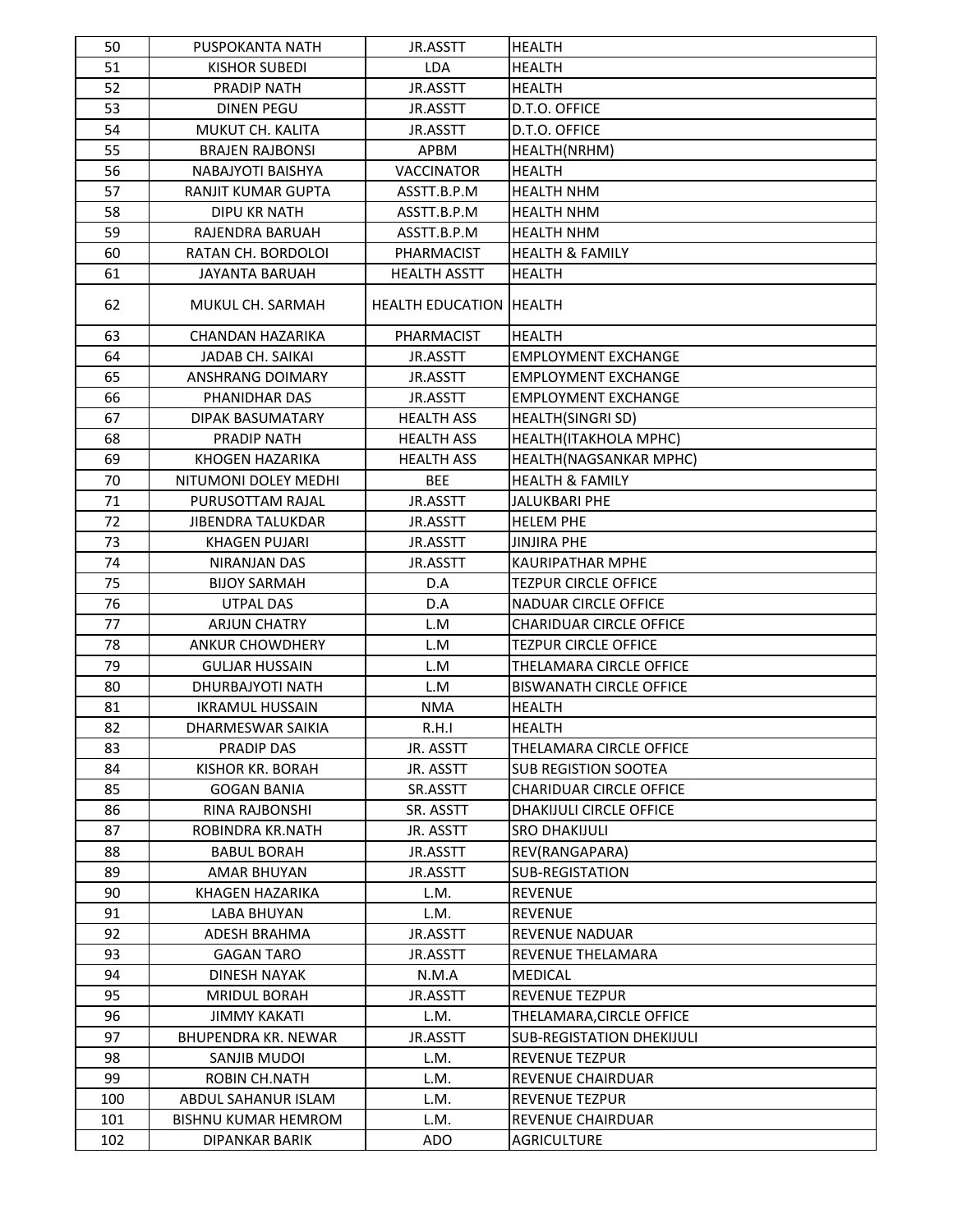| 50 | PUSPOKANTA NATH | JR.ASSTT | HEALTH |
|---|---|---|---|
| 51 | KISHOR SUBEDI | LDA | HEALTH |
| 52 | PRADIP NATH | JR.ASSTT | HEALTH |
| 53 | DINEN PEGU | JR.ASSTT | D.T.O. OFFICE |
| 54 | MUKUT CH. KALITA | JR.ASSTT | D.T.O. OFFICE |
| 55 | BRAJEN RAJBONSI | APBM | HEALTH(NRHM) |
| 56 | NABAJYOTI BAISHYA | VACCINATOR | HEALTH |
| 57 | RANJIT KUMAR GUPTA | ASSTT.B.P.M | HEALTH NHM |
| 58 | DIPU KR NATH | ASSTT.B.P.M | HEALTH NHM |
| 59 | RAJENDRA BARUAH | ASSTT.B.P.M | HEALTH NHM |
| 60 | RATAN CH. BORDOLOI | PHARMACIST | HEALTH & FAMILY |
| 61 | JAYANTA BARUAH | HEALTH ASSTT | HEALTH |
| 62 | MUKUL CH. SARMAH | HEALTH EDUCATION | HEALTH |
| 63 | CHANDAN HAZARIKA | PHARMACIST | HEALTH |
| 64 | JADAB CH. SAIKAI | JR.ASSTT | EMPLOYMENT EXCHANGE |
| 65 | ANSHRANG DOIMARY | JR.ASSTT | EMPLOYMENT EXCHANGE |
| 66 | PHANIDHAR DAS | JR.ASSTT | EMPLOYMENT EXCHANGE |
| 67 | DIPAK BASUMATARY | HEALTH ASS | HEALTH(SINGRI SD) |
| 68 | PRADIP NATH | HEALTH ASS | HEALTH(ITAKHOLA MPHC) |
| 69 | KHOGEN HAZARIKA | HEALTH ASS | HEALTH(NAGSANKAR MPHC) |
| 70 | NITUMONI DOLEY MEDHI | BEE | HEALTH & FAMILY |
| 71 | PURUSOTTAM RAJAL | JR.ASSTT | JALUKBARI PHE |
| 72 | JIBENDRA TALUKDAR | JR.ASSTT | HELEM PHE |
| 73 | KHAGEN PUJARI | JR.ASSTT | JINJIRA PHE |
| 74 | NIRANJAN DAS | JR.ASSTT | KAURIPATHAR MPHE |
| 75 | BIJOY SARMAH | D.A | TEZPUR CIRCLE OFFICE |
| 76 | UTPAL DAS | D.A | NADUAR CIRCLE OFFICE |
| 77 | ARJUN CHATRY | L.M | CHARIDUAR CIRCLE OFFICE |
| 78 | ANKUR CHOWDHERY | L.M | TEZPUR CIRCLE OFFICE |
| 79 | GULJAR HUSSAIN | L.M | THELAMARA CIRCLE OFFICE |
| 80 | DHURBAJYOTI NATH | L.M | BISWANATH CIRCLE OFFICE |
| 81 | IKRAMUL HUSSAIN | NMA | HEALTH |
| 82 | DHARMESWAR SAIKIA | R.H.I | HEALTH |
| 83 | PRADIP DAS | JR. ASSTT | THELAMARA CIRCLE OFFICE |
| 84 | KISHOR KR. BORAH | JR. ASSTT | SUB REGISTION SOOTEA |
| 85 | GOGAN BANIA | SR.ASSTT | CHARIDUAR CIRCLE OFFICE |
| 86 | RINA RAJBONSHI | SR. ASSTT | DHAKIJULI CIRCLE OFFICE |
| 87 | ROBINDRA KR.NATH | JR. ASSTT | SRO DHAKIJULI |
| 88 | BABUL BORAH | JR.ASSTT | REV(RANGAPARA) |
| 89 | AMAR BHUYAN | JR.ASSTT | SUB-REGISTATION |
| 90 | KHAGEN HAZARIKA | L.M. | REVENUE |
| 91 | LABA BHUYAN | L.M. | REVENUE |
| 92 | ADESH BRAHMA | JR.ASSTT | REVENUE NADUAR |
| 93 | GAGAN TARO | JR.ASSTT | REVENUE THELAMARA |
| 94 | DINESH NAYAK | N.M.A | MEDICAL |
| 95 | MRIDUL BORAH | JR.ASSTT | REVENUE TEZPUR |
| 96 | JIMMY KAKATI | L.M. | THELAMARA,CIRCLE OFFICE |
| 97 | BHUPENDRA KR. NEWAR | JR.ASSTT | SUB-REGISTATION DHEKIJULI |
| 98 | SANJIB MUDOI | L.M. | REVENUE TEZPUR |
| 99 | ROBIN CH.NATH | L.M. | REVENUE CHAIRDUAR |
| 100 | ABDUL SAHANUR ISLAM | L.M. | REVENUE TEZPUR |
| 101 | BISHNU KUMAR HEMROM | L.M. | REVENUE CHAIRDUAR |
| 102 | DIPANKAR BARIK | ADO | AGRICULTURE |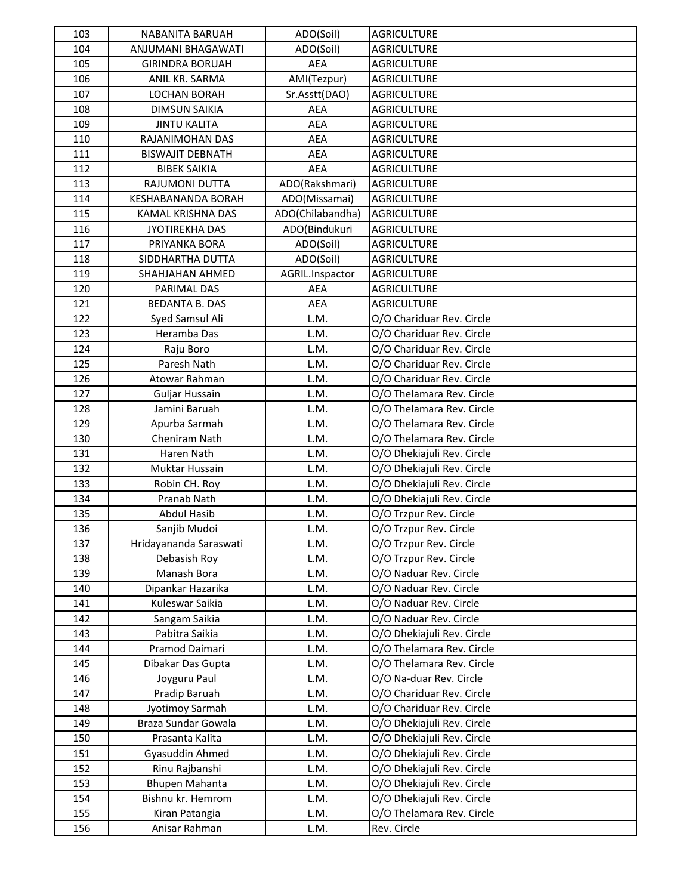| 103 | NABANITA BARUAH | ADO(Soil) | AGRICULTURE |
|---|---|---|---|
| 104 | ANJUMANI BHAGAWATI | ADO(Soil) | AGRICULTURE |
| 105 | GIRINDRA BORUAH | AEA | AGRICULTURE |
| 106 | ANIL KR. SARMA | AMI(Tezpur) | AGRICULTURE |
| 107 | LOCHAN BORAH | Sr.Asstt(DAO) | AGRICULTURE |
| 108 | DIMSUN SAIKIA | AEA | AGRICULTURE |
| 109 | JINTU KALITA | AEA | AGRICULTURE |
| 110 | RAJANIMOHAN DAS | AEA | AGRICULTURE |
| 111 | BISWAJIT DEBNATH | AEA | AGRICULTURE |
| 112 | BIBEK SAIKIA | AEA | AGRICULTURE |
| 113 | RAJUMONI DUTTA | ADO(Rakshmari) | AGRICULTURE |
| 114 | KESHABANANDA BORAH | ADO(Missamai) | AGRICULTURE |
| 115 | KAMAL KRISHNA DAS | ADO(Chilabandha) | AGRICULTURE |
| 116 | JYOTIREKHA DAS | ADO(Bindukuri | AGRICULTURE |
| 117 | PRIYANKA BORA | ADO(Soil) | AGRICULTURE |
| 118 | SIDDHARTHA DUTTA | ADO(Soil) | AGRICULTURE |
| 119 | SHAHJAHAN AHMED | AGRIL.Inspactor | AGRICULTURE |
| 120 | PARIMAL DAS | AEA | AGRICULTURE |
| 121 | BEDANTA B. DAS | AEA | AGRICULTURE |
| 122 | Syed Samsul Ali | L.M. | O/O Chariduar Rev. Circle |
| 123 | Heramba Das | L.M. | O/O Chariduar Rev. Circle |
| 124 | Raju Boro | L.M. | O/O Chariduar Rev. Circle |
| 125 | Paresh Nath | L.M. | O/O Chariduar Rev. Circle |
| 126 | Atowar Rahman | L.M. | O/O Chariduar Rev. Circle |
| 127 | Guljar Hussain | L.M. | O/O Thelamara Rev. Circle |
| 128 | Jamini Baruah | L.M. | O/O Thelamara Rev. Circle |
| 129 | Apurba Sarmah | L.M. | O/O Thelamara Rev. Circle |
| 130 | Cheniram Nath | L.M. | O/O Thelamara Rev. Circle |
| 131 | Haren Nath | L.M. | O/O Dhekiajuli Rev. Circle |
| 132 | Muktar Hussain | L.M. | O/O Dhekiajuli Rev. Circle |
| 133 | Robin CH. Roy | L.M. | O/O Dhekiajuli Rev. Circle |
| 134 | Pranab Nath | L.M. | O/O Dhekiajuli Rev. Circle |
| 135 | Abdul Hasib | L.M. | O/O Trzpur Rev. Circle |
| 136 | Sanjib Mudoi | L.M. | O/O Trzpur Rev. Circle |
| 137 | Hridayananda Saraswati | L.M. | O/O Trzpur Rev. Circle |
| 138 | Debasish Roy | L.M. | O/O Trzpur Rev. Circle |
| 139 | Manash Bora | L.M. | O/O Naduar Rev. Circle |
| 140 | Dipankar Hazarika | L.M. | O/O Naduar Rev. Circle |
| 141 | Kuleswar Saikia | L.M. | O/O Naduar Rev. Circle |
| 142 | Sangam Saikia | L.M. | O/O Naduar Rev. Circle |
| 143 | Pabitra Saikia | L.M. | O/O Dhekiajuli Rev. Circle |
| 144 | Pramod Daimari | L.M. | O/O Thelamara Rev. Circle |
| 145 | Dibakar Das Gupta | L.M. | O/O Thelamara Rev. Circle |
| 146 | Joyguru Paul | L.M. | O/O Na-duar Rev. Circle |
| 147 | Pradip Baruah | L.M. | O/O Chariduar Rev. Circle |
| 148 | Jyotimoy Sarmah | L.M. | O/O Chariduar Rev. Circle |
| 149 | Braza Sundar Gowala | L.M. | O/O Dhekiajuli Rev. Circle |
| 150 | Prasanta Kalita | L.M. | O/O Dhekiajuli Rev. Circle |
| 151 | Gyasuddin Ahmed | L.M. | O/O Dhekiajuli Rev. Circle |
| 152 | Rinu Rajbanshi | L.M. | O/O Dhekiajuli Rev. Circle |
| 153 | Bhupen Mahanta | L.M. | O/O Dhekiajuli Rev. Circle |
| 154 | Bishnu kr. Hemrom | L.M. | O/O Dhekiajuli Rev. Circle |
| 155 | Kiran Patangia | L.M. | O/O Thelamara Rev. Circle |
| 156 | Anisar Rahman | L.M. | Rev. Circle |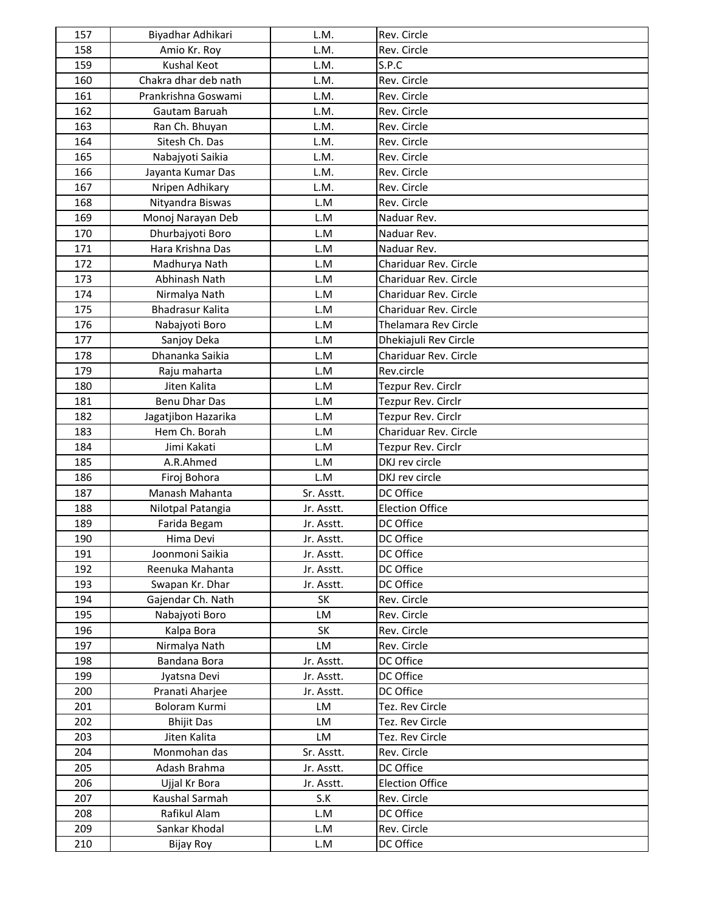| 157 | Biyadhar Adhikari | L.M. | Rev. Circle |
|---|---|---|---|
| 158 | Amio Kr. Roy | L.M. | Rev. Circle |
| 159 | Kushal Keot | L.M. | S.P.C |
| 160 | Chakra dhar deb nath | L.M. | Rev. Circle |
| 161 | Prankrishna Goswami | L.M. | Rev. Circle |
| 162 | Gautam Baruah | L.M. | Rev. Circle |
| 163 | Ran Ch. Bhuyan | L.M. | Rev. Circle |
| 164 | Sitesh Ch. Das | L.M. | Rev. Circle |
| 165 | Nabajyoti Saikia | L.M. | Rev. Circle |
| 166 | Jayanta Kumar Das | L.M. | Rev. Circle |
| 167 | Nripen Adhikary | L.M. | Rev. Circle |
| 168 | Nityandra Biswas | L.M | Rev. Circle |
| 169 | Monoj Narayan Deb | L.M | Naduar Rev. |
| 170 | Dhurbajyoti Boro | L.M | Naduar Rev. |
| 171 | Hara Krishna Das | L.M | Naduar Rev. |
| 172 | Madhurya Nath | L.M | Chariduar Rev. Circle |
| 173 | Abhinash Nath | L.M | Chariduar Rev. Circle |
| 174 | Nirmalya Nath | L.M | Chariduar Rev. Circle |
| 175 | Bhadrasur Kalita | L.M | Chariduar Rev. Circle |
| 176 | Nabajyoti Boro | L.M | Thelamara Rev Circle |
| 177 | Sanjoy Deka | L.M | Dhekiajuli Rev Circle |
| 178 | Dhananka Saikia | L.M | Chariduar Rev. Circle |
| 179 | Raju maharta | L.M | Rev.circle |
| 180 | Jiten Kalita | L.M | Tezpur Rev. Circlr |
| 181 | Benu Dhar Das | L.M | Tezpur Rev. Circlr |
| 182 | Jagatjibon Hazarika | L.M | Tezpur Rev. Circlr |
| 183 | Hem Ch. Borah | L.M | Chariduar Rev. Circle |
| 184 | Jimi Kakati | L.M | Tezpur Rev. Circlr |
| 185 | A.R.Ahmed | L.M | DKJ rev circle |
| 186 | Firoj Bohora | L.M | DKJ rev circle |
| 187 | Manash Mahanta | Sr. Asstt. | DC Office |
| 188 | Nilotpal Patangia | Jr. Asstt. | Election Office |
| 189 | Farida Begam | Jr. Asstt. | DC Office |
| 190 | Hima Devi | Jr. Asstt. | DC Office |
| 191 | Joonmoni Saikia | Jr. Asstt. | DC Office |
| 192 | Reenuka Mahanta | Jr. Asstt. | DC Office |
| 193 | Swapan Kr. Dhar | Jr. Asstt. | DC Office |
| 194 | Gajendar Ch. Nath | SK | Rev. Circle |
| 195 | Nabajyoti Boro | LM | Rev. Circle |
| 196 | Kalpa Bora | SK | Rev. Circle |
| 197 | Nirmalya Nath | LM | Rev. Circle |
| 198 | Bandana Bora | Jr. Asstt. | DC Office |
| 199 | Jyatsna Devi | Jr. Asstt. | DC Office |
| 200 | Pranati Aharjee | Jr. Asstt. | DC Office |
| 201 | Boloram Kurmi | LM | Tez. Rev Circle |
| 202 | Bhijit Das | LM | Tez. Rev Circle |
| 203 | Jiten Kalita | LM | Tez. Rev Circle |
| 204 | Monmohan das | Sr. Asstt. | Rev. Circle |
| 205 | Adash Brahma | Jr. Asstt. | DC Office |
| 206 | Ujjal Kr Bora | Jr. Asstt. | Election Office |
| 207 | Kaushal Sarmah | S.K | Rev. Circle |
| 208 | Rafikul Alam | L.M | DC Office |
| 209 | Sankar Khodal | L.M | Rev. Circle |
| 210 | Bijay Roy | L.M | DC Office |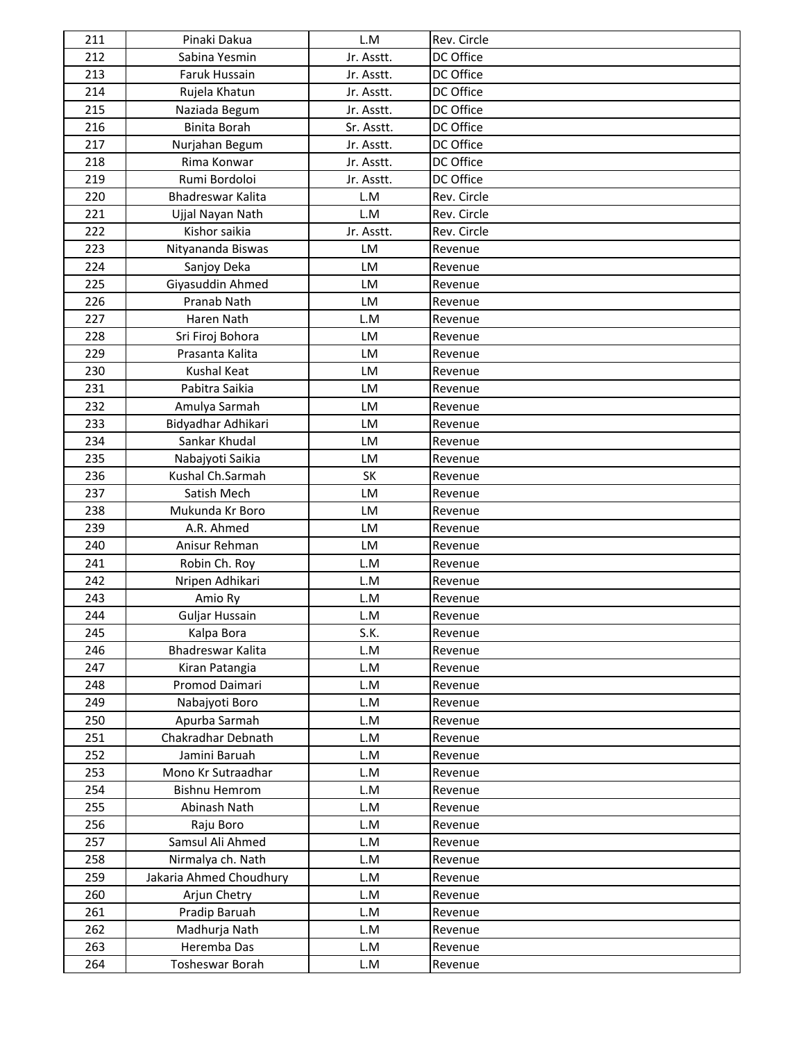| | | | |
|---|---|---|---|
| 211 | Pinaki Dakua | L.M | Rev. Circle |
| 212 | Sabina Yesmin | Jr. Asstt. | DC Office |
| 213 | Faruk Hussain | Jr. Asstt. | DC Office |
| 214 | Rujela Khatun | Jr. Asstt. | DC Office |
| 215 | Naziada Begum | Jr. Asstt. | DC Office |
| 216 | Binita Borah | Sr. Asstt. | DC Office |
| 217 | Nurjahan Begum | Jr. Asstt. | DC Office |
| 218 | Rima Konwar | Jr. Asstt. | DC Office |
| 219 | Rumi Bordoloi | Jr. Asstt. | DC Office |
| 220 | Bhadreswar Kalita | L.M | Rev. Circle |
| 221 | Ujjal Nayan Nath | L.M | Rev. Circle |
| 222 | Kishor saikia | Jr. Asstt. | Rev. Circle |
| 223 | Nityananda Biswas | LM | Revenue |
| 224 | Sanjoy Deka | LM | Revenue |
| 225 | Giyasuddin Ahmed | LM | Revenue |
| 226 | Pranab Nath | LM | Revenue |
| 227 | Haren Nath | L.M | Revenue |
| 228 | Sri Firoj Bohora | LM | Revenue |
| 229 | Prasanta Kalita | LM | Revenue |
| 230 | Kushal Keat | LM | Revenue |
| 231 | Pabitra Saikia | LM | Revenue |
| 232 | Amulya Sarmah | LM | Revenue |
| 233 | Bidyadhar Adhikari | LM | Revenue |
| 234 | Sankar Khudal | LM | Revenue |
| 235 | Nabajyoti Saikia | LM | Revenue |
| 236 | Kushal Ch.Sarmah | SK | Revenue |
| 237 | Satish Mech | LM | Revenue |
| 238 | Mukunda Kr Boro | LM | Revenue |
| 239 | A.R. Ahmed | LM | Revenue |
| 240 | Anisur Rehman | LM | Revenue |
| 241 | Robin Ch. Roy | L.M | Revenue |
| 242 | Nripen Adhikari | L.M | Revenue |
| 243 | Amio Ry | L.M | Revenue |
| 244 | Guljar Hussain | L.M | Revenue |
| 245 | Kalpa Bora | S.K. | Revenue |
| 246 | Bhadreswar Kalita | L.M | Revenue |
| 247 | Kiran Patangia | L.M | Revenue |
| 248 | Promod Daimari | L.M | Revenue |
| 249 | Nabajyoti Boro | L.M | Revenue |
| 250 | Apurba Sarmah | L.M | Revenue |
| 251 | Chakradhar Debnath | L.M | Revenue |
| 252 | Jamini Baruah | L.M | Revenue |
| 253 | Mono Kr Sutraadhar | L.M | Revenue |
| 254 | Bishnu Hemrom | L.M | Revenue |
| 255 | Abinash Nath | L.M | Revenue |
| 256 | Raju Boro | L.M | Revenue |
| 257 | Samsul Ali Ahmed | L.M | Revenue |
| 258 | Nirmalya ch. Nath | L.M | Revenue |
| 259 | Jakaria Ahmed Choudhury | L.M | Revenue |
| 260 | Arjun Chetry | L.M | Revenue |
| 261 | Pradip Baruah | L.M | Revenue |
| 262 | Madhurja Nath | L.M | Revenue |
| 263 | Heremba Das | L.M | Revenue |
| 264 | Tosheswar Borah | L.M | Revenue |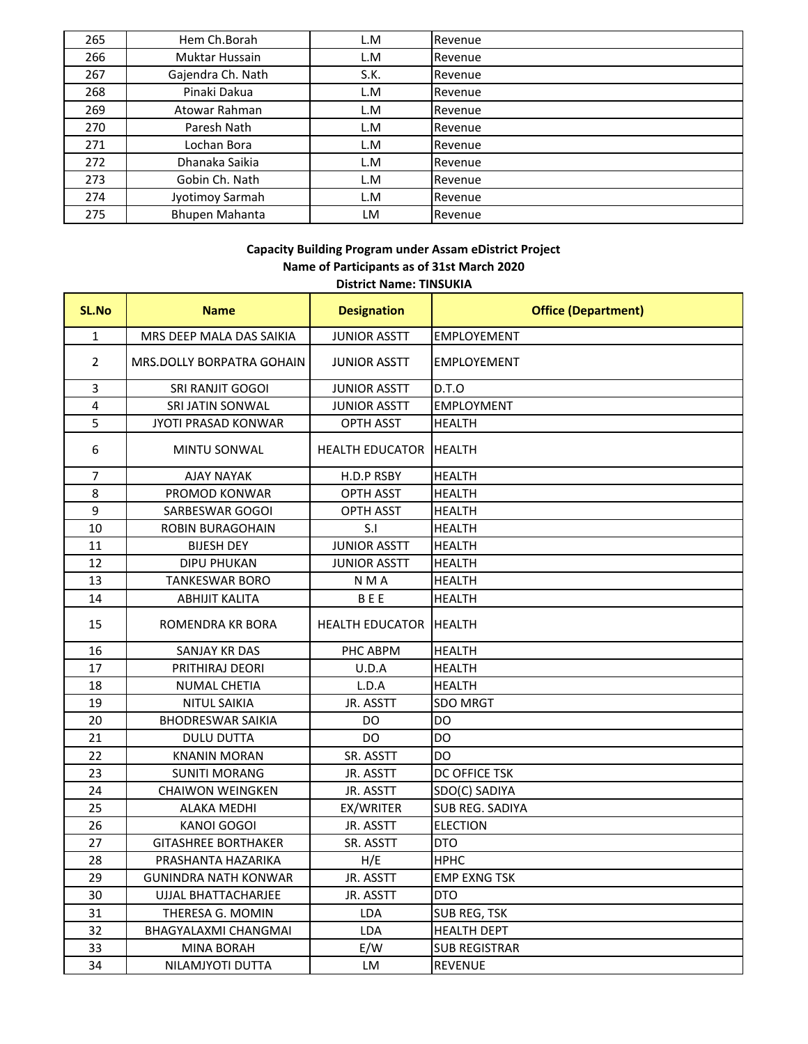| 265 | Hem Ch.Borah | L.M | Revenue |
|---|---|---|---|
| 266 | Muktar Hussain | L.M | Revenue |
| 267 | Gajendra Ch. Nath | S.K. | Revenue |
| 268 | Pinaki Dakua | L.M | Revenue |
| 269 | Atowar Rahman | L.M | Revenue |
| 270 | Paresh Nath | L.M | Revenue |
| 271 | Lochan Bora | L.M | Revenue |
| 272 | Dhanaka Saikia | L.M | Revenue |
| 273 | Gobin Ch. Nath | L.M | Revenue |
| 274 | Jyotimoy Sarmah | L.M | Revenue |
| 275 | Bhupen Mahanta | LM | Revenue |

**Capacity Building Program under Assam eDistrict Project**

**Name of Participants as of 31st March 2020**

**District Name: TINSUKIA**

| SL.No | Name | Designation | Office (Department) |
|---|---|---|---|
| 1 | MRS DEEP MALA DAS SAIKIA | JUNIOR ASSTT | EMPLOYEMENT |
| 2 | MRS.DOLLY BORPATRA GOHAIN | JUNIOR ASSTT | EMPLOYEMENT |
| 3 | SRI RANJIT GOGOI | JUNIOR ASSTT | D.T.O |
| 4 | SRI JATIN SONWAL | JUNIOR ASSTT | EMPLOYMENT |
| 5 | JYOTI PRASAD KONWAR | OPTH ASST | HEALTH |
| 6 | MINTU SONWAL | HEALTH EDUCATOR | HEALTH |
| 7 | AJAY NAYAK | H.D.P RSBY | HEALTH |
| 8 | PROMOD KONWAR | OPTH ASST | HEALTH |
| 9 | SARBESWAR GOGOI | OPTH ASST | HEALTH |
| 10 | ROBIN BURAGOHAIN | S.I | HEALTH |
| 11 | BIJESH DEY | JUNIOR ASSTT | HEALTH |
| 12 | DIPU PHUKAN | JUNIOR ASSTT | HEALTH |
| 13 | TANKESWAR BORO | N M A | HEALTH |
| 14 | ABHIJIT KALITA | B E E | HEALTH |
| 15 | ROMENDRA KR BORA | HEALTH EDUCATOR | HEALTH |
| 16 | SANJAY KR DAS | PHC ABPM | HEALTH |
| 17 | PRITHIRAJ DEORI | U.D.A | HEALTH |
| 18 | NUMAL CHETIA | L.D.A | HEALTH |
| 19 | NITUL SAIKIA | JR. ASSTT | SDO MRGT |
| 20 | BHODRESWAR SAIKIA | DO | DO |
| 21 | DULU DUTTA | DO | DO |
| 22 | KNANIN MORAN | SR. ASSTT | DO |
| 23 | SUNITI MORANG | JR. ASSTT | DC OFFICE TSK |
| 24 | CHAIWON WEINGKEN | JR. ASSTT | SDO(C) SADIYA |
| 25 | ALAKA MEDHI | EX/WRITER | SUB REG. SADIYA |
| 26 | KANOI GOGOI | JR. ASSTT | ELECTION |
| 27 | GITASHREE BORTHAKER | SR. ASSTT | DTO |
| 28 | PRASHANTA HAZARIKA | H/E | HPHC |
| 29 | GUNINDRA NATH KONWAR | JR. ASSTT | EMP EXNG TSK |
| 30 | UJJAL BHATTACHARJEE | JR. ASSTT | DTO |
| 31 | THERESA G. MOMIN | LDA | SUB REG, TSK |
| 32 | BHAGYALAXMI CHANGMAI | LDA | HEALTH DEPT |
| 33 | MINA BORAH | E/W | SUB REGISTRAR |
| 34 | NILAMJYOTI DUTTA | LM | REVENUE |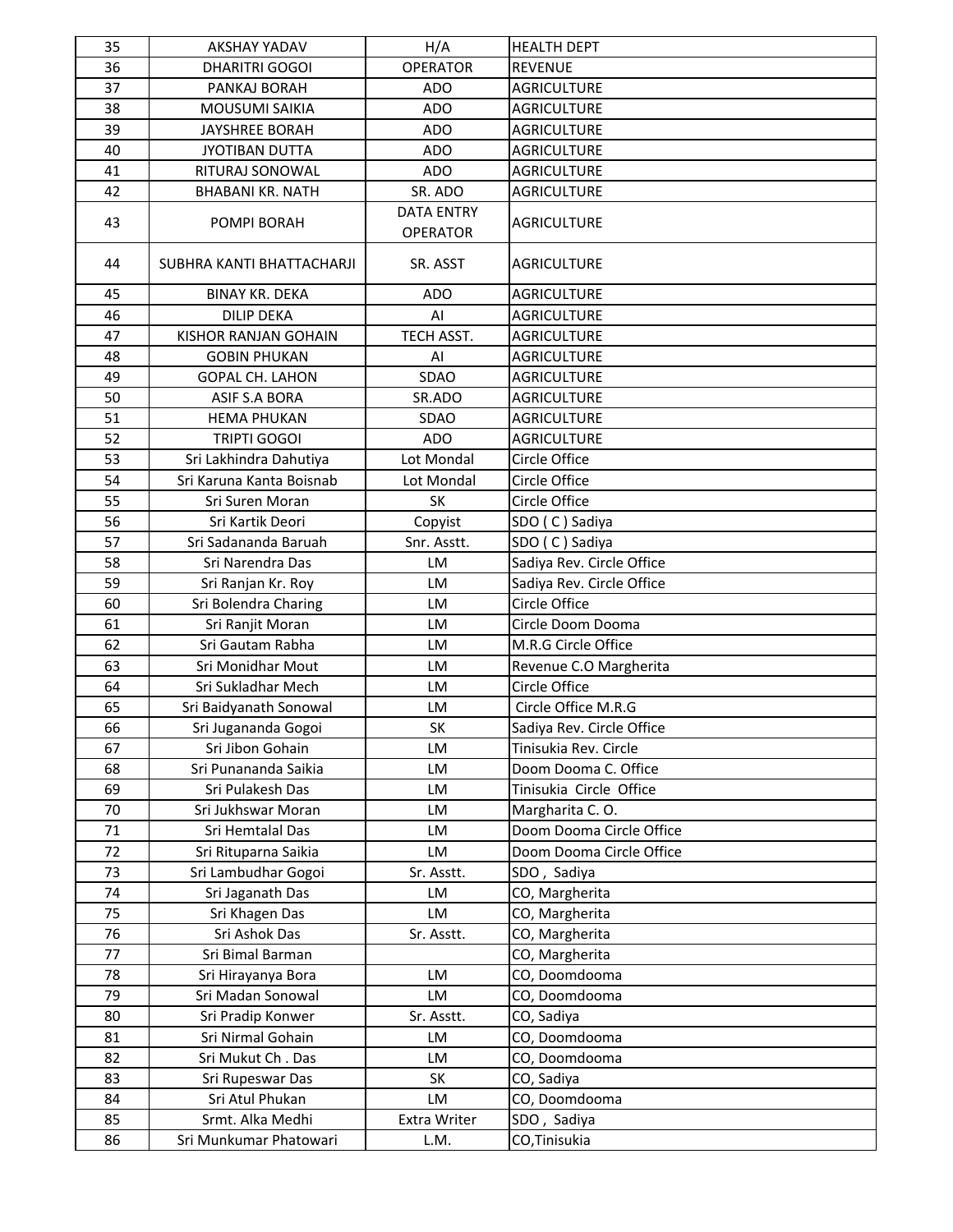| 35 | AKSHAY YADAV | H/A | HEALTH DEPT |
|---|---|---|---|
| 36 | DHARITRI GOGOI | OPERATOR | REVENUE |
| 37 | PANKAJ BORAH | ADO | AGRICULTURE |
| 38 | MOUSUMI SAIKIA | ADO | AGRICULTURE |
| 39 | JAYSHREE BORAH | ADO | AGRICULTURE |
| 40 | JYOTIBAN DUTTA | ADO | AGRICULTURE |
| 41 | RITURAJ SONOWAL | ADO | AGRICULTURE |
| 42 | BHABANI KR. NATH | SR. ADO | AGRICULTURE |
| 43 | POMPI BORAH | DATA ENTRY OPERATOR | AGRICULTURE |
| 44 | SUBHRA KANTI BHATTACHARJI | SR. ASST | AGRICULTURE |
| 45 | BINAY KR. DEKA | ADO | AGRICULTURE |
| 46 | DILIP DEKA | AI | AGRICULTURE |
| 47 | KISHOR RANJAN GOHAIN | TECH ASST. | AGRICULTURE |
| 48 | GOBIN PHUKAN | AI | AGRICULTURE |
| 49 | GOPAL CH. LAHON | SDAO | AGRICULTURE |
| 50 | ASIF S.A BORA | SR.ADO | AGRICULTURE |
| 51 | HEMA PHUKAN | SDAO | AGRICULTURE |
| 52 | TRIPTI GOGOI | ADO | AGRICULTURE |
| 53 | Sri Lakhindra Dahutiya | Lot Mondal | Circle Office |
| 54 | Sri Karuna Kanta Boisnab | Lot Mondal | Circle Office |
| 55 | Sri Suren Moran | SK | Circle Office |
| 56 | Sri Kartik Deori | Copyist | SDO ( C ) Sadiya |
| 57 | Sri Sadananda Baruah | Snr. Asstt. | SDO ( C ) Sadiya |
| 58 | Sri Narendra Das | LM | Sadiya Rev. Circle Office |
| 59 | Sri Ranjan Kr. Roy | LM | Sadiya Rev. Circle Office |
| 60 | Sri Bolendra Charing | LM | Circle Office |
| 61 | Sri Ranjit Moran | LM | Circle Doom Dooma |
| 62 | Sri Gautam Rabha | LM | M.R.G Circle Office |
| 63 | Sri Monidhar Mout | LM | Revenue C.O Margherita |
| 64 | Sri Sukladhar Mech | LM | Circle Office |
| 65 | Sri Baidyanath Sonowal | LM | Circle Office M.R.G |
| 66 | Sri Jugananda Gogoi | SK | Sadiya Rev. Circle Office |
| 67 | Sri Jibon Gohain | LM | Tinisukia Rev. Circle |
| 68 | Sri Punananda Saikia | LM | Doom Dooma C. Office |
| 69 | Sri Pulakesh Das | LM | Tinisukia Circle Office |
| 70 | Sri Jukhswar Moran | LM | Margharita C. O. |
| 71 | Sri Hemtalal Das | LM | Doom Dooma Circle Office |
| 72 | Sri Rituparna Saikia | LM | Doom Dooma Circle Office |
| 73 | Sri Lambudhar Gogoi | Sr. Asstt. | SDO , Sadiya |
| 74 | Sri Jaganath Das | LM | CO, Margherita |
| 75 | Sri Khagen Das | LM | CO, Margherita |
| 76 | Sri Ashok Das | Sr. Asstt. | CO, Margherita |
| 77 | Sri Bimal Barman | | CO, Margherita |
| 78 | Sri Hirayanya Bora | LM | CO, Doomdooma |
| 79 | Sri Madan Sonowal | LM | CO, Doomdooma |
| 80 | Sri Pradip Konwer | Sr. Asstt. | CO, Sadiya |
| 81 | Sri Nirmal Gohain | LM | CO, Doomdooma |
| 82 | Sri Mukut Ch . Das | LM | CO, Doomdooma |
| 83 | Sri Rupeswar Das | SK | CO, Sadiya |
| 84 | Sri Atul Phukan | LM | CO, Doomdooma |
| 85 | Srmt. Alka Medhi | Extra Writer | SDO , Sadiya |
| 86 | Sri Munkumar Phatowari | L.M. | CO,Tinisukia |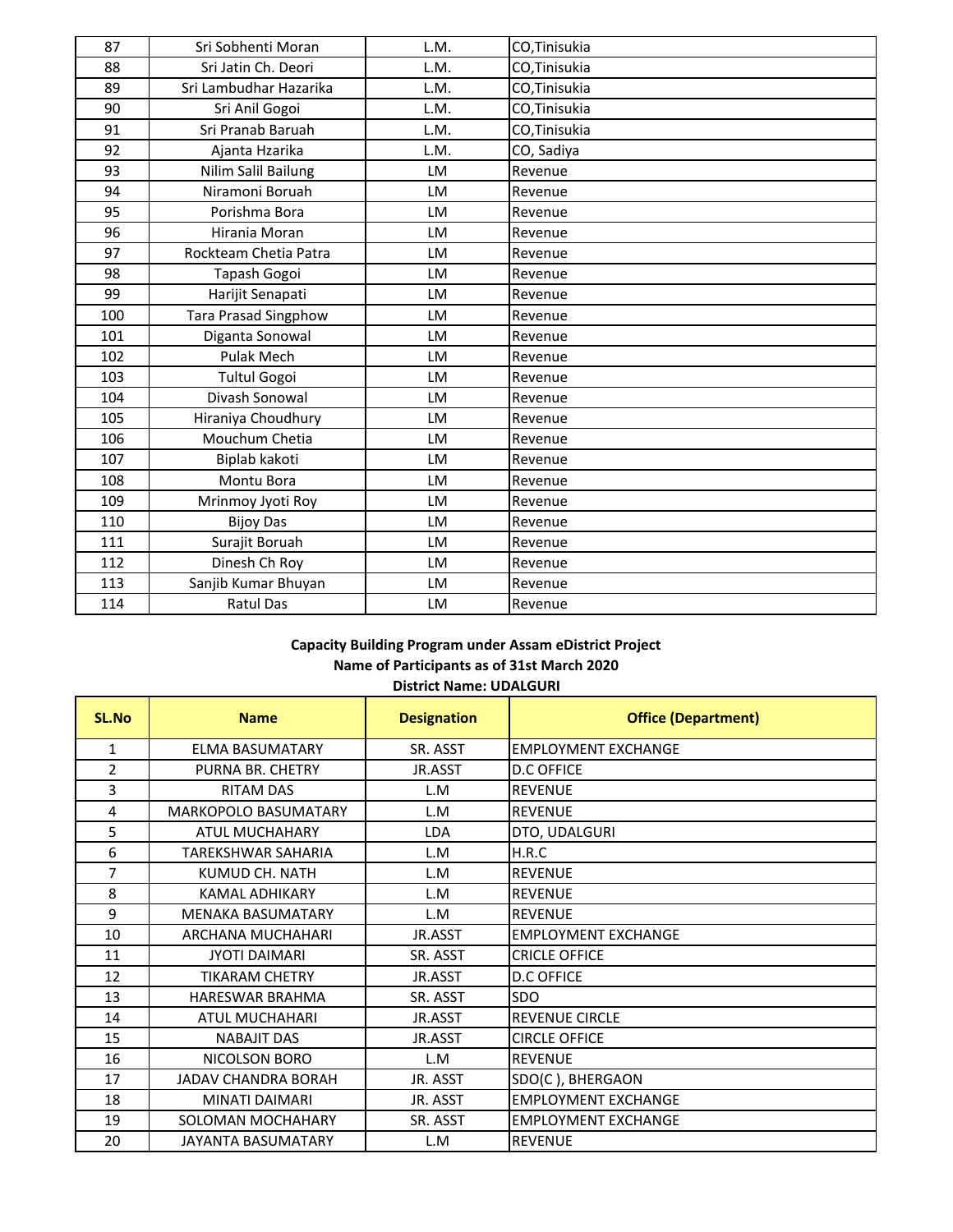| 87 | Sri Sobhenti Moran | L.M. | CO,Tinisukia |
|---|---|---|---|
| 88 | Sri Jatin Ch. Deori | L.M. | CO,Tinisukia |
| 89 | Sri Lambudhar Hazarika | L.M. | CO,Tinisukia |
| 90 | Sri Anil Gogoi | L.M. | CO,Tinisukia |
| 91 | Sri Pranab Baruah | L.M. | CO,Tinisukia |
| 92 | Ajanta Hzarika | L.M. | CO, Sadiya |
| 93 | Nilim Salil Bailung | LM | Revenue |
| 94 | Niramoni Boruah | LM | Revenue |
| 95 | Porishma Bora | LM | Revenue |
| 96 | Hirania Moran | LM | Revenue |
| 97 | Rockteam Chetia Patra | LM | Revenue |
| 98 | Tapash Gogoi | LM | Revenue |
| 99 | Harijit Senapati | LM | Revenue |
| 100 | Tara Prasad Singphow | LM | Revenue |
| 101 | Diganta Sonowal | LM | Revenue |
| 102 | Pulak Mech | LM | Revenue |
| 103 | Tultul Gogoi | LM | Revenue |
| 104 | Divash Sonowal | LM | Revenue |
| 105 | Hiraniya Choudhury | LM | Revenue |
| 106 | Mouchum Chetia | LM | Revenue |
| 107 | Biplab kakoti | LM | Revenue |
| 108 | Montu Bora | LM | Revenue |
| 109 | Mrinmoy Jyoti Roy | LM | Revenue |
| 110 | Bijoy Das | LM | Revenue |
| 111 | Surajit Boruah | LM | Revenue |
| 112 | Dinesh Ch Roy | LM | Revenue |
| 113 | Sanjib Kumar Bhuyan | LM | Revenue |
| 114 | Ratul Das | LM | Revenue |

**Capacity Building Program under Assam eDistrict Project**
**Name of Participants as of 31st March 2020**
**District Name: UDALGURI**

| SL.No | Name | Designation | Office (Department) |
|---|---|---|---|
| 1 | ELMA BASUMATARY | SR. ASST | EMPLOYMENT EXCHANGE |
| 2 | PURNA BR. CHETRY | JR.ASST | D.C OFFICE |
| 3 | RITAM DAS | L.M | REVENUE |
| 4 | MARKOPOLO BASUMATARY | L.M | REVENUE |
| 5 | ATUL MUCHAHARY | LDA | DTO, UDALGURI |
| 6 | TAREKSHWAR SAHARIA | L.M | H.R.C |
| 7 | KUMUD CH. NATH | L.M | REVENUE |
| 8 | KAMAL ADHIKARY | L.M | REVENUE |
| 9 | MENAKA BASUMATARY | L.M | REVENUE |
| 10 | ARCHANA MUCHAHARI | JR.ASST | EMPLOYMENT EXCHANGE |
| 11 | JYOTI DAIMARI | SR. ASST | CRICLE OFFICE |
| 12 | TIKARAM CHETRY | JR.ASST | D.C OFFICE |
| 13 | HARESWAR BRAHMA | SR. ASST | SDO |
| 14 | ATUL MUCHAHARI | JR.ASST | REVENUE CIRCLE |
| 15 | NABAJIT DAS | JR.ASST | CIRCLE OFFICE |
| 16 | NICOLSON BORO | L.M | REVENUE |
| 17 | JADAV CHANDRA BORAH | JR. ASST | SDO(C ), BHERGAON |
| 18 | MINATI DAIMARI | JR. ASST | EMPLOYMENT EXCHANGE |
| 19 | SOLOMAN MOCHAHARY | SR. ASST | EMPLOYMENT EXCHANGE |
| 20 | JAYANTA BASUMATARY | L.M | REVENUE |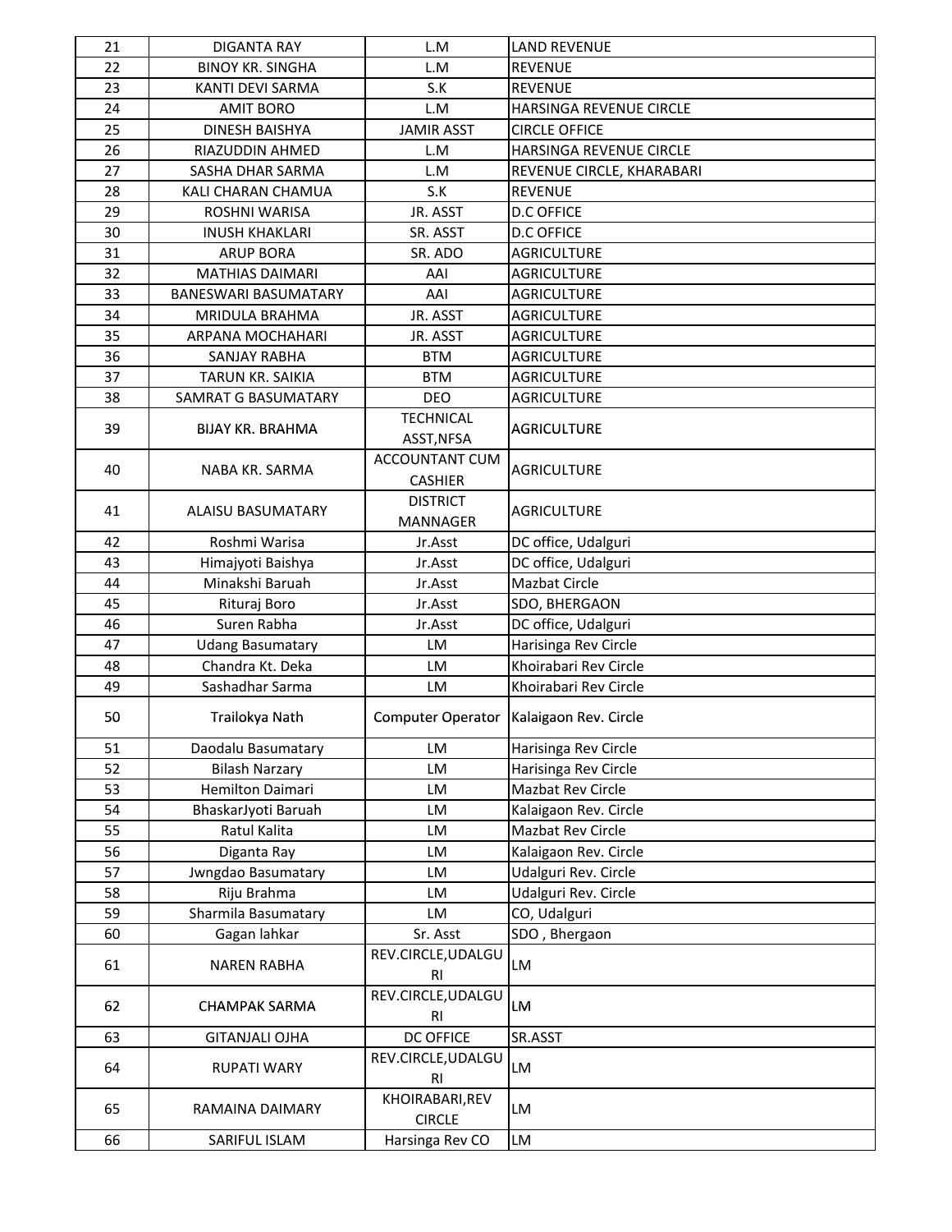| | | | |
|---|---|---|---|
| 21 | DIGANTA RAY | L.M | LAND REVENUE |
| 22 | BINOY KR. SINGHA | L.M | REVENUE |
| 23 | KANTI DEVI SARMA | S.K | REVENUE |
| 24 | AMIT BORO | L.M | HARSINGA REVENUE CIRCLE |
| 25 | DINESH BAISHYA | JAMIR ASST | CIRCLE OFFICE |
| 26 | RIAZUDDIN AHMED | L.M | HARSINGA REVENUE CIRCLE |
| 27 | SASHA DHAR SARMA | L.M | REVENUE CIRCLE, KHARABARI |
| 28 | KALI CHARAN CHAMUA | S.K | REVENUE |
| 29 | ROSHNI WARISA | JR. ASST | D.C OFFICE |
| 30 | INUSH KHAKLARI | SR. ASST | D.C OFFICE |
| 31 | ARUP BORA | SR. ADO | AGRICULTURE |
| 32 | MATHIAS DAIMARI | AAI | AGRICULTURE |
| 33 | BANESWARI BASUMATARY | AAI | AGRICULTURE |
| 34 | MRIDULA BRAHMA | JR. ASST | AGRICULTURE |
| 35 | ARPANA MOCHAHARI | JR. ASST | AGRICULTURE |
| 36 | SANJAY RABHA | BTM | AGRICULTURE |
| 37 | TARUN KR. SAIKIA | BTM | AGRICULTURE |
| 38 | SAMRAT G BASUMATARY | DEO | AGRICULTURE |
| 39 | BIJAY KR. BRAHMA | TECHNICAL ASST,NFSA | AGRICULTURE |
| 40 | NABA KR. SARMA | ACCOUNTANT CUM CASHIER | AGRICULTURE |
| 41 | ALAISU BASUMATARY | DISTRICT MANNAGER | AGRICULTURE |
| 42 | Roshmi Warisa | Jr.Asst | DC office, Udalguri |
| 43 | Himajyoti Baishya | Jr.Asst | DC office, Udalguri |
| 44 | Minakshi Baruah | Jr.Asst | Mazbat Circle |
| 45 | Rituraj Boro | Jr.Asst | SDO, BHERGAON |
| 46 | Suren Rabha | Jr.Asst | DC office, Udalguri |
| 47 | Udang Basumatary | LM | Harisinga Rev Circle |
| 48 | Chandra Kt. Deka | LM | Khoirabari Rev Circle |
| 49 | Sashadhar Sarma | LM | Khoirabari Rev Circle |
| 50 | Trailokya Nath | Computer Operator | Kalaigaon Rev. Circle |
| 51 | Daodalu Basumatary | LM | Harisinga Rev Circle |
| 52 | Bilash Narzary | LM | Harisinga Rev Circle |
| 53 | Hemilton Daimari | LM | Mazbat Rev Circle |
| 54 | BhaskarJyoti Baruah | LM | Kalaigaon Rev. Circle |
| 55 | Ratul Kalita | LM | Mazbat Rev Circle |
| 56 | Diganta Ray | LM | Kalaigaon Rev. Circle |
| 57 | Jwngdao Basumatary | LM | Udalguri Rev. Circle |
| 58 | Riju Brahma | LM | Udalguri Rev. Circle |
| 59 | Sharmila Basumatary | LM | CO, Udalguri |
| 60 | Gagan lahkar | Sr. Asst | SDO , Bhergaon |
| 61 | NAREN RABHA | REV.CIRCLE,UDALGURI | LM |
| 62 | CHAMPAK SARMA | REV.CIRCLE,UDALGURI | LM |
| 63 | GITANJALI OJHA | DC OFFICE | SR.ASST |
| 64 | RUPATI WARY | REV.CIRCLE,UDALGURI | LM |
| 65 | RAMAINA DAIMARY | KHOIRABARI,REV CIRCLE | LM |
| 66 | SARIFUL ISLAM | Harsinga Rev CO | LM |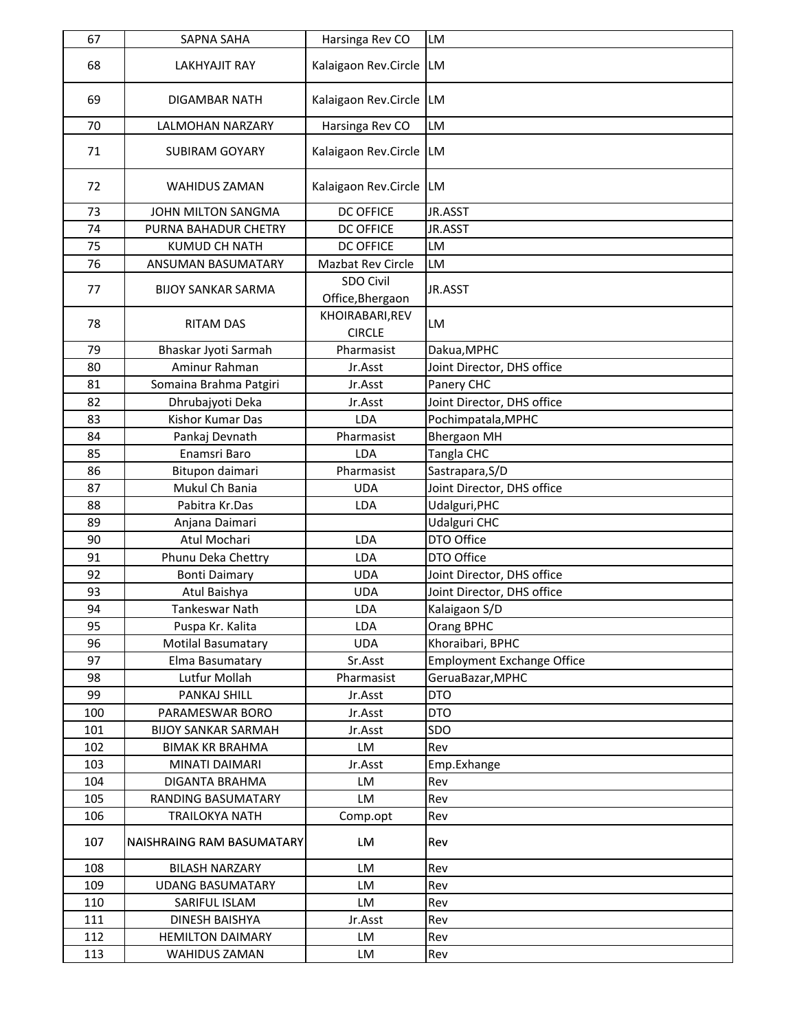| 67 | SAPNA SAHA | Harsinga Rev CO | LM |
|---|---|---|---|
| 68 | LAKHYAJIT RAY | Kalaigaon Rev.Circle | LM |
| 69 | DIGAMBAR NATH | Kalaigaon Rev.Circle | LM |
| 70 | LALMOHAN NARZARY | Harsinga Rev CO | LM |
| 71 | SUBIRAM GOYARY | Kalaigaon Rev.Circle | LM |
| 72 | WAHIDUS ZAMAN | Kalaigaon Rev.Circle | LM |
| 73 | JOHN MILTON SANGMA | DC OFFICE | JR.ASST |
| 74 | PURNA BAHADUR CHETRY | DC OFFICE | JR.ASST |
| 75 | KUMUD CH NATH | DC OFFICE | LM |
| 76 | ANSUMAN BASUMATARY | Mazbat Rev Circle | LM |
| 77 | BIJOY SANKAR SARMA | SDO Civil Office,Bhergaon | JR.ASST |
| 78 | RITAM DAS | KHOIRABARI,REV CIRCLE | LM |
| 79 | Bhaskar Jyoti Sarmah | Pharmasist | Dakua,MPHC |
| 80 | Aminur Rahman | Jr.Asst | Joint Director, DHS office |
| 81 | Somaina Brahma Patgiri | Jr.Asst | Panery CHC |
| 82 | Dhrubajyoti Deka | Jr.Asst | Joint Director, DHS office |
| 83 | Kishor Kumar Das | LDA | Pochimpatala,MPHC |
| 84 | Pankaj Devnath | Pharmasist | Bhergaon MH |
| 85 | Enamsri Baro | LDA | Tangla CHC |
| 86 | Bitupon daimari | Pharmasist | Sastrapara,S/D |
| 87 | Mukul Ch Bania | UDA | Joint Director, DHS office |
| 88 | Pabitra Kr.Das | LDA | Udalguri,PHC |
| 89 | Anjana Daimari | | Udalguri CHC |
| 90 | Atul Mochari | LDA | DTO Office |
| 91 | Phunu Deka Chettry | LDA | DTO Office |
| 92 | Bonti Daimary | UDA | Joint Director, DHS office |
| 93 | Atul Baishya | UDA | Joint Director, DHS office |
| 94 | Tankeswar Nath | LDA | Kalaigaon S/D |
| 95 | Puspa Kr. Kalita | LDA | Orang BPHC |
| 96 | Motilal Basumatary | UDA | Khoraibari, BPHC |
| 97 | Elma Basumatary | Sr.Asst | Employment Exchange Office |
| 98 | Lutfur Mollah | Pharmasist | GeruaBazar,MPHC |
| 99 | PANKAJ SHILL | Jr.Asst | DTO |
| 100 | PARAMESWAR BORO | Jr.Asst | DTO |
| 101 | BIJOY SANKAR SARMAH | Jr.Asst | SDO |
| 102 | BIMAK KR BRAHMA | LM | Rev |
| 103 | MINATI DAIMARI | Jr.Asst | Emp.Exhange |
| 104 | DIGANTA BRAHMA | LM | Rev |
| 105 | RANDING BASUMATARY | LM | Rev |
| 106 | TRAILOKYA NATH | Comp.opt | Rev |
| 107 | NAISHRAING RAM BASUMATARY | LM | Rev |
| 108 | BILASH NARZARY | LM | Rev |
| 109 | UDANG BASUMATARY | LM | Rev |
| 110 | SARIFUL ISLAM | LM | Rev |
| 111 | DINESH BAISHYA | Jr.Asst | Rev |
| 112 | HEMILTON DAIMARY | LM | Rev |
| 113 | WAHIDUS ZAMAN | LM | Rev |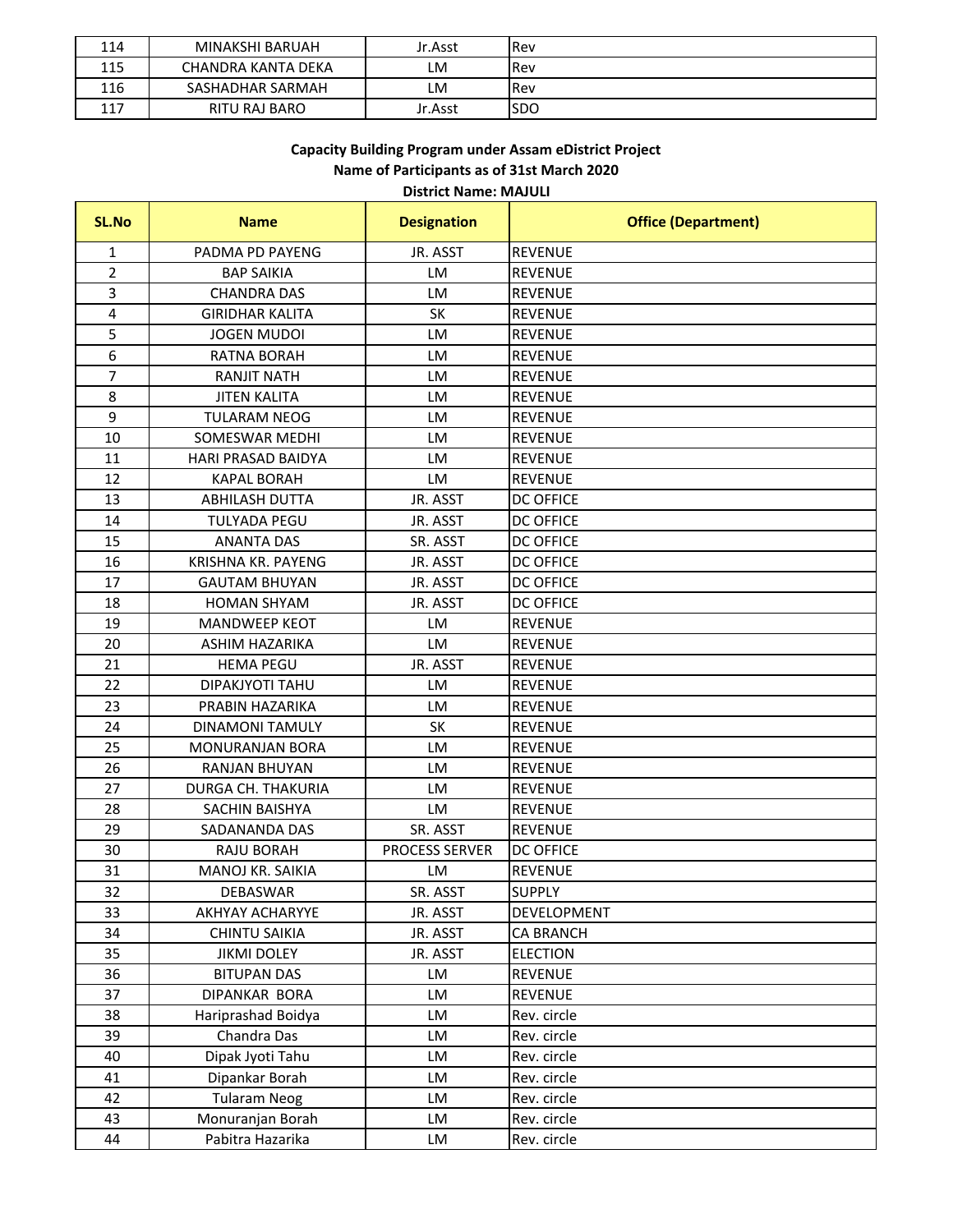| 114 | MINAKSHI BARUAH | Jr.Asst | Rev |
|---|---|---|---|
| 115 | CHANDRA KANTA DEKA | LM | Rev |
| 116 | SASHADHAR SARMAH | LM | Rev |
| 117 | RITU RAJ BARO | Jr.Asst | SDO |

**Capacity Building Program under Assam eDistrict Project**

**Name of Participants as of 31st March 2020**

**District Name: MAJULI**

| SL.No | Name | Designation | Office (Department) |
|---|---|---|---|
| 1 | PADMA PD PAYENG | JR. ASST | REVENUE |
| 2 | BAP SAIKIA | LM | REVENUE |
| 3 | CHANDRA DAS | LM | REVENUE |
| 4 | GIRIDHAR KALITA | SK | REVENUE |
| 5 | JOGEN MUDOI | LM | REVENUE |
| 6 | RATNA BORAH | LM | REVENUE |
| 7 | RANJIT NATH | LM | REVENUE |
| 8 | JITEN KALITA | LM | REVENUE |
| 9 | TULARAM NEOG | LM | REVENUE |
| 10 | SOMESWAR MEDHI | LM | REVENUE |
| 11 | HARI PRASAD BAIDYA | LM | REVENUE |
| 12 | KAPAL BORAH | LM | REVENUE |
| 13 | ABHILASH DUTTA | JR. ASST | DC OFFICE |
| 14 | TULYADA PEGU | JR. ASST | DC OFFICE |
| 15 | ANANTA DAS | SR. ASST | DC OFFICE |
| 16 | KRISHNA KR. PAYENG | JR. ASST | DC OFFICE |
| 17 | GAUTAM BHUYAN | JR. ASST | DC OFFICE |
| 18 | HOMAN SHYAM | JR. ASST | DC OFFICE |
| 19 | MANDWEEP KEOT | LM | REVENUE |
| 20 | ASHIM HAZARIKA | LM | REVENUE |
| 21 | HEMA PEGU | JR. ASST | REVENUE |
| 22 | DIPAKJYOTI TAHU | LM | REVENUE |
| 23 | PRABIN HAZARIKA | LM | REVENUE |
| 24 | DINAMONI TAMULY | SK | REVENUE |
| 25 | MONURANJAN BORA | LM | REVENUE |
| 26 | RANJAN BHUYAN | LM | REVENUE |
| 27 | DURGA CH. THAKURIA | LM | REVENUE |
| 28 | SACHIN BAISHYA | LM | REVENUE |
| 29 | SADANANDA DAS | SR. ASST | REVENUE |
| 30 | RAJU BORAH | PROCESS SERVER | DC OFFICE |
| 31 | MANOJ KR. SAIKIA | LM | REVENUE |
| 32 | DEBASWAR | SR. ASST | SUPPLY |
| 33 | AKHYAY ACHARYYE | JR. ASST | DEVELOPMENT |
| 34 | CHINTU SAIKIA | JR. ASST | CA BRANCH |
| 35 | JIKMI DOLEY | JR. ASST | ELECTION |
| 36 | BITUPAN DAS | LM | REVENUE |
| 37 | DIPANKAR BORA | LM | REVENUE |
| 38 | Hariprashad Boidya | LM | Rev. circle |
| 39 | Chandra Das | LM | Rev. circle |
| 40 | Dipak Jyoti Tahu | LM | Rev. circle |
| 41 | Dipankar Borah | LM | Rev. circle |
| 42 | Tularam Neog | LM | Rev. circle |
| 43 | Monuranjan Borah | LM | Rev. circle |
| 44 | Pabitra Hazarika | LM | Rev. circle |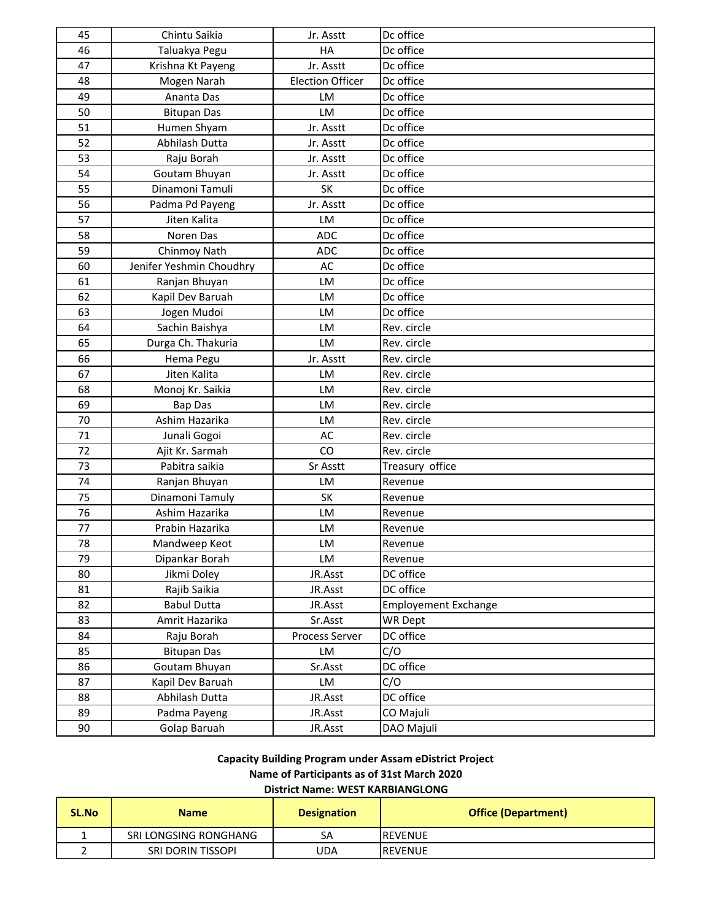| | | | |
|---|---|---|---|
| 45 | Chintu Saikia | Jr. Asstt | Dc office |
| 46 | Taluakya Pegu | HA | Dc office |
| 47 | Krishna Kt Payeng | Jr. Asstt | Dc office |
| 48 | Mogen Narah | Election Officer | Dc office |
| 49 | Ananta Das | LM | Dc office |
| 50 | Bitupan Das | LM | Dc office |
| 51 | Humen Shyam | Jr. Asstt | Dc office |
| 52 | Abhilash Dutta | Jr. Asstt | Dc office |
| 53 | Raju Borah | Jr. Asstt | Dc office |
| 54 | Goutam Bhuyan | Jr. Asstt | Dc office |
| 55 | Dinamoni Tamuli | SK | Dc office |
| 56 | Padma Pd Payeng | Jr. Asstt | Dc office |
| 57 | Jiten Kalita | LM | Dc office |
| 58 | Noren Das | ADC | Dc office |
| 59 | Chinmoy Nath | ADC | Dc office |
| 60 | Jenifer Yeshmin Choudhry | AC | Dc office |
| 61 | Ranjan Bhuyan | LM | Dc office |
| 62 | Kapil Dev Baruah | LM | Dc office |
| 63 | Jogen Mudoi | LM | Dc office |
| 64 | Sachin Baishya | LM | Rev. circle |
| 65 | Durga Ch. Thakuria | LM | Rev. circle |
| 66 | Hema Pegu | Jr. Asstt | Rev. circle |
| 67 | Jiten Kalita | LM | Rev. circle |
| 68 | Monoj Kr. Saikia | LM | Rev. circle |
| 69 | Bap Das | LM | Rev. circle |
| 70 | Ashim Hazarika | LM | Rev. circle |
| 71 | Junali Gogoi | AC | Rev. circle |
| 72 | Ajit Kr. Sarmah | CO | Rev. circle |
| 73 | Pabitra saikia | Sr Asstt | Treasury office |
| 74 | Ranjan Bhuyan | LM | Revenue |
| 75 | Dinamoni Tamuly | SK | Revenue |
| 76 | Ashim Hazarika | LM | Revenue |
| 77 | Prabin Hazarika | LM | Revenue |
| 78 | Mandweep Keot | LM | Revenue |
| 79 | Dipankar Borah | LM | Revenue |
| 80 | Jikmi Doley | JR.Asst | DC office |
| 81 | Rajib Saikia | JR.Asst | DC office |
| 82 | Babul Dutta | JR.Asst | Employement Exchange |
| 83 | Amrit Hazarika | Sr.Asst | WR Dept |
| 84 | Raju Borah | Process Server | DC office |
| 85 | Bitupan Das | LM | C/O |
| 86 | Goutam Bhuyan | Sr.Asst | DC office |
| 87 | Kapil Dev Baruah | LM | C/O |
| 88 | Abhilash Dutta | JR.Asst | DC office |
| 89 | Padma Payeng | JR.Asst | CO Majuli |
| 90 | Golap Baruah | JR.Asst | DAO Majuli |

**Capacity Building Program under Assam eDistrict Project**
**Name of Participants as of 31st March 2020**
**District Name: WEST KARBIANGLONG**

| SL.No | Name | Designation | Office (Department) |
|---|---|---|---|
| 1 | SRI LONGSING RONGHANG | SA | REVENUE |
| 2 | SRI DORIN TISSOPI | UDA | REVENUE |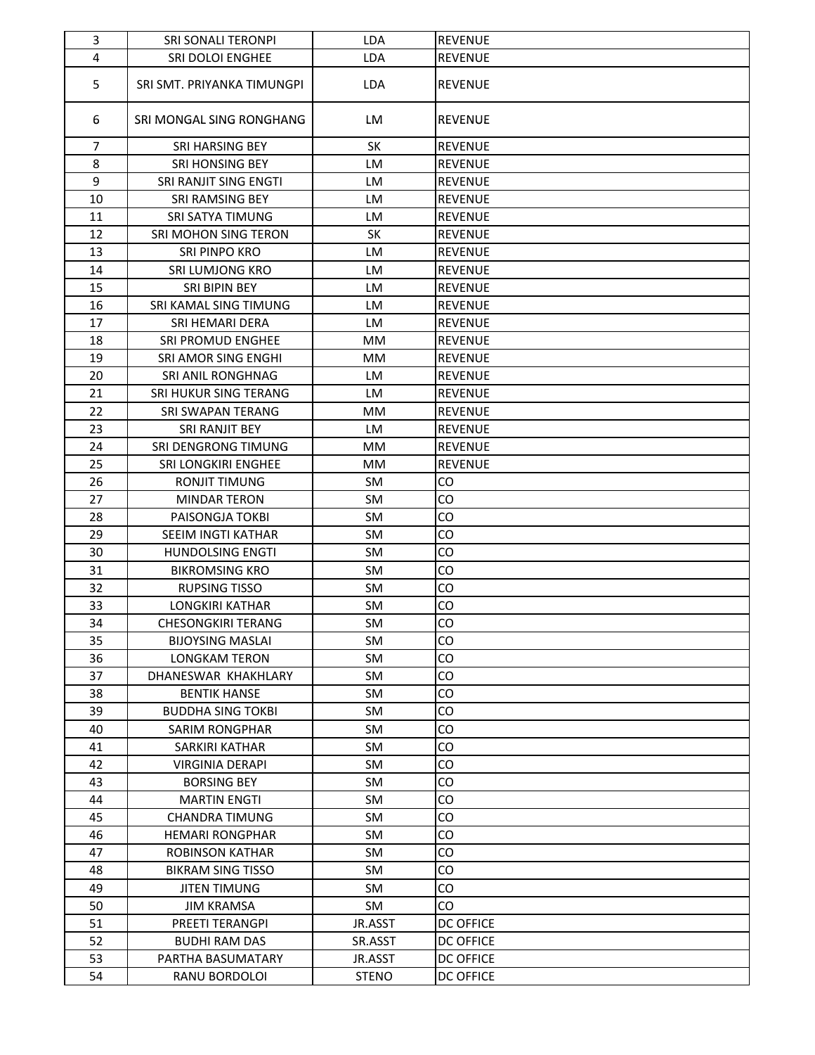| 3 | SRI SONALI TERONPI | LDA | REVENUE |
|---|---|---|---|
| 4 | SRI DOLOI ENGHEE | LDA | REVENUE |
| 5 | SRI SMT. PRIYANKA TIMUNGPI | LDA | REVENUE |
| 6 | SRI MONGAL SING RONGHANG | LM | REVENUE |
| 7 | SRI HARSING BEY | SK | REVENUE |
| 8 | SRI HONSING BEY | LM | REVENUE |
| 9 | SRI RANJIT SING ENGTI | LM | REVENUE |
| 10 | SRI RAMSING BEY | LM | REVENUE |
| 11 | SRI SATYA TIMUNG | LM | REVENUE |
| 12 | SRI MOHON SING TERON | SK | REVENUE |
| 13 | SRI PINPO KRO | LM | REVENUE |
| 14 | SRI LUMJONG KRO | LM | REVENUE |
| 15 | SRI BIPIN BEY | LM | REVENUE |
| 16 | SRI KAMAL SING TIMUNG | LM | REVENUE |
| 17 | SRI HEMARI DERA | LM | REVENUE |
| 18 | SRI PROMUD ENGHEE | MM | REVENUE |
| 19 | SRI AMOR SING ENGHI | MM | REVENUE |
| 20 | SRI ANIL RONGHNAG | LM | REVENUE |
| 21 | SRI HUKUR SING TERANG | LM | REVENUE |
| 22 | SRI SWAPAN TERANG | MM | REVENUE |
| 23 | SRI RANJIT BEY | LM | REVENUE |
| 24 | SRI DENGRONG TIMUNG | MM | REVENUE |
| 25 | SRI LONGKIRI ENGHEE | MM | REVENUE |
| 26 | RONJIT TIMUNG | SM | CO |
| 27 | MINDAR TERON | SM | CO |
| 28 | PAISONGJA TOKBI | SM | CO |
| 29 | SEEIM INGTI KATHAR | SM | CO |
| 30 | HUNDOLSING ENGTI | SM | CO |
| 31 | BIKROMSING KRO | SM | CO |
| 32 | RUPSING TISSO | SM | CO |
| 33 | LONGKIRI KATHAR | SM | CO |
| 34 | CHESONGKIRI TERANG | SM | CO |
| 35 | BIJOYSING MASLAI | SM | CO |
| 36 | LONGKAM TERON | SM | CO |
| 37 | DHANESWAR KHAKHLARY | SM | CO |
| 38 | BENTIK HANSE | SM | CO |
| 39 | BUDDHA SING TOKBI | SM | CO |
| 40 | SARIM RONGPHAR | SM | CO |
| 41 | SARKIRI KATHAR | SM | CO |
| 42 | VIRGINIA DERAPI | SM | CO |
| 43 | BORSING BEY | SM | CO |
| 44 | MARTIN ENGTI | SM | CO |
| 45 | CHANDRA TIMUNG | SM | CO |
| 46 | HEMARI RONGPHAR | SM | CO |
| 47 | ROBINSON KATHAR | SM | CO |
| 48 | BIKRAM SING TISSO | SM | CO |
| 49 | JITEN TIMUNG | SM | CO |
| 50 | JIM KRAMSA | SM | CO |
| 51 | PREETI TERANGPI | JR.ASST | DC OFFICE |
| 52 | BUDHI RAM DAS | SR.ASST | DC OFFICE |
| 53 | PARTHA BASUMATARY | JR.ASST | DC OFFICE |
| 54 | RANU BORDOLOI | STENO | DC OFFICE |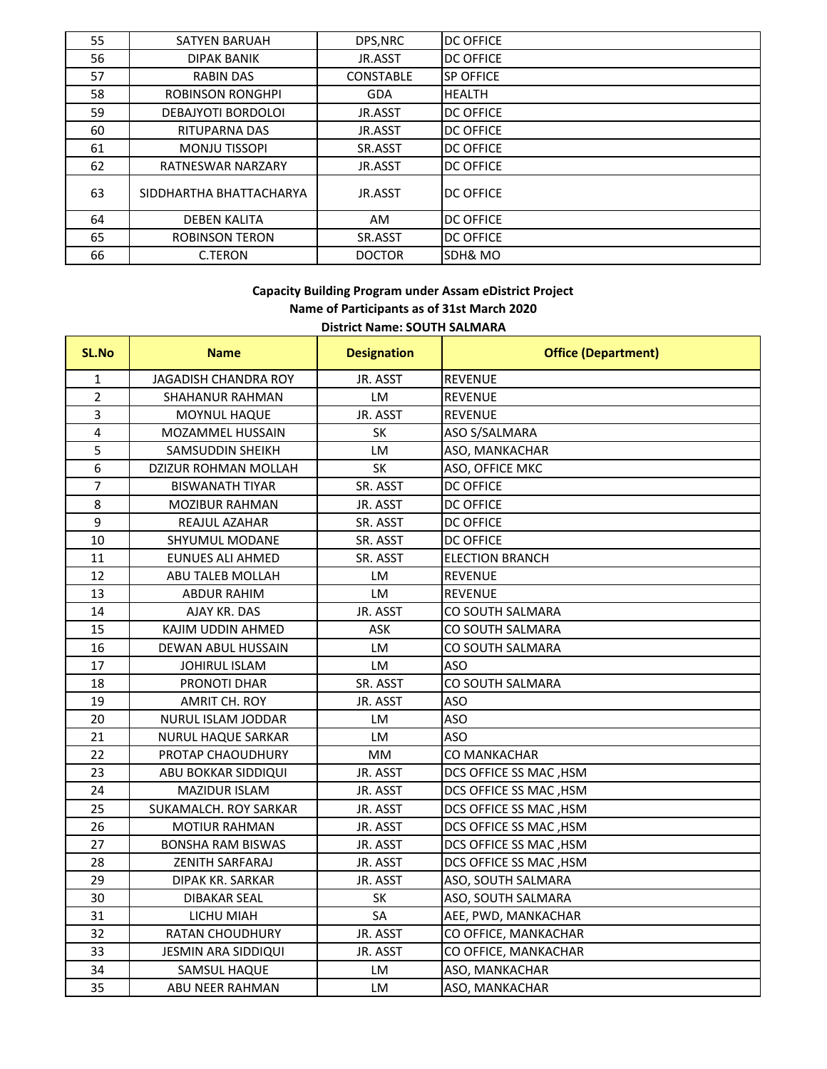| | | | |
|---|---|---|---|
| 55 | SATYEN BARUAH | DPS,NRC | DC OFFICE |
| 56 | DIPAK BANIK | JR.ASST | DC OFFICE |
| 57 | RABIN DAS | CONSTABLE | SP OFFICE |
| 58 | ROBINSON RONGHPI | GDA | HEALTH |
| 59 | DEBAJYOTI BORDOLOI | JR.ASST | DC OFFICE |
| 60 | RITUPARNA DAS | JR.ASST | DC OFFICE |
| 61 | MONJU TISSOPI | SR.ASST | DC OFFICE |
| 62 | RATNESWAR NARZARY | JR.ASST | DC OFFICE |
| 63 | SIDDHARTHA BHATTACHARYA | JR.ASST | DC OFFICE |
| 64 | DEBEN KALITA | AM | DC OFFICE |
| 65 | ROBINSON TERON | SR.ASST | DC OFFICE |
| 66 | C.TERON | DOCTOR | SDH& MO |

**Capacity Building Program under Assam eDistrict Project**
**Name of Participants as of 31st March 2020**
**District Name: SOUTH SALMARA**

| SL.No | Name | Designation | Office (Department) |
|---|---|---|---|
| 1 | JAGADISH CHANDRA ROY | JR. ASST | REVENUE |
| 2 | SHAHANUR RAHMAN | LM | REVENUE |
| 3 | MOYNUL HAQUE | JR. ASST | REVENUE |
| 4 | MOZAMMEL HUSSAIN | SK | ASO S/SALMARA |
| 5 | SAMSUDDIN SHEIKH | LM | ASO, MANKACHAR |
| 6 | DZIZUR ROHMAN MOLLAH | SK | ASO, OFFICE MKC |
| 7 | BISWANATH TIYAR | SR. ASST | DC OFFICE |
| 8 | MOZIBUR RAHMAN | JR. ASST | DC OFFICE |
| 9 | REAJUL AZAHAR | SR. ASST | DC OFFICE |
| 10 | SHYUMUL MODANE | SR. ASST | DC OFFICE |
| 11 | EUNUES ALI AHMED | SR. ASST | ELECTION BRANCH |
| 12 | ABU TALEB MOLLAH | LM | REVENUE |
| 13 | ABDUR RAHIM | LM | REVENUE |
| 14 | AJAY KR. DAS | JR. ASST | CO SOUTH SALMARA |
| 15 | KAJIM UDDIN AHMED | ASK | CO SOUTH SALMARA |
| 16 | DEWAN ABUL HUSSAIN | LM | CO SOUTH SALMARA |
| 17 | JOHIRUL ISLAM | LM | ASO |
| 18 | PRONOTI DHAR | SR. ASST | CO SOUTH SALMARA |
| 19 | AMRIT CH. ROY | JR. ASST | ASO |
| 20 | NURUL ISLAM JODDAR | LM | ASO |
| 21 | NURUL HAQUE SARKAR | LM | ASO |
| 22 | PROTAP CHAOUDHURY | MM | CO MANKACHAR |
| 23 | ABU BOKKAR SIDDIQUI | JR. ASST | DCS OFFICE SS MAC ,HSM |
| 24 | MAZIDUR ISLAM | JR. ASST | DCS OFFICE SS MAC ,HSM |
| 25 | SUKAMALCH. ROY SARKAR | JR. ASST | DCS OFFICE SS MAC ,HSM |
| 26 | MOTIUR RAHMAN | JR. ASST | DCS OFFICE SS MAC ,HSM |
| 27 | BONSHA RAM BISWAS | JR. ASST | DCS OFFICE SS MAC ,HSM |
| 28 | ZENITH SARFARAJ | JR. ASST | DCS OFFICE SS MAC ,HSM |
| 29 | DIPAK KR. SARKAR | JR. ASST | ASO, SOUTH SALMARA |
| 30 | DIBAKAR SEAL | SK | ASO, SOUTH SALMARA |
| 31 | LICHU MIAH | SA | AEE, PWD, MANKACHAR |
| 32 | RATAN CHOUDHURY | JR. ASST | CO OFFICE, MANKACHAR |
| 33 | JESMIN ARA SIDDIQUI | JR. ASST | CO OFFICE, MANKACHAR |
| 34 | SAMSUL HAQUE | LM | ASO, MANKACHAR |
| 35 | ABU NEER RAHMAN | LM | ASO, MANKACHAR |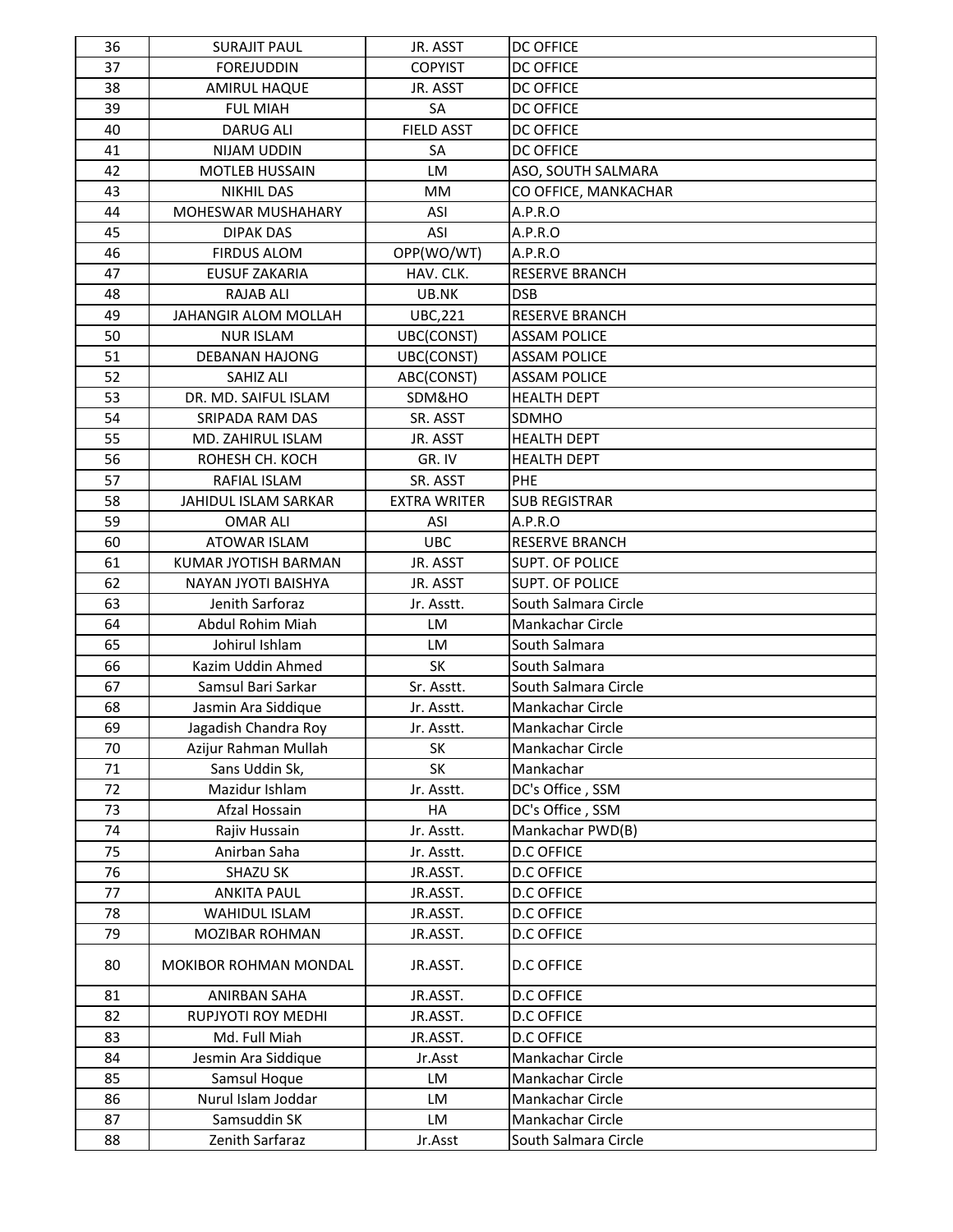| 36 | SURAJIT PAUL | JR. ASST | DC OFFICE |
|---|---|---|---|
| 37 | FOREJUDDIN | COPYIST | DC OFFICE |
| 38 | AMIRUL HAQUE | JR. ASST | DC OFFICE |
| 39 | FUL MIAH | SA | DC OFFICE |
| 40 | DARUG ALI | FIELD ASST | DC OFFICE |
| 41 | NIJAM UDDIN | SA | DC OFFICE |
| 42 | MOTLEB HUSSAIN | LM | ASO, SOUTH SALMARA |
| 43 | NIKHIL DAS | MM | CO OFFICE, MANKACHAR |
| 44 | MOHESWAR MUSHAHARY | ASI | A.P.R.O |
| 45 | DIPAK DAS | ASI | A.P.R.O |
| 46 | FIRDUS ALOM | OPP(WO/WT) | A.P.R.O |
| 47 | EUSUF ZAKARIA | HAV. CLK. | RESERVE BRANCH |
| 48 | RAJAB ALI | UB.NK | DSB |
| 49 | JAHANGIR ALOM MOLLAH | UBC,221 | RESERVE BRANCH |
| 50 | NUR ISLAM | UBC(CONST) | ASSAM POLICE |
| 51 | DEBANAN HAJONG | UBC(CONST) | ASSAM POLICE |
| 52 | SAHIZ ALI | ABC(CONST) | ASSAM POLICE |
| 53 | DR. MD. SAIFUL ISLAM | SDM&HO | HEALTH DEPT |
| 54 | SRIPADA RAM DAS | SR. ASST | SDMHO |
| 55 | MD. ZAHIRUL ISLAM | JR. ASST | HEALTH DEPT |
| 56 | ROHESH CH. KOCH | GR. IV | HEALTH DEPT |
| 57 | RAFIAL ISLAM | SR. ASST | PHE |
| 58 | JAHIDUL ISLAM SARKAR | EXTRA WRITER | SUB REGISTRAR |
| 59 | OMAR ALI | ASI | A.P.R.O |
| 60 | ATOWAR ISLAM | UBC | RESERVE BRANCH |
| 61 | KUMAR JYOTISH BARMAN | JR. ASST | SUPT. OF POLICE |
| 62 | NAYAN JYOTI BAISHYA | JR. ASST | SUPT. OF POLICE |
| 63 | Jenith Sarforaz | Jr. Asstt. | South Salmara Circle |
| 64 | Abdul Rohim Miah | LM | Mankachar Circle |
| 65 | Johirul Ishlam | LM | South Salmara |
| 66 | Kazim Uddin Ahmed | SK | South Salmara |
| 67 | Samsul Bari Sarkar | Sr. Asstt. | South Salmara Circle |
| 68 | Jasmin Ara Siddique | Jr. Asstt. | Mankachar Circle |
| 69 | Jagadish Chandra Roy | Jr. Asstt. | Mankachar Circle |
| 70 | Azijur Rahman Mullah | SK | Mankachar Circle |
| 71 | Sans Uddin Sk, | SK | Mankachar |
| 72 | Mazidur Ishlam | Jr. Asstt. | DC's Office , SSM |
| 73 | Afzal Hossain | HA | DC's Office , SSM |
| 74 | Rajiv Hussain | Jr. Asstt. | Mankachar PWD(B) |
| 75 | Anirban Saha | Jr. Asstt. | D.C OFFICE |
| 76 | SHAZU SK | JR.ASST. | D.C OFFICE |
| 77 | ANKITA PAUL | JR.ASST. | D.C OFFICE |
| 78 | WAHIDUL ISLAM | JR.ASST. | D.C OFFICE |
| 79 | MOZIBAR ROHMAN | JR.ASST. | D.C OFFICE |
| 80 | MOKIBOR ROHMAN MONDAL | JR.ASST. | D.C OFFICE |
| 81 | ANIRBAN SAHA | JR.ASST. | D.C OFFICE |
| 82 | RUPJYOTI ROY MEDHI | JR.ASST. | D.C OFFICE |
| 83 | Md. Full Miah | JR.ASST. | D.C OFFICE |
| 84 | Jesmin Ara Siddique | Jr.Asst | Mankachar Circle |
| 85 | Samsul Hoque | LM | Mankachar Circle |
| 86 | Nurul Islam Joddar | LM | Mankachar Circle |
| 87 | Samsuddin SK | LM | Mankachar Circle |
| 88 | Zenith Sarfaraz | Jr.Asst | South Salmara Circle |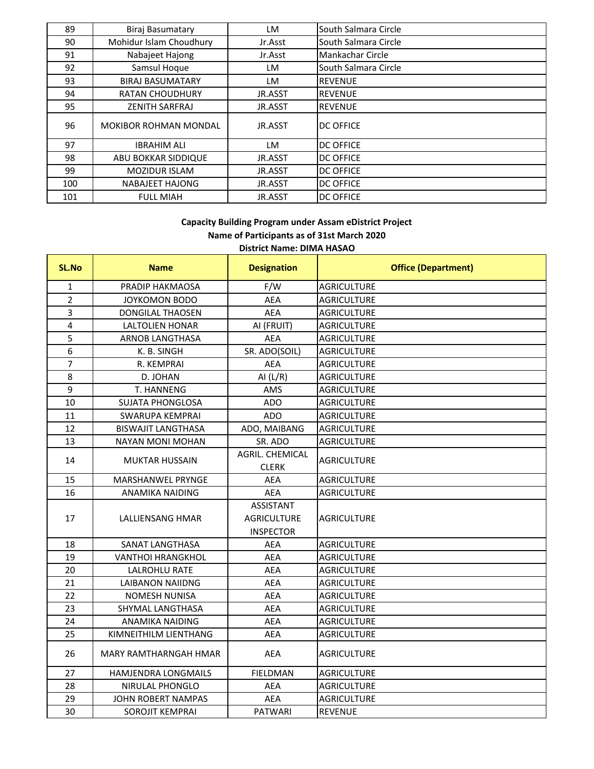| 89 | Biraj Basumatary | LM | South Salmara Circle |
|---|---|---|---|
| 90 | Mohidur Islam Choudhury | Jr.Asst | South Salmara Circle |
| 91 | Nabajeet Hajong | Jr.Asst | Mankachar Circle |
| 92 | Samsul Hoque | LM | South Salmara Circle |
| 93 | BIRAJ BASUMATARY | LM | REVENUE |
| 94 | RATAN CHOUDHURY | JR.ASST | REVENUE |
| 95 | ZENITH SARFRAJ | JR.ASST | REVENUE |
| 96 | MOKIBOR ROHMAN MONDAL | JR.ASST | DC OFFICE |
| 97 | IBRAHIM ALI | LM | DC OFFICE |
| 98 | ABU BOKKAR SIDDIQUE | JR.ASST | DC OFFICE |
| 99 | MOZIDUR ISLAM | JR.ASST | DC OFFICE |
| 100 | NABAJEET HAJONG | JR.ASST | DC OFFICE |
| 101 | FULL MIAH | JR.ASST | DC OFFICE |

**Capacity Building Program under Assam eDistrict Project**

**Name of Participants as of 31st March 2020**

**District Name: DIMA HASAO**

| SL.No | Name | Designation | Office (Department) |
|---|---|---|---|
| 1 | PRADIP HAKMAOSA | F/W | AGRICULTURE |
| 2 | JOYKOMON BODO | AEA | AGRICULTURE |
| 3 | DONGILAL THAOSEN | AEA | AGRICULTURE |
| 4 | LALTOLIEN HONAR | AI (FRUIT) | AGRICULTURE |
| 5 | ARNOB LANGTHASA | AEA | AGRICULTURE |
| 6 | K. B. SINGH | SR. ADO(SOIL) | AGRICULTURE |
| 7 | R. KEMPRAI | AEA | AGRICULTURE |
| 8 | D. JOHAN | AI (L/R) | AGRICULTURE |
| 9 | T. HANNENG | AMS | AGRICULTURE |
| 10 | SUJATA PHONGLOSA | ADO | AGRICULTURE |
| 11 | SWARUPA KEMPRAI | ADO | AGRICULTURE |
| 12 | BISWAJIT LANGTHASA | ADO, MAIBANG | AGRICULTURE |
| 13 | NAYAN MONI MOHAN | SR. ADO | AGRICULTURE |
| 14 | MUKTAR HUSSAIN | AGRIL. CHEMICAL CLERK | AGRICULTURE |
| 15 | MARSHANWEL PRYNGE | AEA | AGRICULTURE |
| 16 | ANAMIKA NAIDING | AEA | AGRICULTURE |
| 17 | LALLIENSANG HMAR | ASSISTANT AGRICULTURE INSPECTOR | AGRICULTURE |
| 18 | SANAT LANGTHASA | AEA | AGRICULTURE |
| 19 | VANTHOI HRANGKHOL | AEA | AGRICULTURE |
| 20 | LALROHLU RATE | AEA | AGRICULTURE |
| 21 | LAIBANON NAIIDNG | AEA | AGRICULTURE |
| 22 | NOMESH NUNISA | AEA | AGRICULTURE |
| 23 | SHYMAL LANGTHASA | AEA | AGRICULTURE |
| 24 | ANAMIKA NAIDING | AEA | AGRICULTURE |
| 25 | KIMNEITHILM LIENTHANG | AEA | AGRICULTURE |
| 26 | MARY RAMTHARNGAH HMAR | AEA | AGRICULTURE |
| 27 | HAMJENDRA LONGMAILS | FIELDMAN | AGRICULTURE |
| 28 | NIRULAL PHONGLO | AEA | AGRICULTURE |
| 29 | JOHN ROBERT NAMPAS | AEA | AGRICULTURE |
| 30 | SOROJIT KEMPRAI | PATWARI | REVENUE |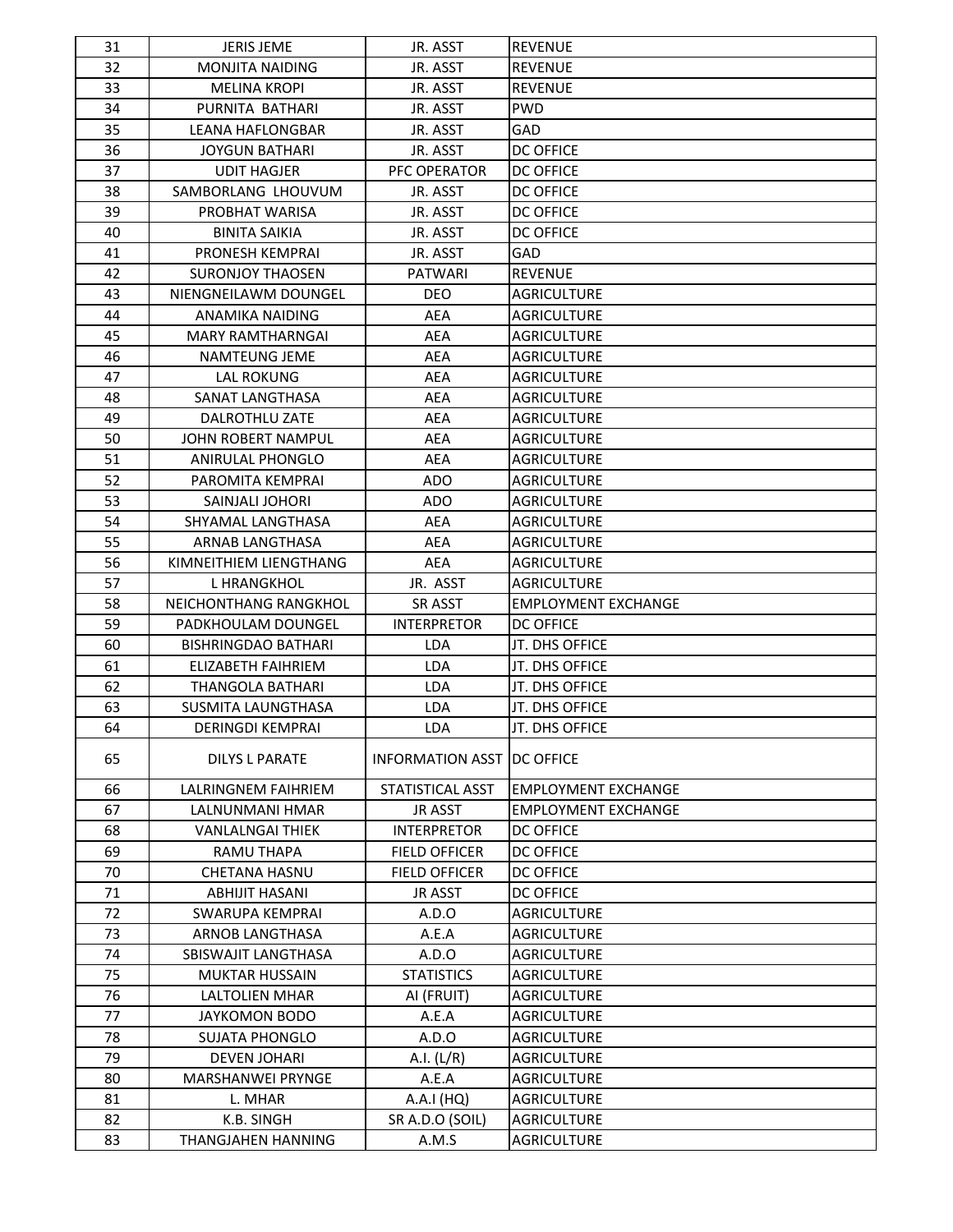| 31 | JERIS JEME | JR. ASST | REVENUE |
|---|---|---|---|
| 32 | MONJITA NAIDING | JR. ASST | REVENUE |
| 33 | MELINA KROPI | JR. ASST | REVENUE |
| 34 | PURNITA BATHARI | JR. ASST | PWD |
| 35 | LEANA HAFLONGBAR | JR. ASST | GAD |
| 36 | JOYGUN BATHARI | JR. ASST | DC OFFICE |
| 37 | UDIT HAGJER | PFC OPERATOR | DC OFFICE |
| 38 | SAMBORLANG LHOUVUM | JR. ASST | DC OFFICE |
| 39 | PROBHAT WARISA | JR. ASST | DC OFFICE |
| 40 | BINITA SAIKIA | JR. ASST | DC OFFICE |
| 41 | PRONESH KEMPRAI | JR. ASST | GAD |
| 42 | SURONJOY THAOSEN | PATWARI | REVENUE |
| 43 | NIENGNEILAWM DOUNGEL | DEO | AGRICULTURE |
| 44 | ANAMIKA NAIDING | AEA | AGRICULTURE |
| 45 | MARY RAMTHARNGAI | AEA | AGRICULTURE |
| 46 | NAMTEUNG JEME | AEA | AGRICULTURE |
| 47 | LAL ROKUNG | AEA | AGRICULTURE |
| 48 | SANAT LANGTHASA | AEA | AGRICULTURE |
| 49 | DALROTHLU ZATE | AEA | AGRICULTURE |
| 50 | JOHN ROBERT NAMPUL | AEA | AGRICULTURE |
| 51 | ANIRULAL PHONGLO | AEA | AGRICULTURE |
| 52 | PAROMITA KEMPRAI | ADO | AGRICULTURE |
| 53 | SAINJALI JOHORI | ADO | AGRICULTURE |
| 54 | SHYAMAL LANGTHASA | AEA | AGRICULTURE |
| 55 | ARNAB LANGTHASA | AEA | AGRICULTURE |
| 56 | KIMNEITHIEM LIENGTHANG | AEA | AGRICULTURE |
| 57 | L HRANGKHOL | JR. ASST | AGRICULTURE |
| 58 | NEICHONTHANG RANGKHOL | SR ASST | EMPLOYMENT EXCHANGE |
| 59 | PADKHOULAM DOUNGEL | INTERPRETOR | DC OFFICE |
| 60 | BISHRINGDAO BATHARI | LDA | JT. DHS OFFICE |
| 61 | ELIZABETH FAIHRIEM | LDA | JT. DHS OFFICE |
| 62 | THANGOLA BATHARI | LDA | JT. DHS OFFICE |
| 63 | SUSMITA LAUNGTHASA | LDA | JT. DHS OFFICE |
| 64 | DERINGDI KEMPRAI | LDA | JT. DHS OFFICE |
| 65 | DILYS L PARATE | INFORMATION ASST | DC OFFICE |
| 66 | LALRINGNEM FAIHRIEM | STATISTICAL ASST | EMPLOYMENT EXCHANGE |
| 67 | LALNUNMANI HMAR | JR ASST | EMPLOYMENT EXCHANGE |
| 68 | VANLALNGAI THIEK | INTERPRETOR | DC OFFICE |
| 69 | RAMU THAPA | FIELD OFFICER | DC OFFICE |
| 70 | CHETANA HASNU | FIELD OFFICER | DC OFFICE |
| 71 | ABHIJIT HASANI | JR ASST | DC OFFICE |
| 72 | SWARUPA KEMPRAI | A.D.O | AGRICULTURE |
| 73 | ARNOB LANGTHASA | A.E.A | AGRICULTURE |
| 74 | SBISWAJIT LANGTHASA | A.D.O | AGRICULTURE |
| 75 | MUKTAR HUSSAIN | STATISTICS | AGRICULTURE |
| 76 | LALTOLIEN MHAR | AI (FRUIT) | AGRICULTURE |
| 77 | JAYKOMON BODO | A.E.A | AGRICULTURE |
| 78 | SUJATA PHONGLO | A.D.O | AGRICULTURE |
| 79 | DEVEN JOHARI | A.I. (L/R) | AGRICULTURE |
| 80 | MARSHANWEI PRYNGE | A.E.A | AGRICULTURE |
| 81 | L. MHAR | A.A.I (HQ) | AGRICULTURE |
| 82 | K.B. SINGH | SR A.D.O (SOIL) | AGRICULTURE |
| 83 | THANGJAHEN HANNING | A.M.S | AGRICULTURE |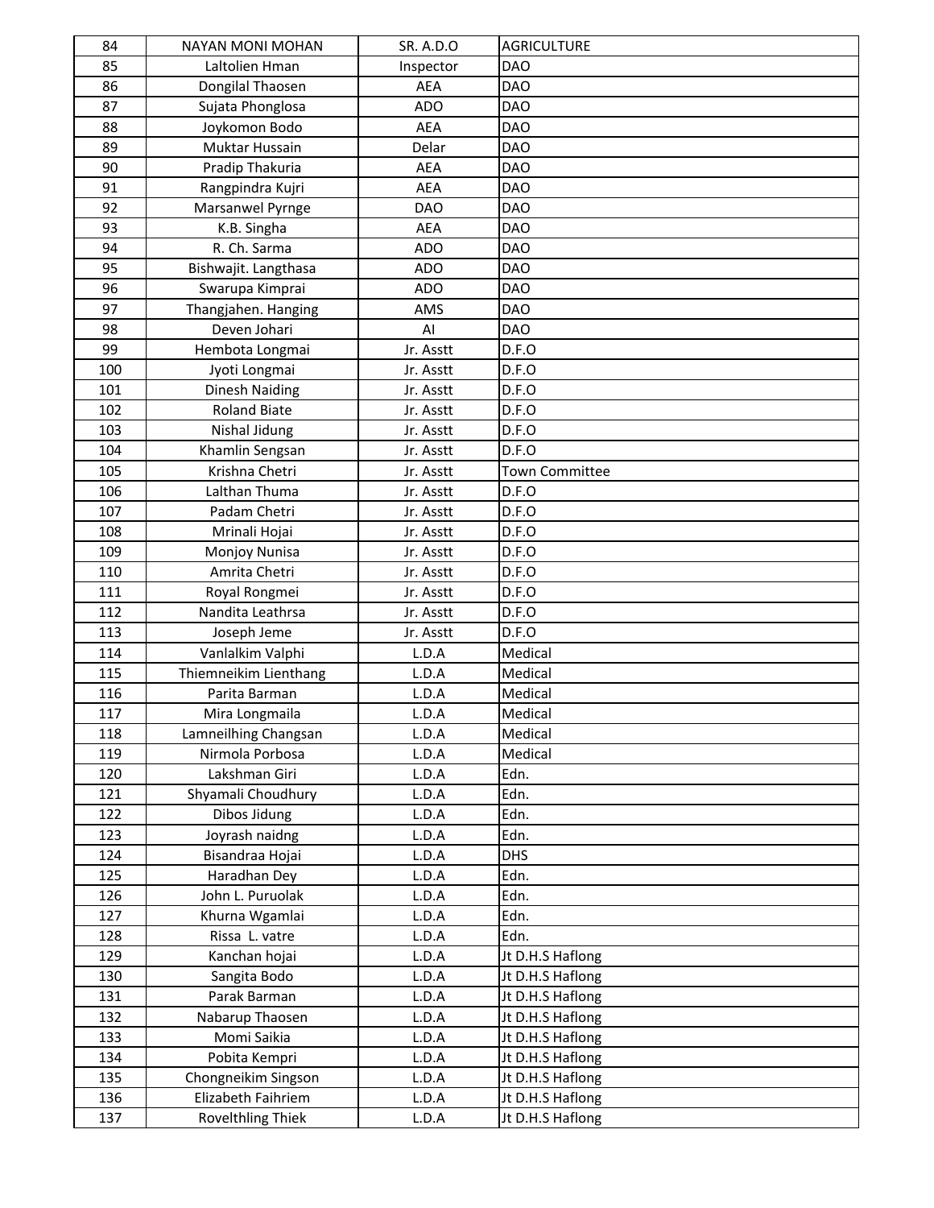| 84 | NAYAN MONI MOHAN | SR. A.D.O | AGRICULTURE |
|---|---|---|---|
| 85 | Laltolien Hman | Inspector | DAO |
| 86 | Dongilal Thaosen | AEA | DAO |
| 87 | Sujata Phonglosa | ADO | DAO |
| 88 | Joykomon Bodo | AEA | DAO |
| 89 | Muktar Hussain | Delar | DAO |
| 90 | Pradip Thakuria | AEA | DAO |
| 91 | Rangpindra Kujri | AEA | DAO |
| 92 | Marsanwel Pyrnge | DAO | DAO |
| 93 | K.B. Singha | AEA | DAO |
| 94 | R. Ch. Sarma | ADO | DAO |
| 95 | Bishwajit. Langthasa | ADO | DAO |
| 96 | Swarupa Kimprai | ADO | DAO |
| 97 | Thangjahen. Hanging | AMS | DAO |
| 98 | Deven Johari | AI | DAO |
| 99 | Hembota Longmai | Jr. Asstt | D.F.O |
| 100 | Jyoti Longmai | Jr. Asstt | D.F.O |
| 101 | Dinesh Naiding | Jr. Asstt | D.F.O |
| 102 | Roland Biate | Jr. Asstt | D.F.O |
| 103 | Nishal Jidung | Jr. Asstt | D.F.O |
| 104 | Khamlin Sengsan | Jr. Asstt | D.F.O |
| 105 | Krishna Chetri | Jr. Asstt | Town Committee |
| 106 | Lalthan Thuma | Jr. Asstt | D.F.O |
| 107 | Padam Chetri | Jr. Asstt | D.F.O |
| 108 | Mrinali Hojai | Jr. Asstt | D.F.O |
| 109 | Monjoy Nunisa | Jr. Asstt | D.F.O |
| 110 | Amrita Chetri | Jr. Asstt | D.F.O |
| 111 | Royal Rongmei | Jr. Asstt | D.F.O |
| 112 | Nandita Leathrsa | Jr. Asstt | D.F.O |
| 113 | Joseph Jeme | Jr. Asstt | D.F.O |
| 114 | Vanlalkim Valphi | L.D.A | Medical |
| 115 | Thiemneikim Lienthang | L.D.A | Medical |
| 116 | Parita Barman | L.D.A | Medical |
| 117 | Mira Longmaila | L.D.A | Medical |
| 118 | Lamneilhing Changsan | L.D.A | Medical |
| 119 | Nirmola Porbosa | L.D.A | Medical |
| 120 | Lakshman Giri | L.D.A | Edn. |
| 121 | Shyamali Choudhury | L.D.A | Edn. |
| 122 | Dibos Jidung | L.D.A | Edn. |
| 123 | Joyrash naidng | L.D.A | Edn. |
| 124 | Bisandraa Hojai | L.D.A | DHS |
| 125 | Haradhan Dey | L.D.A | Edn. |
| 126 | John L. Puruolak | L.D.A | Edn. |
| 127 | Khurna Wgamlai | L.D.A | Edn. |
| 128 | Rissa L. vatre | L.D.A | Edn. |
| 129 | Kanchan hojai | L.D.A | Jt D.H.S Haflong |
| 130 | Sangita Bodo | L.D.A | Jt D.H.S Haflong |
| 131 | Parak Barman | L.D.A | Jt D.H.S Haflong |
| 132 | Nabarup Thaosen | L.D.A | Jt D.H.S Haflong |
| 133 | Momi Saikia | L.D.A | Jt D.H.S Haflong |
| 134 | Pobita Kempri | L.D.A | Jt D.H.S Haflong |
| 135 | Chongneikim Singson | L.D.A | Jt D.H.S Haflong |
| 136 | Elizabeth Faihriem | L.D.A | Jt D.H.S Haflong |
| 137 | Rovelthling Thiek | L.D.A | Jt D.H.S Haflong |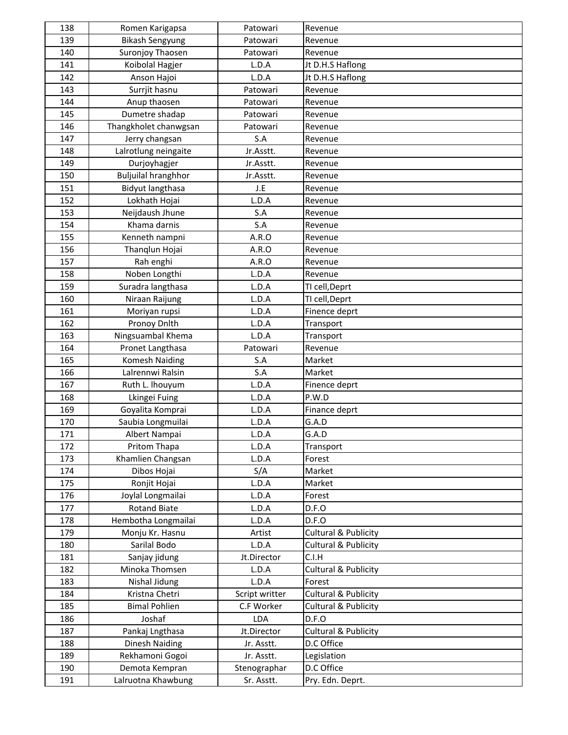| 138 | Romen Karigapsa | Patowari | Revenue |
|---|---|---|---|
| 139 | Bikash Sengyung | Patowari | Revenue |
| 140 | Suronjoy Thaosen | Patowari | Revenue |
| 141 | Koibolal Hagjer | L.D.A | Jt D.H.S Haflong |
| 142 | Anson Hajoi | L.D.A | Jt D.H.S Haflong |
| 143 | Surrjit hasnu | Patowari | Revenue |
| 144 | Anup thaosen | Patowari | Revenue |
| 145 | Dumetre shadap | Patowari | Revenue |
| 146 | Thangkholet chanwgsan | Patowari | Revenue |
| 147 | Jerry changsan | S.A | Revenue |
| 148 | Lalrotlung neingaite | Jr.Asstt. | Revenue |
| 149 | Durjoyhagjer | Jr.Asstt. | Revenue |
| 150 | Buljuilal hranghhor | Jr.Asstt. | Revenue |
| 151 | Bidyut langthasa | J.E | Revenue |
| 152 | Lokhath Hojai | L.D.A | Revenue |
| 153 | Neijdaush Jhune | S.A | Revenue |
| 154 | Khama darnis | S.A | Revenue |
| 155 | Kenneth nampni | A.R.O | Revenue |
| 156 | Thanqlun Hojai | A.R.O | Revenue |
| 157 | Rah enghi | A.R.O | Revenue |
| 158 | Noben Longthi | L.D.A | Revenue |
| 159 | Suradra langthasa | L.D.A | TI cell,Deprt |
| 160 | Niraan Raijung | L.D.A | TI cell,Deprt |
| 161 | Moriyan rupsi | L.D.A | Finence deprt |
| 162 | Pronoy Dnlth | L.D.A | Transport |
| 163 | Ningsuambal Khema | L.D.A | Transport |
| 164 | Pronet Langthasa | Patowari | Revenue |
| 165 | Komesh Naiding | S.A | Market |
| 166 | Lalrennwi Ralsin | S.A | Market |
| 167 | Ruth L. lhouyum | L.D.A | Finence deprt |
| 168 | Lkingei Fuing | L.D.A | P.W.D |
| 169 | Goyalita Komprai | L.D.A | Finance deprt |
| 170 | Saubia Longmuilai | L.D.A | G.A.D |
| 171 | Albert Nampai | L.D.A | G.A.D |
| 172 | Pritom Thapa | L.D.A | Transport |
| 173 | Khamlien Changsan | L.D.A | Forest |
| 174 | Dibos Hojai | S/A | Market |
| 175 | Ronjit Hojai | L.D.A | Market |
| 176 | Joylal Longmailai | L.D.A | Forest |
| 177 | Rotand Biate | L.D.A | D.F.O |
| 178 | Hembotha Longmailai | L.D.A | D.F.O |
| 179 | Monju Kr. Hasnu | Artist | Cultural & Publicity |
| 180 | Sarilal Bodo | L.D.A | Cultural & Publicity |
| 181 | Sanjay jidung | Jt.Director | C.I.H |
| 182 | Minoka Thomsen | L.D.A | Cultural & Publicity |
| 183 | Nishal Jidung | L.D.A | Forest |
| 184 | Kristna Chetri | Script writter | Cultural & Publicity |
| 185 | Bimal Pohlien | C.F Worker | Cultural & Publicity |
| 186 | Joshaf | LDA | D.F.O |
| 187 | Pankaj Lngthasa | Jt.Director | Cultural & Publicity |
| 188 | Dinesh Naiding | Jr. Asstt. | D.C Office |
| 189 | Rekhamoni Gogoi | Jr. Asstt. | Legislation |
| 190 | Demota Kempran | Stenographar | D.C Office |
| 191 | Lalruotna Khawbung | Sr. Asstt. | Pry. Edn. Deprt. |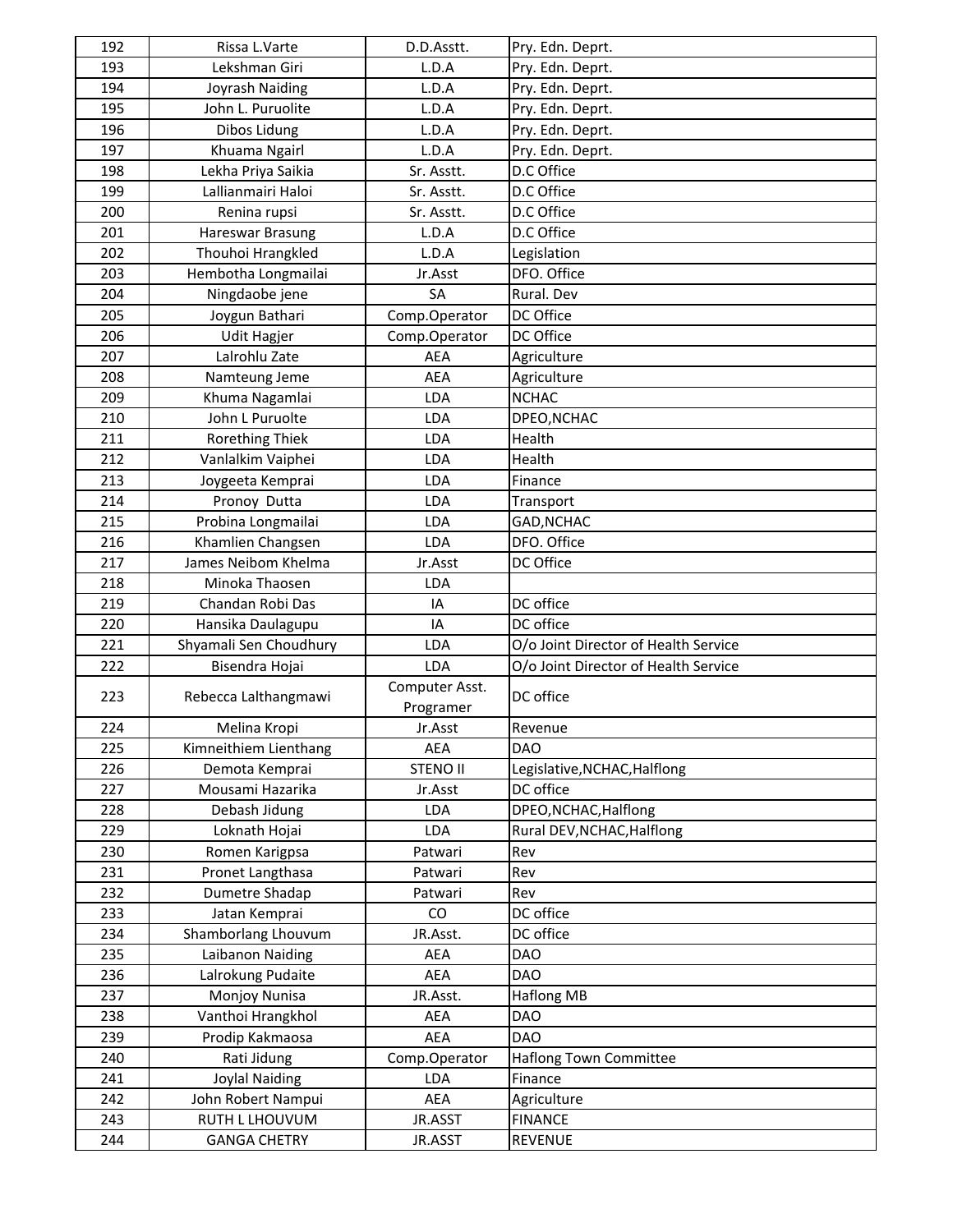| | | | |
|---|---|---|---|
| 192 | Rissa L.Varte | D.D.Asstt. | Pry. Edn. Deprt. |
| 193 | Lekshman Giri | L.D.A | Pry. Edn. Deprt. |
| 194 | Joyrash Naiding | L.D.A | Pry. Edn. Deprt. |
| 195 | John L. Puruolite | L.D.A | Pry. Edn. Deprt. |
| 196 | Dibos Lidung | L.D.A | Pry. Edn. Deprt. |
| 197 | Khuama Ngairl | L.D.A | Pry. Edn. Deprt. |
| 198 | Lekha Priya Saikia | Sr. Asstt. | D.C Office |
| 199 | Lallianmairi Haloi | Sr. Asstt. | D.C Office |
| 200 | Renina rupsi | Sr. Asstt. | D.C Office |
| 201 | Hareswar Brasung | L.D.A | D.C Office |
| 202 | Thouhoi Hrangkled | L.D.A | Legislation |
| 203 | Hembotha Longmailai | Jr.Asst | DFO. Office |
| 204 | Ningdaobe jene | SA | Rural. Dev |
| 205 | Joygun Bathari | Comp.Operator | DC Office |
| 206 | Udit Hagjer | Comp.Operator | DC Office |
| 207 | Lalrohlu Zate | AEA | Agriculture |
| 208 | Namteung Jeme | AEA | Agriculture |
| 209 | Khuma Nagamlai | LDA | NCHAC |
| 210 | John L Puruolte | LDA | DPEO,NCHAC |
| 211 | Rorething Thiek | LDA | Health |
| 212 | Vanlalkim Vaiphei | LDA | Health |
| 213 | Joygeeta Kemprai | LDA | Finance |
| 214 | Pronoy Dutta | LDA | Transport |
| 215 | Probina Longmailai | LDA | GAD,NCHAC |
| 216 | Khamlien Changsen | LDA | DFO. Office |
| 217 | James Neibom Khelma | Jr.Asst | DC Office |
| 218 | Minoka Thaosen | LDA | |
| 219 | Chandan Robi Das | IA | DC office |
| 220 | Hansika Daulagupu | IA | DC office |
| 221 | Shyamali Sen Choudhury | LDA | O/o Joint Director of Health Service |
| 222 | Bisendra Hojai | LDA | O/o Joint Director of Health Service |
| 223 | Rebecca Lalthangmawi | Computer Asst. Programer | DC office |
| 224 | Melina Kropi | Jr.Asst | Revenue |
| 225 | Kimneithiem Lienthang | AEA | DAO |
| 226 | Demota Kemprai | STENO II | Legislative,NCHAC,Halflong |
| 227 | Mousami Hazarika | Jr.Asst | DC office |
| 228 | Debash Jidung | LDA | DPEO,NCHAC,Halflong |
| 229 | Loknath Hojai | LDA | Rural DEV,NCHAC,Halflong |
| 230 | Romen Karigpsa | Patwari | Rev |
| 231 | Pronet Langthasa | Patwari | Rev |
| 232 | Dumetre Shadap | Patwari | Rev |
| 233 | Jatan Kemprai | CO | DC office |
| 234 | Shamborlang Lhouvum | JR.Asst. | DC office |
| 235 | Laibanon Naiding | AEA | DAO |
| 236 | Lalrokung Pudaite | AEA | DAO |
| 237 | Monjoy Nunisa | JR.Asst. | Haflong MB |
| 238 | Vanthoi Hrangkhol | AEA | DAO |
| 239 | Prodip Kakmaosa | AEA | DAO |
| 240 | Rati Jidung | Comp.Operator | Haflong Town Committee |
| 241 | Joylal Naiding | LDA | Finance |
| 242 | John Robert Nampui | AEA | Agriculture |
| 243 | RUTH L LHOUVUM | JR.ASST | FINANCE |
| 244 | GANGA CHETRY | JR.ASST | REVENUE |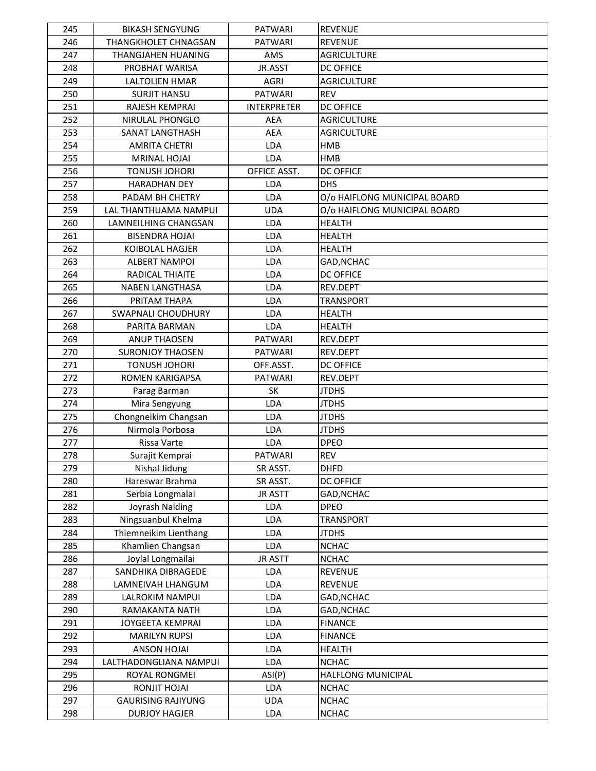| 245 | BIKASH SENGYUNG | PATWARI | REVENUE |
|---|---|---|---|
| 246 | THANGKHOLET CHNAGSAN | PATWARI | REVENUE |
| 247 | THANGJAHEN HUANING | AMS | AGRICULTURE |
| 248 | PROBHAT WARISA | JR.ASST | DC OFFICE |
| 249 | LALTOLIEN HMAR | AGRI | AGRICULTURE |
| 250 | SURJIT HANSU | PATWARI | REV |
| 251 | RAJESH KEMPRAI | INTERPRETER | DC OFFICE |
| 252 | NIRULAL PHONGLO | AEA | AGRICULTURE |
| 253 | SANAT LANGTHASH | AEA | AGRICULTURE |
| 254 | AMRITA CHETRI | LDA | HMB |
| 255 | MRINAL HOJAI | LDA | HMB |
| 256 | TONUSH JOHORI | OFFICE ASST. | DC OFFICE |
| 257 | HARADHAN DEY | LDA | DHS |
| 258 | PADAM BH CHETRY | LDA | O/o HAIFLONG MUNICIPAL BOARD |
| 259 | LAL THANTHUAMA NAMPUI | UDA | O/o HAIFLONG MUNICIPAL BOARD |
| 260 | LAMNEILHING CHANGSAN | LDA | HEALTH |
| 261 | BISENDRA HOJAI | LDA | HEALTH |
| 262 | KOIBOLAL HAGJER | LDA | HEALTH |
| 263 | ALBERT NAMPOI | LDA | GAD,NCHAC |
| 264 | RADICAL THIAITE | LDA | DC OFFICE |
| 265 | NABEN LANGTHASA | LDA | REV.DEPT |
| 266 | PRITAM THAPA | LDA | TRANSPORT |
| 267 | SWAPNALI CHOUDHURY | LDA | HEALTH |
| 268 | PARITA BARMAN | LDA | HEALTH |
| 269 | ANUP THAOSEN | PATWARI | REV.DEPT |
| 270 | SURONJOY THAOSEN | PATWARI | REV.DEPT |
| 271 | TONUSH JOHORI | OFF.ASST. | DC OFFICE |
| 272 | ROMEN KARIGAPSA | PATWARI | REV.DEPT |
| 273 | Parag Barman | SK | JTDHS |
| 274 | Mira Sengyung | LDA | JTDHS |
| 275 | Chongneikim Changsan | LDA | JTDHS |
| 276 | Nirmola Porbosa | LDA | JTDHS |
| 277 | Rissa Varte | LDA | DPEO |
| 278 | Surajit Kemprai | PATWARI | REV |
| 279 | Nishal Jidung | SR ASST. | DHFD |
| 280 | Hareswar Brahma | SR ASST. | DC OFFICE |
| 281 | Serbia Longmalai | JR ASTT | GAD,NCHAC |
| 282 | Joyrash Naiding | LDA | DPEO |
| 283 | Ningsuanbul Khelma | LDA | TRANSPORT |
| 284 | Thiemneikim Lienthang | LDA | JTDHS |
| 285 | Khamlien Changsan | LDA | NCHAC |
| 286 | Joylal Longmailai | JR ASTT | NCHAC |
| 287 | SANDHIKA DIBRAGEDE | LDA | REVENUE |
| 288 | LAMNEIVAH LHANGUM | LDA | REVENUE |
| 289 | LALROKIM NAMPUI | LDA | GAD,NCHAC |
| 290 | RAMAKANTA NATH | LDA | GAD,NCHAC |
| 291 | JOYGEETA KEMPRAI | LDA | FINANCE |
| 292 | MARILYN RUPSI | LDA | FINANCE |
| 293 | ANSON HOJAI | LDA | HEALTH |
| 294 | LALTHADONGLIANA NAMPUI | LDA | NCHAC |
| 295 | ROYAL RONGMEI | ASI(P) | HALFLONG MUNICIPAL |
| 296 | RONJIT HOJAI | LDA | NCHAC |
| 297 | GAURISING RAJIYUNG | UDA | NCHAC |
| 298 | DURJOY HAGJER | LDA | NCHAC |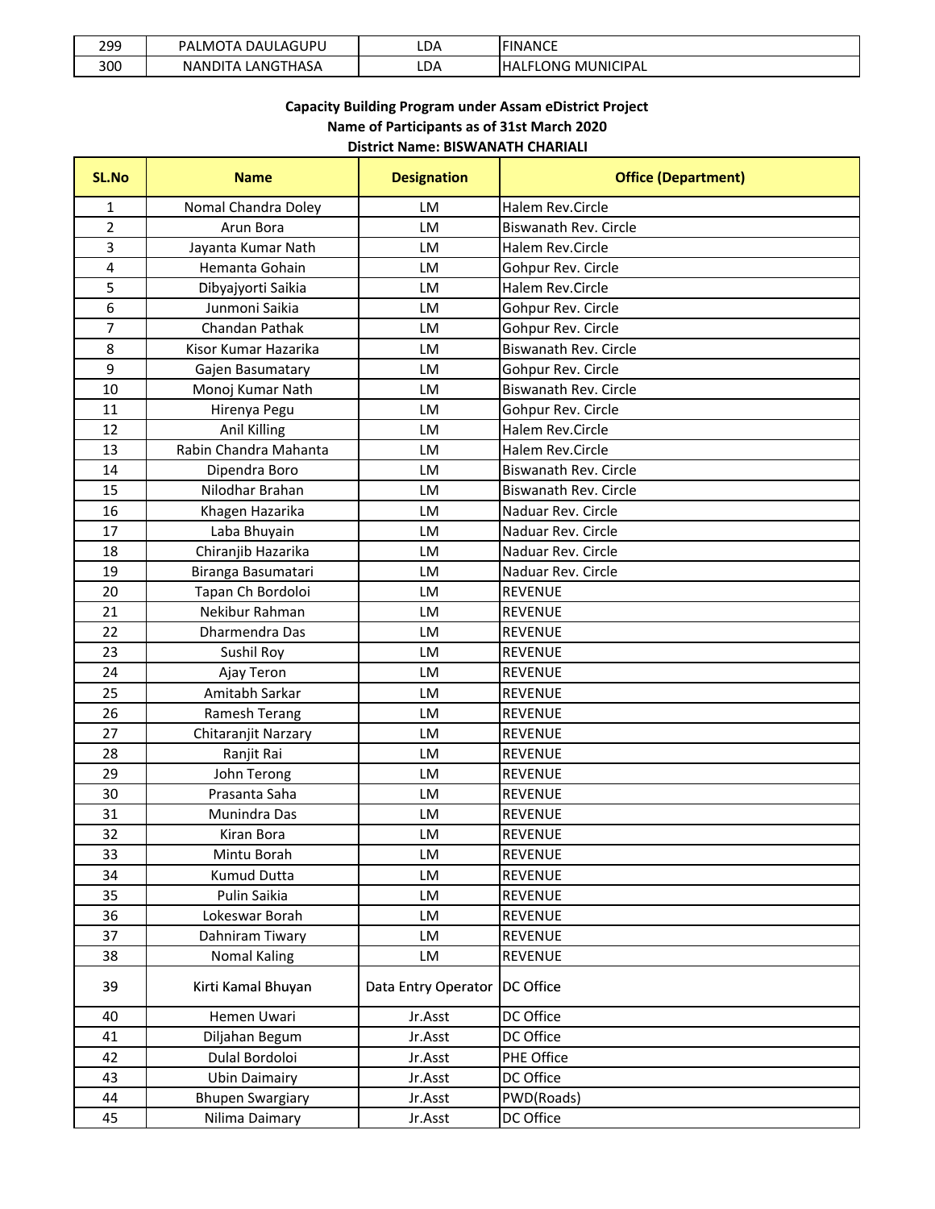| 299 | PALMOTA DAULAGUPU | LDA | FINANCE |
|---|---|---|---|
| 300 | NANDITA LANGTHASA | LDA | HALFLONG MUNICIPAL |

**Capacity Building Program under Assam eDistrict Project**
**Name of Participants as of 31st March 2020**
**District Name: BISWANATH CHARIALI**

| SL.No | Name | Designation | Office (Department) |
|---|---|---|---|
| 1 | Nomal Chandra Doley | LM | Halem Rev.Circle |
| 2 | Arun Bora | LM | Biswanath Rev. Circle |
| 3 | Jayanta Kumar Nath | LM | Halem Rev.Circle |
| 4 | Hemanta Gohain | LM | Gohpur Rev. Circle |
| 5 | Dibyajyorti Saikia | LM | Halem Rev.Circle |
| 6 | Junmoni Saikia | LM | Gohpur Rev. Circle |
| 7 | Chandan Pathak | LM | Gohpur Rev. Circle |
| 8 | Kisor Kumar Hazarika | LM | Biswanath Rev. Circle |
| 9 | Gajen Basumatary | LM | Gohpur Rev. Circle |
| 10 | Monoj Kumar Nath | LM | Biswanath Rev. Circle |
| 11 | Hirenya Pegu | LM | Gohpur Rev. Circle |
| 12 | Anil Killing | LM | Halem Rev.Circle |
| 13 | Rabin Chandra Mahanta | LM | Halem Rev.Circle |
| 14 | Dipendra Boro | LM | Biswanath Rev. Circle |
| 15 | Nilodhar Brahan | LM | Biswanath Rev. Circle |
| 16 | Khagen Hazarika | LM | Naduar Rev. Circle |
| 17 | Laba Bhuyain | LM | Naduar Rev. Circle |
| 18 | Chiranjib Hazarika | LM | Naduar Rev. Circle |
| 19 | Biranga Basumatari | LM | Naduar Rev. Circle |
| 20 | Tapan Ch Bordoloi | LM | REVENUE |
| 21 | Nekibur Rahman | LM | REVENUE |
| 22 | Dharmendra Das | LM | REVENUE |
| 23 | Sushil Roy | LM | REVENUE |
| 24 | Ajay Teron | LM | REVENUE |
| 25 | Amitabh Sarkar | LM | REVENUE |
| 26 | Ramesh Terang | LM | REVENUE |
| 27 | Chitaranjit Narzary | LM | REVENUE |
| 28 | Ranjit Rai | LM | REVENUE |
| 29 | John Terong | LM | REVENUE |
| 30 | Prasanta Saha | LM | REVENUE |
| 31 | Munindra Das | LM | REVENUE |
| 32 | Kiran Bora | LM | REVENUE |
| 33 | Mintu Borah | LM | REVENUE |
| 34 | Kumud Dutta | LM | REVENUE |
| 35 | Pulin Saikia | LM | REVENUE |
| 36 | Lokeswar Borah | LM | REVENUE |
| 37 | Dahniram Tiwary | LM | REVENUE |
| 38 | Nomal Kaling | LM | REVENUE |
| 39 | Kirti Kamal Bhuyan | Data Entry Operator | DC Office |
| 40 | Hemen Uwari | Jr.Asst | DC Office |
| 41 | Diljahan Begum | Jr.Asst | DC Office |
| 42 | Dulal Bordoloi | Jr.Asst | PHE Office |
| 43 | Ubin Daimairy | Jr.Asst | DC Office |
| 44 | Bhupen Swargiary | Jr.Asst | PWD(Roads) |
| 45 | Nilima Daimary | Jr.Asst | DC Office |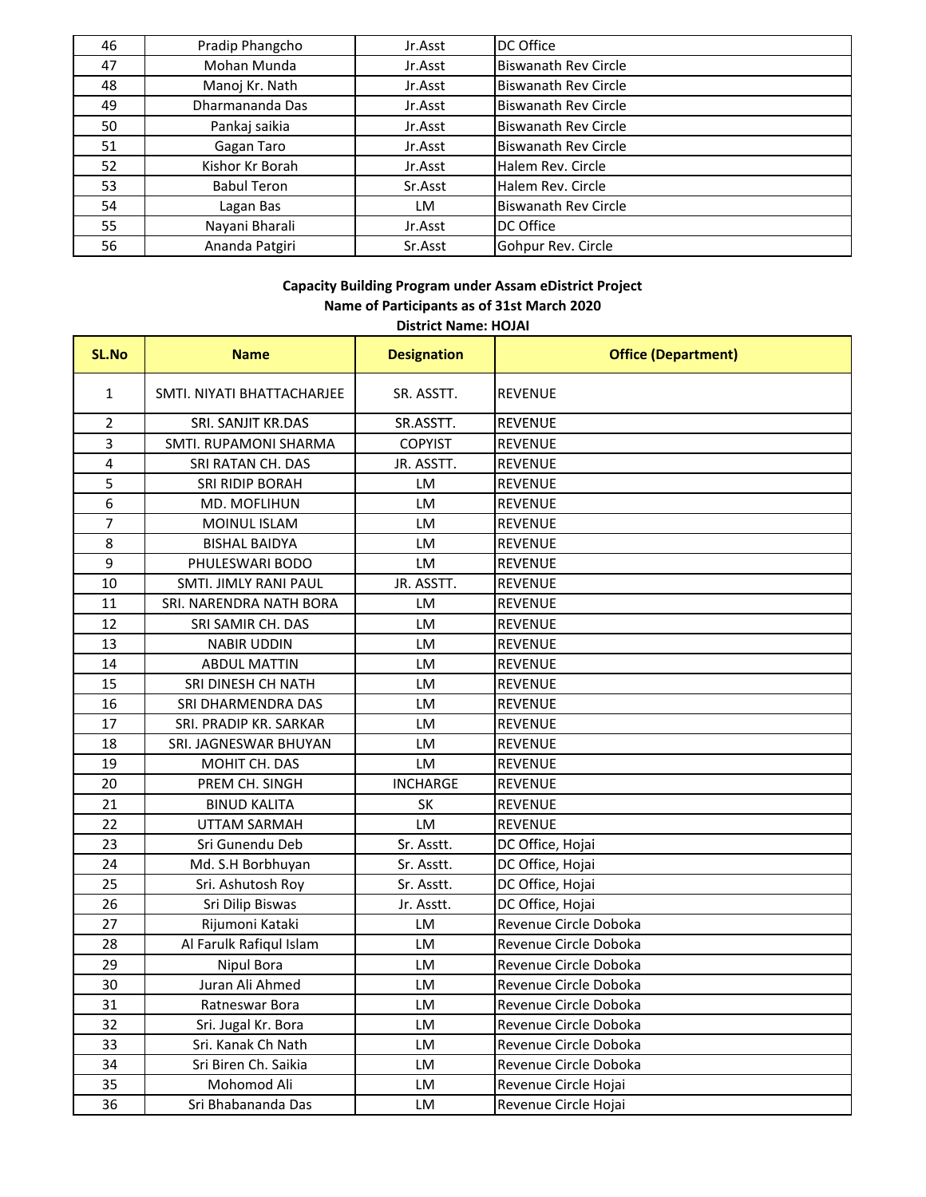| | | | |
|---|---|---|---|
| 46 | Pradip Phangcho | Jr.Asst | DC Office |
| 47 | Mohan Munda | Jr.Asst | Biswanath Rev Circle |
| 48 | Manoj Kr. Nath | Jr.Asst | Biswanath Rev Circle |
| 49 | Dharmananda Das | Jr.Asst | Biswanath Rev Circle |
| 50 | Pankaj saikia | Jr.Asst | Biswanath Rev Circle |
| 51 | Gagan Taro | Jr.Asst | Biswanath Rev Circle |
| 52 | Kishor Kr Borah | Jr.Asst | Halem Rev. Circle |
| 53 | Babul Teron | Sr.Asst | Halem Rev. Circle |
| 54 | Lagan Bas | LM | Biswanath Rev Circle |
| 55 | Nayani Bharali | Jr.Asst | DC Office |
| 56 | Ananda Patgiri | Sr.Asst | Gohpur Rev. Circle |

**Capacity Building Program under Assam eDistrict Project**
**Name of Participants as of 31st March 2020**
**District Name: HOJAI**

| SL.No | Name | Designation | Office (Department) |
|---|---|---|---|
| 1 | SMTI. NIYATI BHATTACHARJEE | SR. ASSTT. | REVENUE |
| 2 | SRI. SANJIT KR.DAS | SR.ASSTT. | REVENUE |
| 3 | SMTI. RUPAMONI SHARMA | COPYIST | REVENUE |
| 4 | SRI RATAN CH. DAS | JR. ASSTT. | REVENUE |
| 5 | SRI RIDIP BORAH | LM | REVENUE |
| 6 | MD. MOFLIHUN | LM | REVENUE |
| 7 | MOINUL ISLAM | LM | REVENUE |
| 8 | BISHAL BAIDYA | LM | REVENUE |
| 9 | PHULESWARI BODO | LM | REVENUE |
| 10 | SMTI. JIMLY RANI PAUL | JR. ASSTT. | REVENUE |
| 11 | SRI. NARENDRA NATH BORA | LM | REVENUE |
| 12 | SRI SAMIR CH. DAS | LM | REVENUE |
| 13 | NABIR UDDIN | LM | REVENUE |
| 14 | ABDUL MATTIN | LM | REVENUE |
| 15 | SRI DINESH CH NATH | LM | REVENUE |
| 16 | SRI DHARMENDRA DAS | LM | REVENUE |
| 17 | SRI. PRADIP KR. SARKAR | LM | REVENUE |
| 18 | SRI. JAGNESWAR BHUYAN | LM | REVENUE |
| 19 | MOHIT CH. DAS | LM | REVENUE |
| 20 | PREM CH. SINGH | INCHARGE | REVENUE |
| 21 | BINUD KALITA | SK | REVENUE |
| 22 | UTTAM SARMAH | LM | REVENUE |
| 23 | Sri Gunendu Deb | Sr. Asstt. | DC Office, Hojai |
| 24 | Md. S.H Borbhuyan | Sr. Asstt. | DC Office, Hojai |
| 25 | Sri. Ashutosh Roy | Sr. Asstt. | DC Office, Hojai |
| 26 | Sri Dilip Biswas | Jr. Asstt. | DC Office, Hojai |
| 27 | Rijumoni Kataki | LM | Revenue Circle Doboka |
| 28 | Al Farulk Rafiqul Islam | LM | Revenue Circle Doboka |
| 29 | Nipul Bora | LM | Revenue Circle Doboka |
| 30 | Juran Ali Ahmed | LM | Revenue Circle Doboka |
| 31 | Ratneswar Bora | LM | Revenue Circle Doboka |
| 32 | Sri. Jugal Kr. Bora | LM | Revenue Circle Doboka |
| 33 | Sri. Kanak Ch Nath | LM | Revenue Circle Doboka |
| 34 | Sri Biren Ch. Saikia | LM | Revenue Circle Doboka |
| 35 | Mohomod Ali | LM | Revenue Circle Hojai |
| 36 | Sri Bhabananda Das | LM | Revenue Circle Hojai |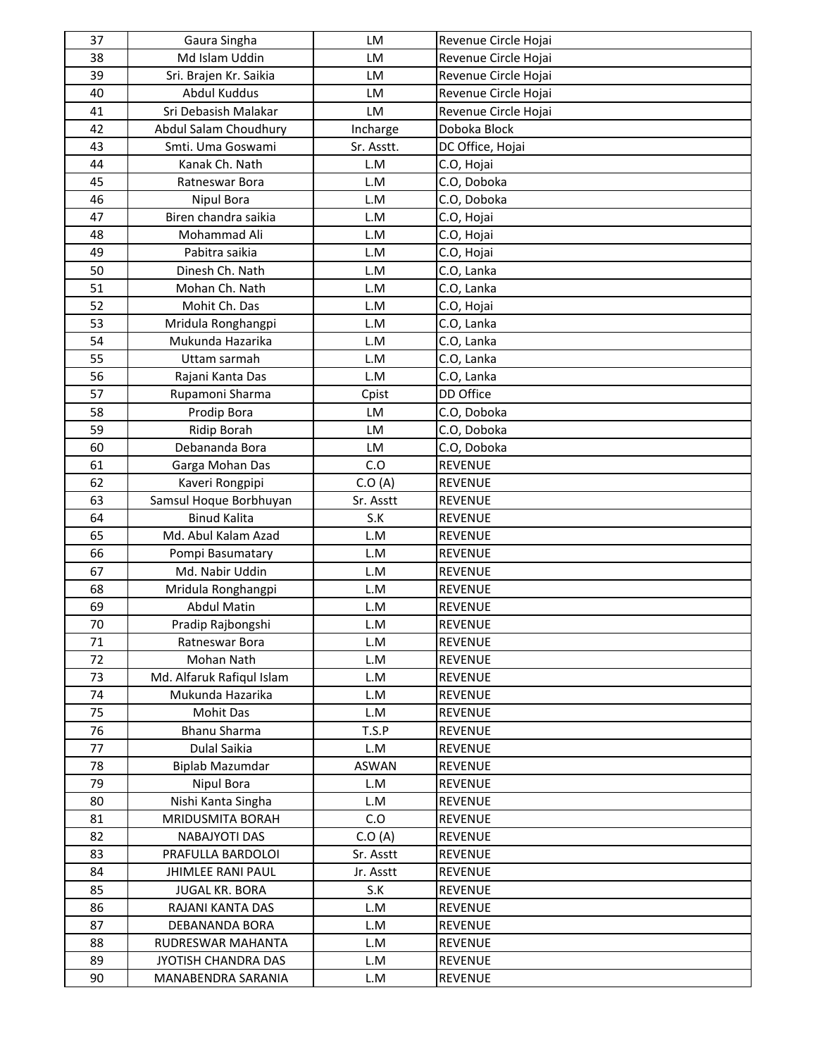| 37 | Gaura Singha | LM | Revenue Circle Hojai |
|---|---|---|---|
| 38 | Md Islam Uddin | LM | Revenue Circle Hojai |
| 39 | Sri. Brajen Kr. Saikia | LM | Revenue Circle Hojai |
| 40 | Abdul Kuddus | LM | Revenue Circle Hojai |
| 41 | Sri Debasish Malakar | LM | Revenue Circle Hojai |
| 42 | Abdul Salam Choudhury | Incharge | Doboka Block |
| 43 | Smti. Uma Goswami | Sr. Asstt. | DC Office, Hojai |
| 44 | Kanak Ch. Nath | L.M | C.O, Hojai |
| 45 | Ratneswar Bora | L.M | C.O, Doboka |
| 46 | Nipul Bora | L.M | C.O, Doboka |
| 47 | Biren chandra saikia | L.M | C.O, Hojai |
| 48 | Mohammad Ali | L.M | C.O, Hojai |
| 49 | Pabitra saikia | L.M | C.O, Hojai |
| 50 | Dinesh Ch. Nath | L.M | C.O, Lanka |
| 51 | Mohan Ch. Nath | L.M | C.O, Lanka |
| 52 | Mohit Ch. Das | L.M | C.O, Hojai |
| 53 | Mridula Ronghangpi | L.M | C.O, Lanka |
| 54 | Mukunda Hazarika | L.M | C.O, Lanka |
| 55 | Uttam sarmah | L.M | C.O, Lanka |
| 56 | Rajani Kanta Das | L.M | C.O, Lanka |
| 57 | Rupamoni Sharma | Cpist | DD Office |
| 58 | Prodip Bora | LM | C.O, Doboka |
| 59 | Ridip Borah | LM | C.O, Doboka |
| 60 | Debananda Bora | LM | C.O, Doboka |
| 61 | Garga Mohan Das | C.O | REVENUE |
| 62 | Kaveri Rongpipi | C.O (A) | REVENUE |
| 63 | Samsul Hoque Borbhuyan | Sr. Asstt | REVENUE |
| 64 | Binud Kalita | S.K | REVENUE |
| 65 | Md. Abul Kalam Azad | L.M | REVENUE |
| 66 | Pompi Basumatary | L.M | REVENUE |
| 67 | Md. Nabir Uddin | L.M | REVENUE |
| 68 | Mridula Ronghangpi | L.M | REVENUE |
| 69 | Abdul Matin | L.M | REVENUE |
| 70 | Pradip Rajbongshi | L.M | REVENUE |
| 71 | Ratneswar Bora | L.M | REVENUE |
| 72 | Mohan Nath | L.M | REVENUE |
| 73 | Md. Alfaruk Rafiqul Islam | L.M | REVENUE |
| 74 | Mukunda Hazarika | L.M | REVENUE |
| 75 | Mohit Das | L.M | REVENUE |
| 76 | Bhanu Sharma | T.S.P | REVENUE |
| 77 | Dulal Saikia | L.M | REVENUE |
| 78 | Biplab Mazumdar | ASWAN | REVENUE |
| 79 | Nipul Bora | L.M | REVENUE |
| 80 | Nishi Kanta Singha | L.M | REVENUE |
| 81 | MRIDUSMITA BORAH | C.O | REVENUE |
| 82 | NABAJYOTI DAS | C.O (A) | REVENUE |
| 83 | PRAFULLA BARDOLOI | Sr. Asstt | REVENUE |
| 84 | JHIMLEE RANI PAUL | Jr. Asstt | REVENUE |
| 85 | JUGAL KR. BORA | S.K | REVENUE |
| 86 | RAJANI KANTA DAS | L.M | REVENUE |
| 87 | DEBANANDA BORA | L.M | REVENUE |
| 88 | RUDRESWAR MAHANTA | L.M | REVENUE |
| 89 | JYOTISH CHANDRA DAS | L.M | REVENUE |
| 90 | MANABENDRA SARANIA | L.M | REVENUE |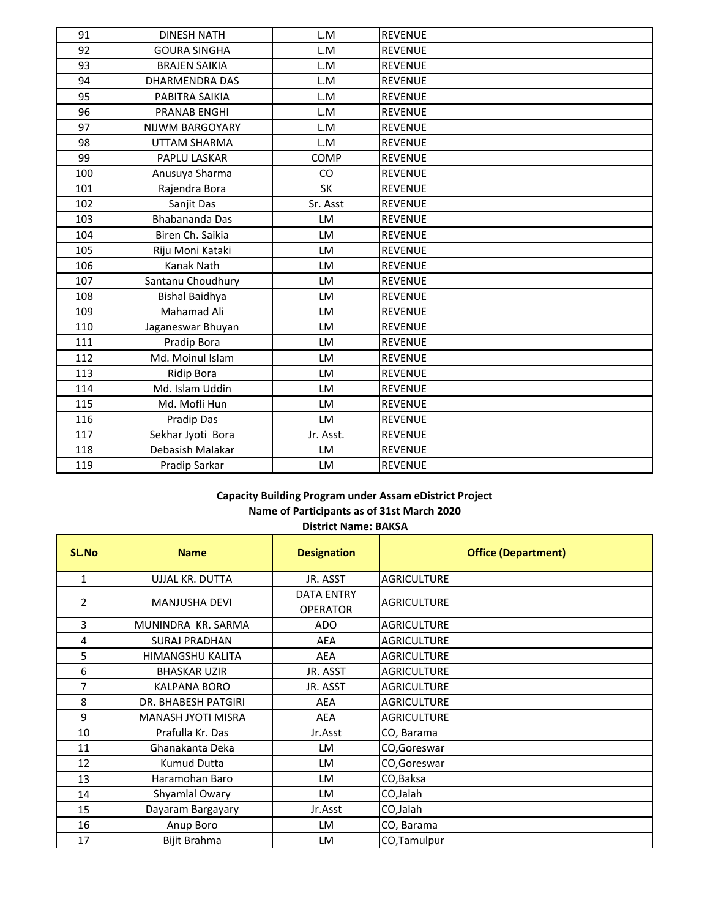| | | | |
|---|---|---|---|
| 91 | DINESH NATH | L.M | REVENUE |
| 92 | GOURA SINGHA | L.M | REVENUE |
| 93 | BRAJEN SAIKIA | L.M | REVENUE |
| 94 | DHARMENDRA DAS | L.M | REVENUE |
| 95 | PABITRA SAIKIA | L.M | REVENUE |
| 96 | PRANAB ENGHI | L.M | REVENUE |
| 97 | NIJWM BARGOYARY | L.M | REVENUE |
| 98 | UTTAM SHARMA | L.M | REVENUE |
| 99 | PAPLU LASKAR | COMP | REVENUE |
| 100 | Anusuya Sharma | CO | REVENUE |
| 101 | Rajendra Bora | SK | REVENUE |
| 102 | Sanjit Das | Sr. Asst | REVENUE |
| 103 | Bhabananda Das | LM | REVENUE |
| 104 | Biren Ch. Saikia | LM | REVENUE |
| 105 | Riju Moni Kataki | LM | REVENUE |
| 106 | Kanak Nath | LM | REVENUE |
| 107 | Santanu Choudhury | LM | REVENUE |
| 108 | Bishal Baidhya | LM | REVENUE |
| 109 | Mahamad Ali | LM | REVENUE |
| 110 | Jaganeswar Bhuyan | LM | REVENUE |
| 111 | Pradip Bora | LM | REVENUE |
| 112 | Md. Moinul Islam | LM | REVENUE |
| 113 | Ridip Bora | LM | REVENUE |
| 114 | Md. Islam Uddin | LM | REVENUE |
| 115 | Md. Mofli Hun | LM | REVENUE |
| 116 | Pradip Das | LM | REVENUE |
| 117 | Sekhar Jyoti Bora | Jr. Asst. | REVENUE |
| 118 | Debasish Malakar | LM | REVENUE |
| 119 | Pradip Sarkar | LM | REVENUE |

**Capacity Building Program under Assam eDistrict Project**
**Name of Participants as of 31st March 2020**
**District Name: BAKSA**

| SL.No | Name | Designation | Office (Department) |
|---|---|---|---|
| 1 | UJJAL KR. DUTTA | JR. ASST | AGRICULTURE |
| 2 | MANJUSHA DEVI | DATA ENTRY OPERATOR | AGRICULTURE |
| 3 | MUNINDRA KR. SARMA | ADO | AGRICULTURE |
| 4 | SURAJ PRADHAN | AEA | AGRICULTURE |
| 5 | HIMANGSHU KALITA | AEA | AGRICULTURE |
| 6 | BHASKAR UZIR | JR. ASST | AGRICULTURE |
| 7 | KALPANA BORO | JR. ASST | AGRICULTURE |
| 8 | DR. BHABESH PATGIRI | AEA | AGRICULTURE |
| 9 | MANASH JYOTI MISRA | AEA | AGRICULTURE |
| 10 | Prafulla Kr. Das | Jr.Asst | CO, Barama |
| 11 | Ghanakanta Deka | LM | CO,Goreswar |
| 12 | Kumud Dutta | LM | CO,Goreswar |
| 13 | Haramohan Baro | LM | CO,Baksa |
| 14 | Shyamlal Owary | LM | CO,Jalah |
| 15 | Dayaram Bargayary | Jr.Asst | CO,Jalah |
| 16 | Anup Boro | LM | CO, Barama |
| 17 | Bijit Brahma | LM | CO,Tamulpur |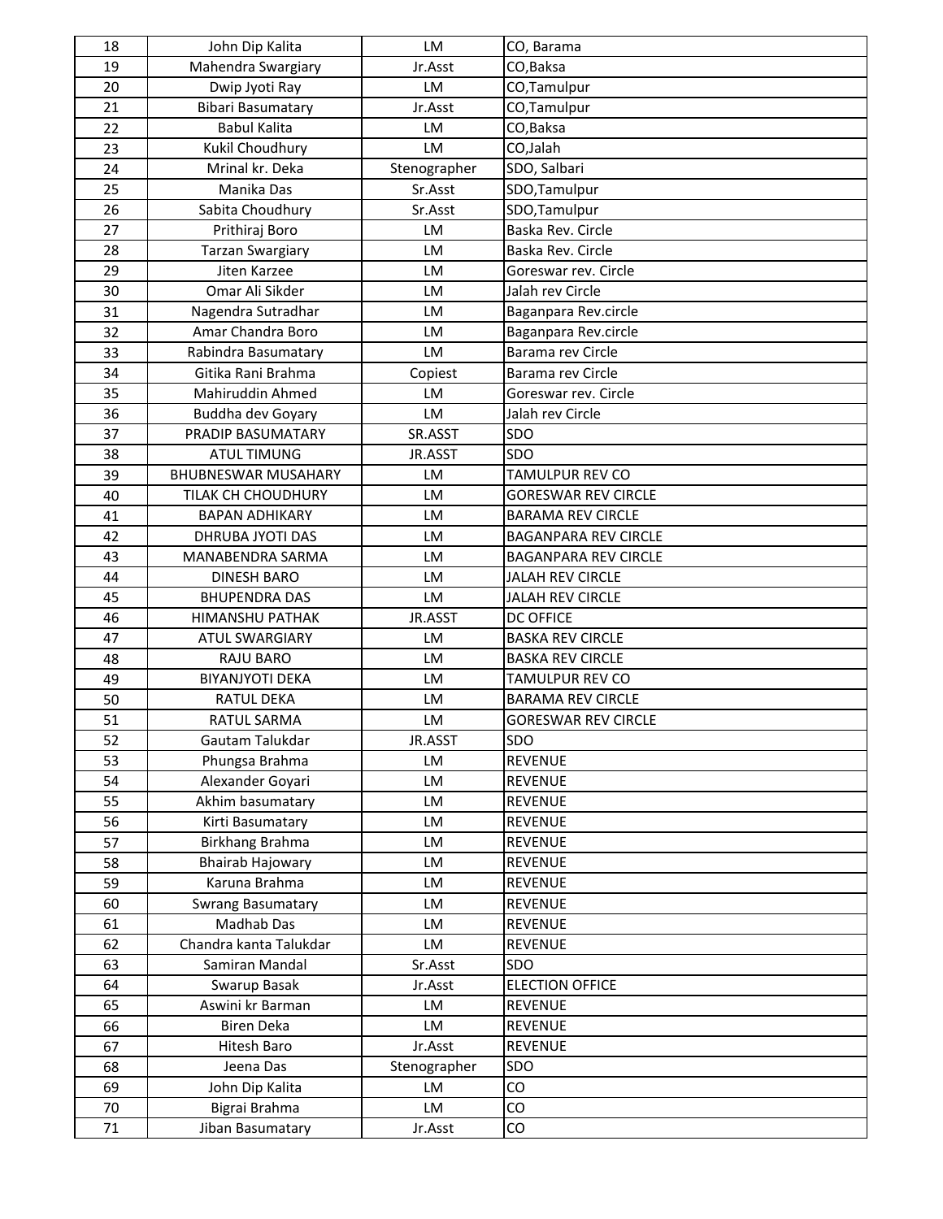| 18 | John Dip Kalita | LM | CO, Barama |
|---|---|---|---|
| 19 | Mahendra Swargiary | Jr.Asst | CO,Baksa |
| 20 | Dwip Jyoti Ray | LM | CO,Tamulpur |
| 21 | Bibari Basumatary | Jr.Asst | CO,Tamulpur |
| 22 | Babul Kalita | LM | CO,Baksa |
| 23 | Kukil Choudhury | LM | CO,Jalah |
| 24 | Mrinal kr. Deka | Stenographer | SDO, Salbari |
| 25 | Manika Das | Sr.Asst | SDO,Tamulpur |
| 26 | Sabita Choudhury | Sr.Asst | SDO,Tamulpur |
| 27 | Prithiraj Boro | LM | Baska Rev. Circle |
| 28 | Tarzan Swargiary | LM | Baska Rev. Circle |
| 29 | Jiten Karzee | LM | Goreswar rev. Circle |
| 30 | Omar Ali Sikder | LM | Jalah rev Circle |
| 31 | Nagendra Sutradhar | LM | Baganpara Rev.circle |
| 32 | Amar Chandra Boro | LM | Baganpara Rev.circle |
| 33 | Rabindra Basumatary | LM | Barama rev Circle |
| 34 | Gitika Rani Brahma | Copiest | Barama rev Circle |
| 35 | Mahiruddin Ahmed | LM | Goreswar rev. Circle |
| 36 | Buddha dev Goyary | LM | Jalah rev Circle |
| 37 | PRADIP BASUMATARY | SR.ASST | SDO |
| 38 | ATUL TIMUNG | JR.ASST | SDO |
| 39 | BHUBNESWAR MUSAHARY | LM | TAMULPUR REV CO |
| 40 | TILAK CH CHOUDHURY | LM | GORESWAR REV CIRCLE |
| 41 | BAPAN ADHIKARY | LM | BARAMA REV CIRCLE |
| 42 | DHRUBA JYOTI DAS | LM | BAGANPARA REV CIRCLE |
| 43 | MANABENDRA SARMA | LM | BAGANPARA REV CIRCLE |
| 44 | DINESH BARO | LM | JALAH REV CIRCLE |
| 45 | BHUPENDRA DAS | LM | JALAH REV CIRCLE |
| 46 | HIMANSHU PATHAK | JR.ASST | DC OFFICE |
| 47 | ATUL SWARGIARY | LM | BASKA REV CIRCLE |
| 48 | RAJU BARO | LM | BASKA REV CIRCLE |
| 49 | BIYANJYOTI DEKA | LM | TAMULPUR REV CO |
| 50 | RATUL DEKA | LM | BARAMA REV CIRCLE |
| 51 | RATUL SARMA | LM | GORESWAR REV CIRCLE |
| 52 | Gautam Talukdar | JR.ASST | SDO |
| 53 | Phungsa Brahma | LM | REVENUE |
| 54 | Alexander Goyari | LM | REVENUE |
| 55 | Akhim basumatary | LM | REVENUE |
| 56 | Kirti Basumatary | LM | REVENUE |
| 57 | Birkhang Brahma | LM | REVENUE |
| 58 | Bhairab Hajowary | LM | REVENUE |
| 59 | Karuna Brahma | LM | REVENUE |
| 60 | Swrang Basumatary | LM | REVENUE |
| 61 | Madhab Das | LM | REVENUE |
| 62 | Chandra kanta Talukdar | LM | REVENUE |
| 63 | Samiran Mandal | Sr.Asst | SDO |
| 64 | Swarup Basak | Jr.Asst | ELECTION OFFICE |
| 65 | Aswini kr Barman | LM | REVENUE |
| 66 | Biren Deka | LM | REVENUE |
| 67 | Hitesh Baro | Jr.Asst | REVENUE |
| 68 | Jeena Das | Stenographer | SDO |
| 69 | John Dip Kalita | LM | CO |
| 70 | Bigrai Brahma | LM | CO |
| 71 | Jiban Basumatary | Jr.Asst | CO |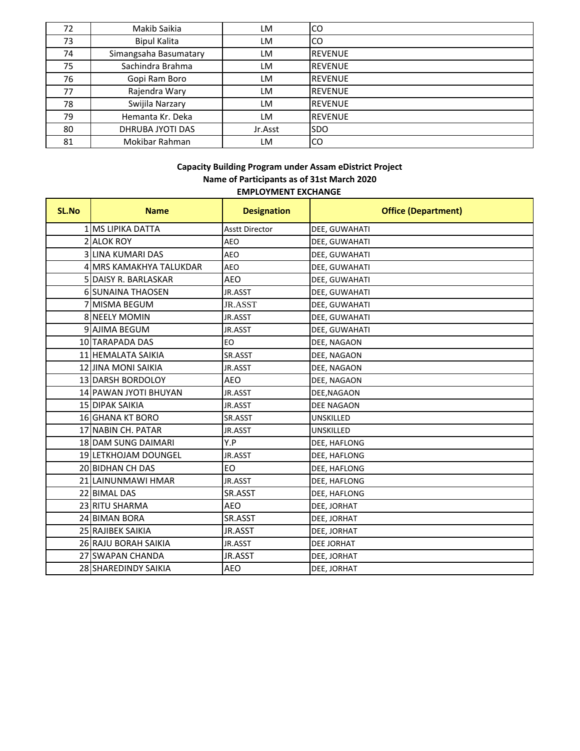| | | | |
|---|---|---|---|
| 72 | Makib Saikia | LM | CO |
| 73 | Bipul Kalita | LM | CO |
| 74 | Simangsaha Basumatary | LM | REVENUE |
| 75 | Sachindra Brahma | LM | REVENUE |
| 76 | Gopi Ram Boro | LM | REVENUE |
| 77 | Rajendra Wary | LM | REVENUE |
| 78 | Swijila Narzary | LM | REVENUE |
| 79 | Hemanta Kr. Deka | LM | REVENUE |
| 80 | DHRUBA JYOTI DAS | Jr.Asst | SDO |
| 81 | Mokibar Rahman | LM | CO |

**Capacity Building Program under Assam eDistrict Project**
**Name of Participants as of 31st March 2020**
**EMPLOYMENT EXCHANGE**

| SL.No | Name | Designation | Office (Department) |
|---|---|---|---|
| 1 | MS LIPIKA DATTA | Asstt Director | DEE, GUWAHATI |
| 2 | ALOK ROY | AEO | DEE, GUWAHATI |
| 3 | LINA KUMARI DAS | AEO | DEE, GUWAHATI |
| 4 | MRS KAMAKHYA TALUKDAR | AEO | DEE, GUWAHATI |
| 5 | DAISY R. BARLASKAR | AEO | DEE, GUWAHATI |
| 6 | SUNAINA THAOSEN | JR.ASST | DEE, GUWAHATI |
| 7 | MISMA BEGUM | JR.ASST | DEE, GUWAHATI |
| 8 | NEELY MOMIN | JR.ASST | DEE, GUWAHATI |
| 9 | AJIMA BEGUM | JR.ASST | DEE, GUWAHATI |
| 10 | TARAPADA DAS | EO | DEE, NAGAON |
| 11 | HEMALATA SAIKIA | SR.ASST | DEE, NAGAON |
| 12 | JINA MONI SAIKIA | JR.ASST | DEE, NAGAON |
| 13 | DARSH BORDOLOY | AEO | DEE, NAGAON |
| 14 | PAWAN JYOTI BHUYAN | JR.ASST | DEE,NAGAON |
| 15 | DIPAK SAIKIA | JR.ASST | DEE NAGAON |
| 16 | GHANA KT BORO | SR.ASST | UNSKILLED |
| 17 | NABIN CH. PATAR | JR.ASST | UNSKILLED |
| 18 | DAM SUNG DAIMARI | Y.P | DEE, HAFLONG |
| 19 | LETKHOJAM DOUNGEL | JR.ASST | DEE, HAFLONG |
| 20 | BIDHAN CH DAS | EO | DEE, HAFLONG |
| 21 | LAINUNMAWI HMAR | JR.ASST | DEE, HAFLONG |
| 22 | BIMAL DAS | SR.ASST | DEE, HAFLONG |
| 23 | RITU SHARMA | AEO | DEE, JORHAT |
| 24 | BIMAN BORA | SR.ASST | DEE, JORHAT |
| 25 | RAJIBEK SAIKIA | JR.ASST | DEE, JORHAT |
| 26 | RAJU BORAH SAIKIA | JR.ASST | DEE JORHAT |
| 27 | SWAPAN CHANDA | JR.ASST | DEE, JORHAT |
| 28 | SHAREDINDY SAIKIA | AEO | DEE, JORHAT |